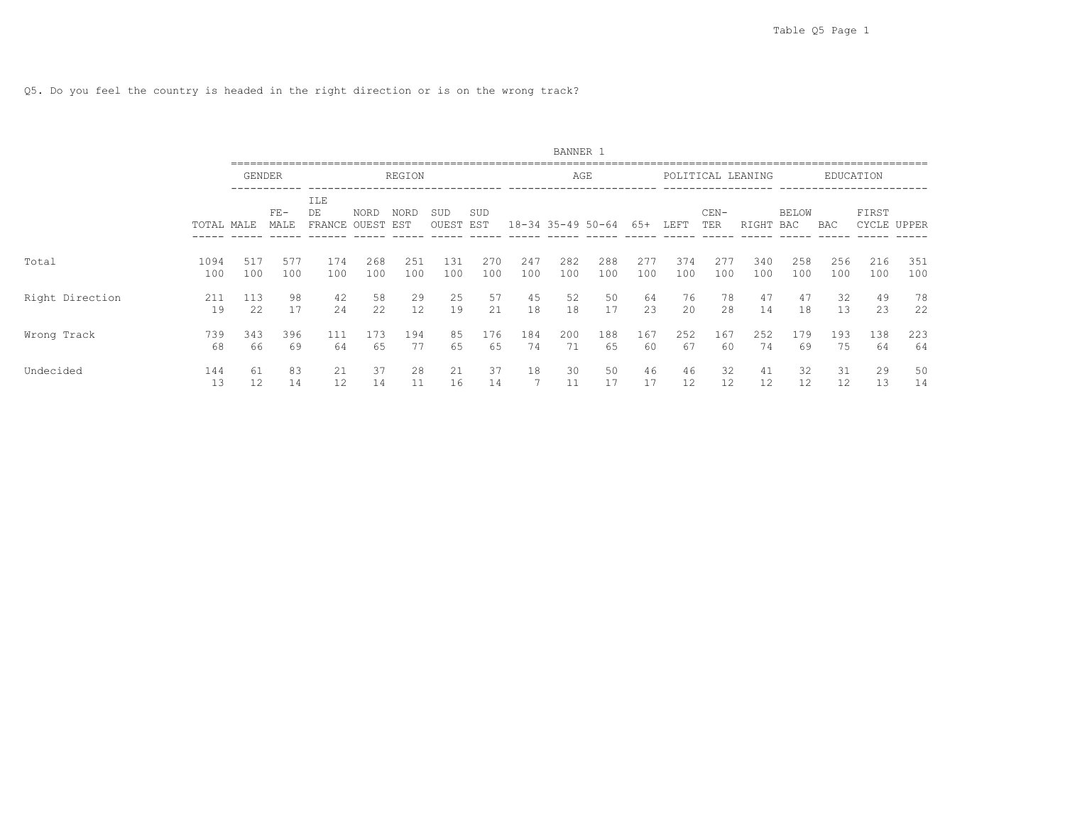Q5. Do you feel the country is headed in the right direction or is on the wrong track?

BANNER 1

| | | GENDER | | REGION | | | | | AGE | | | | POLITICAL LEANING | | | EDUCATION | | | |
|---|---|---|---|---|---|---|---|---|---|---|---|---|---|---|---|---|---|---|---|
| | TOTAL | MALE | FE-MALE | ILE DE FRANCE | NORD OUEST | NORD EST | SUD OUEST | SUD EST | 18-34 | 35-49 | 50-64 | 65+ | LEFT | CEN-TER | RIGHT | BELOW BAC | BAC | FIRST CYCLE | UPPER |
| Total | 1094 | 517 | 577 | 174 | 268 | 251 | 131 | 270 | 247 | 282 | 288 | 277 | 374 | 277 | 340 | 258 | 256 | 216 | 351 |
| | 100 | 100 | 100 | 100 | 100 | 100 | 100 | 100 | 100 | 100 | 100 | 100 | 100 | 100 | 100 | 100 | 100 | 100 | 100 |
| Right Direction | 211 | 113 | 98 | 42 | 58 | 29 | 25 | 57 | 45 | 52 | 50 | 64 | 76 | 78 | 47 | 47 | 32 | 49 | 78 |
| | 19 | 22 | 17 | 24 | 22 | 12 | 19 | 21 | 18 | 18 | 17 | 23 | 20 | 28 | 14 | 18 | 13 | 23 | 22 |
| Wrong Track | 739 | 343 | 396 | 111 | 173 | 194 | 85 | 176 | 184 | 200 | 188 | 167 | 252 | 167 | 252 | 179 | 193 | 138 | 223 |
| | 68 | 66 | 69 | 64 | 65 | 77 | 65 | 65 | 74 | 71 | 65 | 60 | 67 | 60 | 74 | 69 | 75 | 64 | 64 |
| Undecided | 144 | 61 | 83 | 21 | 37 | 28 | 21 | 37 | 18 | 30 | 50 | 46 | 46 | 32 | 41 | 32 | 31 | 29 | 50 |
| | 13 | 12 | 14 | 12 | 14 | 11 | 16 | 14 | 7 | 11 | 17 | 17 | 12 | 12 | 12 | 12 | 12 | 13 | 14 |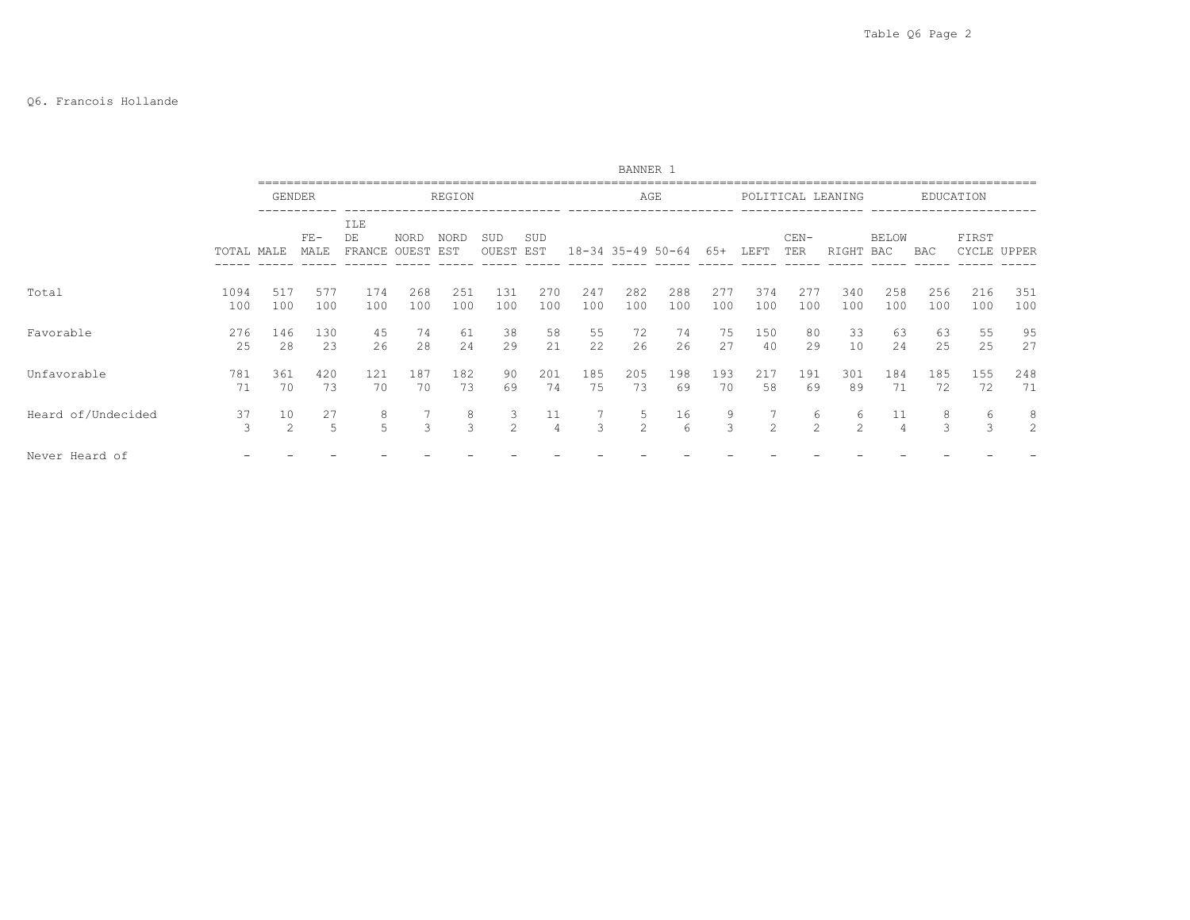Q6. Francois Hollande

BANNER 1

| | TOTAL | GENDER | | REGION | | | | | AGE | | | | POLITICAL LEANING | | | EDUCATION | | | |
|---|---|---|---|---|---|---|---|---|---|---|---|---|---|---|---|---|---|---|---|
| | | MALE | FE-MALE | ILE DE FRANCE | NORD OUEST | NORD EST | SUD OUEST | SUD EST | 18-34 | 35-49 | 50-64 | 65+ | LEFT | CEN-TER | RIGHT | BELOW BAC | BAC | FIRST CYCLE | UPPER |
| Total | 1094 | 517 | 577 | 174 | 268 | 251 | 131 | 270 | 247 | 282 | 288 | 277 | 374 | 277 | 340 | 258 | 256 | 216 | 351 |
| | 100 | 100 | 100 | 100 | 100 | 100 | 100 | 100 | 100 | 100 | 100 | 100 | 100 | 100 | 100 | 100 | 100 | 100 | 100 |
| Favorable | 276 | 146 | 130 | 45 | 74 | 61 | 38 | 58 | 55 | 72 | 74 | 75 | 150 | 80 | 33 | 63 | 63 | 55 | 95 |
| | 25 | 28 | 23 | 26 | 28 | 24 | 29 | 21 | 22 | 26 | 26 | 27 | 40 | 29 | 10 | 24 | 25 | 25 | 27 |
| Unfavorable | 781 | 361 | 420 | 121 | 187 | 182 | 90 | 201 | 185 | 205 | 198 | 193 | 217 | 191 | 301 | 184 | 185 | 155 | 248 |
| | 71 | 70 | 73 | 70 | 70 | 73 | 69 | 74 | 75 | 73 | 69 | 70 | 58 | 69 | 89 | 71 | 72 | 72 | 71 |
| Heard of/Undecided | 37 | 10 | 27 | 8 | 7 | 8 | 3 | 11 | 7 | 5 | 16 | 9 | 7 | 6 | 6 | 11 | 8 | 6 | 8 |
| | 3 | 2 | 5 | 5 | 3 | 3 | 2 | 4 | 3 | 2 | 6 | 3 | 2 | 2 | 2 | 4 | 3 | 3 | 2 |
| Never Heard of | - | - | - | - | - | - | - | - | - | - | - | - | - | - | - | - | - | - | - |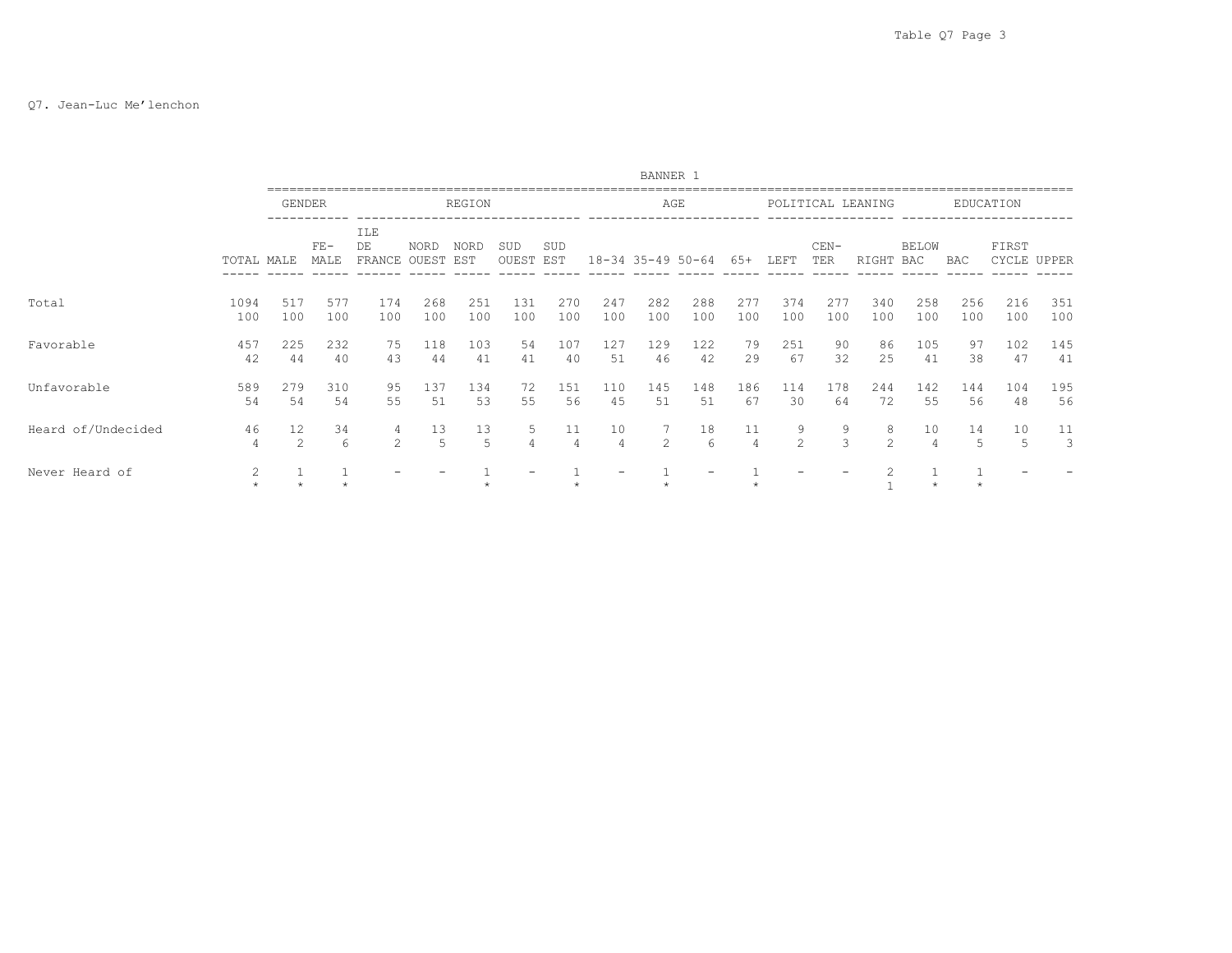Q7. Jean-Luc Me'lenchon

BANNER 1

| | | GENDER | | REGION | | | | | AGE | | | | POLITICAL LEANING | | | EDUCATION | | | |
|---|---|---|---|---|---|---|---|---|---|---|---|---|---|---|---|---|---|---|---|
| | TOTAL | MALE | FE-MALE | ILE DE FRANCE | NORD OUEST | NORD EST | SUD OUEST | SUD EST | 18-34 | 35-49 | 50-64 | 65+ | LEFT | CEN-TER | RIGHT | BELOW BAC | BAC | FIRST CYCLE | UPPER |
| Total | 1094 | 517 | 577 | 174 | 268 | 251 | 131 | 270 | 247 | 282 | 288 | 277 | 374 | 277 | 340 | 258 | 256 | 216 | 351 |
| | 100 | 100 | 100 | 100 | 100 | 100 | 100 | 100 | 100 | 100 | 100 | 100 | 100 | 100 | 100 | 100 | 100 | 100 | 100 |
| Favorable | 457 | 225 | 232 | 75 | 118 | 103 | 54 | 107 | 127 | 129 | 122 | 79 | 251 | 90 | 86 | 105 | 97 | 102 | 145 |
| | 42 | 44 | 40 | 43 | 44 | 41 | 41 | 40 | 51 | 46 | 42 | 29 | 67 | 32 | 25 | 41 | 38 | 47 | 41 |
| Unfavorable | 589 | 279 | 310 | 95 | 137 | 134 | 72 | 151 | 110 | 145 | 148 | 186 | 114 | 178 | 244 | 142 | 144 | 104 | 195 |
| | 54 | 54 | 54 | 55 | 51 | 53 | 55 | 56 | 45 | 51 | 51 | 67 | 30 | 64 | 72 | 55 | 56 | 48 | 56 |
| Heard of/Undecided | 46 | 12 | 34 | 4 | 13 | 13 | 5 | 11 | 10 | 7 | 18 | 11 | 9 | 9 | 8 | 10 | 14 | 10 | 11 |
| | 4 | 2 | 6 | 2 | 5 | 5 | 4 | 4 | 4 | 2 | 6 | 4 | 2 | 3 | 2 | 4 | 5 | 5 | 3 |
| Never Heard of | 2 | 1 | 1 | - | - | 1 | - | 1 | - | 1 | - | 1 | - | - | 2 | 1 | 1 | - | - |
| | * | * | * | | | * | | * | | * | | * | | | 1 | * | * | | |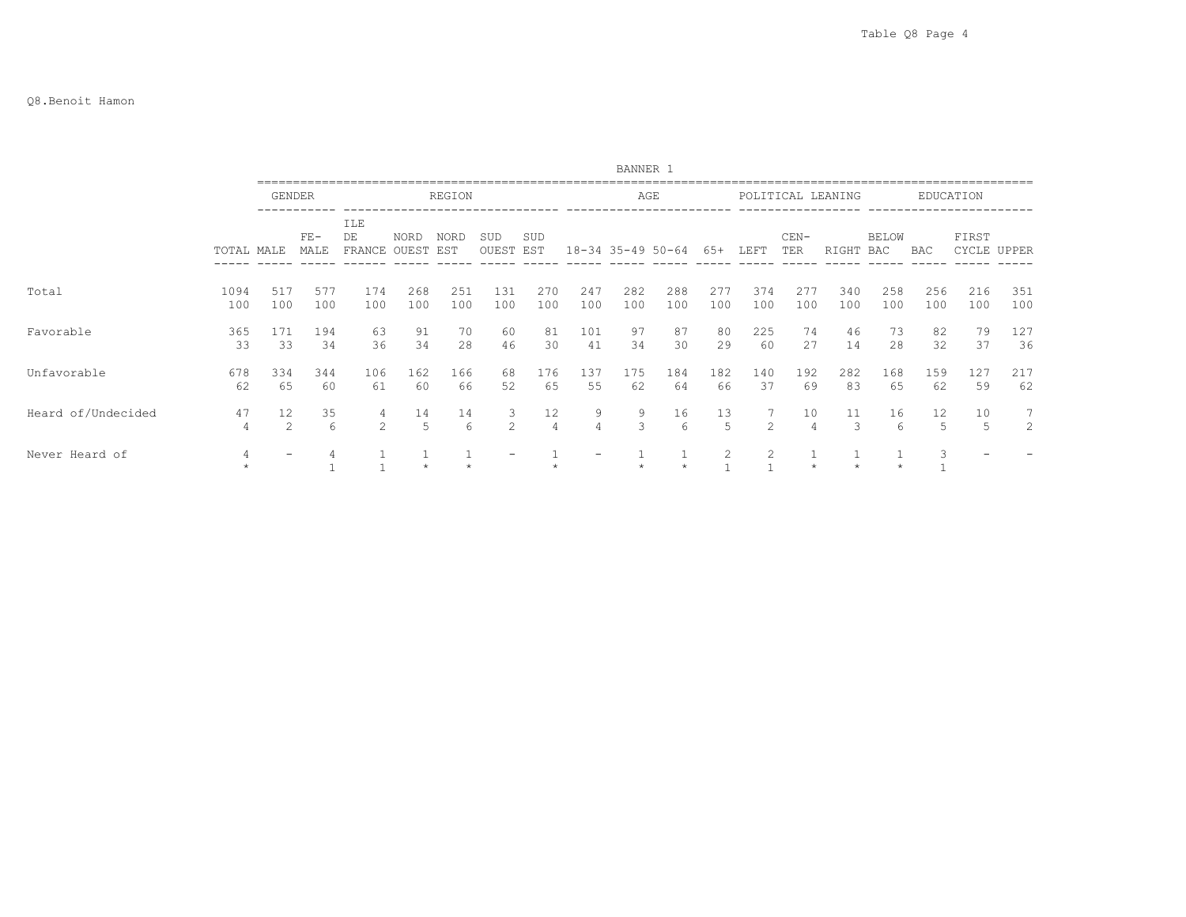Q8.Benoit Hamon

| | BANNER 1 | | | | | | | | | | | | | | | | | | |
|---|---|---|---|---|---|---|---|---|---|---|---|---|---|---|---|---|---|---|---|
| | | GENDER | | REGION | | | | | AGE | | | | POLITICAL LEANING | | | EDUCATION | | | |
| | TOTAL | MALE | FE-MALE | ILE DE FRANCE | NORD OUEST | NORD EST | SUD OUEST | SUD EST | 18-34 | 35-49 | 50-64 | 65+ | LEFT | CEN-TER | RIGHT | BELOW BAC | BAC | FIRST CYCLE | UPPER |
| Total | 1094 | 517 | 577 | 174 | 268 | 251 | 131 | 270 | 247 | 282 | 288 | 277 | 374 | 277 | 340 | 258 | 256 | 216 | 351 |
| | 100 | 100 | 100 | 100 | 100 | 100 | 100 | 100 | 100 | 100 | 100 | 100 | 100 | 100 | 100 | 100 | 100 | 100 | 100 |
| Favorable | 365 | 171 | 194 | 63 | 91 | 70 | 60 | 81 | 101 | 97 | 87 | 80 | 225 | 74 | 46 | 73 | 82 | 79 | 127 |
| | 33 | 33 | 34 | 36 | 34 | 28 | 46 | 30 | 41 | 34 | 30 | 29 | 60 | 27 | 14 | 28 | 32 | 37 | 36 |
| Unfavorable | 678 | 334 | 344 | 106 | 162 | 166 | 68 | 176 | 137 | 175 | 184 | 182 | 140 | 192 | 282 | 168 | 159 | 127 | 217 |
| | 62 | 65 | 60 | 61 | 60 | 66 | 52 | 65 | 55 | 62 | 64 | 66 | 37 | 69 | 83 | 65 | 62 | 59 | 62 |
| Heard of/Undecided | 47 | 12 | 35 | 4 | 14 | 14 | 3 | 12 | 9 | 9 | 16 | 13 | 7 | 10 | 11 | 16 | 12 | 10 | 7 |
| | 4 | 2 | 6 | 2 | 5 | 6 | 2 | 4 | 4 | 3 | 6 | 5 | 2 | 4 | 3 | 6 | 5 | 5 | 2 |
| Never Heard of | 4 | - | 4 | 1 | 1 | 1 | - | 1 | - | 1 | 1 | 2 | 2 | 1 | 1 | 1 | 3 | - | - |
| | * | | 1 | 1 | * | * | | * | | * | * | 1 | 1 | * | * | * | 1 | | |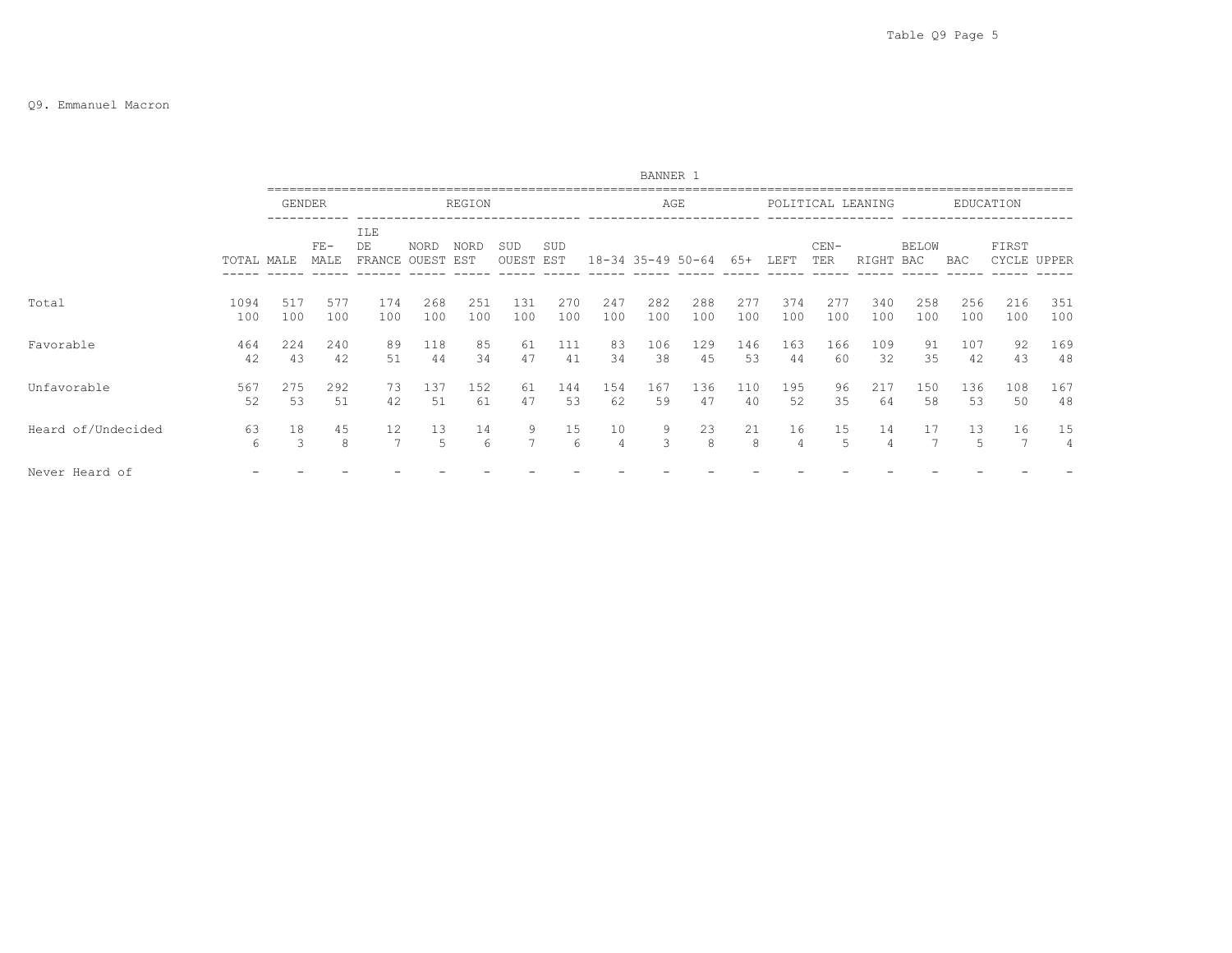Q9. Emmanuel Macron

BANNER 1

| | | GENDER | | REGION | | | | | AGE | | | | POLITICAL LEANING | | | EDUCATION | | | |
|---|---|---|---|---|---|---|---|---|---|---|---|---|---|---|---|---|---|---|---|
| | TOTAL | MALE | FE-MALE | ILE DE FRANCE | NORD OUEST | NORD EST | SUD OUEST | SUD EST | 18-34 | 35-49 | 50-64 | 65+ | LEFT | CEN-TER | RIGHT | BELOW BAC | BAC | FIRST CYCLE | UPPER |
| Total | 1094 | 517 | 577 | 174 | 268 | 251 | 131 | 270 | 247 | 282 | 288 | 277 | 374 | 277 | 340 | 258 | 256 | 216 | 351 |
| | 100 | 100 | 100 | 100 | 100 | 100 | 100 | 100 | 100 | 100 | 100 | 100 | 100 | 100 | 100 | 100 | 100 | 100 | 100 |
| Favorable | 464 | 224 | 240 | 89 | 118 | 85 | 61 | 111 | 83 | 106 | 129 | 146 | 163 | 166 | 109 | 91 | 107 | 92 | 169 |
| | 42 | 43 | 42 | 51 | 44 | 34 | 47 | 41 | 34 | 38 | 45 | 53 | 44 | 60 | 32 | 35 | 42 | 43 | 48 |
| Unfavorable | 567 | 275 | 292 | 73 | 137 | 152 | 61 | 144 | 154 | 167 | 136 | 110 | 195 | 96 | 217 | 150 | 136 | 108 | 167 |
| | 52 | 53 | 51 | 42 | 51 | 61 | 47 | 53 | 62 | 59 | 47 | 40 | 52 | 35 | 64 | 58 | 53 | 50 | 48 |
| Heard of/Undecided | 63 | 18 | 45 | 12 | 13 | 14 | 9 | 15 | 10 | 9 | 23 | 21 | 16 | 15 | 14 | 17 | 13 | 16 | 15 |
| | 6 | 3 | 8 | 7 | 5 | 6 | 7 | 6 | 4 | 3 | 8 | 8 | 4 | 5 | 4 | 7 | 5 | 7 | 4 |
| Never Heard of | - | - | - | - | - | - | - | - | - | - | - | - | - | - | - | - | - | - | - |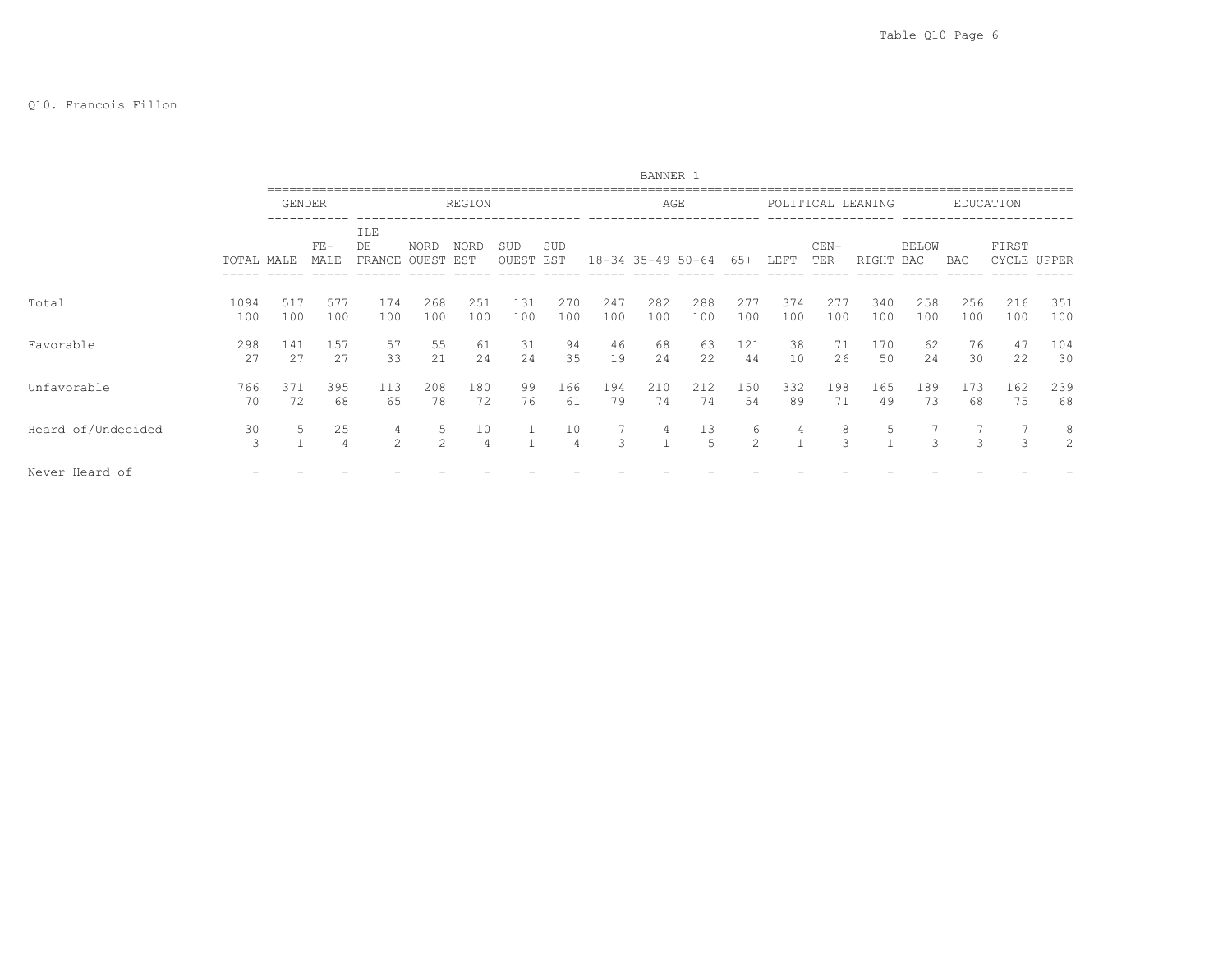Q10. Francois Fillon

BANNER 1

| | TOTAL | GENDER | | REGION | | | | | AGE | | | | POLITICAL LEANING | | | EDUCATION | | | |
|---|---|---|---|---|---|---|---|---|---|---|---|---|---|---|---|---|---|---|---|
| | | MALE | FE-MALE | ILE DE FRANCE | NORD OUEST | NORD EST | SUD OUEST | SUD EST | 18-34 | 35-49 | 50-64 | 65+ | LEFT | CEN-TER | RIGHT | BELOW BAC | BAC | FIRST CYCLE | UPPER |
| Total | 1094 | 517 | 577 | 174 | 268 | 251 | 131 | 270 | 247 | 282 | 288 | 277 | 374 | 277 | 340 | 258 | 256 | 216 | 351 |
| | 100 | 100 | 100 | 100 | 100 | 100 | 100 | 100 | 100 | 100 | 100 | 100 | 100 | 100 | 100 | 100 | 100 | 100 | 100 |
| Favorable | 298 | 141 | 157 | 57 | 55 | 61 | 31 | 94 | 46 | 68 | 63 | 121 | 38 | 71 | 170 | 62 | 76 | 47 | 104 |
| | 27 | 27 | 27 | 33 | 21 | 24 | 24 | 35 | 19 | 24 | 22 | 44 | 10 | 26 | 50 | 24 | 30 | 22 | 30 |
| Unfavorable | 766 | 371 | 395 | 113 | 208 | 180 | 99 | 166 | 194 | 210 | 212 | 150 | 332 | 198 | 165 | 189 | 173 | 162 | 239 |
| | 70 | 72 | 68 | 65 | 78 | 72 | 76 | 61 | 79 | 74 | 74 | 54 | 89 | 71 | 49 | 73 | 68 | 75 | 68 |
| Heard of/Undecided | 30 | 5 | 25 | 4 | 5 | 10 | 1 | 10 | 7 | 4 | 13 | 6 | 4 | 8 | 5 | 7 | 7 | 7 | 8 |
| | 3 | 1 | 4 | 2 | 2 | 4 | 1 | 4 | 3 | 1 | 5 | 2 | 1 | 3 | 1 | 3 | 3 | 3 | 2 |
| Never Heard of | - | - | - | - | - | - | - | - | - | - | - | - | - | - | - | - | - | - | - |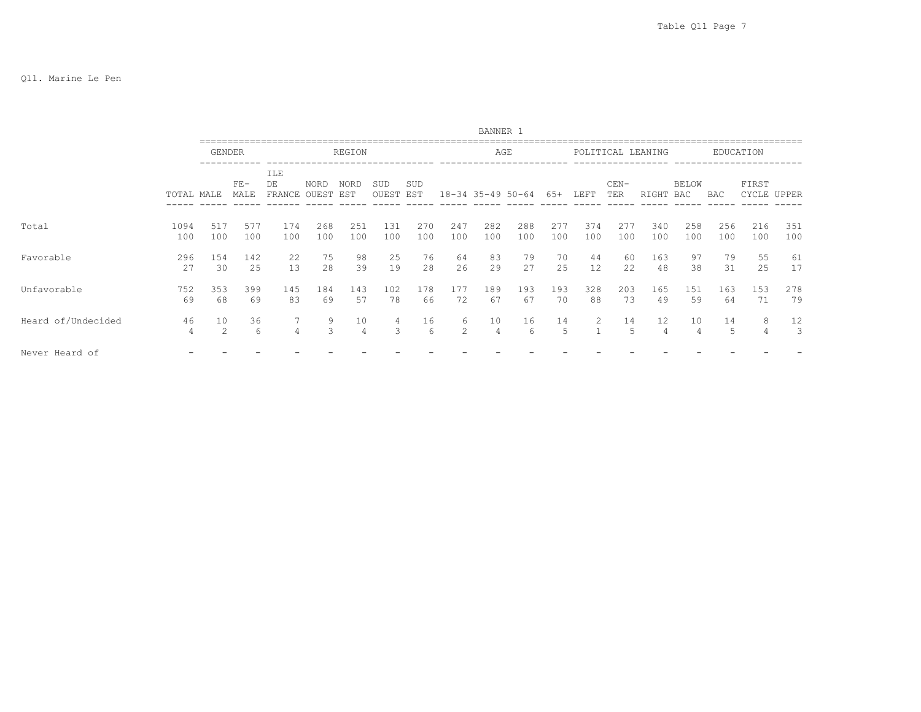Q11. Marine Le Pen

BANNER 1

| | TOTAL | GENDER | | REGION | | | | | AGE | | | | POLITICAL LEANING | | | EDUCATION | | | |
|---|---|---|---|---|---|---|---|---|---|---|---|---|---|---|---|---|---|---|---|
| | | MALE | FE-MALE | ILE DE FRANCE | NORD OUEST | NORD EST | SUD OUEST | SUD EST | 18-34 | 35-49 | 50-64 | 65+ | LEFT | CEN-TER | RIGHT | BELOW BAC | BAC | FIRST CYCLE | UPPER |
| Total | 1094 | 517 | 577 | 174 | 268 | 251 | 131 | 270 | 247 | 282 | 288 | 277 | 374 | 277 | 340 | 258 | 256 | 216 | 351 |
| | 100 | 100 | 100 | 100 | 100 | 100 | 100 | 100 | 100 | 100 | 100 | 100 | 100 | 100 | 100 | 100 | 100 | 100 | 100 |
| Favorable | 296 | 154 | 142 | 22 | 75 | 98 | 25 | 76 | 64 | 83 | 79 | 70 | 44 | 60 | 163 | 97 | 79 | 55 | 61 |
| | 27 | 30 | 25 | 13 | 28 | 39 | 19 | 28 | 26 | 29 | 27 | 25 | 12 | 22 | 48 | 38 | 31 | 25 | 17 |
| Unfavorable | 752 | 353 | 399 | 145 | 184 | 143 | 102 | 178 | 177 | 189 | 193 | 193 | 328 | 203 | 165 | 151 | 163 | 153 | 278 |
| | 69 | 68 | 69 | 83 | 69 | 57 | 78 | 66 | 72 | 67 | 67 | 70 | 88 | 73 | 49 | 59 | 64 | 71 | 79 |
| Heard of/Undecided | 46 | 10 | 36 | 7 | 9 | 10 | 4 | 16 | 6 | 10 | 16 | 14 | 2 | 14 | 12 | 10 | 14 | 8 | 12 |
| | 4 | 2 | 6 | 4 | 3 | 4 | 3 | 6 | 2 | 4 | 6 | 5 | 1 | 5 | 4 | 4 | 5 | 4 | 3 |
| Never Heard of | - | - | - | - | - | - | - | - | - | - | - | - | - | - | - | - | - | - | - |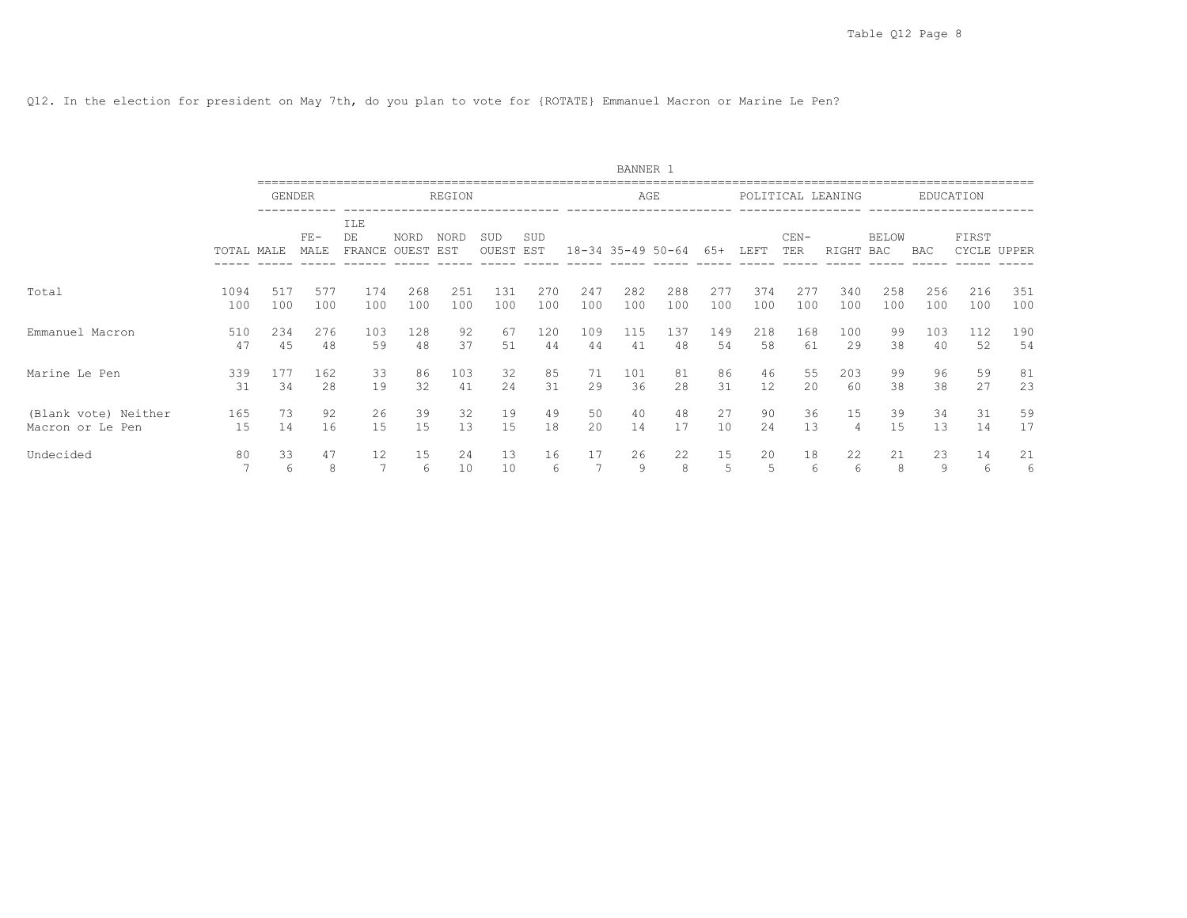Q12. In the election for president on May 7th, do you plan to vote for {ROTATE} Emmanuel Macron or Marine Le Pen?

BANNER 1

| | | GENDER | | REGION | | | | | AGE | | | | POLITICAL LEANING | | | EDUCATION | | | |
|---|---|---|---|---|---|---|---|---|---|---|---|---|---|---|---|---|---|---|---|
| | TOTAL | MALE | FE-MALE | ILE DE FRANCE | NORD OUEST | NORD EST | SUD OUEST | SUD EST | 18-34 | 35-49 | 50-64 | 65+ | LEFT | CEN-TER | RIGHT | BELOW BAC | BAC | FIRST CYCLE | UPPER |
| Total | 1094 | 517 | 577 | 174 | 268 | 251 | 131 | 270 | 247 | 282 | 288 | 277 | 374 | 277 | 340 | 258 | 256 | 216 | 351 |
| | 100 | 100 | 100 | 100 | 100 | 100 | 100 | 100 | 100 | 100 | 100 | 100 | 100 | 100 | 100 | 100 | 100 | 100 | 100 |
| Emmanuel Macron | 510 | 234 | 276 | 103 | 128 | 92 | 67 | 120 | 109 | 115 | 137 | 149 | 218 | 168 | 100 | 99 | 103 | 112 | 190 |
| | 47 | 45 | 48 | 59 | 48 | 37 | 51 | 44 | 44 | 41 | 48 | 54 | 58 | 61 | 29 | 38 | 40 | 52 | 54 |
| Marine Le Pen | 339 | 177 | 162 | 33 | 86 | 103 | 32 | 85 | 71 | 101 | 81 | 86 | 46 | 55 | 203 | 99 | 96 | 59 | 81 |
| | 31 | 34 | 28 | 19 | 32 | 41 | 24 | 31 | 29 | 36 | 28 | 31 | 12 | 20 | 60 | 38 | 38 | 27 | 23 |
| (Blank vote) Neither Macron or Le Pen | 165 | 73 | 92 | 26 | 39 | 32 | 19 | 49 | 50 | 40 | 48 | 27 | 90 | 36 | 15 | 39 | 34 | 31 | 59 |
| | 15 | 14 | 16 | 15 | 15 | 13 | 15 | 18 | 20 | 14 | 17 | 10 | 24 | 13 | 4 | 15 | 13 | 14 | 17 |
| Undecided | 80 | 33 | 47 | 12 | 15 | 24 | 13 | 16 | 17 | 26 | 22 | 15 | 20 | 18 | 22 | 21 | 23 | 14 | 21 |
| | 7 | 6 | 8 | 7 | 6 | 10 | 10 | 6 | 7 | 9 | 8 | 5 | 5 | 6 | 6 | 8 | 9 | 6 | 6 |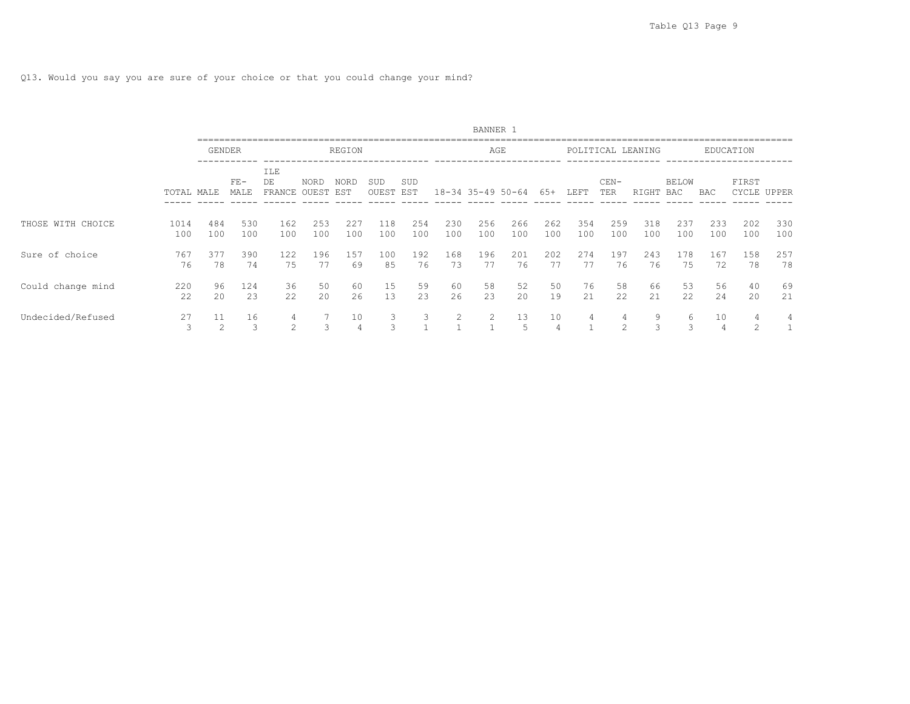Q13. Would you say you are sure of your choice or that you could change your mind?

BANNER 1

| | TOTAL | GENDER | | REGION | | | | | AGE | | | | POLITICAL LEANING | | | EDUCATION | | | |
|---|---|---|---|---|---|---|---|---|---|---|---|---|---|---|---|---|---|---|---|
| | | MALE | FE-MALE | ILE DE FRANCE | NORD OUEST | NORD EST | SUD OUEST | SUD EST | 18-34 | 35-49 | 50-64 | 65+ | LEFT | CEN-TER | RIGHT | BELOW BAC | BAC | FIRST CYCLE | UPPER |
| THOSE WITH CHOICE | 1014 | 484 | 530 | 162 | 253 | 227 | 118 | 254 | 230 | 256 | 266 | 262 | 354 | 259 | 318 | 237 | 233 | 202 | 330 |
| | 100 | 100 | 100 | 100 | 100 | 100 | 100 | 100 | 100 | 100 | 100 | 100 | 100 | 100 | 100 | 100 | 100 | 100 | 100 |
| Sure of choice | 767 | 377 | 390 | 122 | 196 | 157 | 100 | 192 | 168 | 196 | 201 | 202 | 274 | 197 | 243 | 178 | 167 | 158 | 257 |
| | 76 | 78 | 74 | 75 | 77 | 69 | 85 | 76 | 73 | 77 | 76 | 77 | 77 | 76 | 76 | 75 | 72 | 78 | 78 |
| Could change mind | 220 | 96 | 124 | 36 | 50 | 60 | 15 | 59 | 60 | 58 | 52 | 50 | 76 | 58 | 66 | 53 | 56 | 40 | 69 |
| | 22 | 20 | 23 | 22 | 20 | 26 | 13 | 23 | 26 | 23 | 20 | 19 | 21 | 22 | 21 | 22 | 24 | 20 | 21 |
| Undecided/Refused | 27 | 11 | 16 | 4 | 7 | 10 | 3 | 3 | 2 | 2 | 13 | 10 | 4 | 4 | 9 | 6 | 10 | 4 | 4 |
| | 3 | 2 | 3 | 2 | 3 | 4 | 3 | 1 | 1 | 1 | 5 | 4 | 1 | 2 | 3 | 3 | 4 | 2 | 1 |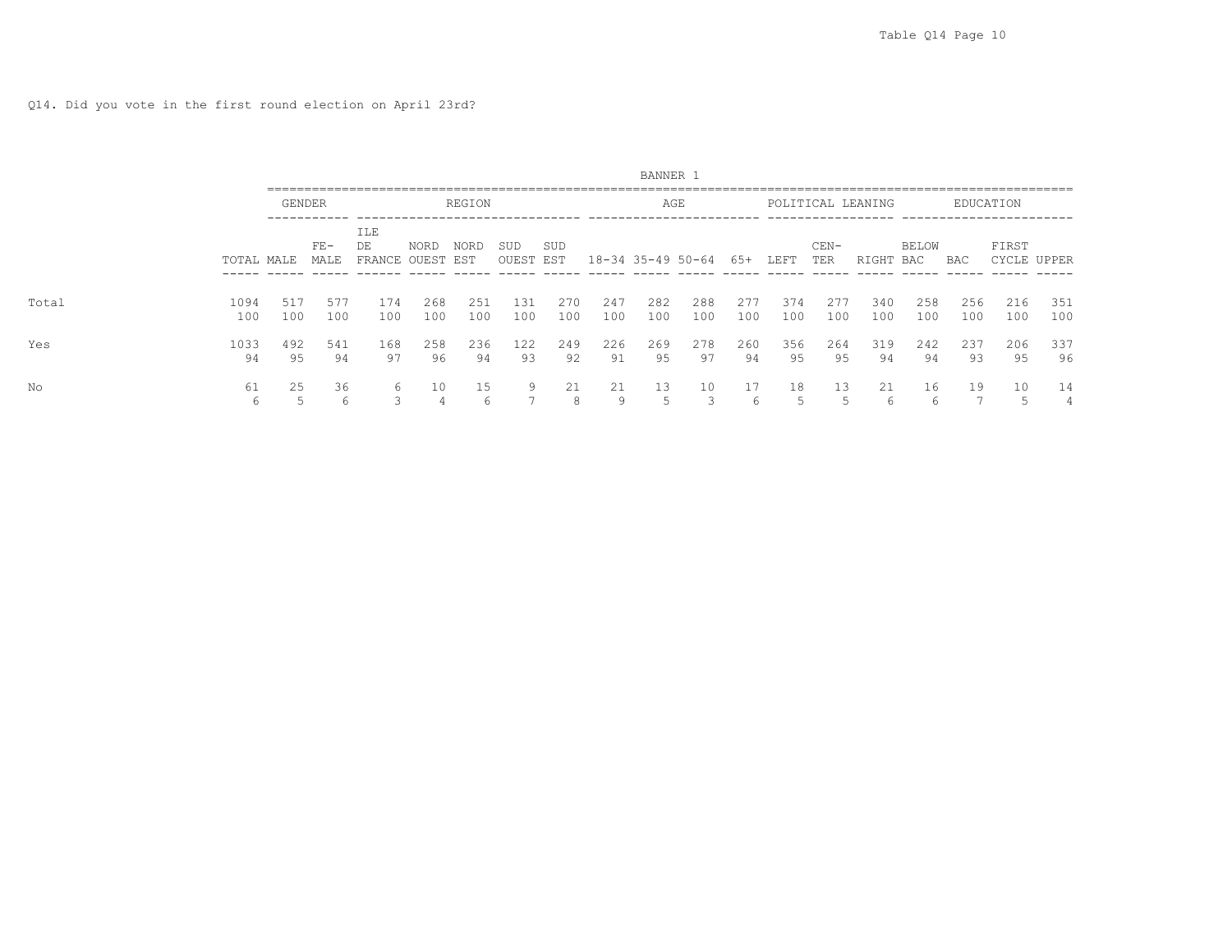Q14. Did you vote in the first round election on April 23rd?

BANNER 1

| | TOTAL | GENDER | | REGION | | | | | AGE | | | | POLITICAL LEANING | | | EDUCATION | | | |
|---|---|---|---|---|---|---|---|---|---|---|---|---|---|---|---|---|---|---|---|
| | | MALE | FE-MALE | ILE DE FRANCE | NORD OUEST | NORD EST | SUD OUEST | SUD EST | 18-34 | 35-49 | 50-64 | 65+ | LEFT | CEN-TER | RIGHT | BELOW BAC | BAC | FIRST CYCLE | UPPER |
| Total | 1094 | 517 | 577 | 174 | 268 | 251 | 131 | 270 | 247 | 282 | 288 | 277 | 374 | 277 | 340 | 258 | 256 | 216 | 351 |
| | 100 | 100 | 100 | 100 | 100 | 100 | 100 | 100 | 100 | 100 | 100 | 100 | 100 | 100 | 100 | 100 | 100 | 100 | 100 |
| Yes | 1033 | 492 | 541 | 168 | 258 | 236 | 122 | 249 | 226 | 269 | 278 | 260 | 356 | 264 | 319 | 242 | 237 | 206 | 337 |
| | 94 | 95 | 94 | 97 | 96 | 94 | 93 | 92 | 91 | 95 | 97 | 94 | 95 | 95 | 94 | 94 | 93 | 95 | 96 |
| No | 61 | 25 | 36 | 6 | 10 | 15 | 9 | 21 | 21 | 13 | 10 | 17 | 18 | 13 | 21 | 16 | 19 | 10 | 14 |
| | 6 | 5 | 6 | 3 | 4 | 6 | 7 | 8 | 9 | 5 | 3 | 6 | 5 | 5 | 6 | 6 | 7 | 5 | 4 |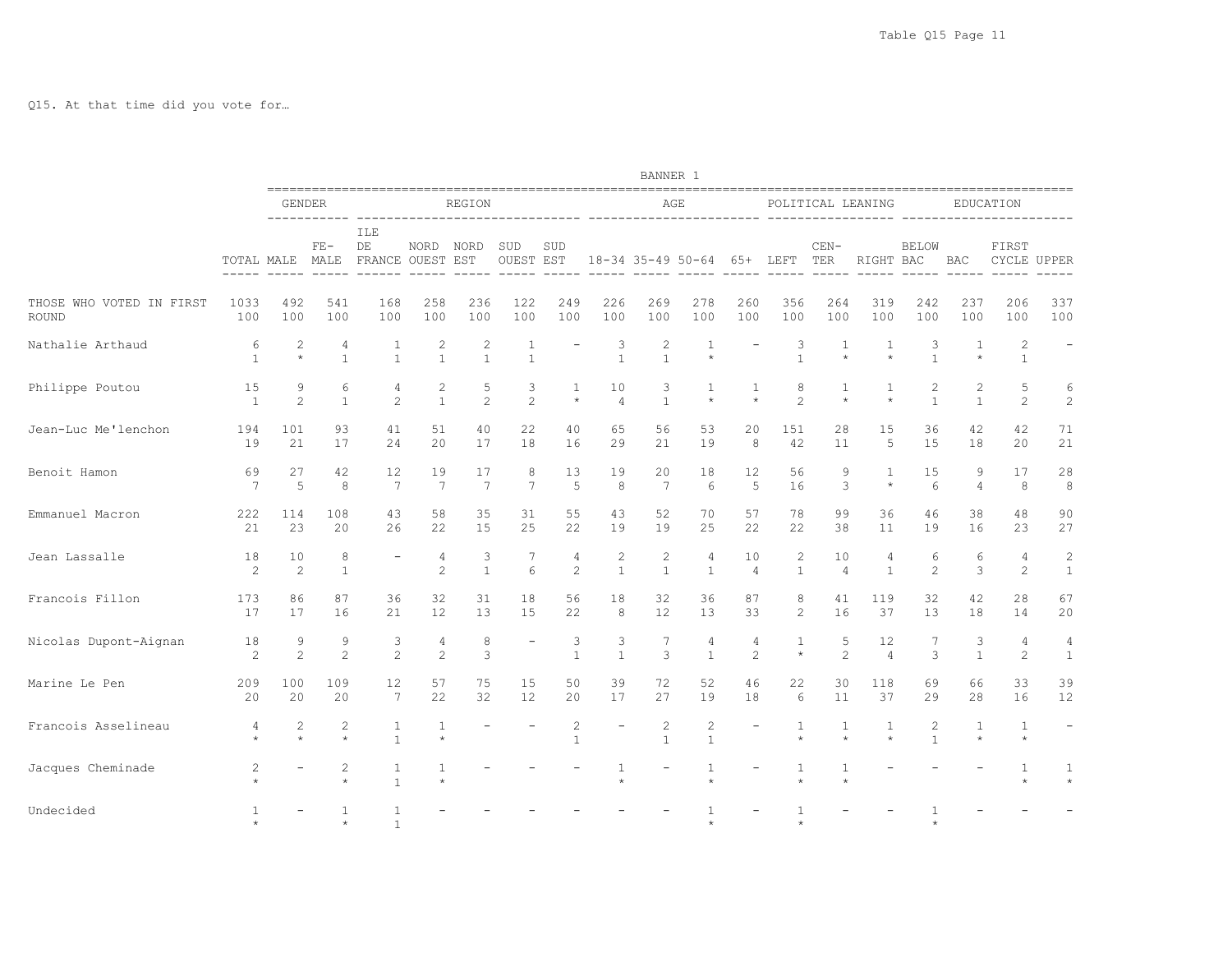Q15. At that time did you vote for…

BANNER 1

| | | GENDER | | REGION | | | | | AGE | | | | POLITICAL LEANING | | | EDUCATION | | | |
|---|---|---|---|---|---|---|---|---|---|---|---|---|---|---|---|---|---|---|---|
| | TOTAL | MALE | FE-MALE | ILE DE FRANCE | NORD OUEST | NORD EST | SUD OUEST | SUD EST | 18-34 | 35-49 | 50-64 | 65+ | LEFT | CEN-TER | RIGHT | BELOW BAC | BAC | FIRST CYCLE | UPPER |
| THOSE WHO VOTED IN FIRST ROUND | 1033 | 492 | 541 | 168 | 258 | 236 | 122 | 249 | 226 | 269 | 278 | 260 | 356 | 264 | 319 | 242 | 237 | 206 | 337 |
| | 100 | 100 | 100 | 100 | 100 | 100 | 100 | 100 | 100 | 100 | 100 | 100 | 100 | 100 | 100 | 100 | 100 | 100 | 100 |
| Nathalie Arthaud | 6 | 2 | 4 | 1 | 2 | 2 | 1 | - | 3 | 2 | 1 | - | 3 | 1 | 1 | 3 | 1 | 2 | - |
| | 1 | * | 1 | 1 | 1 | 1 | 1 | | 1 | 1 | * | | 1 | * | * | 1 | * | 1 | |
| Philippe Poutou | 15 | 9 | 6 | 4 | 2 | 5 | 3 | 1 | 10 | 3 | 1 | 1 | 8 | 1 | 1 | 2 | 2 | 5 | 6 |
| | 1 | 2 | 1 | 2 | 1 | 2 | 2 | * | 4 | 1 | * | * | 2 | * | * | 1 | 1 | 2 | 2 |
| Jean-Luc Me'lenchon | 194 | 101 | 93 | 41 | 51 | 40 | 22 | 40 | 65 | 56 | 53 | 20 | 151 | 28 | 15 | 36 | 42 | 42 | 71 |
| | 19 | 21 | 17 | 24 | 20 | 17 | 18 | 16 | 29 | 21 | 19 | 8 | 42 | 11 | 5 | 15 | 18 | 20 | 21 |
| Benoit Hamon | 69 | 27 | 42 | 12 | 19 | 17 | 8 | 13 | 19 | 20 | 18 | 12 | 56 | 9 | 1 | 15 | 9 | 17 | 28 |
| | 7 | 5 | 8 | 7 | 7 | 7 | 7 | 5 | 8 | 7 | 6 | 5 | 16 | 3 | * | 6 | 4 | 8 | 8 |
| Emmanuel Macron | 222 | 114 | 108 | 43 | 58 | 35 | 31 | 55 | 43 | 52 | 70 | 57 | 78 | 99 | 36 | 46 | 38 | 48 | 90 |
| | 21 | 23 | 20 | 26 | 22 | 15 | 25 | 22 | 19 | 19 | 25 | 22 | 22 | 38 | 11 | 19 | 16 | 23 | 27 |
| Jean Lassalle | 18 | 10 | 8 | - | 4 | 3 | 7 | 4 | 2 | 2 | 4 | 10 | 2 | 10 | 4 | 6 | 6 | 4 | 2 |
| | 2 | 2 | 1 | | 2 | 1 | 6 | 2 | 1 | 1 | 1 | 4 | 1 | 4 | 1 | 2 | 3 | 2 | 1 |
| Francois Fillon | 173 | 86 | 87 | 36 | 32 | 31 | 18 | 56 | 18 | 32 | 36 | 87 | 8 | 41 | 119 | 32 | 42 | 28 | 67 |
| | 17 | 17 | 16 | 21 | 12 | 13 | 15 | 22 | 8 | 12 | 13 | 33 | 2 | 16 | 37 | 13 | 18 | 14 | 20 |
| Nicolas Dupont-Aignan | 18 | 9 | 9 | 3 | 4 | 8 | - | 3 | 3 | 7 | 4 | 4 | 1 | 5 | 12 | 7 | 3 | 4 | 4 |
| | 2 | 2 | 2 | 2 | 2 | 3 | | 1 | 1 | 3 | 1 | 2 | * | 2 | 4 | 3 | 1 | 2 | 1 |
| Marine Le Pen | 209 | 100 | 109 | 12 | 57 | 75 | 15 | 50 | 39 | 72 | 52 | 46 | 22 | 30 | 118 | 69 | 66 | 33 | 39 |
| | 20 | 20 | 20 | 7 | 22 | 32 | 12 | 20 | 17 | 27 | 19 | 18 | 6 | 11 | 37 | 29 | 28 | 16 | 12 |
| Francois Asselineau | 4 | 2 | 2 | 1 | 1 | - | - | 2 | - | 2 | 2 | - | 1 | 1 | 1 | 2 | 1 | 1 | - |
| | * | * | * | 1 | * | | | 1 | | 1 | 1 | | * | * | * | 1 | * | * | |
| Jacques Cheminade | 2 | - | 2 | 1 | 1 | - | - | - | 1 | - | 1 | - | 1 | 1 | - | - | - | 1 | 1 |
| | * | | * | 1 | * | | | | * | | * | | * | * | | | | * | * |
| Undecided | 1 | - | 1 | 1 | - | - | - | - | - | - | 1 | - | 1 | - | - | 1 | - | - | - |
| | * | | * | 1 | | | | | | | * | | * | | | * | | | |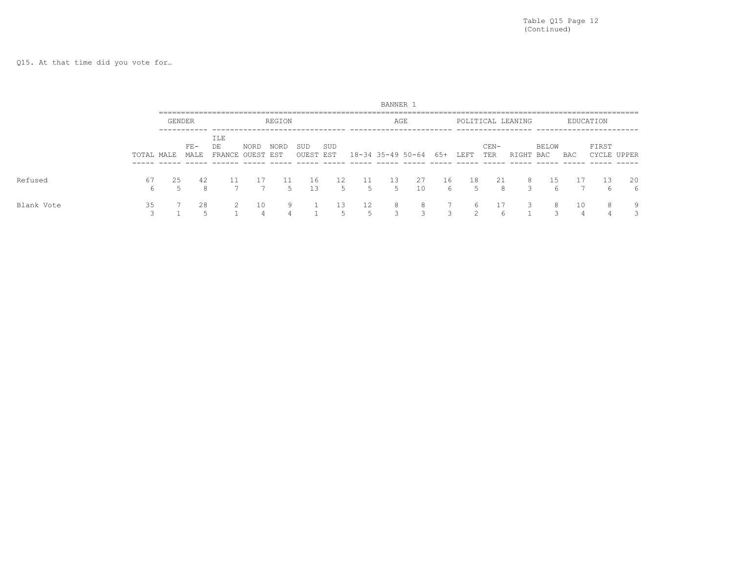Table Q15 Page 12
(Continued)

Q15. At that time did you vote for…

BANNER 1

| | | GENDER | | REGION | | | | | AGE | | | | POLITICAL LEANING | | | EDUCATION | | | |
|---|---|---|---|---|---|---|---|---|---|---|---|---|---|---|---|---|---|---|---|
| | TOTAL | MALE | FE-MALE | ILE DE FRANCE | NORD OUEST | NORD EST | SUD OUEST | SUD EST | 18-34 | 35-49 | 50-64 | 65+ | LEFT | CEN-TER | RIGHT | BELOW BAC | BAC | FIRST CYCLE | UPPER |
| Refused | 67 | 25 | 42 | 11 | 17 | 11 | 16 | 12 | 11 | 13 | 27 | 16 | 18 | 21 | 8 | 15 | 17 | 13 | 20 |
| | 6 | 5 | 8 | 7 | 7 | 5 | 13 | 5 | 5 | 5 | 10 | 6 | 5 | 8 | 3 | 6 | 7 | 6 | 6 |
| Blank Vote | 35 | 7 | 28 | 2 | 10 | 9 | 1 | 13 | 12 | 8 | 8 | 7 | 6 | 17 | 3 | 8 | 10 | 8 | 9 |
| | 3 | 1 | 5 | 1 | 4 | 4 | 1 | 5 | 5 | 3 | 3 | 3 | 2 | 6 | 1 | 3 | 4 | 4 | 3 |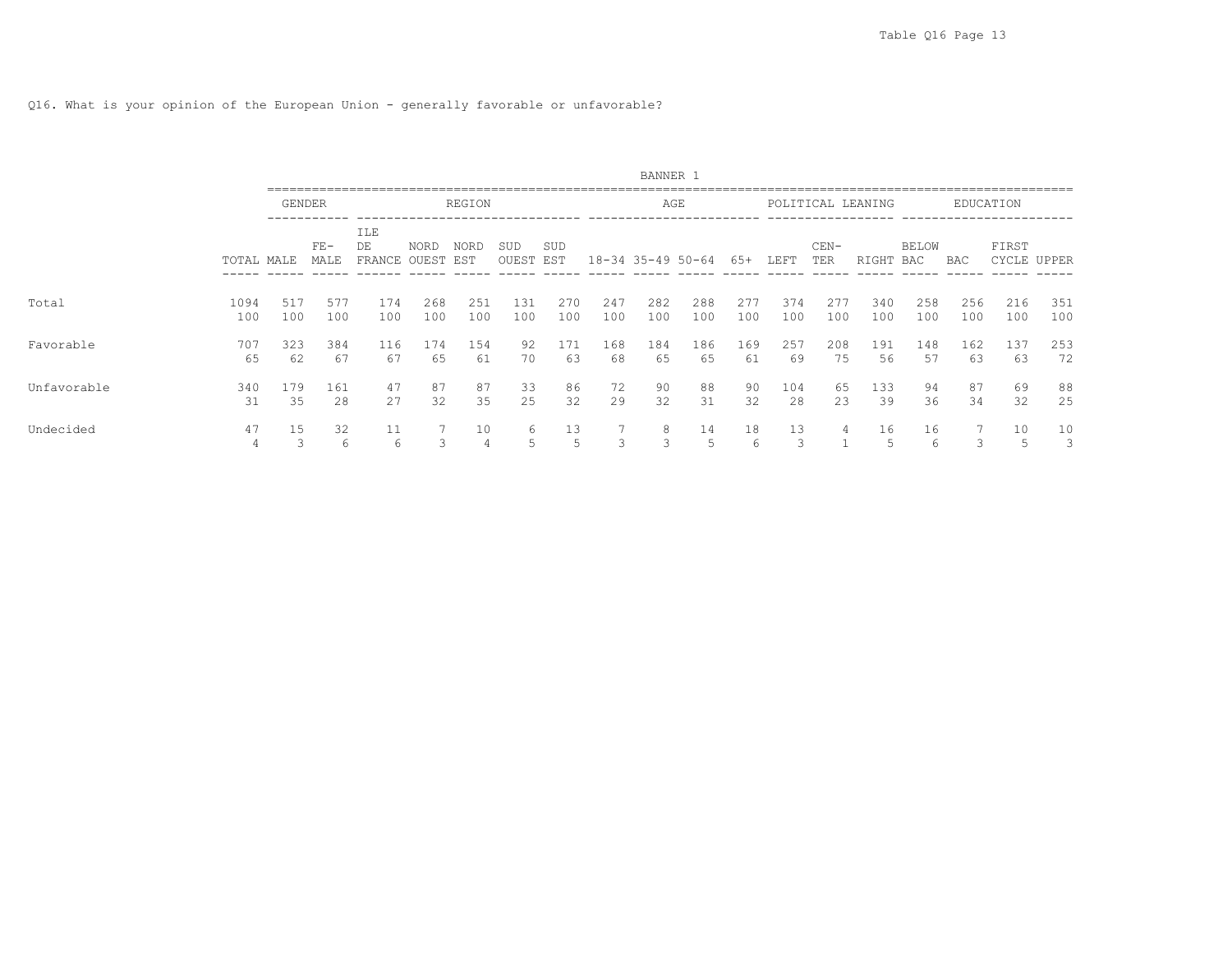Q16. What is your opinion of the European Union - generally favorable or unfavorable?

BANNER 1

| | TOTAL | GENDER | | REGION | | | | | AGE | | | | POLITICAL LEANING | | | EDUCATION | | | |
|---|---|---|---|---|---|---|---|---|---|---|---|---|---|---|---|---|---|---|---|
| | | MALE | FE-MALE | ILE DE FRANCE | NORD OUEST | NORD EST | SUD OUEST | SUD EST | 18-34 | 35-49 | 50-64 | 65+ | LEFT | CEN-TER | RIGHT | BELOW BAC | BAC | FIRST CYCLE | UPPER |
| Total | 1094 | 517 | 577 | 174 | 268 | 251 | 131 | 270 | 247 | 282 | 288 | 277 | 374 | 277 | 340 | 258 | 256 | 216 | 351 |
| | 100 | 100 | 100 | 100 | 100 | 100 | 100 | 100 | 100 | 100 | 100 | 100 | 100 | 100 | 100 | 100 | 100 | 100 | 100 |
| Favorable | 707 | 323 | 384 | 116 | 174 | 154 | 92 | 171 | 168 | 184 | 186 | 169 | 257 | 208 | 191 | 148 | 162 | 137 | 253 |
| | 65 | 62 | 67 | 67 | 65 | 61 | 70 | 63 | 68 | 65 | 65 | 61 | 69 | 75 | 56 | 57 | 63 | 63 | 72 |
| Unfavorable | 340 | 179 | 161 | 47 | 87 | 87 | 33 | 86 | 72 | 90 | 88 | 90 | 104 | 65 | 133 | 94 | 87 | 69 | 88 |
| | 31 | 35 | 28 | 27 | 32 | 35 | 25 | 32 | 29 | 32 | 31 | 32 | 28 | 23 | 39 | 36 | 34 | 32 | 25 |
| Undecided | 47 | 15 | 32 | 11 | 7 | 10 | 6 | 13 | 7 | 8 | 14 | 18 | 13 | 4 | 16 | 16 | 7 | 10 | 10 |
| | 4 | 3 | 6 | 6 | 3 | 4 | 5 | 5 | 3 | 3 | 5 | 6 | 3 | 1 | 5 | 6 | 3 | 5 | 3 |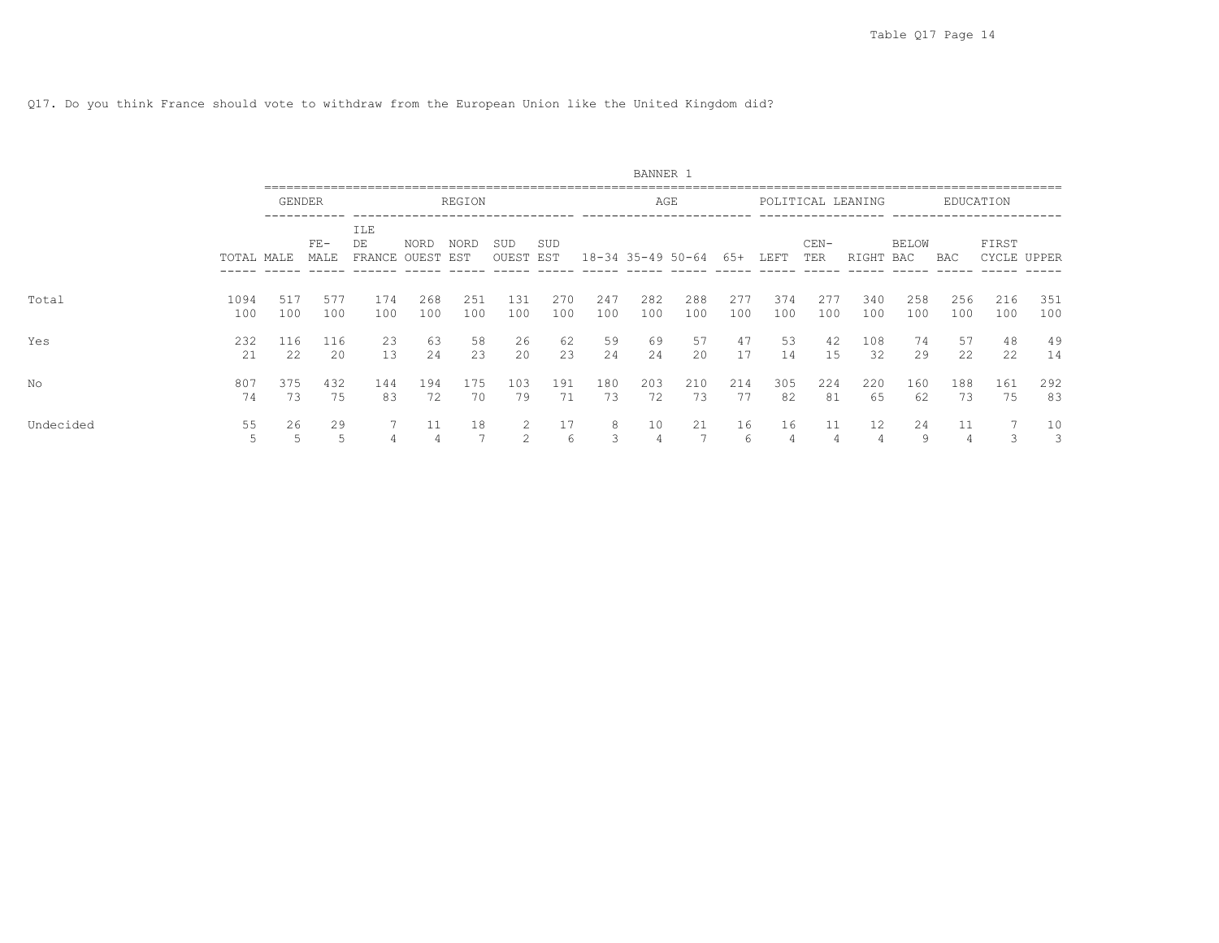Q17. Do you think France should vote to withdraw from the European Union like the United Kingdom did?

BANNER 1

| | | GENDER | | REGION | | | | | AGE | | | | POLITICAL LEANING | | | EDUCATION | | | |
|---|---|---|---|---|---|---|---|---|---|---|---|---|---|---|---|---|---|---|---|
| | TOTAL | MALE | FE-MALE | ILE DE FRANCE | NORD OUEST | NORD EST | SUD OUEST | SUD EST | 18-34 | 35-49 | 50-64 | 65+ | LEFT | CEN-TER | RIGHT | BELOW BAC | BAC | FIRST CYCLE | UPPER |
| Total | 1094 | 517 | 577 | 174 | 268 | 251 | 131 | 270 | 247 | 282 | 288 | 277 | 374 | 277 | 340 | 258 | 256 | 216 | 351 |
| | 100 | 100 | 100 | 100 | 100 | 100 | 100 | 100 | 100 | 100 | 100 | 100 | 100 | 100 | 100 | 100 | 100 | 100 | 100 |
| Yes | 232 | 116 | 116 | 23 | 63 | 58 | 26 | 62 | 59 | 69 | 57 | 47 | 53 | 42 | 108 | 74 | 57 | 48 | 49 |
| | 21 | 22 | 20 | 13 | 24 | 23 | 20 | 23 | 24 | 24 | 20 | 17 | 14 | 15 | 32 | 29 | 22 | 22 | 14 |
| No | 807 | 375 | 432 | 144 | 194 | 175 | 103 | 191 | 180 | 203 | 210 | 214 | 305 | 224 | 220 | 160 | 188 | 161 | 292 |
| | 74 | 73 | 75 | 83 | 72 | 70 | 79 | 71 | 73 | 72 | 73 | 77 | 82 | 81 | 65 | 62 | 73 | 75 | 83 |
| Undecided | 55 | 26 | 29 | 7 | 11 | 18 | 2 | 17 | 8 | 10 | 21 | 16 | 16 | 11 | 12 | 24 | 11 | 7 | 10 |
| | 5 | 5 | 5 | 4 | 4 | 7 | 2 | 6 | 3 | 4 | 7 | 6 | 4 | 4 | 4 | 9 | 4 | 3 | 3 |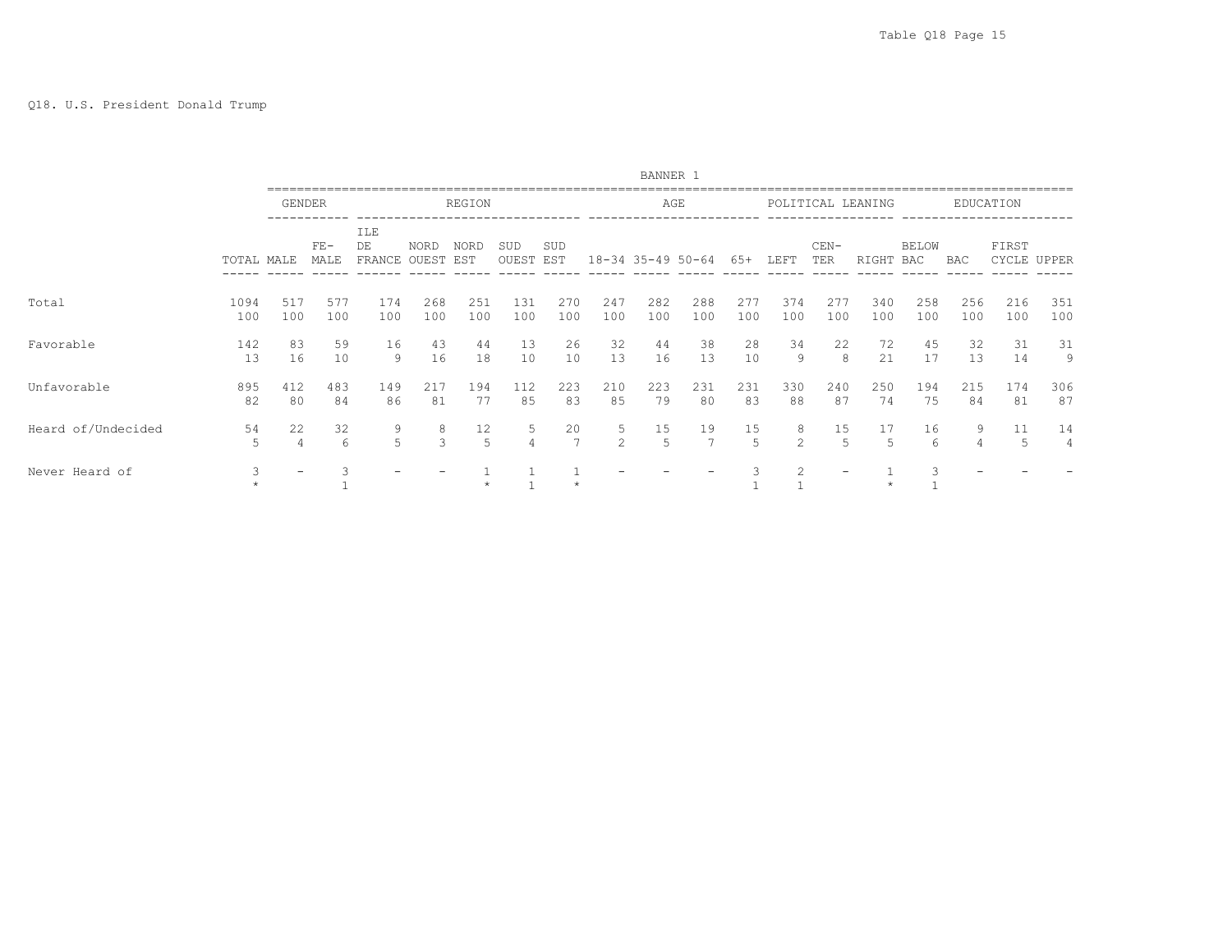Q18. U.S. President Donald Trump

| | | GENDER | | REGION | | | | | AGE | | | | POLITICAL LEANING | | | EDUCATION | | | |
|---|---|---|---|---|---|---|---|---|---|---|---|---|---|---|---|---|---|---|---|
| | TOTAL | MALE | FE-MALE | ILE DE FRANCE | NORD OUEST | NORD EST | SUD OUEST | SUD EST | 18-34 | 35-49 | 50-64 | 65+ | LEFT | CEN-TER | RIGHT | BELOW BAC | BAC | FIRST CYCLE | UPPER |
| Total | 1094 | 517 | 577 | 174 | 268 | 251 | 131 | 270 | 247 | 282 | 288 | 277 | 374 | 277 | 340 | 258 | 256 | 216 | 351 |
| | 100 | 100 | 100 | 100 | 100 | 100 | 100 | 100 | 100 | 100 | 100 | 100 | 100 | 100 | 100 | 100 | 100 | 100 | 100 |
| Favorable | 142 | 83 | 59 | 16 | 43 | 44 | 13 | 26 | 32 | 44 | 38 | 28 | 34 | 22 | 72 | 45 | 32 | 31 | 31 |
| | 13 | 16 | 10 | 9 | 16 | 18 | 10 | 10 | 13 | 16 | 13 | 10 | 9 | 8 | 21 | 17 | 13 | 14 | 9 |
| Unfavorable | 895 | 412 | 483 | 149 | 217 | 194 | 112 | 223 | 210 | 223 | 231 | 231 | 330 | 240 | 250 | 194 | 215 | 174 | 306 |
| | 82 | 80 | 84 | 86 | 81 | 77 | 85 | 83 | 85 | 79 | 80 | 83 | 88 | 87 | 74 | 75 | 84 | 81 | 87 |
| Heard of/Undecided | 54 | 22 | 32 | 9 | 8 | 12 | 5 | 20 | 5 | 15 | 19 | 15 | 8 | 15 | 17 | 16 | 9 | 11 | 14 |
| | 5 | 4 | 6 | 5 | 3 | 5 | 4 | 7 | 2 | 5 | 7 | 5 | 2 | 5 | 5 | 6 | 4 | 5 | 4 |
| Never Heard of | 3 | - | 3 | - | - | 1 | 1 | 1 | - | - | - | 3 | 2 | - | 1 | 3 | - | - | - |
| | * | | 1 | | | * | 1 | * | | | | 1 | 1 | | * | 1 | | | |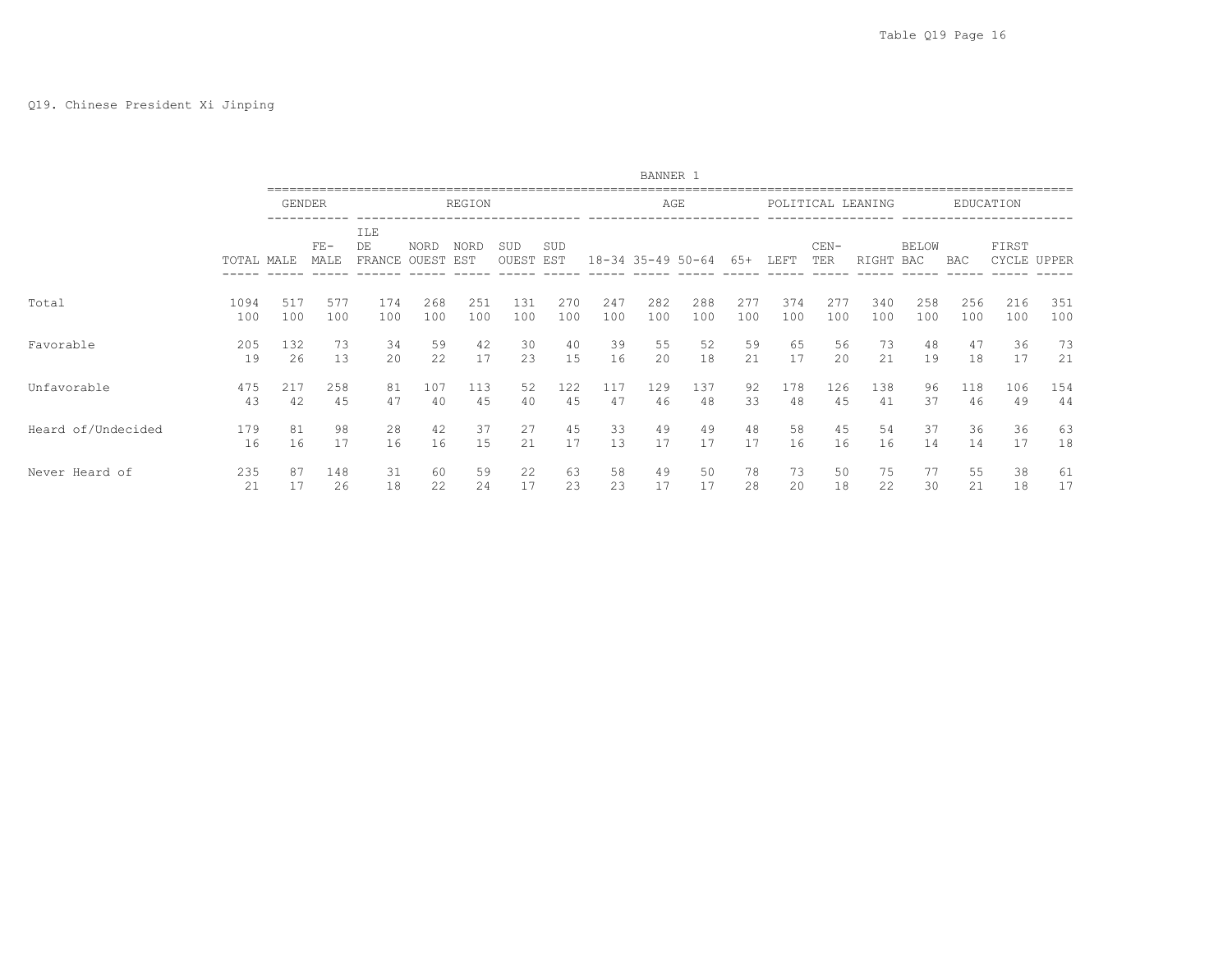Q19. Chinese President Xi Jinping

BANNER 1

| | | GENDER | | REGION | | | | | AGE | | | | POLITICAL LEANING | | | EDUCATION | | | |
|---|---|---|---|---|---|---|---|---|---|---|---|---|---|---|---|---|---|---|---|
| | TOTAL | MALE | FE-MALE | ILE DE FRANCE | NORD OUEST | NORD EST | SUD OUEST | SUD EST | 18-34 | 35-49 | 50-64 | 65+ | LEFT | CEN-TER | RIGHT | BELOW BAC | BAC | FIRST CYCLE | UPPER |
| Total | 1094 | 517 | 577 | 174 | 268 | 251 | 131 | 270 | 247 | 282 | 288 | 277 | 374 | 277 | 340 | 258 | 256 | 216 | 351 |
| | 100 | 100 | 100 | 100 | 100 | 100 | 100 | 100 | 100 | 100 | 100 | 100 | 100 | 100 | 100 | 100 | 100 | 100 | 100 |
| Favorable | 205 | 132 | 73 | 34 | 59 | 42 | 30 | 40 | 39 | 55 | 52 | 59 | 65 | 56 | 73 | 48 | 47 | 36 | 73 |
| | 19 | 26 | 13 | 20 | 22 | 17 | 23 | 15 | 16 | 20 | 18 | 21 | 17 | 20 | 21 | 19 | 18 | 17 | 21 |
| Unfavorable | 475 | 217 | 258 | 81 | 107 | 113 | 52 | 122 | 117 | 129 | 137 | 92 | 178 | 126 | 138 | 96 | 118 | 106 | 154 |
| | 43 | 42 | 45 | 47 | 40 | 45 | 40 | 45 | 47 | 46 | 48 | 33 | 48 | 45 | 41 | 37 | 46 | 49 | 44 |
| Heard of/Undecided | 179 | 81 | 98 | 28 | 42 | 37 | 27 | 45 | 33 | 49 | 49 | 48 | 58 | 45 | 54 | 37 | 36 | 36 | 63 |
| | 16 | 16 | 17 | 16 | 16 | 15 | 21 | 17 | 13 | 17 | 17 | 17 | 16 | 16 | 16 | 14 | 14 | 17 | 18 |
| Never Heard of | 235 | 87 | 148 | 31 | 60 | 59 | 22 | 63 | 58 | 49 | 50 | 78 | 73 | 50 | 75 | 77 | 55 | 38 | 61 |
| | 21 | 17 | 26 | 18 | 22 | 24 | 17 | 23 | 23 | 17 | 17 | 28 | 20 | 18 | 22 | 30 | 21 | 18 | 17 |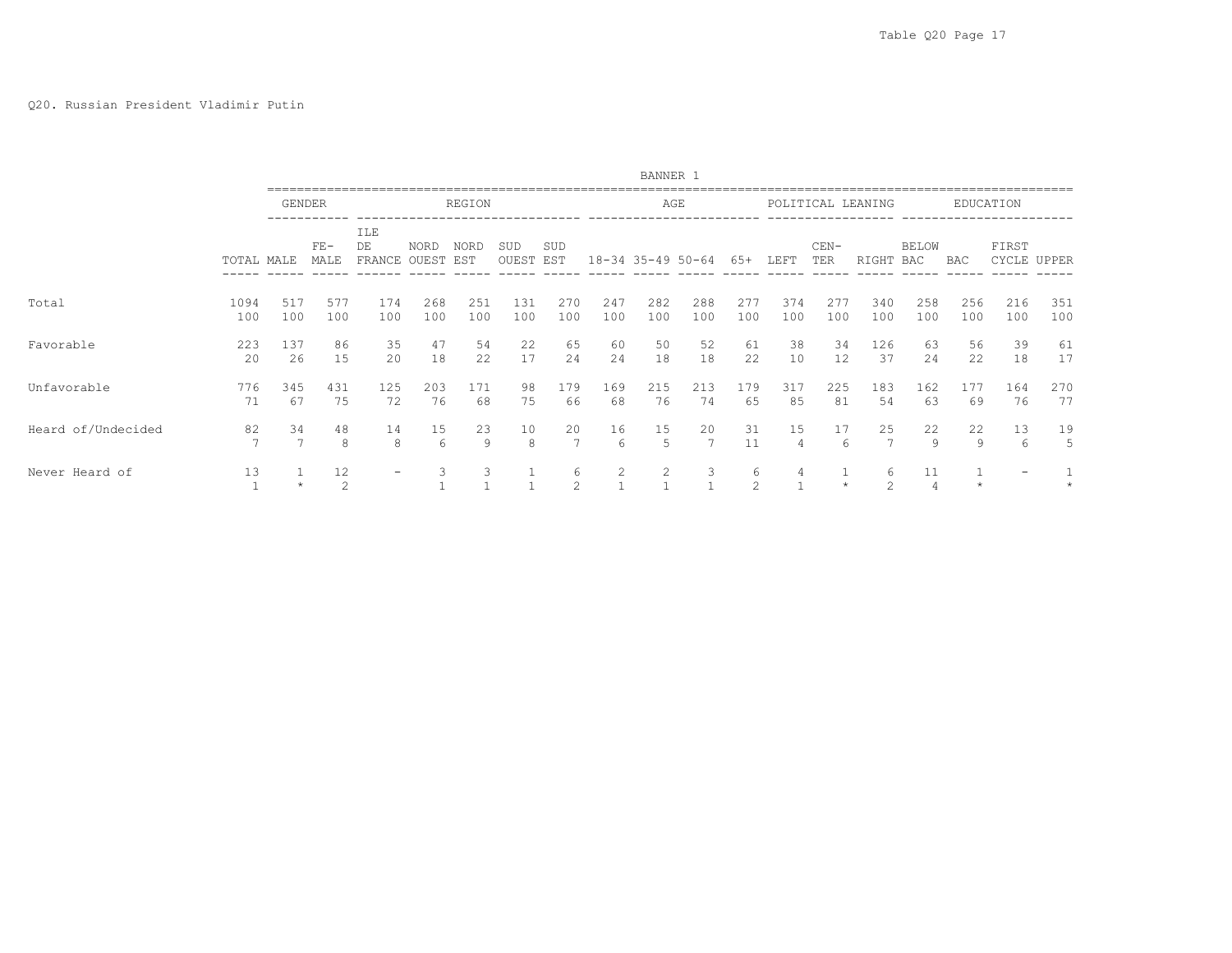Q20. Russian President Vladimir Putin

| | | BANNER 1 | | | | | | | | | | | | | | | | | |
|---|---|---|---|---|---|---|---|---|---|---|---|---|---|---|---|---|---|---|---|
| | | GENDER | | REGION | | | | | AGE | | | | POLITICAL LEANING | | | EDUCATION | | | |
| | TOTAL | MALE | FE-MALE | ILE DE FRANCE | NORD OUEST | NORD EST | SUD OUEST | SUD EST | 18-34 | 35-49 | 50-64 | 65+ | LEFT | CEN-TER | RIGHT | BELOW BAC | BAC | FIRST CYCLE | UPPER |
| Total | 1094 | 517 | 577 | 174 | 268 | 251 | 131 | 270 | 247 | 282 | 288 | 277 | 374 | 277 | 340 | 258 | 256 | 216 | 351 |
| | 100 | 100 | 100 | 100 | 100 | 100 | 100 | 100 | 100 | 100 | 100 | 100 | 100 | 100 | 100 | 100 | 100 | 100 | 100 |
| Favorable | 223 | 137 | 86 | 35 | 47 | 54 | 22 | 65 | 60 | 50 | 52 | 61 | 38 | 34 | 126 | 63 | 56 | 39 | 61 |
| | 20 | 26 | 15 | 20 | 18 | 22 | 17 | 24 | 24 | 18 | 18 | 22 | 10 | 12 | 37 | 24 | 22 | 18 | 17 |
| Unfavorable | 776 | 345 | 431 | 125 | 203 | 171 | 98 | 179 | 169 | 215 | 213 | 179 | 317 | 225 | 183 | 162 | 177 | 164 | 270 |
| | 71 | 67 | 75 | 72 | 76 | 68 | 75 | 66 | 68 | 76 | 74 | 65 | 85 | 81 | 54 | 63 | 69 | 76 | 77 |
| Heard of/Undecided | 82 | 34 | 48 | 14 | 15 | 23 | 10 | 20 | 16 | 15 | 20 | 31 | 15 | 17 | 25 | 22 | 22 | 13 | 19 |
| | 7 | 7 | 8 | 8 | 6 | 9 | 8 | 7 | 6 | 5 | 7 | 11 | 4 | 6 | 7 | 9 | 9 | 6 | 5 |
| Never Heard of | 13 | 1 | 12 | - | 3 | 3 | 1 | 6 | 2 | 2 | 3 | 6 | 4 | 1 | 6 | 11 | 1 | - | 1 |
| | 1 | * | 2 | | 1 | 1 | 1 | 2 | 1 | 1 | 1 | 2 | 1 | * | 2 | 4 | * | | * |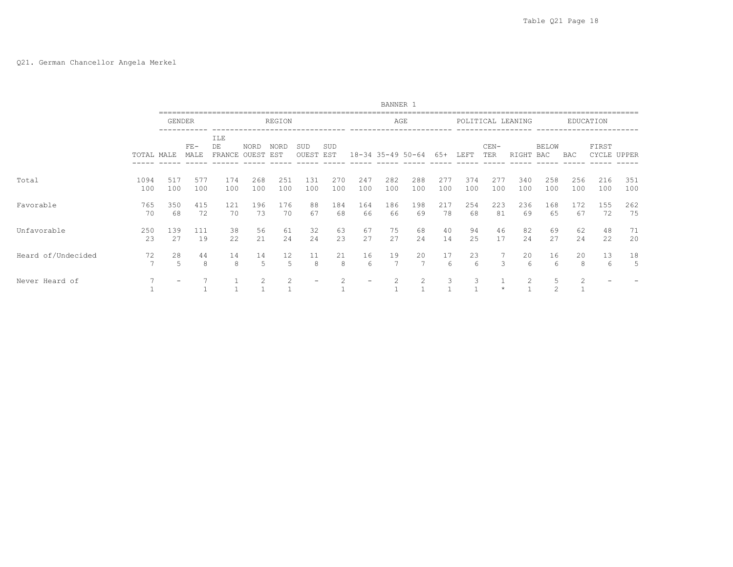Q21. German Chancellor Angela Merkel

BANNER 1

| | | GENDER | | REGION | | | | | AGE | | | | POLITICAL LEANING | | | EDUCATION | | | |
|---|---|---|---|---|---|---|---|---|---|---|---|---|---|---|---|---|---|---|---|
| | TOTAL | MALE | FE-MALE | ILE DE FRANCE | NORD OUEST | NORD EST | SUD OUEST | SUD EST | 18-34 | 35-49 | 50-64 | 65+ | LEFT | CEN-TER | RIGHT | BELOW BAC | BAC | FIRST CYCLE | UPPER |
| Total | 1094 | 517 | 577 | 174 | 268 | 251 | 131 | 270 | 247 | 282 | 288 | 277 | 374 | 277 | 340 | 258 | 256 | 216 | 351 |
| | 100 | 100 | 100 | 100 | 100 | 100 | 100 | 100 | 100 | 100 | 100 | 100 | 100 | 100 | 100 | 100 | 100 | 100 | 100 |
| Favorable | 765 | 350 | 415 | 121 | 196 | 176 | 88 | 184 | 164 | 186 | 198 | 217 | 254 | 223 | 236 | 168 | 172 | 155 | 262 |
| | 70 | 68 | 72 | 70 | 73 | 70 | 67 | 68 | 66 | 66 | 69 | 78 | 68 | 81 | 69 | 65 | 67 | 72 | 75 |
| Unfavorable | 250 | 139 | 111 | 38 | 56 | 61 | 32 | 63 | 67 | 75 | 68 | 40 | 94 | 46 | 82 | 69 | 62 | 48 | 71 |
| | 23 | 27 | 19 | 22 | 21 | 24 | 24 | 23 | 27 | 27 | 24 | 14 | 25 | 17 | 24 | 27 | 24 | 22 | 20 |
| Heard of/Undecided | 72 | 28 | 44 | 14 | 14 | 12 | 11 | 21 | 16 | 19 | 20 | 17 | 23 | 7 | 20 | 16 | 20 | 13 | 18 |
| | 7 | 5 | 8 | 8 | 5 | 5 | 8 | 8 | 6 | 7 | 7 | 6 | 6 | 3 | 6 | 6 | 8 | 6 | 5 |
| Never Heard of | 7 | - | 7 | 1 | 2 | 2 | - | 2 | - | 2 | 2 | 3 | 3 | 1 | 2 | 5 | 2 | - | - |
| | 1 | | 1 | 1 | 1 | 1 | | 1 | | 1 | 1 | 1 | 1 | * | 1 | 2 | 1 | | |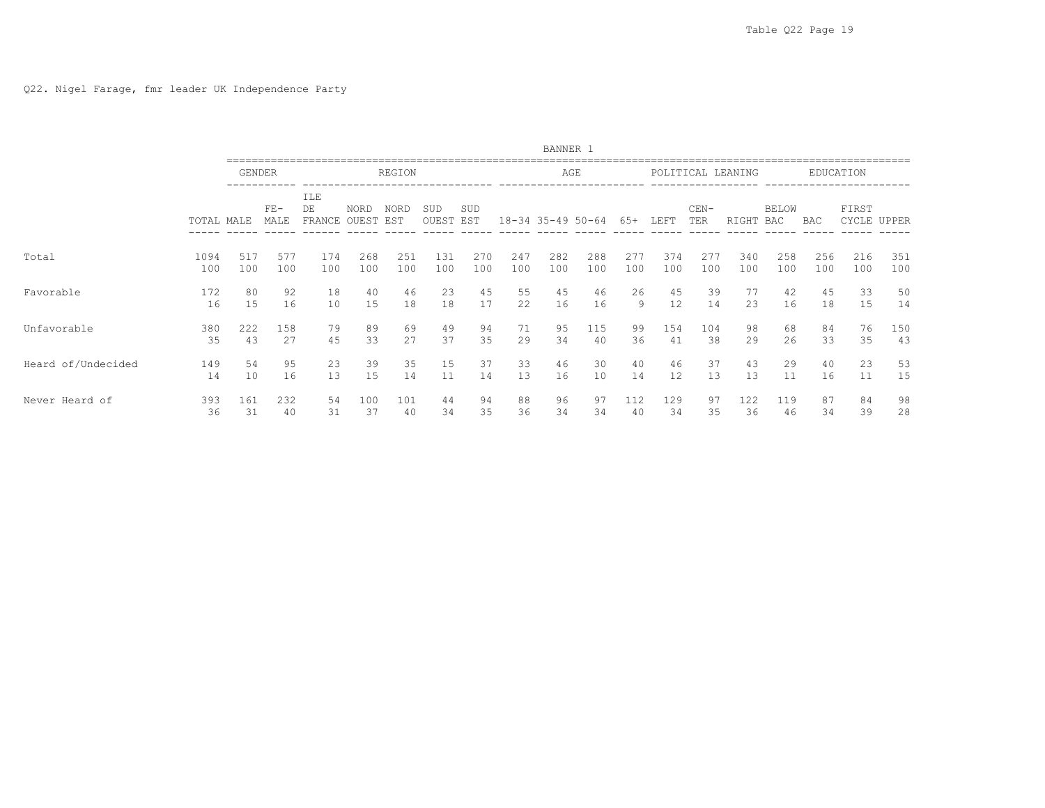Q22. Nigel Farage, fmr leader UK Independence Party

BANNER 1

| | TOTAL | GENDER | | REGION | | | | | AGE | | | | POLITICAL LEANING | | | EDUCATION | | | |
|---|---|---|---|---|---|---|---|---|---|---|---|---|---|---|---|---|---|---|---|
| | | MALE | FE-MALE | ILE DE FRANCE | NORD OUEST | NORD EST | SUD OUEST | SUD EST | 18-34 | 35-49 | 50-64 | 65+ | LEFT | CEN-TER | RIGHT | BELOW BAC | BAC | FIRST CYCLE | UPPER |
| Total | 1094 | 517 | 577 | 174 | 268 | 251 | 131 | 270 | 247 | 282 | 288 | 277 | 374 | 277 | 340 | 258 | 256 | 216 | 351 |
| | 100 | 100 | 100 | 100 | 100 | 100 | 100 | 100 | 100 | 100 | 100 | 100 | 100 | 100 | 100 | 100 | 100 | 100 | 100 |
| Favorable | 172 | 80 | 92 | 18 | 40 | 46 | 23 | 45 | 55 | 45 | 46 | 26 | 45 | 39 | 77 | 42 | 45 | 33 | 50 |
| | 16 | 15 | 16 | 10 | 15 | 18 | 18 | 17 | 22 | 16 | 16 | 9 | 12 | 14 | 23 | 16 | 18 | 15 | 14 |
| Unfavorable | 380 | 222 | 158 | 79 | 89 | 69 | 49 | 94 | 71 | 95 | 115 | 99 | 154 | 104 | 98 | 68 | 84 | 76 | 150 |
| | 35 | 43 | 27 | 45 | 33 | 27 | 37 | 35 | 29 | 34 | 40 | 36 | 41 | 38 | 29 | 26 | 33 | 35 | 43 |
| Heard of/Undecided | 149 | 54 | 95 | 23 | 39 | 35 | 15 | 37 | 33 | 46 | 30 | 40 | 46 | 37 | 43 | 29 | 40 | 23 | 53 |
| | 14 | 10 | 16 | 13 | 15 | 14 | 11 | 14 | 13 | 16 | 10 | 14 | 12 | 13 | 13 | 11 | 16 | 11 | 15 |
| Never Heard of | 393 | 161 | 232 | 54 | 100 | 101 | 44 | 94 | 88 | 96 | 97 | 112 | 129 | 97 | 122 | 119 | 87 | 84 | 98 |
| | 36 | 31 | 40 | 31 | 37 | 40 | 34 | 35 | 36 | 34 | 34 | 40 | 34 | 35 | 36 | 46 | 34 | 39 | 28 |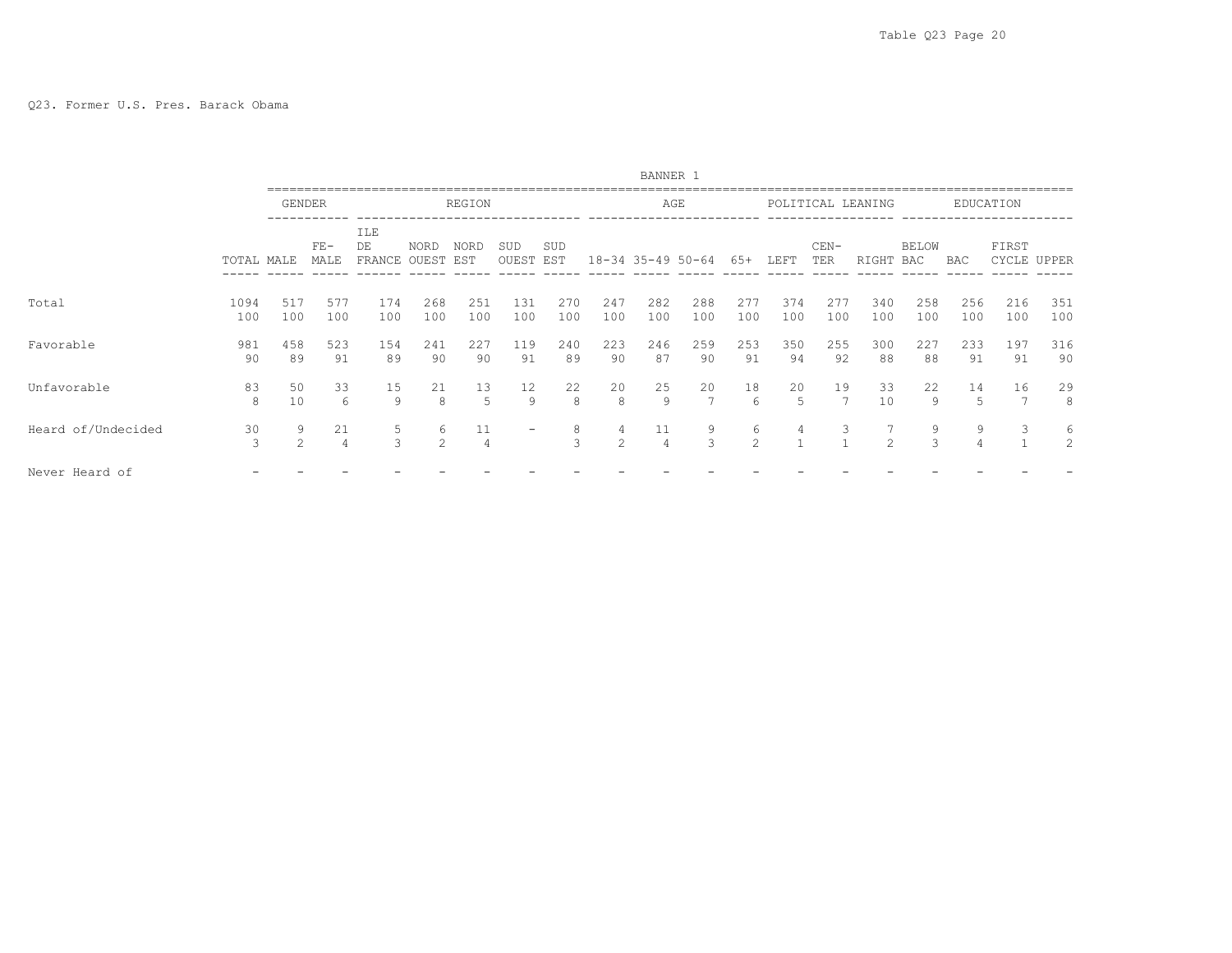Q23. Former U.S. Pres. Barack Obama

| | BANNER 1 | | | | | | | | | | | | | | | | | | |
|---|---|---|---|---|---|---|---|---|---|---|---|---|---|---|---|---|---|---|---|
| | | GENDER | | REGION | | | | | AGE | | | | POLITICAL LEANING | | | EDUCATION | | | |
| | TOTAL | MALE | FE-MALE | ILE DE FRANCE | NORD OUEST | NORD EST | SUD OUEST | SUD EST | 18-34 | 35-49 | 50-64 | 65+ | LEFT | CEN-TER | RIGHT | BELOW BAC | BAC | FIRST CYCLE | UPPER |
| Total | 1094 | 517 | 577 | 174 | 268 | 251 | 131 | 270 | 247 | 282 | 288 | 277 | 374 | 277 | 340 | 258 | 256 | 216 | 351 |
| | 100 | 100 | 100 | 100 | 100 | 100 | 100 | 100 | 100 | 100 | 100 | 100 | 100 | 100 | 100 | 100 | 100 | 100 | 100 |
| Favorable | 981 | 458 | 523 | 154 | 241 | 227 | 119 | 240 | 223 | 246 | 259 | 253 | 350 | 255 | 300 | 227 | 233 | 197 | 316 |
| | 90 | 89 | 91 | 89 | 90 | 90 | 91 | 89 | 90 | 87 | 90 | 91 | 94 | 92 | 88 | 88 | 91 | 91 | 90 |
| Unfavorable | 83 | 50 | 33 | 15 | 21 | 13 | 12 | 22 | 20 | 25 | 20 | 18 | 20 | 19 | 33 | 22 | 14 | 16 | 29 |
| | 8 | 10 | 6 | 9 | 8 | 5 | 9 | 8 | 8 | 9 | 7 | 6 | 5 | 7 | 10 | 9 | 5 | 7 | 8 |
| Heard of/Undecided | 30 | 9 | 21 | 5 | 6 | 11 | - | 8 | 4 | 11 | 9 | 6 | 4 | 3 | 7 | 9 | 9 | 3 | 6 |
| | 3 | 2 | 4 | 3 | 2 | 4 | | 3 | 2 | 4 | 3 | 2 | 1 | 1 | 2 | 3 | 4 | 1 | 2 |
| Never Heard of | - | - | - | - | - | - | - | - | - | - | - | - | - | - | - | - | - | - | - |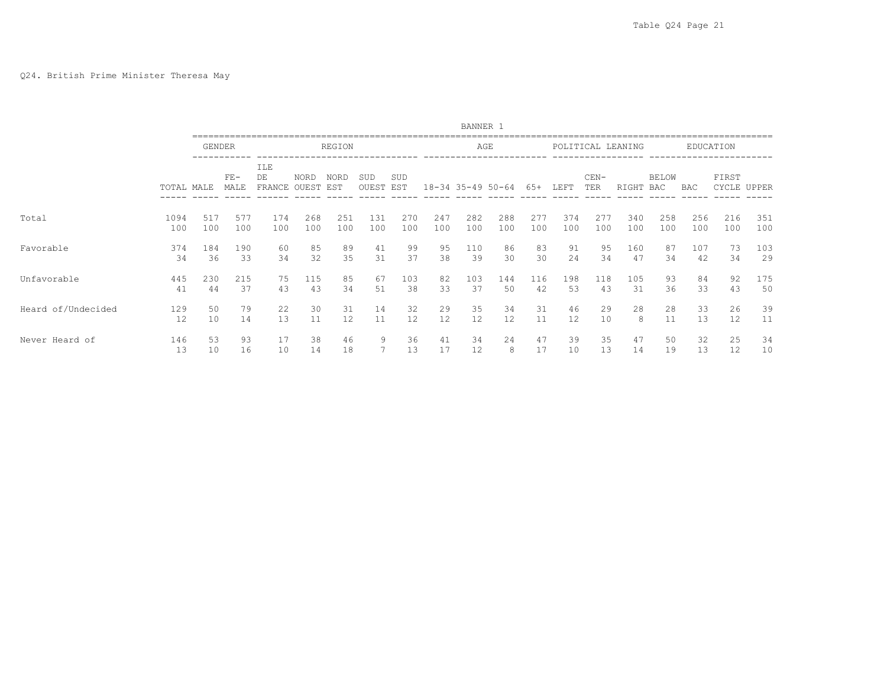Q24. British Prime Minister Theresa May

BANNER 1

| | | GENDER | | REGION | | | | | AGE | | | | POLITICAL LEANING | | | EDUCATION | | | |
|---|---|---|---|---|---|---|---|---|---|---|---|---|---|---|---|---|---|---|---|
| | TOTAL | MALE | FE-MALE | ILE DE FRANCE | NORD OUEST | NORD EST | SUD OUEST | SUD EST | 18-34 | 35-49 | 50-64 | 65+ | LEFT | CEN-TER | RIGHT | BELOW BAC | BAC | FIRST CYCLE | UPPER |
| Total | 1094 | 517 | 577 | 174 | 268 | 251 | 131 | 270 | 247 | 282 | 288 | 277 | 374 | 277 | 340 | 258 | 256 | 216 | 351 |
| | 100 | 100 | 100 | 100 | 100 | 100 | 100 | 100 | 100 | 100 | 100 | 100 | 100 | 100 | 100 | 100 | 100 | 100 | 100 |
| Favorable | 374 | 184 | 190 | 60 | 85 | 89 | 41 | 99 | 95 | 110 | 86 | 83 | 91 | 95 | 160 | 87 | 107 | 73 | 103 |
| | 34 | 36 | 33 | 34 | 32 | 35 | 31 | 37 | 38 | 39 | 30 | 30 | 24 | 34 | 47 | 34 | 42 | 34 | 29 |
| Unfavorable | 445 | 230 | 215 | 75 | 115 | 85 | 67 | 103 | 82 | 103 | 144 | 116 | 198 | 118 | 105 | 93 | 84 | 92 | 175 |
| | 41 | 44 | 37 | 43 | 43 | 34 | 51 | 38 | 33 | 37 | 50 | 42 | 53 | 43 | 31 | 36 | 33 | 43 | 50 |
| Heard of/Undecided | 129 | 50 | 79 | 22 | 30 | 31 | 14 | 32 | 29 | 35 | 34 | 31 | 46 | 29 | 28 | 28 | 33 | 26 | 39 |
| | 12 | 10 | 14 | 13 | 11 | 12 | 11 | 12 | 12 | 12 | 12 | 11 | 12 | 10 | 8 | 11 | 13 | 12 | 11 |
| Never Heard of | 146 | 53 | 93 | 17 | 38 | 46 | 9 | 36 | 41 | 34 | 24 | 47 | 39 | 35 | 47 | 50 | 32 | 25 | 34 |
| | 13 | 10 | 16 | 10 | 14 | 18 | 7 | 13 | 17 | 12 | 8 | 17 | 10 | 13 | 14 | 19 | 13 | 12 | 10 |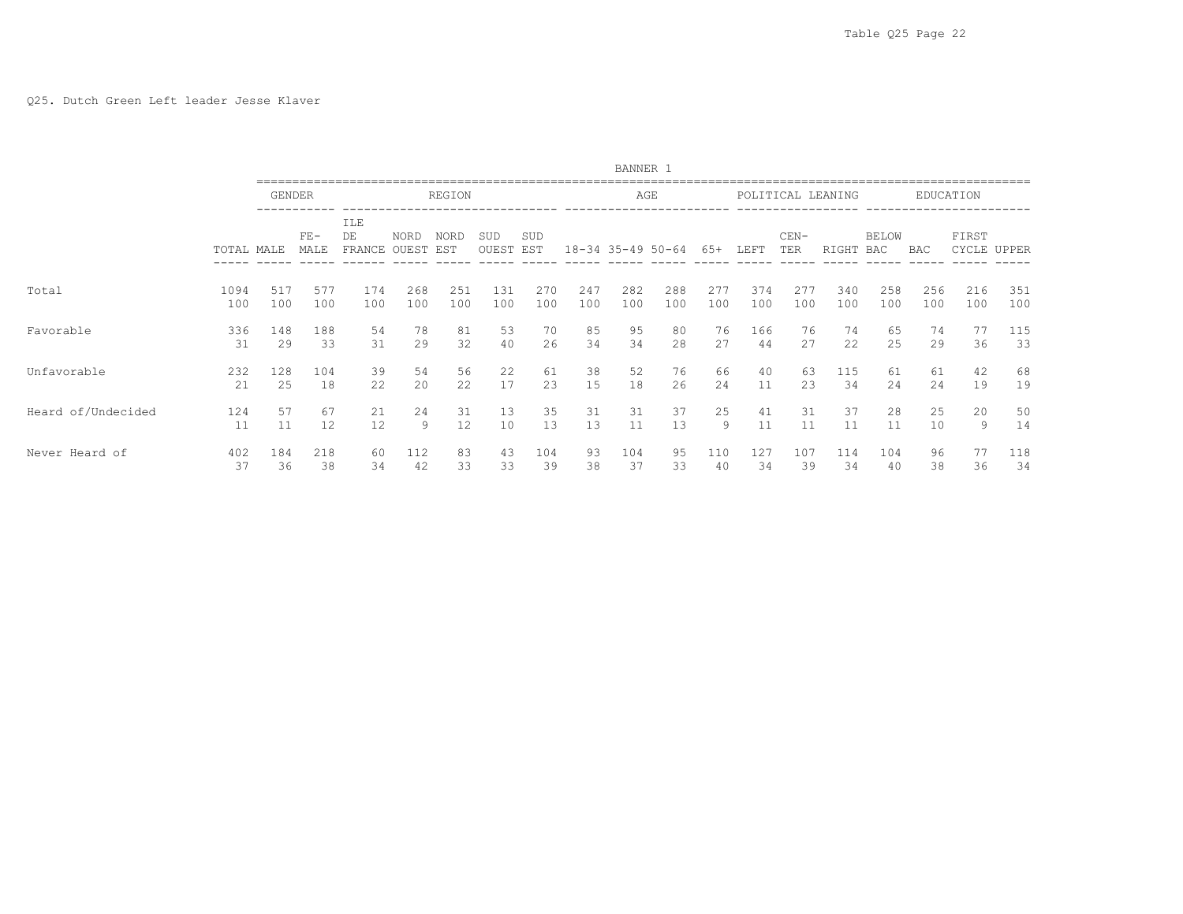Q25. Dutch Green Left leader Jesse Klaver

BANNER 1

| | | GENDER | | REGION | | | | | AGE | | | | POLITICAL LEANING | | | EDUCATION | | | |
|---|---|---|---|---|---|---|---|---|---|---|---|---|---|---|---|---|---|---|---|
| | TOTAL | MALE | FE-MALE | ILE DE FRANCE | NORD OUEST | NORD EST | SUD OUEST | SUD EST | 18-34 | 35-49 | 50-64 | 65+ | LEFT | CEN-TER | RIGHT | BELOW BAC | BAC | FIRST CYCLE | UPPER |
| Total | 1094 | 517 | 577 | 174 | 268 | 251 | 131 | 270 | 247 | 282 | 288 | 277 | 374 | 277 | 340 | 258 | 256 | 216 | 351 |
| | 100 | 100 | 100 | 100 | 100 | 100 | 100 | 100 | 100 | 100 | 100 | 100 | 100 | 100 | 100 | 100 | 100 | 100 | 100 |
| Favorable | 336 | 148 | 188 | 54 | 78 | 81 | 53 | 70 | 85 | 95 | 80 | 76 | 166 | 76 | 74 | 65 | 74 | 77 | 115 |
| | 31 | 29 | 33 | 31 | 29 | 32 | 40 | 26 | 34 | 34 | 28 | 27 | 44 | 27 | 22 | 25 | 29 | 36 | 33 |
| Unfavorable | 232 | 128 | 104 | 39 | 54 | 56 | 22 | 61 | 38 | 52 | 76 | 66 | 40 | 63 | 115 | 61 | 61 | 42 | 68 |
| | 21 | 25 | 18 | 22 | 20 | 22 | 17 | 23 | 15 | 18 | 26 | 24 | 11 | 23 | 34 | 24 | 24 | 19 | 19 |
| Heard of/Undecided | 124 | 57 | 67 | 21 | 24 | 31 | 13 | 35 | 31 | 31 | 37 | 25 | 41 | 31 | 37 | 28 | 25 | 20 | 50 |
| | 11 | 11 | 12 | 12 | 9 | 12 | 10 | 13 | 13 | 11 | 13 | 9 | 11 | 11 | 11 | 11 | 10 | 9 | 14 |
| Never Heard of | 402 | 184 | 218 | 60 | 112 | 83 | 43 | 104 | 93 | 104 | 95 | 110 | 127 | 107 | 114 | 104 | 96 | 77 | 118 |
| | 37 | 36 | 38 | 34 | 42 | 33 | 33 | 39 | 38 | 37 | 33 | 40 | 34 | 39 | 34 | 40 | 38 | 36 | 34 |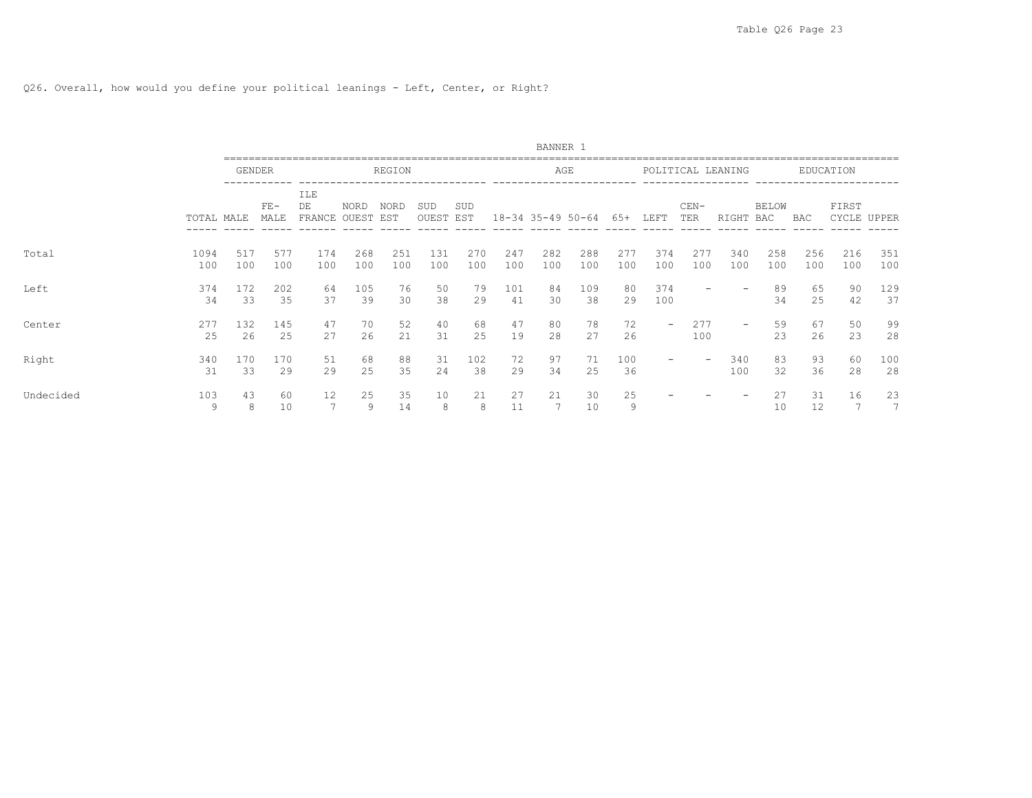Q26. Overall, how would you define your political leanings - Left, Center, or Right?

BANNER 1

| | | GENDER | | REGION | | | | | AGE | | | | POLITICAL LEANING | | | EDUCATION | | | |
|---|---|---|---|---|---|---|---|---|---|---|---|---|---|---|---|---|---|---|---|
| | TOTAL | MALE | FE-MALE | ILE DE FRANCE | NORD OUEST | NORD EST | SUD OUEST | SUD EST | 18-34 | 35-49 | 50-64 | 65+ | LEFT | CEN-TER | RIGHT | BELOW BAC | BAC | FIRST CYCLE | UPPER |
| Total | 1094 | 517 | 577 | 174 | 268 | 251 | 131 | 270 | 247 | 282 | 288 | 277 | 374 | 277 | 340 | 258 | 256 | 216 | 351 |
| | 100 | 100 | 100 | 100 | 100 | 100 | 100 | 100 | 100 | 100 | 100 | 100 | 100 | 100 | 100 | 100 | 100 | 100 | 100 |
| Left | 374 | 172 | 202 | 64 | 105 | 76 | 50 | 79 | 101 | 84 | 109 | 80 | 374 | - | - | 89 | 65 | 90 | 129 |
| | 34 | 33 | 35 | 37 | 39 | 30 | 38 | 29 | 41 | 30 | 38 | 29 | 100 | | | 34 | 25 | 42 | 37 |
| Center | 277 | 132 | 145 | 47 | 70 | 52 | 40 | 68 | 47 | 80 | 78 | 72 | - | 277 | - | 59 | 67 | 50 | 99 |
| | 25 | 26 | 25 | 27 | 26 | 21 | 31 | 25 | 19 | 28 | 27 | 26 | | 100 | | 23 | 26 | 23 | 28 |
| Right | 340 | 170 | 170 | 51 | 68 | 88 | 31 | 102 | 72 | 97 | 71 | 100 | - | - | 340 | 83 | 93 | 60 | 100 |
| | 31 | 33 | 29 | 29 | 25 | 35 | 24 | 38 | 29 | 34 | 25 | 36 | | | 100 | 32 | 36 | 28 | 28 |
| Undecided | 103 | 43 | 60 | 12 | 25 | 35 | 10 | 21 | 27 | 21 | 30 | 25 | - | - | - | 27 | 31 | 16 | 23 |
| | 9 | 8 | 10 | 7 | 9 | 14 | 8 | 8 | 11 | 7 | 10 | 9 | | | | 10 | 12 | 7 | 7 |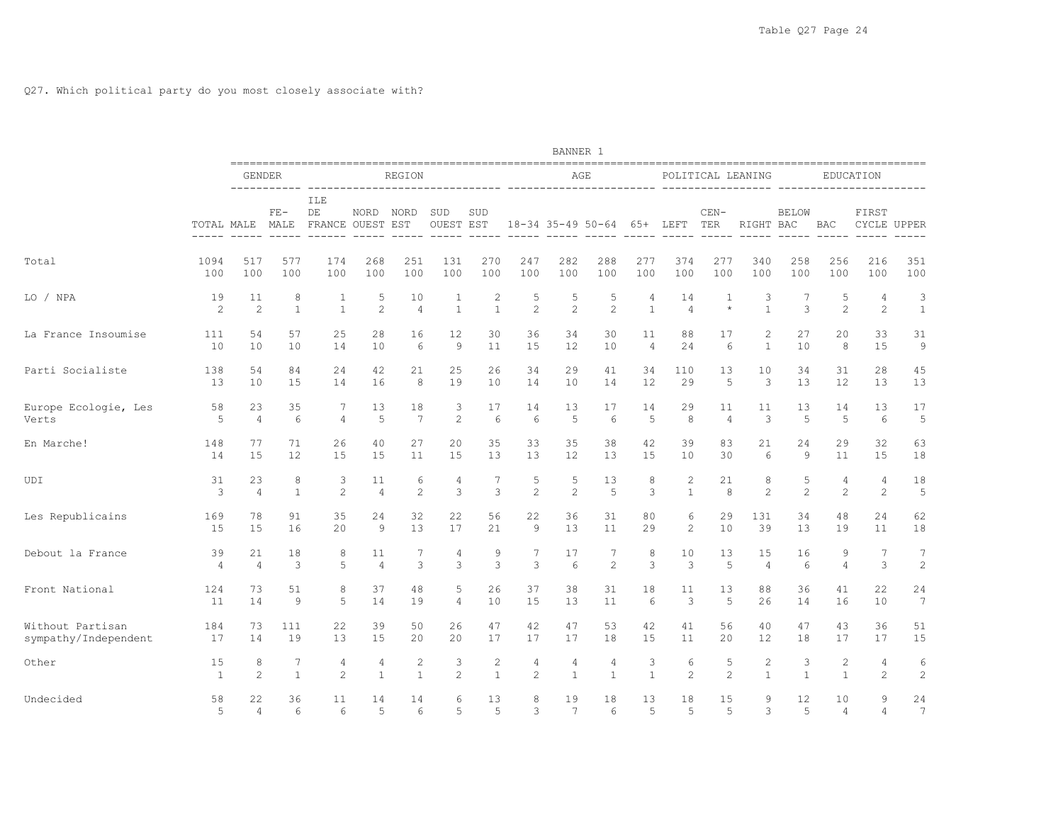Q27. Which political party do you most closely associate with?

BANNER 1

| | | GENDER | | REGION | | | | | AGE | | | | POLITICAL LEANING | | | EDUCATION | | | |
|---|---|---|---|---|---|---|---|---|---|---|---|---|---|---|---|---|---|---|---|
| | TOTAL | MALE | FE-MALE | ILE DE FRANCE | NORD OUEST | NORD EST | SUD OUEST | SUD EST | 18-34 | 35-49 | 50-64 | 65+ | LEFT | CEN-TER | RIGHT | BELOW BAC | BAC | FIRST CYCLE | UPPER |
| Total | 1094 | 517 | 577 | 174 | 268 | 251 | 131 | 270 | 247 | 282 | 288 | 277 | 374 | 277 | 340 | 258 | 256 | 216 | 351 |
| | 100 | 100 | 100 | 100 | 100 | 100 | 100 | 100 | 100 | 100 | 100 | 100 | 100 | 100 | 100 | 100 | 100 | 100 | 100 |
| LO / NPA | 19 | 11 | 8 | 1 | 5 | 10 | 1 | 2 | 5 | 5 | 5 | 4 | 14 | 1 | 3 | 7 | 5 | 4 | 3 |
| | 2 | 2 | 1 | 1 | 2 | 4 | 1 | 1 | 2 | 2 | 2 | 1 | 4 | * | 1 | 3 | 2 | 2 | 1 |
| La France Insoumise | 111 | 54 | 57 | 25 | 28 | 16 | 12 | 30 | 36 | 34 | 30 | 11 | 88 | 17 | 2 | 27 | 20 | 33 | 31 |
| | 10 | 10 | 10 | 14 | 10 | 6 | 9 | 11 | 15 | 12 | 10 | 4 | 24 | 6 | 1 | 10 | 8 | 15 | 9 |
| Parti Socialiste | 138 | 54 | 84 | 24 | 42 | 21 | 25 | 26 | 34 | 29 | 41 | 34 | 110 | 13 | 10 | 34 | 31 | 28 | 45 |
| | 13 | 10 | 15 | 14 | 16 | 8 | 19 | 10 | 14 | 10 | 14 | 12 | 29 | 5 | 3 | 13 | 12 | 13 | 13 |
| Europe Ecologie, Les Verts | 58 | 23 | 35 | 7 | 13 | 18 | 3 | 17 | 14 | 13 | 17 | 14 | 29 | 11 | 11 | 13 | 14 | 13 | 17 |
| | 5 | 4 | 6 | 4 | 5 | 7 | 2 | 6 | 6 | 5 | 6 | 5 | 8 | 4 | 3 | 5 | 5 | 6 | 5 |
| En Marche! | 148 | 77 | 71 | 26 | 40 | 27 | 20 | 35 | 33 | 35 | 38 | 42 | 39 | 83 | 21 | 24 | 29 | 32 | 63 |
| | 14 | 15 | 12 | 15 | 15 | 11 | 15 | 13 | 13 | 12 | 13 | 15 | 10 | 30 | 6 | 9 | 11 | 15 | 18 |
| UDI | 31 | 23 | 8 | 3 | 11 | 6 | 4 | 7 | 5 | 5 | 13 | 8 | 2 | 21 | 8 | 5 | 4 | 4 | 18 |
| | 3 | 4 | 1 | 2 | 4 | 2 | 3 | 3 | 2 | 2 | 5 | 3 | 1 | 8 | 2 | 2 | 2 | 2 | 5 |
| Les Republicains | 169 | 78 | 91 | 35 | 24 | 32 | 22 | 56 | 22 | 36 | 31 | 80 | 6 | 29 | 131 | 34 | 48 | 24 | 62 |
| | 15 | 15 | 16 | 20 | 9 | 13 | 17 | 21 | 9 | 13 | 11 | 29 | 2 | 10 | 39 | 13 | 19 | 11 | 18 |
| Debout la France | 39 | 21 | 18 | 8 | 11 | 7 | 4 | 9 | 7 | 17 | 7 | 8 | 10 | 13 | 15 | 16 | 9 | 7 | 7 |
| | 4 | 4 | 3 | 5 | 4 | 3 | 3 | 3 | 3 | 6 | 2 | 3 | 3 | 5 | 4 | 6 | 4 | 3 | 2 |
| Front National | 124 | 73 | 51 | 8 | 37 | 48 | 5 | 26 | 37 | 38 | 31 | 18 | 11 | 13 | 88 | 36 | 41 | 22 | 24 |
| | 11 | 14 | 9 | 5 | 14 | 19 | 4 | 10 | 15 | 13 | 11 | 6 | 3 | 5 | 26 | 14 | 16 | 10 | 7 |
| Without Partisan sympathy/Independent | 184 | 73 | 111 | 22 | 39 | 50 | 26 | 47 | 42 | 47 | 53 | 42 | 41 | 56 | 40 | 47 | 43 | 36 | 51 |
| | 17 | 14 | 19 | 13 | 15 | 20 | 20 | 17 | 17 | 17 | 18 | 15 | 11 | 20 | 12 | 18 | 17 | 17 | 15 |
| Other | 15 | 8 | 7 | 4 | 4 | 2 | 3 | 2 | 4 | 4 | 4 | 3 | 6 | 5 | 2 | 3 | 2 | 4 | 6 |
| | 1 | 2 | 1 | 2 | 1 | 1 | 2 | 1 | 2 | 1 | 1 | 1 | 2 | 2 | 1 | 1 | 1 | 2 | 2 |
| Undecided | 58 | 22 | 36 | 11 | 14 | 14 | 6 | 13 | 8 | 19 | 18 | 13 | 18 | 15 | 9 | 12 | 10 | 9 | 24 |
| | 5 | 4 | 6 | 6 | 5 | 6 | 5 | 5 | 3 | 7 | 6 | 5 | 5 | 5 | 3 | 5 | 4 | 4 | 7 |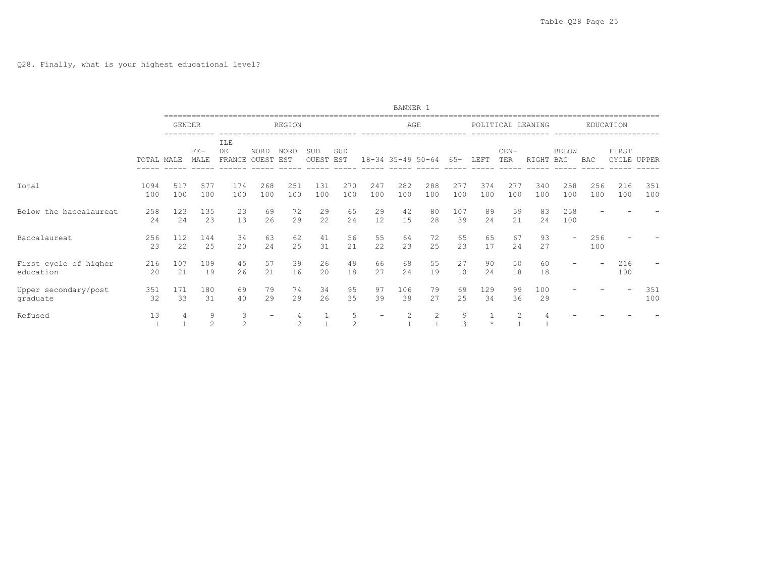Q28. Finally, what is your highest educational level?

BANNER 1

| | TOTAL | GENDER | | REGION | | | | | AGE | | | | POLITICAL LEANING | | | EDUCATION | | | |
|---|---|---|---|---|---|---|---|---|---|---|---|---|---|---|---|---|---|---|---|
| | | MALE | FE-MALE | ILE DE FRANCE | NORD OUEST | NORD EST | SUD OUEST | SUD EST | 18-34 | 35-49 | 50-64 | 65+ | LEFT | CEN-TER | RIGHT | BELOW BAC | BAC | FIRST CYCLE | UPPER |
| Total | 1094 | 517 | 577 | 174 | 268 | 251 | 131 | 270 | 247 | 282 | 288 | 277 | 374 | 277 | 340 | 258 | 256 | 216 | 351 |
| | 100 | 100 | 100 | 100 | 100 | 100 | 100 | 100 | 100 | 100 | 100 | 100 | 100 | 100 | 100 | 100 | 100 | 100 | 100 |
| Below the baccalaureat | 258 | 123 | 135 | 23 | 69 | 72 | 29 | 65 | 29 | 42 | 80 | 107 | 89 | 59 | 83 | 258 | - | - | - |
| | 24 | 24 | 23 | 13 | 26 | 29 | 22 | 24 | 12 | 15 | 28 | 39 | 24 | 21 | 24 | 100 | | | |
| Baccalaureat | 256 | 112 | 144 | 34 | 63 | 62 | 41 | 56 | 55 | 64 | 72 | 65 | 65 | 67 | 93 | - | 256 | - | - |
| | 23 | 22 | 25 | 20 | 24 | 25 | 31 | 21 | 22 | 23 | 25 | 23 | 17 | 24 | 27 | | 100 | | |
| First cycle of higher education | 216 | 107 | 109 | 45 | 57 | 39 | 26 | 49 | 66 | 68 | 55 | 27 | 90 | 50 | 60 | - | - | 216 | - |
| | 20 | 21 | 19 | 26 | 21 | 16 | 20 | 18 | 27 | 24 | 19 | 10 | 24 | 18 | 18 | | | 100 | |
| Upper secondary/post graduate | 351 | 171 | 180 | 69 | 79 | 74 | 34 | 95 | 97 | 106 | 79 | 69 | 129 | 99 | 100 | - | - | - | 351 |
| | 32 | 33 | 31 | 40 | 29 | 29 | 26 | 35 | 39 | 38 | 27 | 25 | 34 | 36 | 29 | | | | 100 |
| Refused | 13 | 4 | 9 | 3 | - | 4 | 1 | 5 | - | 2 | 2 | 9 | 1 | 2 | 4 | - | - | - | - |
| | 1 | 1 | 2 | 2 | | 2 | 1 | 2 | | 1 | 1 | 3 | * | 1 | 1 | | | | |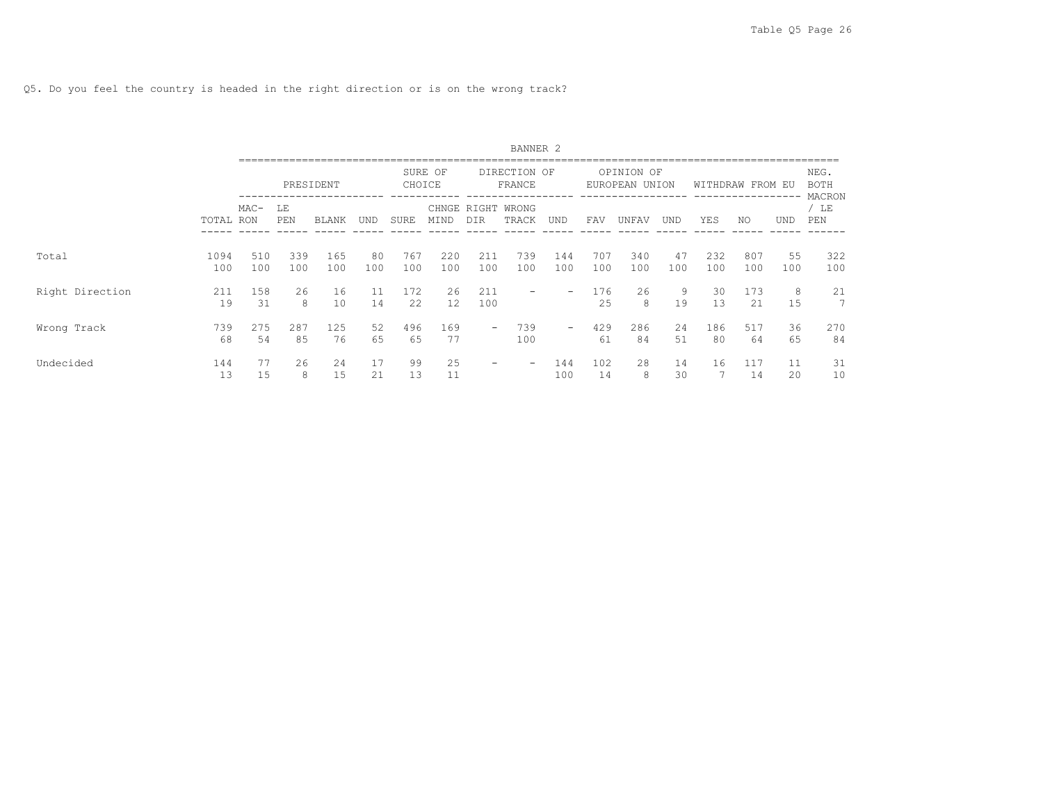Q5. Do you feel the country is headed in the right direction or is on the wrong track?

BANNER 2

| | TOTAL | PRESIDENT | | | | SURE OF CHOICE | | DIRECTION OF FRANCE | | | OPINION OF EUROPEAN UNION | | | WITHDRAW FROM EU | | | NEG. BOTH MACRON / LE PEN |
|---|---|---|---|---|---|---|---|---|---|---|---|---|---|---|---|---|---|
| | | MAC-RON | LE PEN | BLANK | UND | SURE | CHNGE MIND | RIGHT DIR | WRONG TRACK | UND | FAV | UNFAV | UND | YES | NO | UND | |
| Total | 1094 | 510 | 339 | 165 | 80 | 767 | 220 | 211 | 739 | 144 | 707 | 340 | 47 | 232 | 807 | 55 | 322 |
| | 100 | 100 | 100 | 100 | 100 | 100 | 100 | 100 | 100 | 100 | 100 | 100 | 100 | 100 | 100 | 100 | 100 |
| Right Direction | 211 | 158 | 26 | 16 | 11 | 172 | 26 | 211 | - | - | 176 | 26 | 9 | 30 | 173 | 8 | 21 |
| | 19 | 31 | 8 | 10 | 14 | 22 | 12 | 100 | | | 25 | 8 | 19 | 13 | 21 | 15 | 7 |
| Wrong Track | 739 | 275 | 287 | 125 | 52 | 496 | 169 | - | 739 | - | 429 | 286 | 24 | 186 | 517 | 36 | 270 |
| | 68 | 54 | 85 | 76 | 65 | 65 | 77 | | 100 | | 61 | 84 | 51 | 80 | 64 | 65 | 84 |
| Undecided | 144 | 77 | 26 | 24 | 17 | 99 | 25 | - | - | 144 | 102 | 28 | 14 | 16 | 117 | 11 | 31 |
| | 13 | 15 | 8 | 15 | 21 | 13 | 11 | | | 100 | 14 | 8 | 30 | 7 | 14 | 20 | 10 |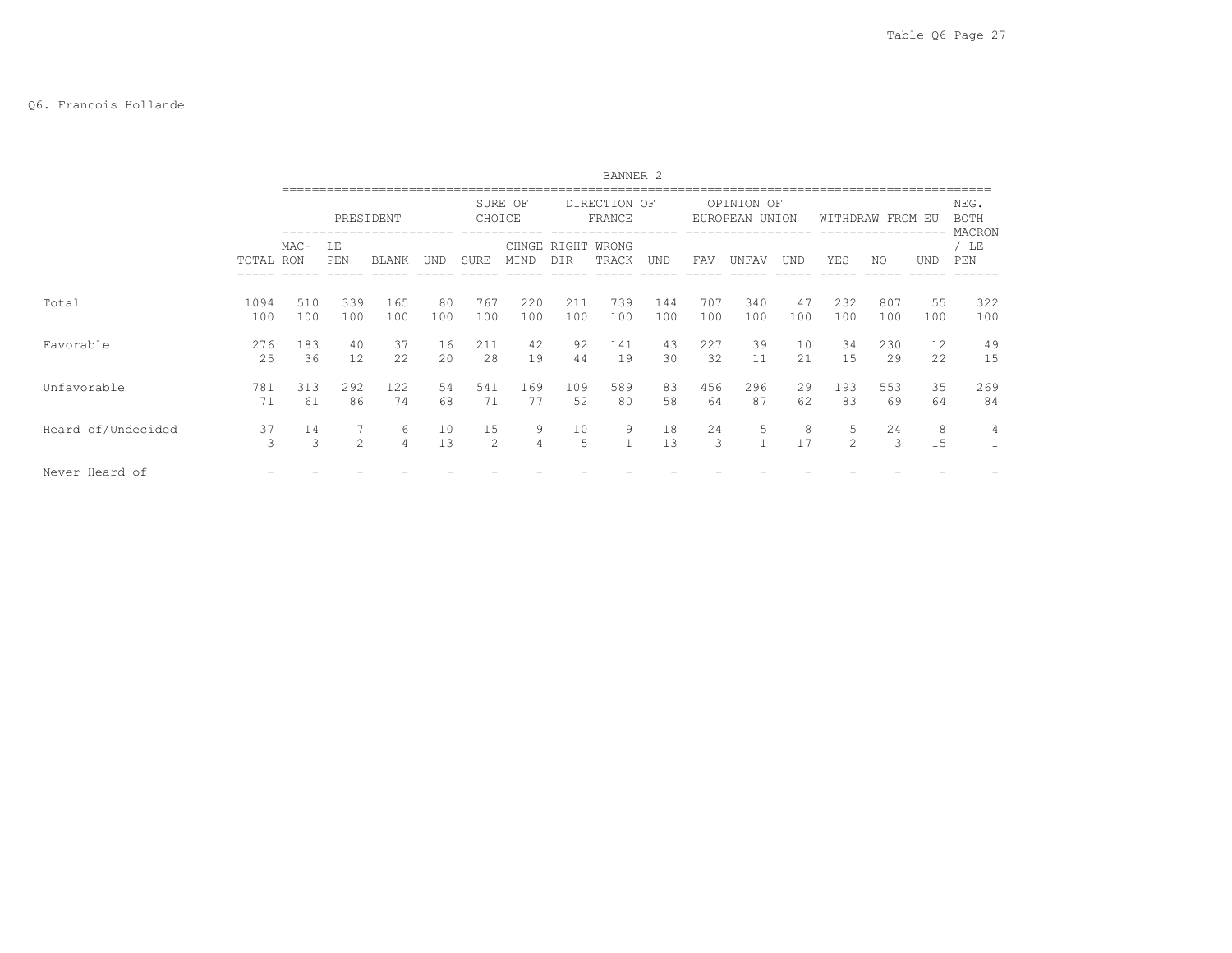Q6. Francois Hollande

BANNER 2

| | TOTAL | PRESIDENT | | | | SURE OF CHOICE | | DIRECTION OF FRANCE | | | OPINION OF EUROPEAN UNION | | | WITHDRAW FROM EU | | | NEG. BOTH MACRON / LE PEN |
|---|---|---|---|---|---|---|---|---|---|---|---|---|---|---|---|---|---|
| | | MAC-RON | LE PEN | BLANK | UND | SURE | CHNGE MIND | RIGHT DIR | WRONG TRACK | UND | FAV | UNFAV | UND | YES | NO | UND | |
| Total | 1094 | 510 | 339 | 165 | 80 | 767 | 220 | 211 | 739 | 144 | 707 | 340 | 47 | 232 | 807 | 55 | 322 |
| | 100 | 100 | 100 | 100 | 100 | 100 | 100 | 100 | 100 | 100 | 100 | 100 | 100 | 100 | 100 | 100 | 100 |
| Favorable | 276 | 183 | 40 | 37 | 16 | 211 | 42 | 92 | 141 | 43 | 227 | 39 | 10 | 34 | 230 | 12 | 49 |
| | 25 | 36 | 12 | 22 | 20 | 28 | 19 | 44 | 19 | 30 | 32 | 11 | 21 | 15 | 29 | 22 | 15 |
| Unfavorable | 781 | 313 | 292 | 122 | 54 | 541 | 169 | 109 | 589 | 83 | 456 | 296 | 29 | 193 | 553 | 35 | 269 |
| | 71 | 61 | 86 | 74 | 68 | 71 | 77 | 52 | 80 | 58 | 64 | 87 | 62 | 83 | 69 | 64 | 84 |
| Heard of/Undecided | 37 | 14 | 7 | 6 | 10 | 15 | 9 | 10 | 9 | 18 | 24 | 5 | 8 | 5 | 24 | 8 | 4 |
| | 3 | 3 | 2 | 4 | 13 | 2 | 4 | 5 | 1 | 13 | 3 | 1 | 17 | 2 | 3 | 15 | 1 |
| Never Heard of | - | - | - | - | - | - | - | - | - | - | - | - | - | - | - | - | - |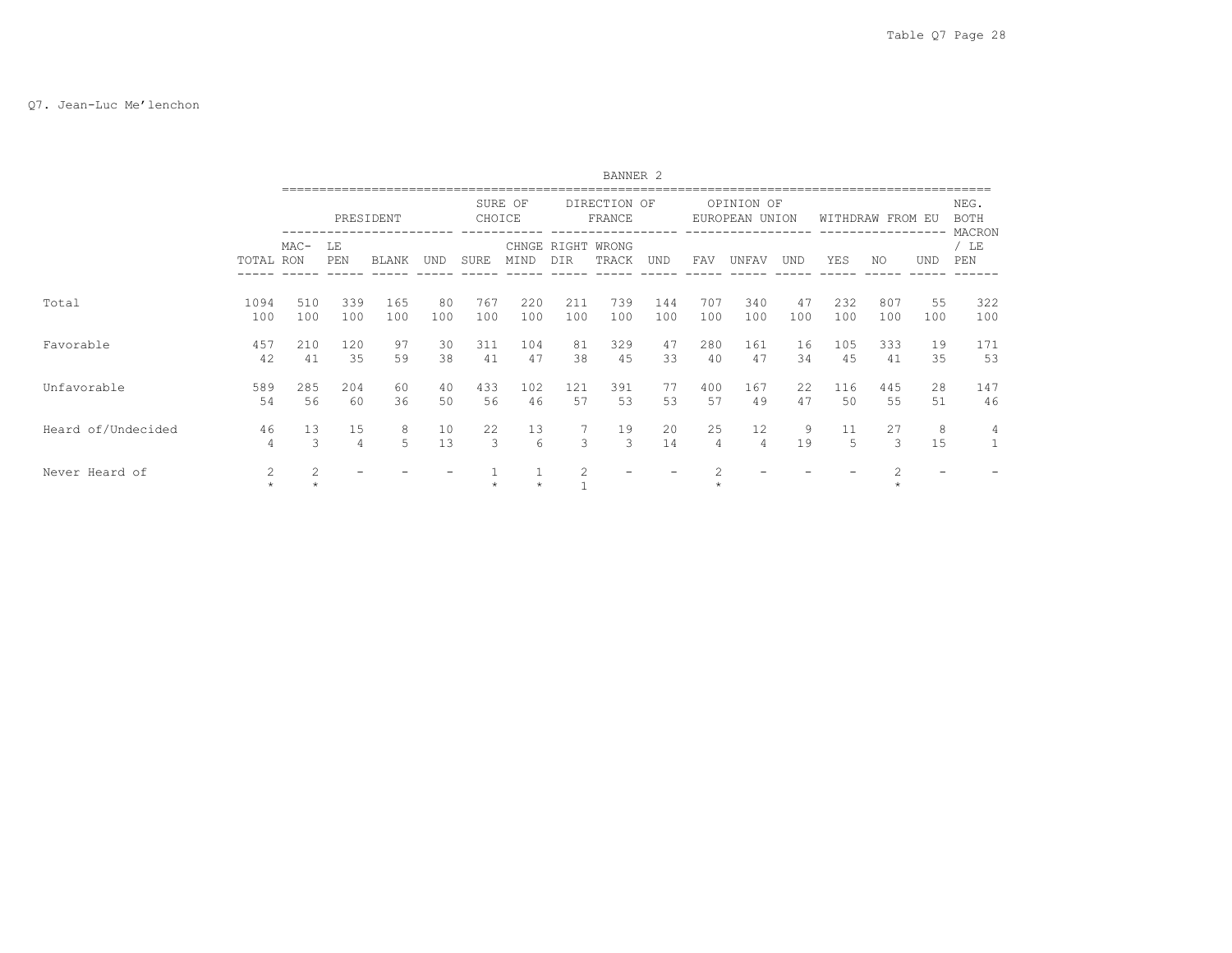Q7. Jean-Luc Me'lenchon

BANNER 2

| | TOTAL | PRESIDENT | | | | SURE OF CHOICE | | DIRECTION OF FRANCE | | | OPINION OF EUROPEAN UNION | | | WITHDRAW FROM EU | | | NEG. BOTH MACRON / LE PEN |
|---|---|---|---|---|---|---|---|---|---|---|---|---|---|---|---|---|---|
| | | MAC-RON | LE PEN | BLANK | UND | SURE | CHNGE MIND | RIGHT DIR | WRONG TRACK | UND | FAV | UNFAV | UND | YES | NO | UND | |
| Total | 1094 | 510 | 339 | 165 | 80 | 767 | 220 | 211 | 739 | 144 | 707 | 340 | 47 | 232 | 807 | 55 | 322 |
| | 100 | 100 | 100 | 100 | 100 | 100 | 100 | 100 | 100 | 100 | 100 | 100 | 100 | 100 | 100 | 100 | 100 |
| Favorable | 457 | 210 | 120 | 97 | 30 | 311 | 104 | 81 | 329 | 47 | 280 | 161 | 16 | 105 | 333 | 19 | 171 |
| | 42 | 41 | 35 | 59 | 38 | 41 | 47 | 38 | 45 | 33 | 40 | 47 | 34 | 45 | 41 | 35 | 53 |
| Unfavorable | 589 | 285 | 204 | 60 | 40 | 433 | 102 | 121 | 391 | 77 | 400 | 167 | 22 | 116 | 445 | 28 | 147 |
| | 54 | 56 | 60 | 36 | 50 | 56 | 46 | 57 | 53 | 53 | 57 | 49 | 47 | 50 | 55 | 51 | 46 |
| Heard of/Undecided | 46 | 13 | 15 | 8 | 10 | 22 | 13 | 7 | 19 | 20 | 25 | 12 | 9 | 11 | 27 | 8 | 4 |
| | 4 | 3 | 4 | 5 | 13 | 3 | 6 | 3 | 3 | 14 | 4 | 4 | 19 | 5 | 3 | 15 | 1 |
| Never Heard of | 2 | 2 | - | - | - | 1 | 1 | 2 | - | - | 2 | - | - | - | 2 | - | - |
| | * | * | | | | * | * | 1 | | | * | | | | * | | |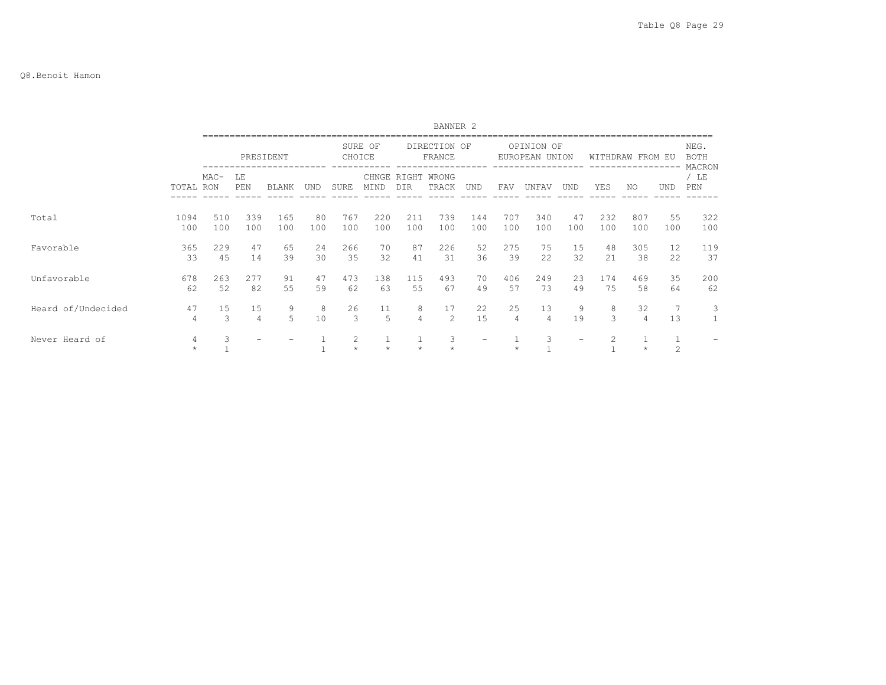Q8.Benoit Hamon

| | | BANNER 2 | | | | | | | | | | | | | | | | |
|---|---|---|---|---|---|---|---|---|---|---|---|---|---|---|---|---|---|---|
| | | PRESIDENT | | | | SURE OF CHOICE | | DIRECTION OF FRANCE | | | OPINION OF EUROPEAN UNION | | | WITHDRAW FROM EU | | | NEG. BOTH MACRON / LE PEN |
| | TOTAL | MAC-RON | LE PEN | BLANK | UND | SURE | CHNGE MIND | RIGHT DIR | WRONG TRACK | UND | FAV | UNFAV | UND | YES | NO | UND | |
| Total | 1094 | 510 | 339 | 165 | 80 | 767 | 220 | 211 | 739 | 144 | 707 | 340 | 47 | 232 | 807 | 55 | 322 |
| | 100 | 100 | 100 | 100 | 100 | 100 | 100 | 100 | 100 | 100 | 100 | 100 | 100 | 100 | 100 | 100 | 100 |
| Favorable | 365 | 229 | 47 | 65 | 24 | 266 | 70 | 87 | 226 | 52 | 275 | 75 | 15 | 48 | 305 | 12 | 119 |
| | 33 | 45 | 14 | 39 | 30 | 35 | 32 | 41 | 31 | 36 | 39 | 22 | 32 | 21 | 38 | 22 | 37 |
| Unfavorable | 678 | 263 | 277 | 91 | 47 | 473 | 138 | 115 | 493 | 70 | 406 | 249 | 23 | 174 | 469 | 35 | 200 |
| | 62 | 52 | 82 | 55 | 59 | 62 | 63 | 55 | 67 | 49 | 57 | 73 | 49 | 75 | 58 | 64 | 62 |
| Heard of/Undecided | 47 | 15 | 15 | 9 | 8 | 26 | 11 | 8 | 17 | 22 | 25 | 13 | 9 | 8 | 32 | 7 | 3 |
| | 4 | 3 | 4 | 5 | 10 | 3 | 5 | 4 | 2 | 15 | 4 | 4 | 19 | 3 | 4 | 13 | 1 |
| Never Heard of | 4 | 3 | - | - | 1 | 2 | 1 | 1 | 3 | - | 1 | 3 | - | 2 | 1 | 1 | - |
| | * | 1 | | | 1 | * | * | * | * | | * | 1 | | 1 | * | 2 | |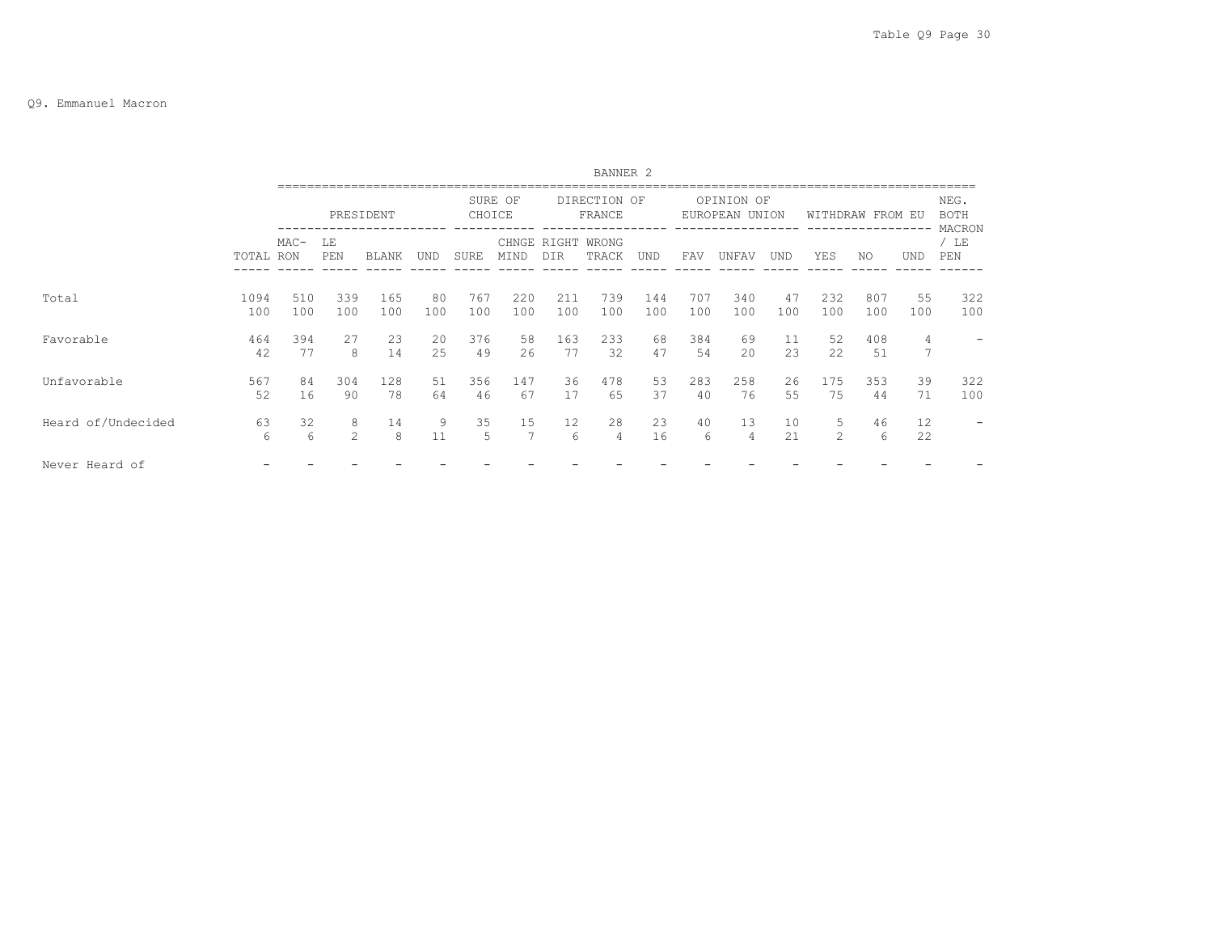Table Q9 Page 30

Q9. Emmanuel Macron

BANNER 2

| | TOTAL | PRESIDENT | | | | SURE OF CHOICE | | DIRECTION OF FRANCE | | | OPINION OF EUROPEAN UNION | | | WITHDRAW FROM EU | | | NEG. BOTH MACRON / LE PEN |
|---|---|---|---|---|---|---|---|---|---|---|---|---|---|---|---|---|---|
| | | MAC-RON | LE PEN | BLANK | UND | SURE | CHNGE MIND | RIGHT DIR | WRONG TRACK | UND | FAV | UNFAV | UND | YES | NO | UND | |
| Total | 1094 | 510 | 339 | 165 | 80 | 767 | 220 | 211 | 739 | 144 | 707 | 340 | 47 | 232 | 807 | 55 | 322 |
| | 100 | 100 | 100 | 100 | 100 | 100 | 100 | 100 | 100 | 100 | 100 | 100 | 100 | 100 | 100 | 100 | 100 |
| Favorable | 464 | 394 | 27 | 23 | 20 | 376 | 58 | 163 | 233 | 68 | 384 | 69 | 11 | 52 | 408 | 4 | - |
| | 42 | 77 | 8 | 14 | 25 | 49 | 26 | 77 | 32 | 47 | 54 | 20 | 23 | 22 | 51 | 7 | |
| Unfavorable | 567 | 84 | 304 | 128 | 51 | 356 | 147 | 36 | 478 | 53 | 283 | 258 | 26 | 175 | 353 | 39 | 322 |
| | 52 | 16 | 90 | 78 | 64 | 46 | 67 | 17 | 65 | 37 | 40 | 76 | 55 | 75 | 44 | 71 | 100 |
| Heard of/Undecided | 63 | 32 | 8 | 14 | 9 | 35 | 15 | 12 | 28 | 23 | 40 | 13 | 10 | 5 | 46 | 12 | - |
| | 6 | 6 | 2 | 8 | 11 | 5 | 7 | 6 | 4 | 16 | 6 | 4 | 21 | 2 | 6 | 22 | |
| Never Heard of | - | - | - | - | - | - | - | - | - | - | - | - | - | - | - | - | - |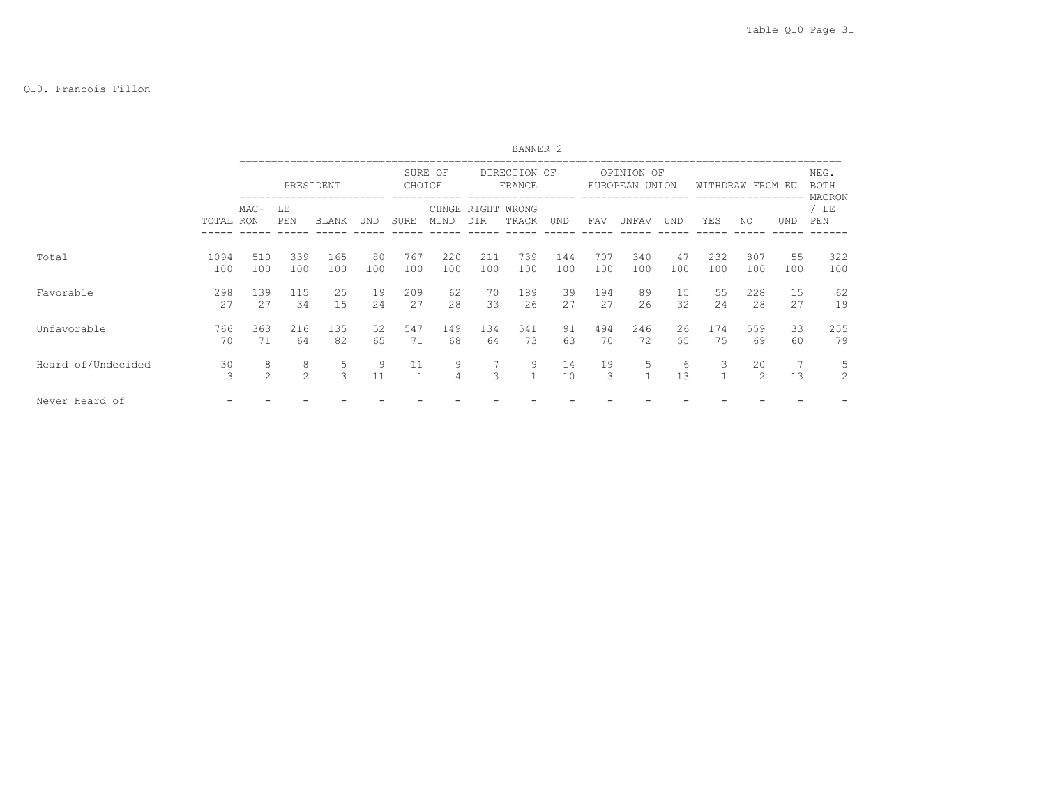Q10. Francois Fillon

| | | BANNER 2 | | | | | | | | | | | | | | | |
|---|---|---|---|---|---|---|---|---|---|---|---|---|---|---|---|---|---|
| | | PRESIDENT | | | | SURE OF CHOICE | | DIRECTION OF FRANCE | | | OPINION OF EUROPEAN UNION | | | WITHDRAW FROM EU | | | NEG. BOTH MACRON / LE PEN |
| | TOTAL | MAC-RON | LE PEN | BLANK | UND | SURE | CHNGE MIND | RIGHT DIR | WRONG TRACK | UND | FAV | UNFAV | UND | YES | NO | UND | |
| Total | 1094 | 510 | 339 | 165 | 80 | 767 | 220 | 211 | 739 | 144 | 707 | 340 | 47 | 232 | 807 | 55 | 322 |
| | 100 | 100 | 100 | 100 | 100 | 100 | 100 | 100 | 100 | 100 | 100 | 100 | 100 | 100 | 100 | 100 | 100 |
| Favorable | 298 | 139 | 115 | 25 | 19 | 209 | 62 | 70 | 189 | 39 | 194 | 89 | 15 | 55 | 228 | 15 | 62 |
| | 27 | 27 | 34 | 15 | 24 | 27 | 28 | 33 | 26 | 27 | 27 | 26 | 32 | 24 | 28 | 27 | 19 |
| Unfavorable | 766 | 363 | 216 | 135 | 52 | 547 | 149 | 134 | 541 | 91 | 494 | 246 | 26 | 174 | 559 | 33 | 255 |
| | 70 | 71 | 64 | 82 | 65 | 71 | 68 | 64 | 73 | 63 | 70 | 72 | 55 | 75 | 69 | 60 | 79 |
| Heard of/Undecided | 30 | 8 | 8 | 5 | 9 | 11 | 9 | 7 | 9 | 14 | 19 | 5 | 6 | 3 | 20 | 7 | 5 |
| | 3 | 2 | 2 | 3 | 11 | 1 | 4 | 3 | 1 | 10 | 3 | 1 | 13 | 1 | 2 | 13 | 2 |
| Never Heard of | - | - | - | - | - | - | - | - | - | - | - | - | - | - | - | - | - |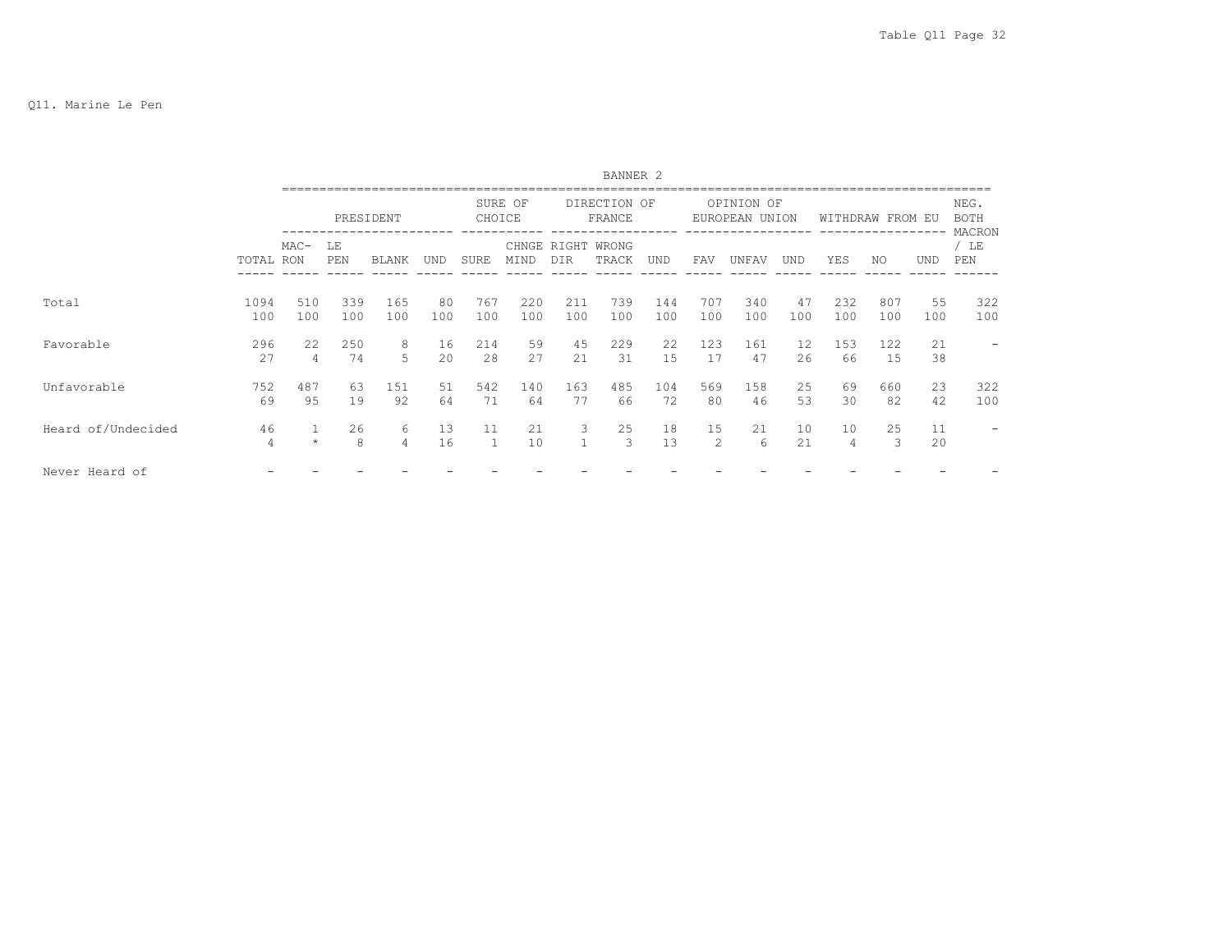Q11. Marine Le Pen

| | | BANNER 2 | | | | | | | | | | | | | | | |
|---|---|---|---|---|---|---|---|---|---|---|---|---|---|---|---|---|---|
| | | PRESIDENT | | | | SURE OF CHOICE | | DIRECTION OF FRANCE | | | OPINION OF EUROPEAN UNION | | | WITHDRAW FROM EU | | | NEG. BOTH MACRON / LE PEN |
| | TOTAL | MAC-RON | LE PEN | BLANK | UND | SURE | CHNGE MIND | RIGHT DIR | WRONG TRACK | UND | FAV | UNFAV | UND | YES | NO | UND | |
| Total | 1094 | 510 | 339 | 165 | 80 | 767 | 220 | 211 | 739 | 144 | 707 | 340 | 47 | 232 | 807 | 55 | 322 |
| | 100 | 100 | 100 | 100 | 100 | 100 | 100 | 100 | 100 | 100 | 100 | 100 | 100 | 100 | 100 | 100 | 100 |
| Favorable | 296 | 22 | 250 | 8 | 16 | 214 | 59 | 45 | 229 | 22 | 123 | 161 | 12 | 153 | 122 | 21 | - |
| | 27 | 4 | 74 | 5 | 20 | 28 | 27 | 21 | 31 | 15 | 17 | 47 | 26 | 66 | 15 | 38 | |
| Unfavorable | 752 | 487 | 63 | 151 | 51 | 542 | 140 | 163 | 485 | 104 | 569 | 158 | 25 | 69 | 660 | 23 | 322 |
| | 69 | 95 | 19 | 92 | 64 | 71 | 64 | 77 | 66 | 72 | 80 | 46 | 53 | 30 | 82 | 42 | 100 |
| Heard of/Undecided | 46 | 1 | 26 | 6 | 13 | 11 | 21 | 3 | 25 | 18 | 15 | 21 | 10 | 10 | 25 | 11 | - |
| | 4 | * | 8 | 4 | 16 | 1 | 10 | 1 | 3 | 13 | 2 | 6 | 21 | 4 | 3 | 20 | |
| Never Heard of | - | - | - | - | - | - | - | - | - | - | - | - | - | - | - | - | - |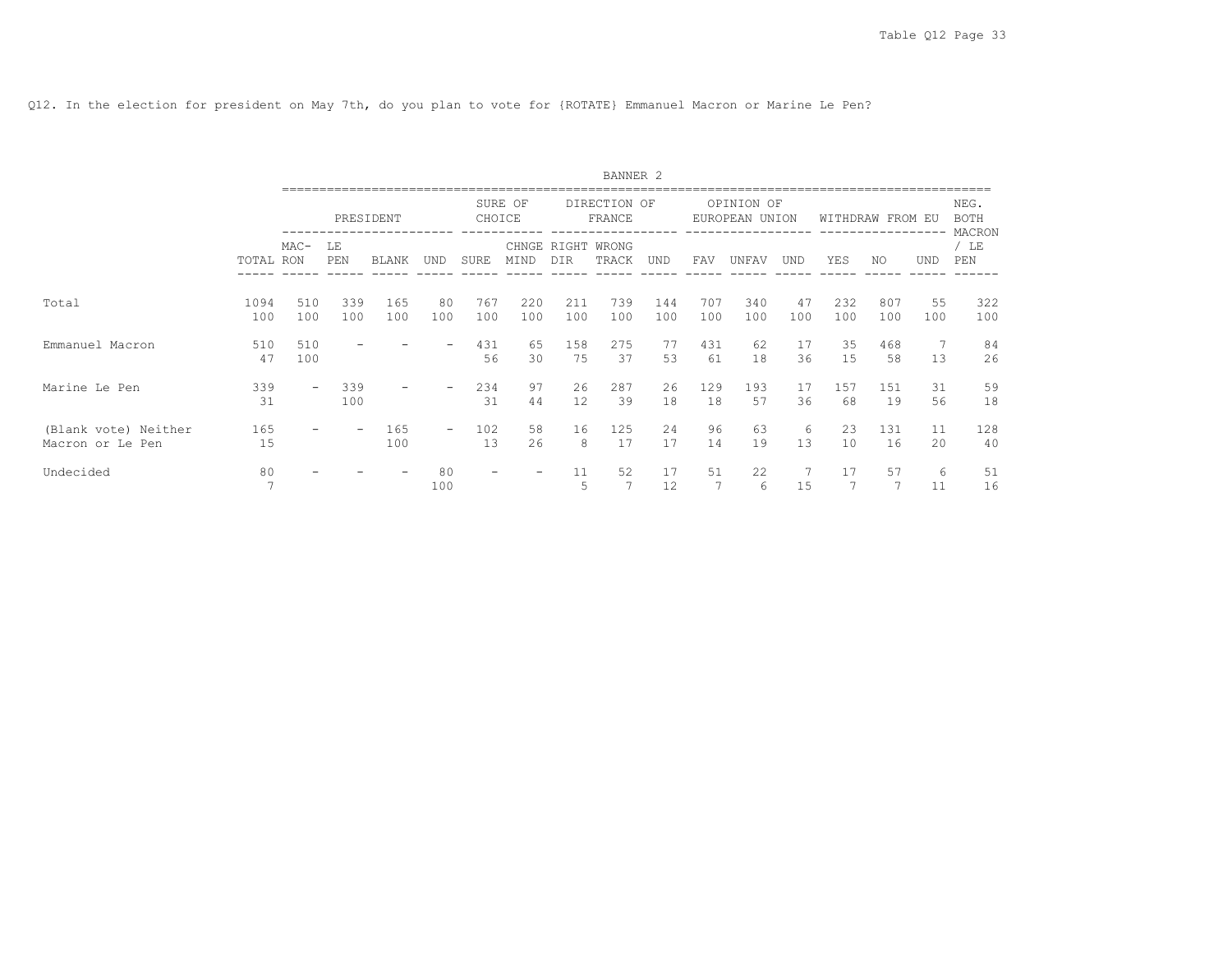Q12. In the election for president on May 7th, do you plan to vote for {ROTATE} Emmanuel Macron or Marine Le Pen?

| | | BANNER 2 | | | | | | | | | | | | | | | | |
|---|---|---|---|---|---|---|---|---|---|---|---|---|---|---|---|---|---|---|
| | | PRESIDENT | | | | SURE OF CHOICE | | DIRECTION OF FRANCE | | | OPINION OF EUROPEAN UNION | | | WITHDRAW FROM EU | | | NEG. BOTH MACRON / LE PEN |
| | TOTAL | MAC-RON | LE PEN | BLANK | UND | SURE | CHNGE MIND | RIGHT DIR | WRONG TRACK | UND | FAV | UNFAV | UND | YES | NO | UND | |
| Total | 1094 | 510 | 339 | 165 | 80 | 767 | 220 | 211 | 739 | 144 | 707 | 340 | 47 | 232 | 807 | 55 | 322 |
| | 100 | 100 | 100 | 100 | 100 | 100 | 100 | 100 | 100 | 100 | 100 | 100 | 100 | 100 | 100 | 100 | 100 |
| Emmanuel Macron | 510 | 510 | - | - | - | 431 | 65 | 158 | 275 | 77 | 431 | 62 | 17 | 35 | 468 | 7 | 84 |
| | 47 | 100 | | | | 56 | 30 | 75 | 37 | 53 | 61 | 18 | 36 | 15 | 58 | 13 | 26 |
| Marine Le Pen | 339 | - | 339 | - | - | 234 | 97 | 26 | 287 | 26 | 129 | 193 | 17 | 157 | 151 | 31 | 59 |
| | 31 | | 100 | | | 31 | 44 | 12 | 39 | 18 | 18 | 57 | 36 | 68 | 19 | 56 | 18 |
| (Blank vote) Neither Macron or Le Pen | 165 | - | - | 165 | - | 102 | 58 | 16 | 125 | 24 | 96 | 63 | 6 | 23 | 131 | 11 | 128 |
| | 15 | | | 100 | | 13 | 26 | 8 | 17 | 17 | 14 | 19 | 13 | 10 | 16 | 20 | 40 |
| Undecided | 80 | - | - | - | 80 | - | - | 11 | 52 | 17 | 51 | 22 | 7 | 17 | 57 | 6 | 51 |
| | 7 | | | | 100 | | | 5 | 7 | 12 | 7 | 6 | 15 | 7 | 7 | 11 | 16 |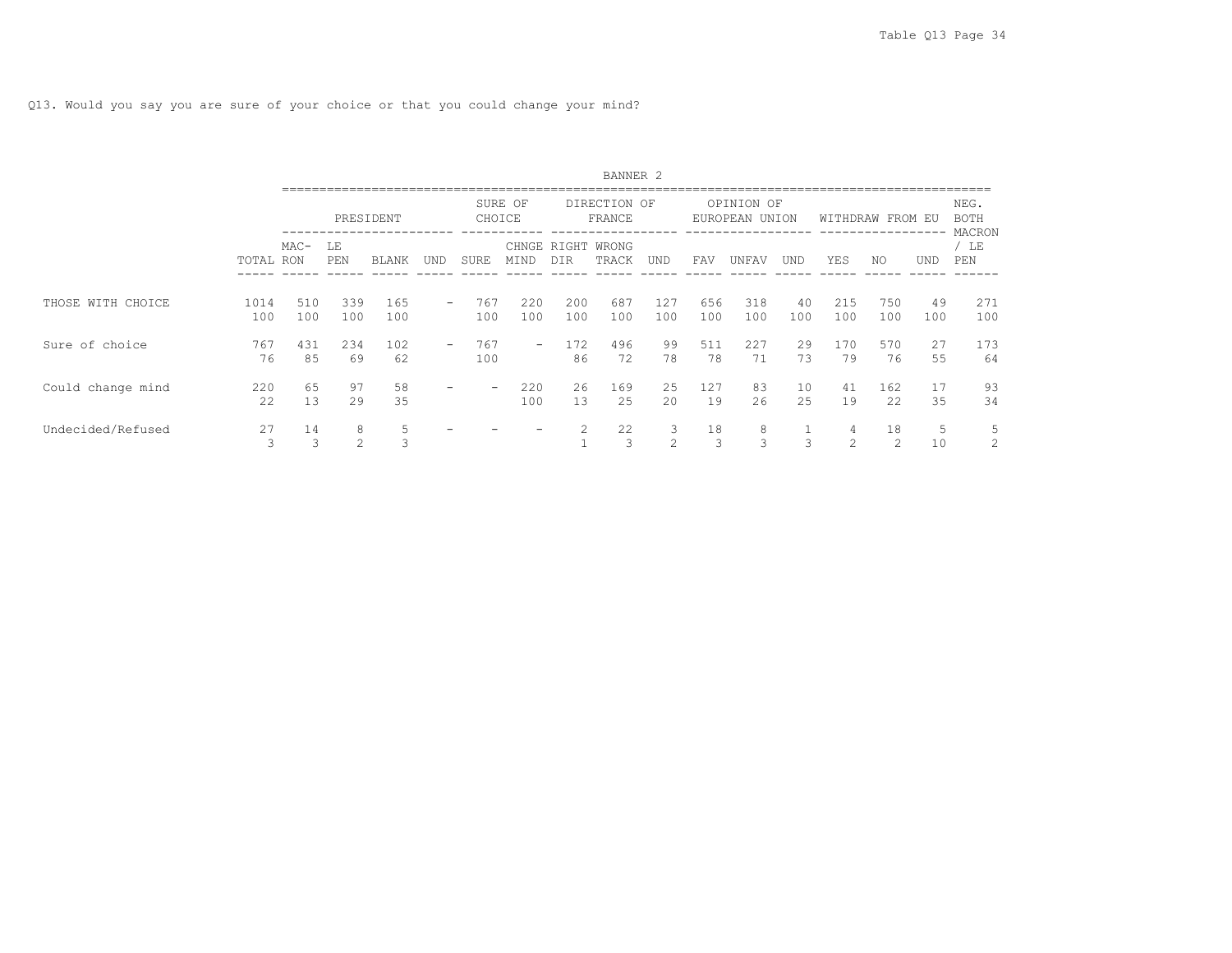Q13. Would you say you are sure of your choice or that you could change your mind?

BANNER 2

| | | PRESIDENT | | | | SURE OF CHOICE | | DIRECTION OF FRANCE | | | OPINION OF EUROPEAN UNION | | | WITHDRAW FROM EU | | | NEG. BOTH MACRON / LE PEN |
|---|---|---|---|---|---|---|---|---|---|---|---|---|---|---|---|---|---|
| | TOTAL | MAC-RON | LE PEN | BLANK | UND | SURE | CHNGE MIND | RIGHT DIR | WRONG TRACK | UND | FAV | UNFAV | UND | YES | NO | UND | |
| THOSE WITH CHOICE | 1014 | 510 | 339 | 165 | - | 767 | 220 | 200 | 687 | 127 | 656 | 318 | 40 | 215 | 750 | 49 | 271 |
| | 100 | 100 | 100 | 100 | | 100 | 100 | 100 | 100 | 100 | 100 | 100 | 100 | 100 | 100 | 100 | 100 |
| Sure of choice | 767 | 431 | 234 | 102 | - | 767 | - | 172 | 496 | 99 | 511 | 227 | 29 | 170 | 570 | 27 | 173 |
| | 76 | 85 | 69 | 62 | | 100 | | 86 | 72 | 78 | 78 | 71 | 73 | 79 | 76 | 55 | 64 |
| Could change mind | 220 | 65 | 97 | 58 | - | - | 220 | 26 | 169 | 25 | 127 | 83 | 10 | 41 | 162 | 17 | 93 |
| | 22 | 13 | 29 | 35 | | | 100 | 13 | 25 | 20 | 19 | 26 | 25 | 19 | 22 | 35 | 34 |
| Undecided/Refused | 27 | 14 | 8 | 5 | - | - | - | 2 | 22 | 3 | 18 | 8 | 1 | 4 | 18 | 5 | 5 |
| | 3 | 3 | 2 | 3 | | | | 1 | 3 | 2 | 3 | 3 | 3 | 2 | 2 | 10 | 2 |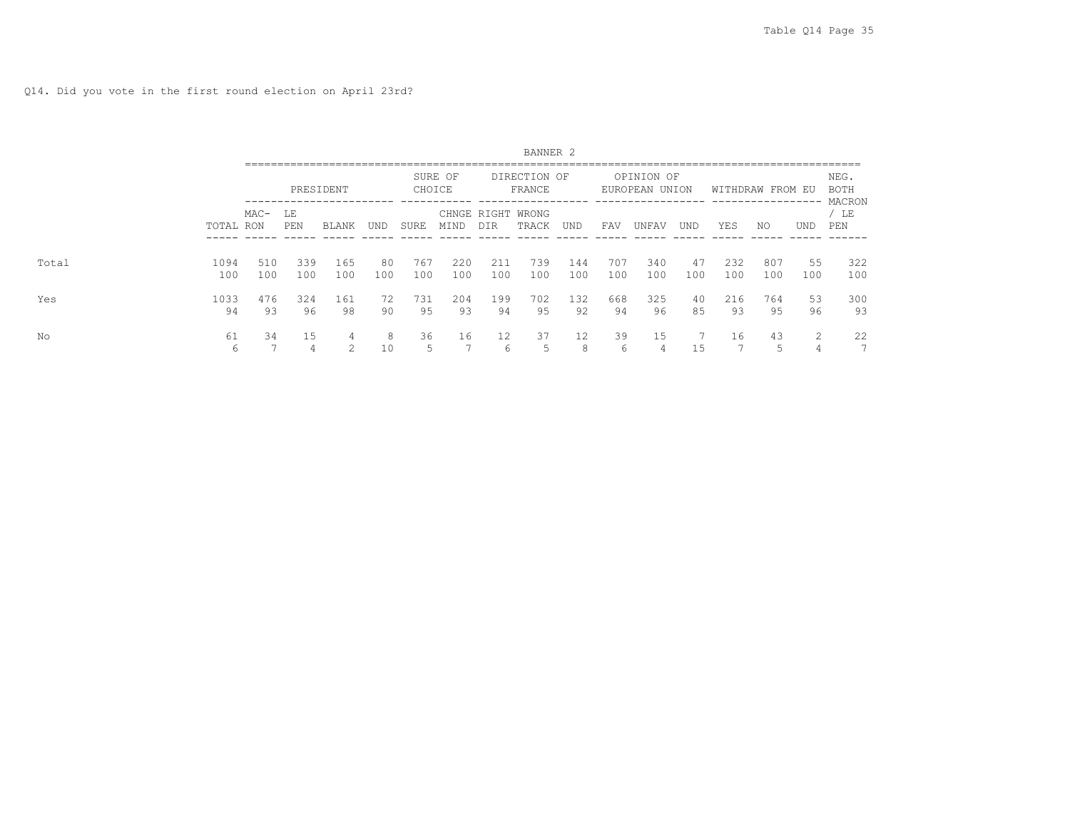Q14. Did you vote in the first round election on April 23rd?

| | | BANNER 2 | | | | | | | | | | | | | | | | |
|---|---|---|---|---|---|---|---|---|---|---|---|---|---|---|---|---|---|---|
| | | PRESIDENT | | | | SURE OF CHOICE | | DIRECTION OF FRANCE | | | OPINION OF EUROPEAN UNION | | | WITHDRAW FROM EU | | | NEG. BOTH MACRON / LE PEN |
| | TOTAL | MAC-RON | LE PEN | BLANK | UND | SURE | CHNGE MIND | RIGHT DIR | WRONG TRACK | UND | FAV | UNFAV | UND | YES | NO | UND | |
| Total | 1094 | 510 | 339 | 165 | 80 | 767 | 220 | 211 | 739 | 144 | 707 | 340 | 47 | 232 | 807 | 55 | 322 |
| | 100 | 100 | 100 | 100 | 100 | 100 | 100 | 100 | 100 | 100 | 100 | 100 | 100 | 100 | 100 | 100 | 100 |
| Yes | 1033 | 476 | 324 | 161 | 72 | 731 | 204 | 199 | 702 | 132 | 668 | 325 | 40 | 216 | 764 | 53 | 300 |
| | 94 | 93 | 96 | 98 | 90 | 95 | 93 | 94 | 95 | 92 | 94 | 96 | 85 | 93 | 95 | 96 | 93 |
| No | 61 | 34 | 15 | 4 | 8 | 36 | 16 | 12 | 37 | 12 | 39 | 15 | 7 | 16 | 43 | 2 | 22 |
| | 6 | 7 | 4 | 2 | 10 | 5 | 7 | 6 | 5 | 8 | 6 | 4 | 15 | 7 | 5 | 4 | 7 |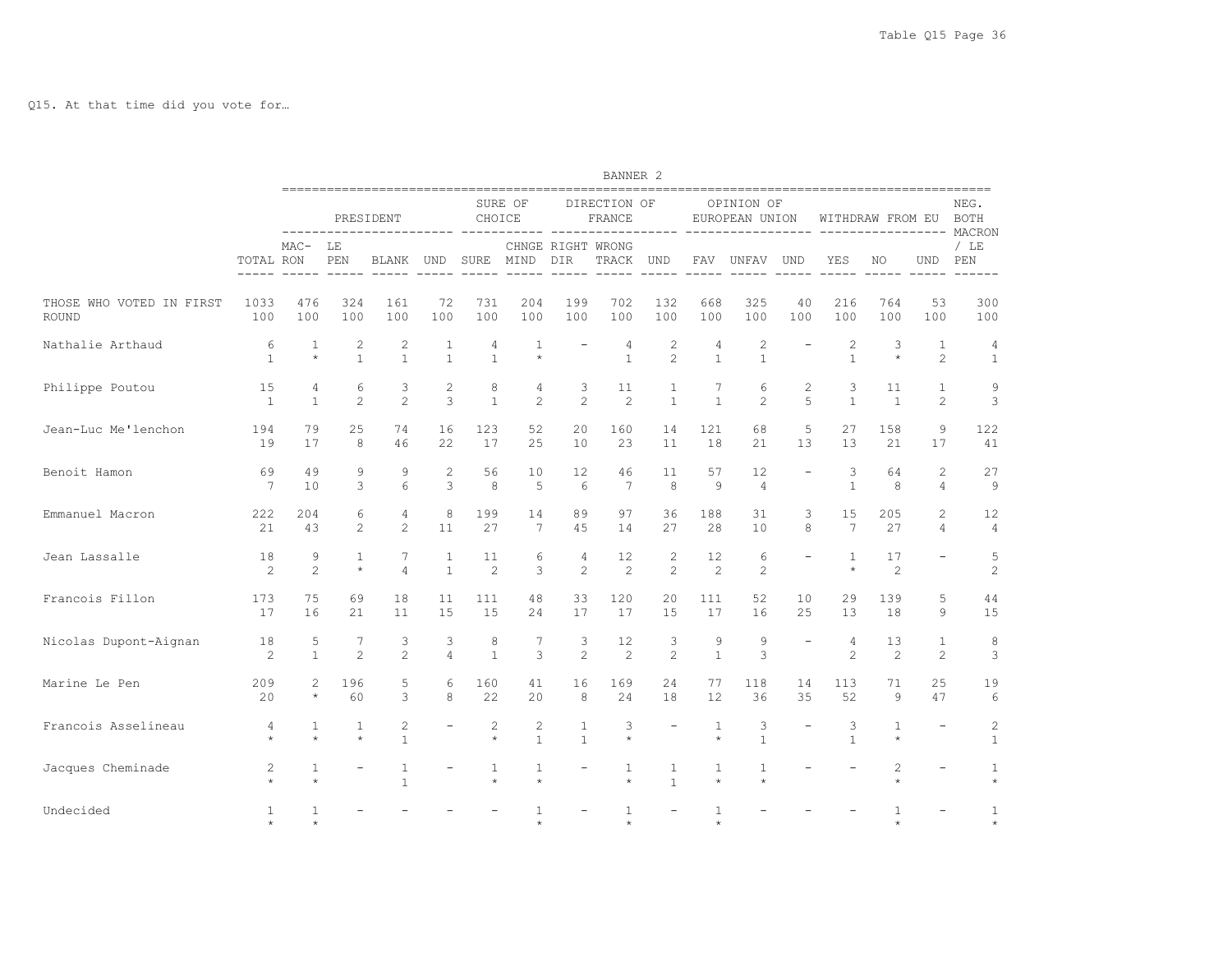Q15. At that time did you vote for…

BANNER 2

| | TOTAL | PRESIDENT | | | | SURE OF CHOICE | | DIRECTION OF FRANCE | | | OPINION OF EUROPEAN UNION | | | WITHDRAW FROM EU | | | NEG. BOTH MACRON / LE PEN |
|---|---|---|---|---|---|---|---|---|---|---|---|---|---|---|---|---|---|
| | | MAC-RON | LE PEN | BLANK | UND | SURE | CHNGE MIND | RIGHT DIR | WRONG TRACK | UND | FAV | UNFAV | UND | YES | NO | UND | |
| THOSE WHO VOTED IN FIRST ROUND | 1033 | 476 | 324 | 161 | 72 | 731 | 204 | 199 | 702 | 132 | 668 | 325 | 40 | 216 | 764 | 53 | 300 |
| | 100 | 100 | 100 | 100 | 100 | 100 | 100 | 100 | 100 | 100 | 100 | 100 | 100 | 100 | 100 | 100 | 100 |
| Nathalie Arthaud | 6 | 1 | 2 | 2 | 1 | 4 | 1 | - | 4 | 2 | 4 | 2 | - | 2 | 3 | 1 | 4 |
| | 1 | * | 1 | 1 | 1 | 1 | * | | 1 | 2 | 1 | 1 | | 1 | * | 2 | 1 |
| Philippe Poutou | 15 | 4 | 6 | 3 | 2 | 8 | 4 | 3 | 11 | 1 | 7 | 6 | 2 | 3 | 11 | 1 | 9 |
| | 1 | 1 | 2 | 2 | 3 | 1 | 2 | 2 | 2 | 1 | 1 | 2 | 5 | 1 | 1 | 2 | 3 |
| Jean-Luc Me'lenchon | 194 | 79 | 25 | 74 | 16 | 123 | 52 | 20 | 160 | 14 | 121 | 68 | 5 | 27 | 158 | 9 | 122 |
| | 19 | 17 | 8 | 46 | 22 | 17 | 25 | 10 | 23 | 11 | 18 | 21 | 13 | 13 | 21 | 17 | 41 |
| Benoit Hamon | 69 | 49 | 9 | 9 | 2 | 56 | 10 | 12 | 46 | 11 | 57 | 12 | - | 3 | 64 | 2 | 27 |
| | 7 | 10 | 3 | 6 | 3 | 8 | 5 | 6 | 7 | 8 | 9 | 4 | | 1 | 8 | 4 | 9 |
| Emmanuel Macron | 222 | 204 | 6 | 4 | 8 | 199 | 14 | 89 | 97 | 36 | 188 | 31 | 3 | 15 | 205 | 2 | 12 |
| | 21 | 43 | 2 | 2 | 11 | 27 | 7 | 45 | 14 | 27 | 28 | 10 | 8 | 7 | 27 | 4 | 4 |
| Jean Lassalle | 18 | 9 | 1 | 7 | 1 | 11 | 6 | 4 | 12 | 2 | 12 | 6 | - | 1 | 17 | - | 5 |
| | 2 | 2 | * | 4 | 1 | 2 | 3 | 2 | 2 | 2 | 2 | 2 | | * | 2 | | 2 |
| Francois Fillon | 173 | 75 | 69 | 18 | 11 | 111 | 48 | 33 | 120 | 20 | 111 | 52 | 10 | 29 | 139 | 5 | 44 |
| | 17 | 16 | 21 | 11 | 15 | 15 | 24 | 17 | 17 | 15 | 17 | 16 | 25 | 13 | 18 | 9 | 15 |
| Nicolas Dupont-Aignan | 18 | 5 | 7 | 3 | 3 | 8 | 7 | 3 | 12 | 3 | 9 | 9 | - | 4 | 13 | 1 | 8 |
| | 2 | 1 | 2 | 2 | 4 | 1 | 3 | 2 | 2 | 2 | 1 | 3 | | 2 | 2 | 2 | 3 |
| Marine Le Pen | 209 | 2 | 196 | 5 | 6 | 160 | 41 | 16 | 169 | 24 | 77 | 118 | 14 | 113 | 71 | 25 | 19 |
| | 20 | * | 60 | 3 | 8 | 22 | 20 | 8 | 24 | 18 | 12 | 36 | 35 | 52 | 9 | 47 | 6 |
| Francois Asselineau | 4 | 1 | 1 | 2 | - | 2 | 2 | 1 | 3 | - | 1 | 3 | - | 3 | 1 | - | 2 |
| | * | * | * | 1 | | * | 1 | 1 | * | | * | 1 | | 1 | * | | 1 |
| Jacques Cheminade | 2 | 1 | - | 1 | - | 1 | 1 | - | 1 | 1 | 1 | 1 | - | - | 2 | - | 1 |
| | * | * | | 1 | | * | * | | * | 1 | * | * | | | * | | * |
| Undecided | 1 | 1 | - | - | - | - | 1 | - | 1 | - | 1 | - | - | - | 1 | - | 1 |
| | * | * | | | | | * | | * | | * | | | | * | | * |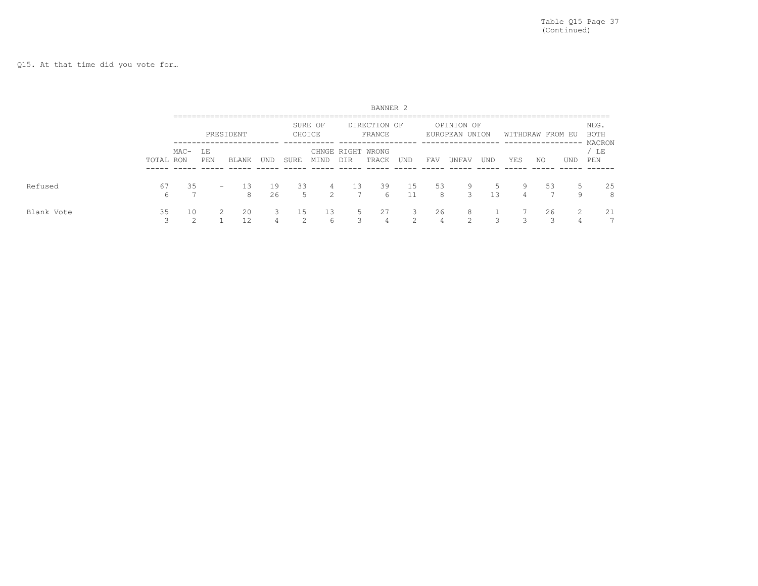Table Q15 Page 37
(Continued)

Q15. At that time did you vote for…

| | | BANNER 2 | | | | | | | | | | | | | | | |
|---|---|---|---|---|---|---|---|---|---|---|---|---|---|---|---|---|---|
| | | PRESIDENT | | | | SURE OF CHOICE | | DIRECTION OF FRANCE | | | OPINION OF EUROPEAN UNION | | | WITHDRAW FROM EU | | | NEG. BOTH MACRON / LE PEN |
| | TOTAL | MAC-RON | LE PEN | BLANK | UND | SURE | CHNGE MIND | RIGHT DIR | WRONG TRACK | UND | FAV | UNFAV | UND | YES | NO | UND | |
| Refused | 67 | 35 | - | 13 | 19 | 33 | 4 | 13 | 39 | 15 | 53 | 9 | 5 | 9 | 53 | 5 | 25 |
| | 6 | 7 | | 8 | 26 | 5 | 2 | 7 | 6 | 11 | 8 | 3 | 13 | 4 | 7 | 9 | 8 |
| Blank Vote | 35 | 10 | 2 | 20 | 3 | 15 | 13 | 5 | 27 | 3 | 26 | 8 | 1 | 7 | 26 | 2 | 21 |
| | 3 | 2 | 1 | 12 | 4 | 2 | 6 | 3 | 4 | 2 | 4 | 2 | 3 | 3 | 3 | 4 | 7 |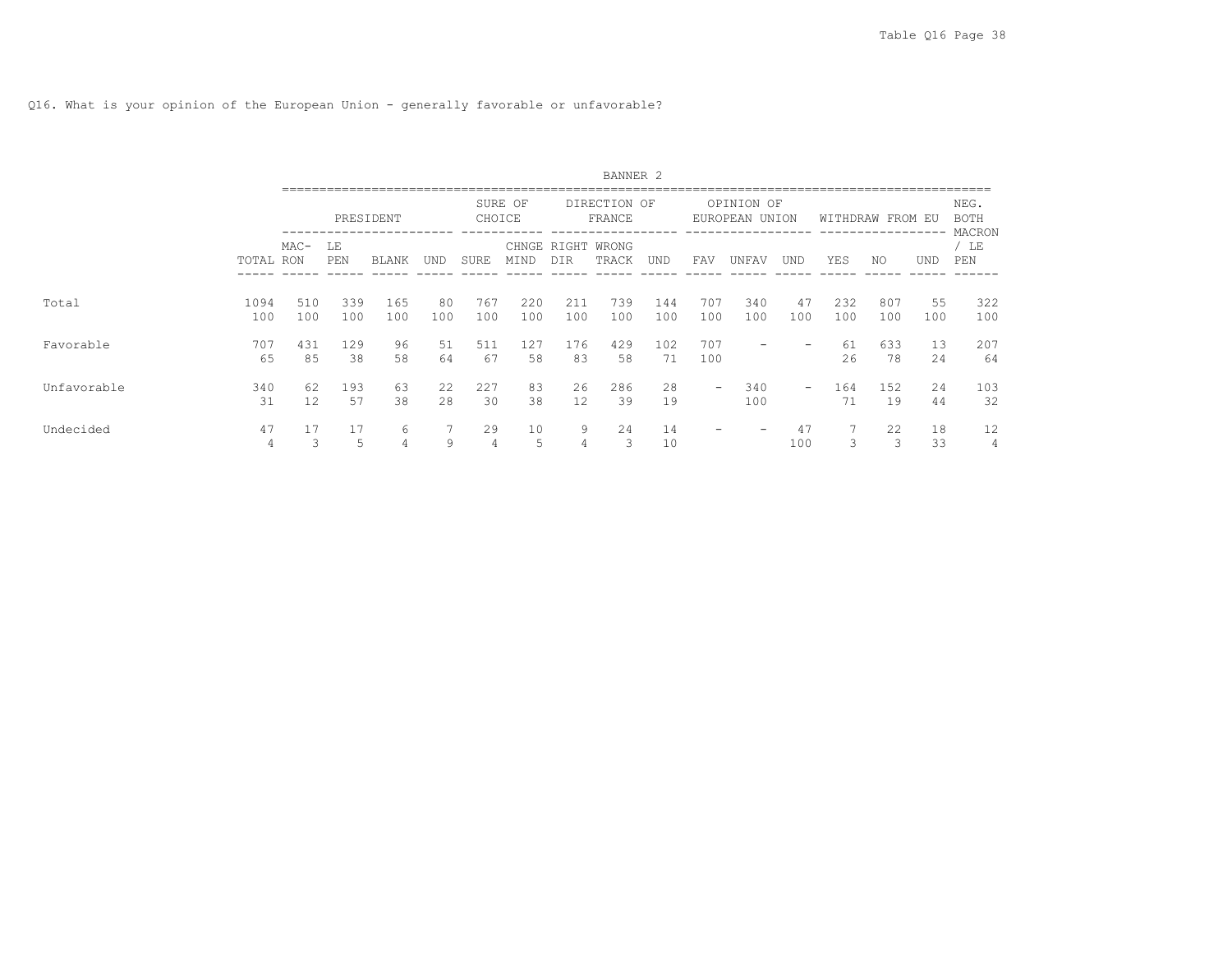Q16. What is your opinion of the European Union - generally favorable or unfavorable?

BANNER 2

| | | PRESIDENT | | | | SURE OF CHOICE | | DIRECTION OF FRANCE | | | OPINION OF EUROPEAN UNION | | | WITHDRAW FROM EU | | | NEG. BOTH MACRON / LE PEN |
|---|---|---|---|---|---|---|---|---|---|---|---|---|---|---|---|---|---|
| | TOTAL | MAC-RON | LE PEN | BLANK | UND | SURE | CHNGE MIND | RIGHT DIR | WRONG TRACK | UND | FAV | UNFAV | UND | YES | NO | UND | |
| Total | 1094 | 510 | 339 | 165 | 80 | 767 | 220 | 211 | 739 | 144 | 707 | 340 | 47 | 232 | 807 | 55 | 322 |
| | 100 | 100 | 100 | 100 | 100 | 100 | 100 | 100 | 100 | 100 | 100 | 100 | 100 | 100 | 100 | 100 | 100 |
| Favorable | 707 | 431 | 129 | 96 | 51 | 511 | 127 | 176 | 429 | 102 | 707 | - | - | 61 | 633 | 13 | 207 |
| | 65 | 85 | 38 | 58 | 64 | 67 | 58 | 83 | 58 | 71 | 100 | | | 26 | 78 | 24 | 64 |
| Unfavorable | 340 | 62 | 193 | 63 | 22 | 227 | 83 | 26 | 286 | 28 | - | 340 | - | 164 | 152 | 24 | 103 |
| | 31 | 12 | 57 | 38 | 28 | 30 | 38 | 12 | 39 | 19 | | 100 | | 71 | 19 | 44 | 32 |
| Undecided | 47 | 17 | 17 | 6 | 7 | 29 | 10 | 9 | 24 | 14 | - | - | 47 | 7 | 22 | 18 | 12 |
| | 4 | 3 | 5 | 4 | 9 | 4 | 5 | 4 | 3 | 10 | | | 100 | 3 | 3 | 33 | 4 |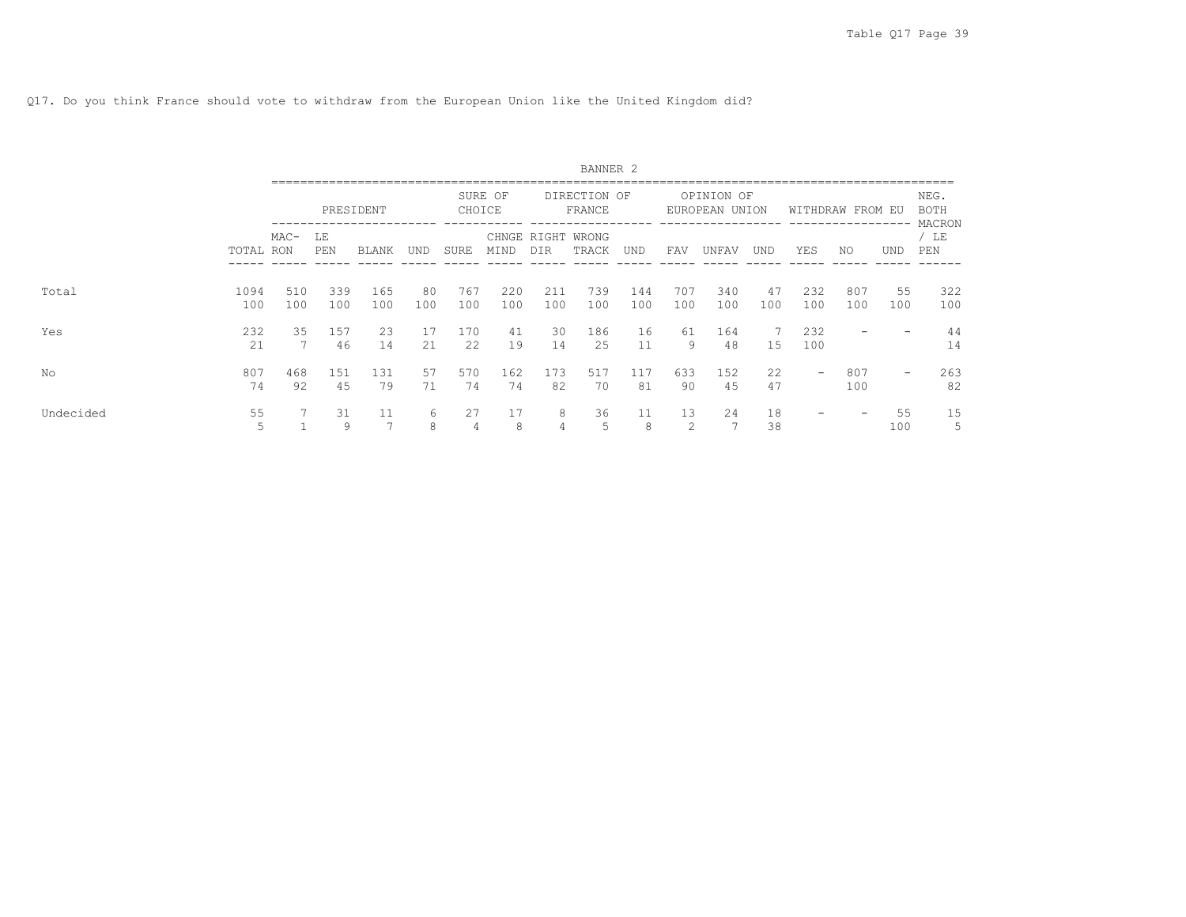Q17. Do you think France should vote to withdraw from the European Union like the United Kingdom did?

BANNER 2

| | | PRESIDENT | | | | SURE OF CHOICE | | DIRECTION OF FRANCE | | | OPINION OF EUROPEAN UNION | | | WITHDRAW FROM EU | | | NEG. BOTH MACRON |
|---|---|---|---|---|---|---|---|---|---|---|---|---|---|---|---|---|---|
| | TOTAL | MAC-RON | LE PEN | BLANK | UND | SURE | CHNGE MIND | RIGHT DIR | WRONG TRACK | UND | FAV | UNFAV | UND | YES | NO | UND | / LE PEN |
| Total | 1094 | 510 | 339 | 165 | 80 | 767 | 220 | 211 | 739 | 144 | 707 | 340 | 47 | 232 | 807 | 55 | 322 |
| | 100 | 100 | 100 | 100 | 100 | 100 | 100 | 100 | 100 | 100 | 100 | 100 | 100 | 100 | 100 | 100 | 100 |
| Yes | 232 | 35 | 157 | 23 | 17 | 170 | 41 | 30 | 186 | 16 | 61 | 164 | 7 | 232 | - | - | 44 |
| | 21 | 7 | 46 | 14 | 21 | 22 | 19 | 14 | 25 | 11 | 9 | 48 | 15 | 100 | | | 14 |
| No | 807 | 468 | 151 | 131 | 57 | 570 | 162 | 173 | 517 | 117 | 633 | 152 | 22 | - | 807 | - | 263 |
| | 74 | 92 | 45 | 79 | 71 | 74 | 74 | 82 | 70 | 81 | 90 | 45 | 47 | | 100 | | 82 |
| Undecided | 55 | 7 | 31 | 11 | 6 | 27 | 17 | 8 | 36 | 11 | 13 | 24 | 18 | - | - | 55 | 15 |
| | 5 | 1 | 9 | 7 | 8 | 4 | 8 | 4 | 5 | 8 | 2 | 7 | 38 | | | 100 | 5 |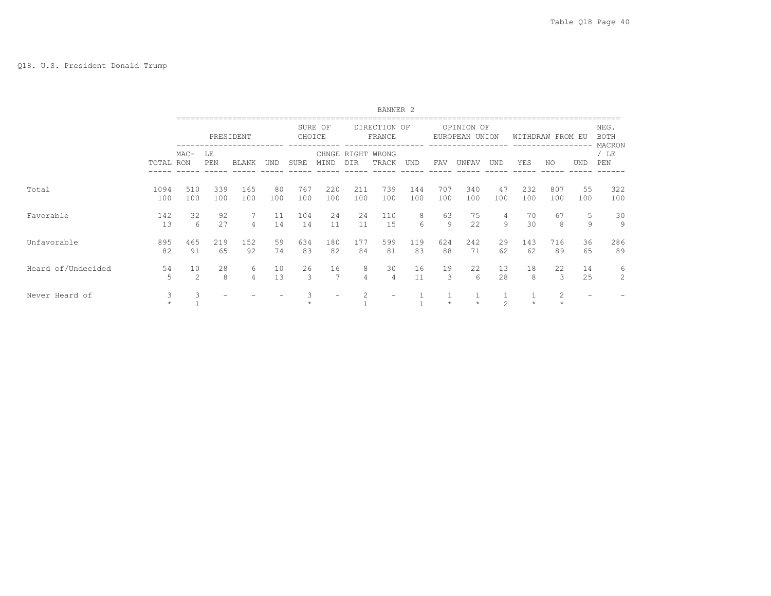Q18. U.S. President Donald Trump

BANNER 2

| | TOTAL | PRESIDENT | | | | SURE OF CHOICE | | DIRECTION OF FRANCE | | | OPINION OF EUROPEAN UNION | | | WITHDRAW FROM EU | | | NEG. BOTH MACRON / LE PEN |
|---|---|---|---|---|---|---|---|---|---|---|---|---|---|---|---|---|---|
| | | MAC-RON | LE PEN | BLANK | UND | SURE | CHNGE MIND | RIGHT DIR | WRONG TRACK | UND | FAV | UNFAV | UND | YES | NO | UND | |
| Total | 1094 | 510 | 339 | 165 | 80 | 767 | 220 | 211 | 739 | 144 | 707 | 340 | 47 | 232 | 807 | 55 | 322 |
| | 100 | 100 | 100 | 100 | 100 | 100 | 100 | 100 | 100 | 100 | 100 | 100 | 100 | 100 | 100 | 100 | 100 |
| Favorable | 142 | 32 | 92 | 7 | 11 | 104 | 24 | 24 | 110 | 8 | 63 | 75 | 4 | 70 | 67 | 5 | 30 |
| | 13 | 6 | 27 | 4 | 14 | 14 | 11 | 11 | 15 | 6 | 9 | 22 | 9 | 30 | 8 | 9 | 9 |
| Unfavorable | 895 | 465 | 219 | 152 | 59 | 634 | 180 | 177 | 599 | 119 | 624 | 242 | 29 | 143 | 716 | 36 | 286 |
| | 82 | 91 | 65 | 92 | 74 | 83 | 82 | 84 | 81 | 83 | 88 | 71 | 62 | 62 | 89 | 65 | 89 |
| Heard of/Undecided | 54 | 10 | 28 | 6 | 10 | 26 | 16 | 8 | 30 | 16 | 19 | 22 | 13 | 18 | 22 | 14 | 6 |
| | 5 | 2 | 8 | 4 | 13 | 3 | 7 | 4 | 4 | 11 | 3 | 6 | 28 | 8 | 3 | 25 | 2 |
| Never Heard of | 3 | 3 | - | - | - | 3 | - | 2 | - | 1 | 1 | 1 | 1 | 1 | 2 | - | - |
| | * | 1 | | | | * | | 1 | | 1 | * | * | 2 | * | * | | |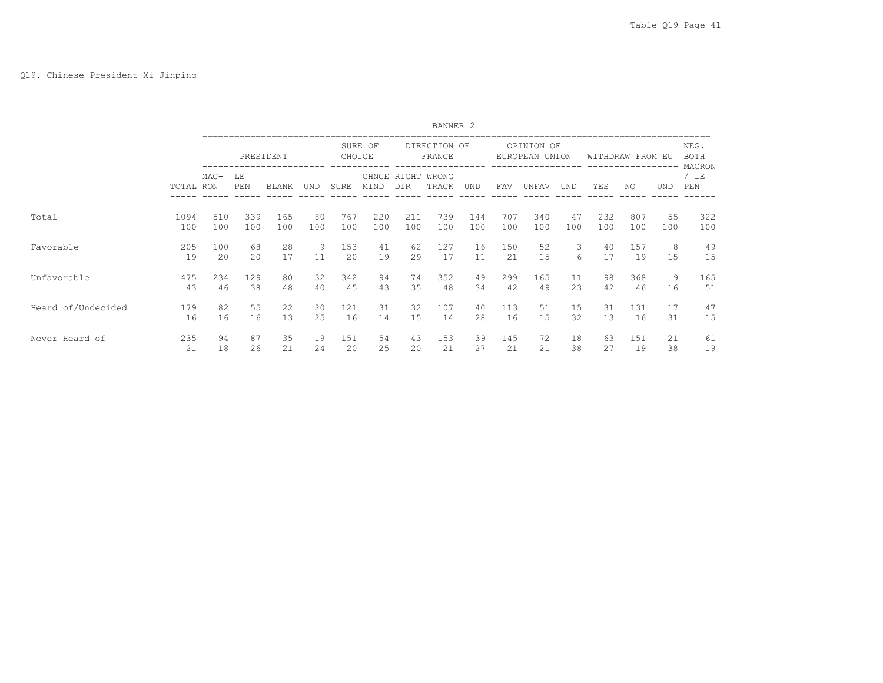Q19. Chinese President Xi Jinping

BANNER 2

| | TOTAL | PRESIDENT | | | | SURE OF CHOICE | | DIRECTION OF FRANCE | | | OPINION OF EUROPEAN UNION | | | WITHDRAW FROM EU | | | NEG. BOTH MACRON / LE PEN |
|---|---|---|---|---|---|---|---|---|---|---|---|---|---|---|---|---|---|
| | | MAC- RON | LE PEN | BLANK | UND | SURE | CHNGE MIND | RIGHT DIR | WRONG TRACK | UND | FAV | UNFAV | UND | YES | NO | UND | |
| Total | 1094 | 510 | 339 | 165 | 80 | 767 | 220 | 211 | 739 | 144 | 707 | 340 | 47 | 232 | 807 | 55 | 322 |
| | 100 | 100 | 100 | 100 | 100 | 100 | 100 | 100 | 100 | 100 | 100 | 100 | 100 | 100 | 100 | 100 | 100 |
| Favorable | 205 | 100 | 68 | 28 | 9 | 153 | 41 | 62 | 127 | 16 | 150 | 52 | 3 | 40 | 157 | 8 | 49 |
| | 19 | 20 | 20 | 17 | 11 | 20 | 19 | 29 | 17 | 11 | 21 | 15 | 6 | 17 | 19 | 15 | 15 |
| Unfavorable | 475 | 234 | 129 | 80 | 32 | 342 | 94 | 74 | 352 | 49 | 299 | 165 | 11 | 98 | 368 | 9 | 165 |
| | 43 | 46 | 38 | 48 | 40 | 45 | 43 | 35 | 48 | 34 | 42 | 49 | 23 | 42 | 46 | 16 | 51 |
| Heard of/Undecided | 179 | 82 | 55 | 22 | 20 | 121 | 31 | 32 | 107 | 40 | 113 | 51 | 15 | 31 | 131 | 17 | 47 |
| | 16 | 16 | 16 | 13 | 25 | 16 | 14 | 15 | 14 | 28 | 16 | 15 | 32 | 13 | 16 | 31 | 15 |
| Never Heard of | 235 | 94 | 87 | 35 | 19 | 151 | 54 | 43 | 153 | 39 | 145 | 72 | 18 | 63 | 151 | 21 | 61 |
| | 21 | 18 | 26 | 21 | 24 | 20 | 25 | 20 | 21 | 27 | 21 | 21 | 38 | 27 | 19 | 38 | 19 |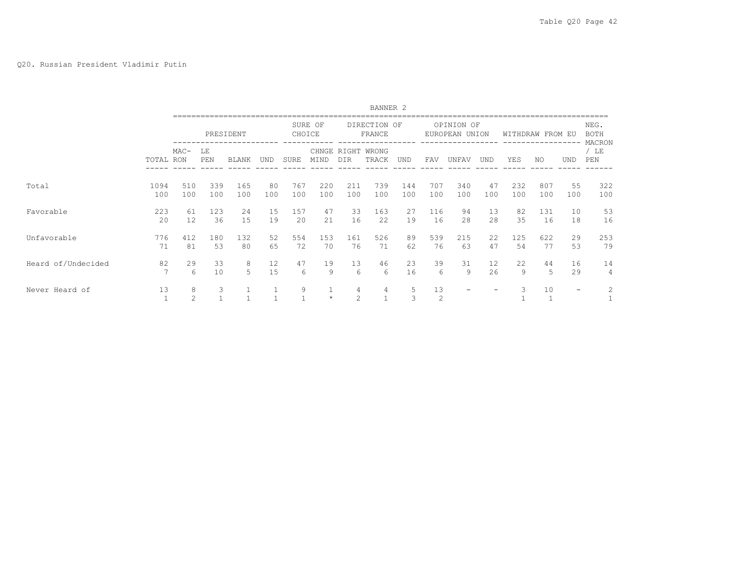Q20. Russian President Vladimir Putin

BANNER 2

| | TOTAL | PRESIDENT | | | | SURE OF CHOICE | | DIRECTION OF FRANCE | | | OPINION OF EUROPEAN UNION | | | WITHDRAW FROM EU | | | NEG. BOTH MACRON / LE PEN |
|---|---|---|---|---|---|---|---|---|---|---|---|---|---|---|---|---|---|
| | | MAC-RON | LE PEN | BLANK | UND | SURE | CHNGE MIND | RIGHT DIR | WRONG TRACK | UND | FAV | UNFAV | UND | YES | NO | UND | |
| Total | 1094 | 510 | 339 | 165 | 80 | 767 | 220 | 211 | 739 | 144 | 707 | 340 | 47 | 232 | 807 | 55 | 322 |
| | 100 | 100 | 100 | 100 | 100 | 100 | 100 | 100 | 100 | 100 | 100 | 100 | 100 | 100 | 100 | 100 | 100 |
| Favorable | 223 | 61 | 123 | 24 | 15 | 157 | 47 | 33 | 163 | 27 | 116 | 94 | 13 | 82 | 131 | 10 | 53 |
| | 20 | 12 | 36 | 15 | 19 | 20 | 21 | 16 | 22 | 19 | 16 | 28 | 28 | 35 | 16 | 18 | 16 |
| Unfavorable | 776 | 412 | 180 | 132 | 52 | 554 | 153 | 161 | 526 | 89 | 539 | 215 | 22 | 125 | 622 | 29 | 253 |
| | 71 | 81 | 53 | 80 | 65 | 72 | 70 | 76 | 71 | 62 | 76 | 63 | 47 | 54 | 77 | 53 | 79 |
| Heard of/Undecided | 82 | 29 | 33 | 8 | 12 | 47 | 19 | 13 | 46 | 23 | 39 | 31 | 12 | 22 | 44 | 16 | 14 |
| | 7 | 6 | 10 | 5 | 15 | 6 | 9 | 6 | 6 | 16 | 6 | 9 | 26 | 9 | 5 | 29 | 4 |
| Never Heard of | 13 | 8 | 3 | 1 | 1 | 9 | 1 | 4 | 4 | 5 | 13 | - | - | 3 | 10 | - | 2 |
| | 1 | 2 | 1 | 1 | 1 | 1 | * | 2 | 1 | 3 | 2 | | | 1 | 1 | | 1 |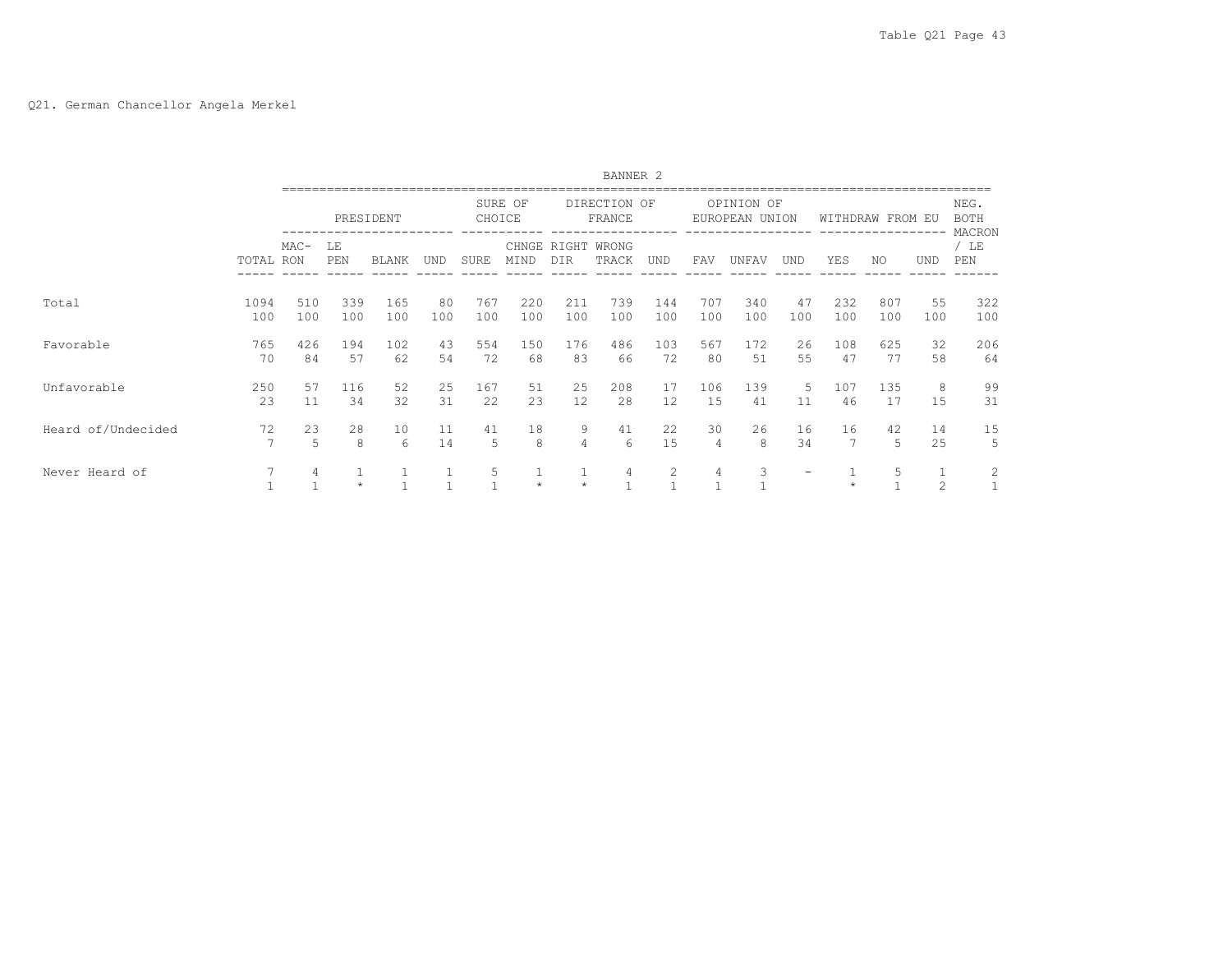Q21. German Chancellor Angela Merkel

BANNER 2

| | TOTAL | PRESIDENT | | | | SURE OF CHOICE | | DIRECTION OF FRANCE | | | OPINION OF EUROPEAN UNION | | | WITHDRAW FROM EU | | | NEG. BOTH MACRON / LE PEN |
|---|---|---|---|---|---|---|---|---|---|---|---|---|---|---|---|---|---|
| | | MAC-RON | LE PEN | BLANK | UND | SURE | CHNGE MIND | RIGHT DIR | WRONG TRACK | UND | FAV | UNFAV | UND | YES | NO | UND | |
| Total | 1094 | 510 | 339 | 165 | 80 | 767 | 220 | 211 | 739 | 144 | 707 | 340 | 47 | 232 | 807 | 55 | 322 |
| | 100 | 100 | 100 | 100 | 100 | 100 | 100 | 100 | 100 | 100 | 100 | 100 | 100 | 100 | 100 | 100 | 100 |
| Favorable | 765 | 426 | 194 | 102 | 43 | 554 | 150 | 176 | 486 | 103 | 567 | 172 | 26 | 108 | 625 | 32 | 206 |
| | 70 | 84 | 57 | 62 | 54 | 72 | 68 | 83 | 66 | 72 | 80 | 51 | 55 | 47 | 77 | 58 | 64 |
| Unfavorable | 250 | 57 | 116 | 52 | 25 | 167 | 51 | 25 | 208 | 17 | 106 | 139 | 5 | 107 | 135 | 8 | 99 |
| | 23 | 11 | 34 | 32 | 31 | 22 | 23 | 12 | 28 | 12 | 15 | 41 | 11 | 46 | 17 | 15 | 31 |
| Heard of/Undecided | 72 | 23 | 28 | 10 | 11 | 41 | 18 | 9 | 41 | 22 | 30 | 26 | 16 | 16 | 42 | 14 | 15 |
| | 7 | 5 | 8 | 6 | 14 | 5 | 8 | 4 | 6 | 15 | 4 | 8 | 34 | 7 | 5 | 25 | 5 |
| Never Heard of | 7 | 4 | 1 | 1 | 1 | 5 | 1 | 1 | 4 | 2 | 4 | 3 | - | 1 | 5 | 1 | 2 |
| | 1 | 1 | * | 1 | 1 | 1 | * | * | 1 | 1 | 1 | 1 | | * | 1 | 2 | 1 |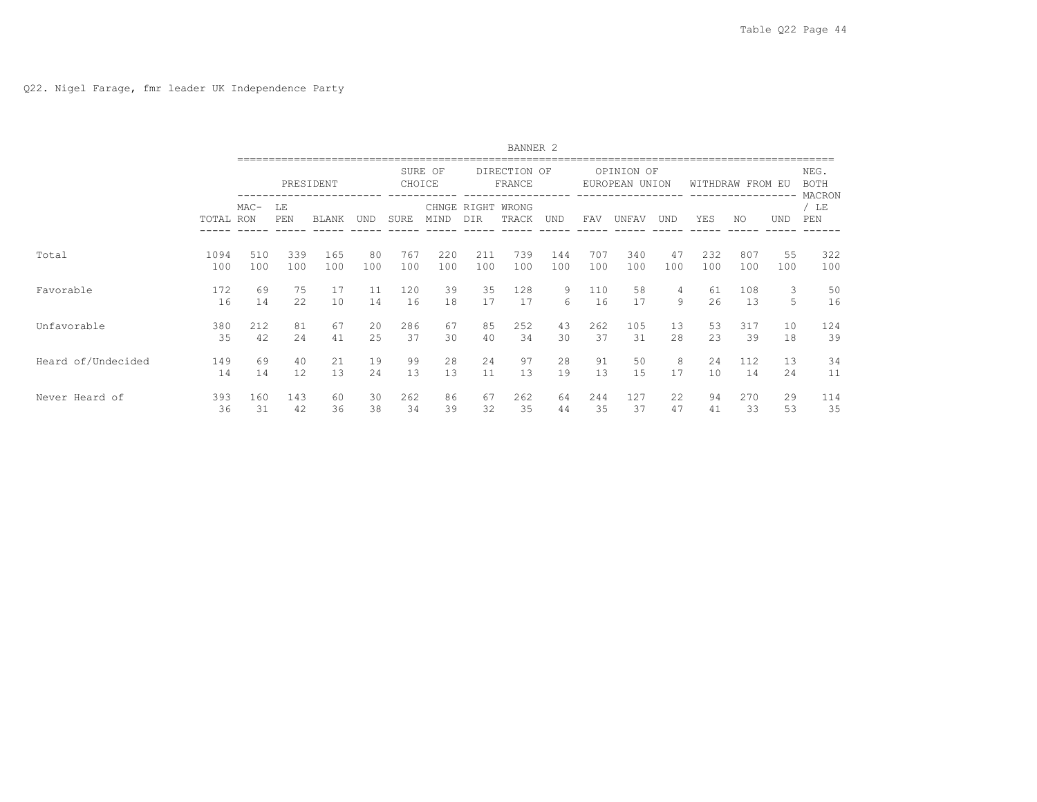Q22. Nigel Farage, fmr leader UK Independence Party

BANNER 2

| | | PRESIDENT | | | | SURE OF CHOICE | | DIRECTION OF FRANCE | | | OPINION OF EUROPEAN UNION | | | WITHDRAW FROM EU | | | NEG. BOTH MACRON / LE PEN |
|---|---|---|---|---|---|---|---|---|---|---|---|---|---|---|---|---|---|
| | TOTAL | MAC-RON | LE PEN | BLANK | UND | SURE | CHNGE MIND | RIGHT DIR | WRONG TRACK | UND | FAV | UNFAV | UND | YES | NO | UND | |
| Total | 1094 | 510 | 339 | 165 | 80 | 767 | 220 | 211 | 739 | 144 | 707 | 340 | 47 | 232 | 807 | 55 | 322 |
| | 100 | 100 | 100 | 100 | 100 | 100 | 100 | 100 | 100 | 100 | 100 | 100 | 100 | 100 | 100 | 100 | 100 |
| Favorable | 172 | 69 | 75 | 17 | 11 | 120 | 39 | 35 | 128 | 9 | 110 | 58 | 4 | 61 | 108 | 3 | 50 |
| | 16 | 14 | 22 | 10 | 14 | 16 | 18 | 17 | 17 | 6 | 16 | 17 | 9 | 26 | 13 | 5 | 16 |
| Unfavorable | 380 | 212 | 81 | 67 | 20 | 286 | 67 | 85 | 252 | 43 | 262 | 105 | 13 | 53 | 317 | 10 | 124 |
| | 35 | 42 | 24 | 41 | 25 | 37 | 30 | 40 | 34 | 30 | 37 | 31 | 28 | 23 | 39 | 18 | 39 |
| Heard of/Undecided | 149 | 69 | 40 | 21 | 19 | 99 | 28 | 24 | 97 | 28 | 91 | 50 | 8 | 24 | 112 | 13 | 34 |
| | 14 | 14 | 12 | 13 | 24 | 13 | 13 | 11 | 13 | 19 | 13 | 15 | 17 | 10 | 14 | 24 | 11 |
| Never Heard of | 393 | 160 | 143 | 60 | 30 | 262 | 86 | 67 | 262 | 64 | 244 | 127 | 22 | 94 | 270 | 29 | 114 |
| | 36 | 31 | 42 | 36 | 38 | 34 | 39 | 32 | 35 | 44 | 35 | 37 | 47 | 41 | 33 | 53 | 35 |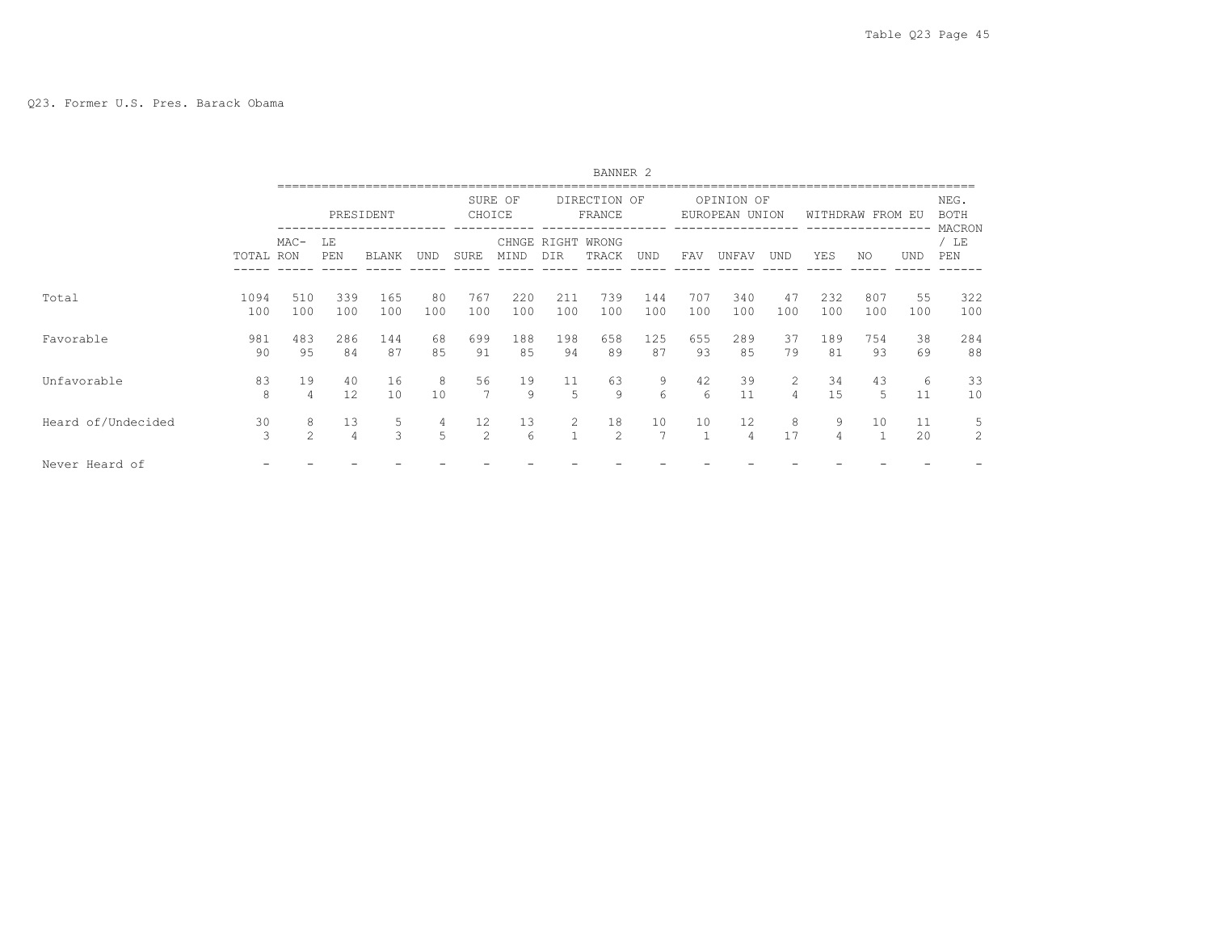Q23. Former U.S. Pres. Barack Obama

BANNER 2

| | | PRESIDENT | | | | SURE OF CHOICE | | DIRECTION OF FRANCE | | | OPINION OF EUROPEAN UNION | | | WITHDRAW FROM EU | | | NEG. BOTH MACRON / LE PEN |
|---|---|---|---|---|---|---|---|---|---|---|---|---|---|---|---|---|---|
| | TOTAL | MAC-RON | LE PEN | BLANK | UND | SURE | CHNGE MIND | RIGHT DIR | WRONG TRACK | UND | FAV | UNFAV | UND | YES | NO | UND | |
| Total | 1094 | 510 | 339 | 165 | 80 | 767 | 220 | 211 | 739 | 144 | 707 | 340 | 47 | 232 | 807 | 55 | 322 |
| | 100 | 100 | 100 | 100 | 100 | 100 | 100 | 100 | 100 | 100 | 100 | 100 | 100 | 100 | 100 | 100 | 100 |
| Favorable | 981 | 483 | 286 | 144 | 68 | 699 | 188 | 198 | 658 | 125 | 655 | 289 | 37 | 189 | 754 | 38 | 284 |
| | 90 | 95 | 84 | 87 | 85 | 91 | 85 | 94 | 89 | 87 | 93 | 85 | 79 | 81 | 93 | 69 | 88 |
| Unfavorable | 83 | 19 | 40 | 16 | 8 | 56 | 19 | 11 | 63 | 9 | 42 | 39 | 2 | 34 | 43 | 6 | 33 |
| | 8 | 4 | 12 | 10 | 10 | 7 | 9 | 5 | 9 | 6 | 6 | 11 | 4 | 15 | 5 | 11 | 10 |
| Heard of/Undecided | 30 | 8 | 13 | 5 | 4 | 12 | 13 | 2 | 18 | 10 | 10 | 12 | 8 | 9 | 10 | 11 | 5 |
| | 3 | 2 | 4 | 3 | 5 | 2 | 6 | 1 | 2 | 7 | 1 | 4 | 17 | 4 | 1 | 20 | 2 |
| Never Heard of | - | - | - | - | - | - | - | - | - | - | - | - | - | - | - | - | - |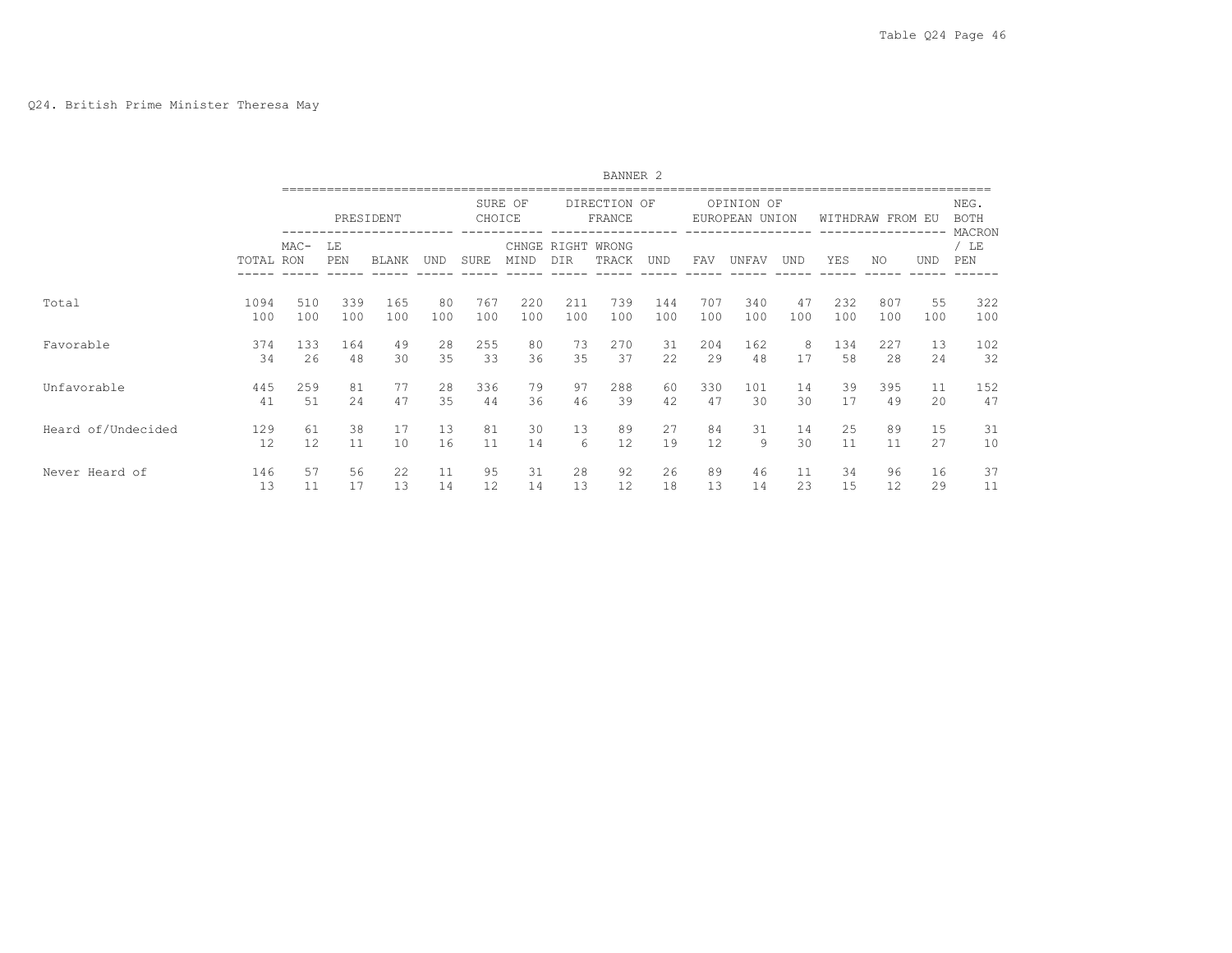Q24. British Prime Minister Theresa May

BANNER 2

| | | PRESIDENT | | | | SURE OF CHOICE | | DIRECTION OF FRANCE | | | OPINION OF EUROPEAN UNION | | | WITHDRAW FROM EU | | | NEG. BOTH MACRON / LE PEN |
|---|---|---|---|---|---|---|---|---|---|---|---|---|---|---|---|---|---|
| | TOTAL | MAC-RON | LE PEN | BLANK | UND | SURE | CHNGE MIND | RIGHT DIR | WRONG TRACK | UND | FAV | UNFAV | UND | YES | NO | UND | |
| Total | 1094 | 510 | 339 | 165 | 80 | 767 | 220 | 211 | 739 | 144 | 707 | 340 | 47 | 232 | 807 | 55 | 322 |
| | 100 | 100 | 100 | 100 | 100 | 100 | 100 | 100 | 100 | 100 | 100 | 100 | 100 | 100 | 100 | 100 | 100 |
| Favorable | 374 | 133 | 164 | 49 | 28 | 255 | 80 | 73 | 270 | 31 | 204 | 162 | 8 | 134 | 227 | 13 | 102 |
| | 34 | 26 | 48 | 30 | 35 | 33 | 36 | 35 | 37 | 22 | 29 | 48 | 17 | 58 | 28 | 24 | 32 |
| Unfavorable | 445 | 259 | 81 | 77 | 28 | 336 | 79 | 97 | 288 | 60 | 330 | 101 | 14 | 39 | 395 | 11 | 152 |
| | 41 | 51 | 24 | 47 | 35 | 44 | 36 | 46 | 39 | 42 | 47 | 30 | 30 | 17 | 49 | 20 | 47 |
| Heard of/Undecided | 129 | 61 | 38 | 17 | 13 | 81 | 30 | 13 | 89 | 27 | 84 | 31 | 14 | 25 | 89 | 15 | 31 |
| | 12 | 12 | 11 | 10 | 16 | 11 | 14 | 6 | 12 | 19 | 12 | 9 | 30 | 11 | 11 | 27 | 10 |
| Never Heard of | 146 | 57 | 56 | 22 | 11 | 95 | 31 | 28 | 92 | 26 | 89 | 46 | 11 | 34 | 96 | 16 | 37 |
| | 13 | 11 | 17 | 13 | 14 | 12 | 14 | 13 | 12 | 18 | 13 | 14 | 23 | 15 | 12 | 29 | 11 |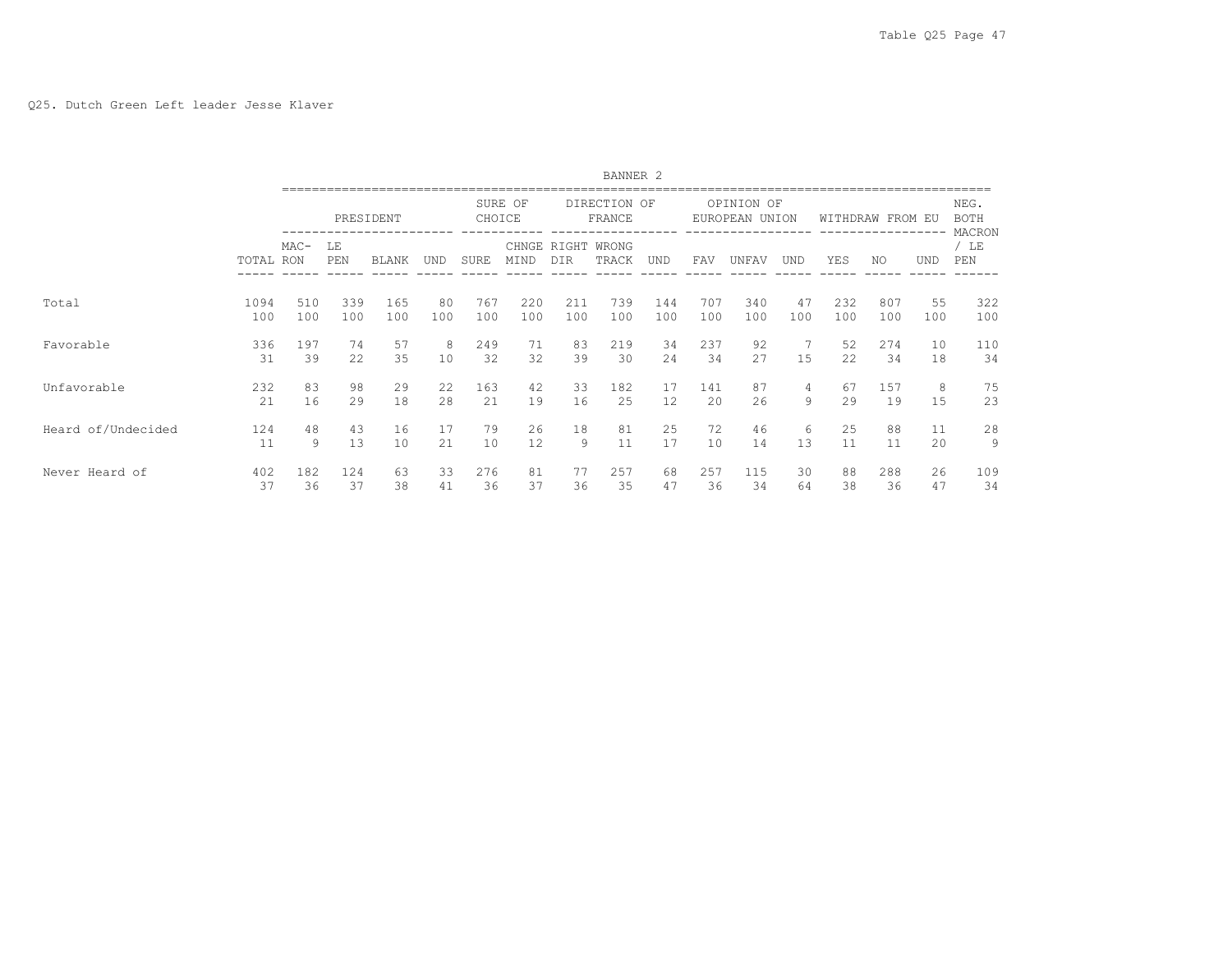Q25. Dutch Green Left leader Jesse Klaver

| | | BANNER 2 | | | | | | | | | | | | | | | | |
|---|---|---|---|---|---|---|---|---|---|---|---|---|---|---|---|---|---|---|
| | | PRESIDENT | | | | SURE OF CHOICE | | DIRECTION OF FRANCE | | | OPINION OF EUROPEAN UNION | | | WITHDRAW FROM EU | | | NEG. BOTH MACRON / LE PEN |
| | TOTAL | MAC-RON | LE PEN | BLANK | UND | SURE | CHNGE MIND | RIGHT DIR | WRONG TRACK | UND | FAV | UNFAV | UND | YES | NO | UND | |
| Total | 1094 | 510 | 339 | 165 | 80 | 767 | 220 | 211 | 739 | 144 | 707 | 340 | 47 | 232 | 807 | 55 | 322 |
| | 100 | 100 | 100 | 100 | 100 | 100 | 100 | 100 | 100 | 100 | 100 | 100 | 100 | 100 | 100 | 100 | 100 |
| Favorable | 336 | 197 | 74 | 57 | 8 | 249 | 71 | 83 | 219 | 34 | 237 | 92 | 7 | 52 | 274 | 10 | 110 |
| | 31 | 39 | 22 | 35 | 10 | 32 | 32 | 39 | 30 | 24 | 34 | 27 | 15 | 22 | 34 | 18 | 34 |
| Unfavorable | 232 | 83 | 98 | 29 | 22 | 163 | 42 | 33 | 182 | 17 | 141 | 87 | 4 | 67 | 157 | 8 | 75 |
| | 21 | 16 | 29 | 18 | 28 | 21 | 19 | 16 | 25 | 12 | 20 | 26 | 9 | 29 | 19 | 15 | 23 |
| Heard of/Undecided | 124 | 48 | 43 | 16 | 17 | 79 | 26 | 18 | 81 | 25 | 72 | 46 | 6 | 25 | 88 | 11 | 28 |
| | 11 | 9 | 13 | 10 | 21 | 10 | 12 | 9 | 11 | 17 | 10 | 14 | 13 | 11 | 11 | 20 | 9 |
| Never Heard of | 402 | 182 | 124 | 63 | 33 | 276 | 81 | 77 | 257 | 68 | 257 | 115 | 30 | 88 | 288 | 26 | 109 |
| | 37 | 36 | 37 | 38 | 41 | 36 | 37 | 36 | 35 | 47 | 36 | 34 | 64 | 38 | 36 | 47 | 34 |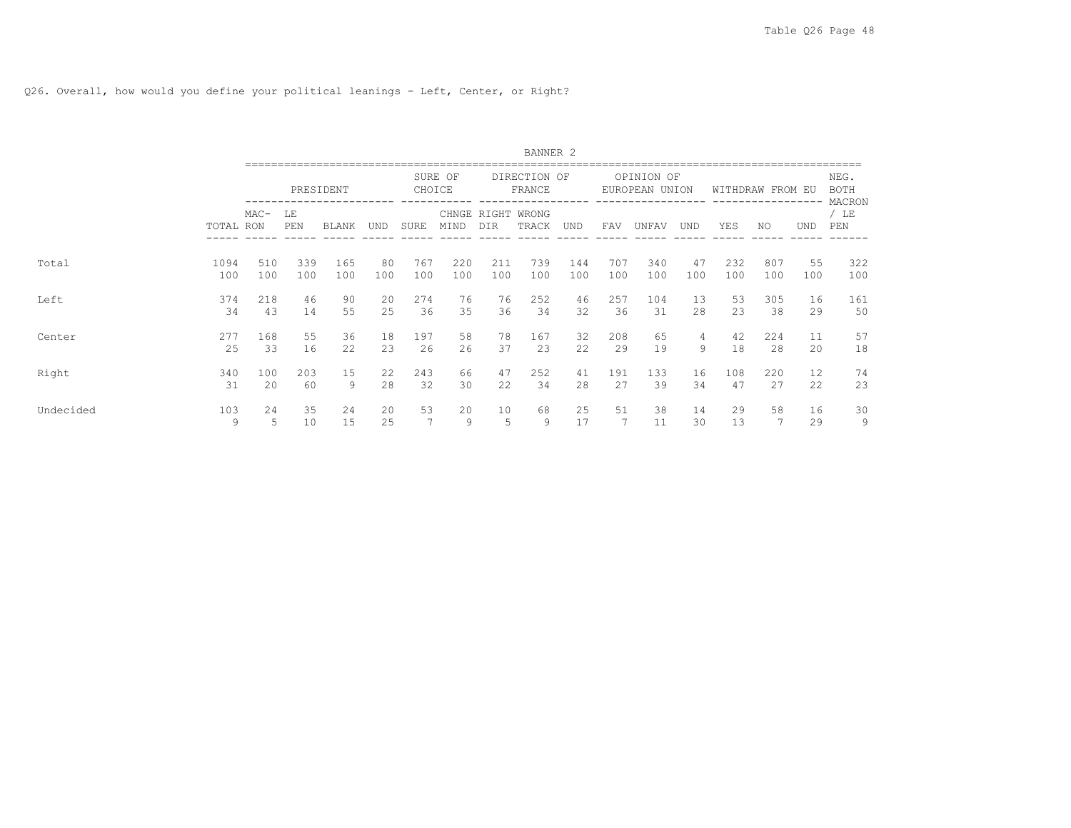Q26. Overall, how would you define your political leanings - Left, Center, or Right?

| | | BANNER 2 | | | | | | | | | | | | | | | | |
|---|---|---|---|---|---|---|---|---|---|---|---|---|---|---|---|---|---|---|
| | | PRESIDENT | | | | SURE OF CHOICE | | DIRECTION OF FRANCE | | | OPINION OF EUROPEAN UNION | | | WITHDRAW FROM EU | | | NEG. BOTH MACRON / LE PEN |
| | TOTAL | MAC-RON | LE PEN | BLANK | UND | SURE | CHNGE MIND | RIGHT DIR | WRONG TRACK | UND | FAV | UNFAV | UND | YES | NO | UND | |
| Total | 1094 | 510 | 339 | 165 | 80 | 767 | 220 | 211 | 739 | 144 | 707 | 340 | 47 | 232 | 807 | 55 | 322 |
| | 100 | 100 | 100 | 100 | 100 | 100 | 100 | 100 | 100 | 100 | 100 | 100 | 100 | 100 | 100 | 100 | 100 |
| Left | 374 | 218 | 46 | 90 | 20 | 274 | 76 | 76 | 252 | 46 | 257 | 104 | 13 | 53 | 305 | 16 | 161 |
| | 34 | 43 | 14 | 55 | 25 | 36 | 35 | 36 | 34 | 32 | 36 | 31 | 28 | 23 | 38 | 29 | 50 |
| Center | 277 | 168 | 55 | 36 | 18 | 197 | 58 | 78 | 167 | 32 | 208 | 65 | 4 | 42 | 224 | 11 | 57 |
| | 25 | 33 | 16 | 22 | 23 | 26 | 26 | 37 | 23 | 22 | 29 | 19 | 9 | 18 | 28 | 20 | 18 |
| Right | 340 | 100 | 203 | 15 | 22 | 243 | 66 | 47 | 252 | 41 | 191 | 133 | 16 | 108 | 220 | 12 | 74 |
| | 31 | 20 | 60 | 9 | 28 | 32 | 30 | 22 | 34 | 28 | 27 | 39 | 34 | 47 | 27 | 22 | 23 |
| Undecided | 103 | 24 | 35 | 24 | 20 | 53 | 20 | 10 | 68 | 25 | 51 | 38 | 14 | 29 | 58 | 16 | 30 |
| | 9 | 5 | 10 | 15 | 25 | 7 | 9 | 5 | 9 | 17 | 7 | 11 | 30 | 13 | 7 | 29 | 9 |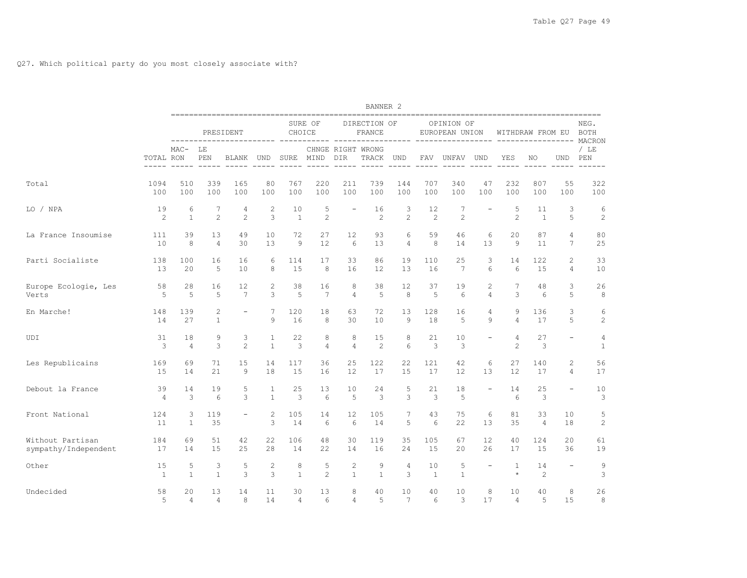Q27. Which political party do you most closely associate with?

BANNER 2

| | TOTAL | PRESIDENT | | | | SURE OF CHOICE | | DIRECTION OF FRANCE | | | OPINION OF EUROPEAN UNION | | | WITHDRAW FROM EU | | | NEG. BOTH MACRON / LE PEN |
|---|---|---|---|---|---|---|---|---|---|---|---|---|---|---|---|---|---|
| | | MAC-RON | LE PEN | BLANK | UND | SURE | CHNGE MIND | RIGHT DIR | WRONG TRACK | UND | FAV | UNFAV | UND | YES | NO | UND | |
| Total | 1094 | 510 | 339 | 165 | 80 | 767 | 220 | 211 | 739 | 144 | 707 | 340 | 47 | 232 | 807 | 55 | 322 |
| | 100 | 100 | 100 | 100 | 100 | 100 | 100 | 100 | 100 | 100 | 100 | 100 | 100 | 100 | 100 | 100 | 100 |
| LO / NPA | 19 | 6 | 7 | 4 | 2 | 10 | 5 | - | 16 | 3 | 12 | 7 | - | 5 | 11 | 3 | 6 |
| | 2 | 1 | 2 | 2 | 3 | 1 | 2 | | 2 | 2 | 2 | 2 | | 2 | 1 | 5 | 2 |
| La France Insoumise | 111 | 39 | 13 | 49 | 10 | 72 | 27 | 12 | 93 | 6 | 59 | 46 | 6 | 20 | 87 | 4 | 80 |
| | 10 | 8 | 4 | 30 | 13 | 9 | 12 | 6 | 13 | 4 | 8 | 14 | 13 | 9 | 11 | 7 | 25 |
| Parti Socialiste | 138 | 100 | 16 | 16 | 6 | 114 | 17 | 33 | 86 | 19 | 110 | 25 | 3 | 14 | 122 | 2 | 33 |
| | 13 | 20 | 5 | 10 | 8 | 15 | 8 | 16 | 12 | 13 | 16 | 7 | 6 | 6 | 15 | 4 | 10 |
| Europe Ecologie, Les Verts | 58 | 28 | 16 | 12 | 2 | 38 | 16 | 8 | 38 | 12 | 37 | 19 | 2 | 7 | 48 | 3 | 26 |
| | 5 | 5 | 5 | 7 | 3 | 5 | 7 | 4 | 5 | 8 | 5 | 6 | 4 | 3 | 6 | 5 | 8 |
| En Marche! | 148 | 139 | 2 | - | 7 | 120 | 18 | 63 | 72 | 13 | 128 | 16 | 4 | 9 | 136 | 3 | 6 |
| | 14 | 27 | 1 | | 9 | 16 | 8 | 30 | 10 | 9 | 18 | 5 | 9 | 4 | 17 | 5 | 2 |
| UDI | 31 | 18 | 9 | 3 | 1 | 22 | 8 | 8 | 15 | 8 | 21 | 10 | - | 4 | 27 | - | 4 |
| | 3 | 4 | 3 | 2 | 1 | 3 | 4 | 4 | 2 | 6 | 3 | 3 | | 2 | 3 | | 1 |
| Les Republicains | 169 | 69 | 71 | 15 | 14 | 117 | 36 | 25 | 122 | 22 | 121 | 42 | 6 | 27 | 140 | 2 | 56 |
| | 15 | 14 | 21 | 9 | 18 | 15 | 16 | 12 | 17 | 15 | 17 | 12 | 13 | 12 | 17 | 4 | 17 |
| Debout la France | 39 | 14 | 19 | 5 | 1 | 25 | 13 | 10 | 24 | 5 | 21 | 18 | - | 14 | 25 | - | 10 |
| | 4 | 3 | 6 | 3 | 1 | 3 | 6 | 5 | 3 | 3 | 3 | 5 | | 6 | 3 | | 3 |
| Front National | 124 | 3 | 119 | - | 2 | 105 | 14 | 12 | 105 | 7 | 43 | 75 | 6 | 81 | 33 | 10 | 5 |
| | 11 | 1 | 35 | | 3 | 14 | 6 | 6 | 14 | 5 | 6 | 22 | 13 | 35 | 4 | 18 | 2 |
| Without Partisan sympathy/Independent | 184 | 69 | 51 | 42 | 22 | 106 | 48 | 30 | 119 | 35 | 105 | 67 | 12 | 40 | 124 | 20 | 61 |
| | 17 | 14 | 15 | 25 | 28 | 14 | 22 | 14 | 16 | 24 | 15 | 20 | 26 | 17 | 15 | 36 | 19 |
| Other | 15 | 5 | 3 | 5 | 2 | 8 | 5 | 2 | 9 | 4 | 10 | 5 | - | 1 | 14 | - | 9 |
| | 1 | 1 | 1 | 3 | 3 | 1 | 2 | 1 | 1 | 3 | 1 | 1 | | * | 2 | | 3 |
| Undecided | 58 | 20 | 13 | 14 | 11 | 30 | 13 | 8 | 40 | 10 | 40 | 10 | 8 | 10 | 40 | 8 | 26 |
| | 5 | 4 | 4 | 8 | 14 | 4 | 6 | 4 | 5 | 7 | 6 | 3 | 17 | 4 | 5 | 15 | 8 |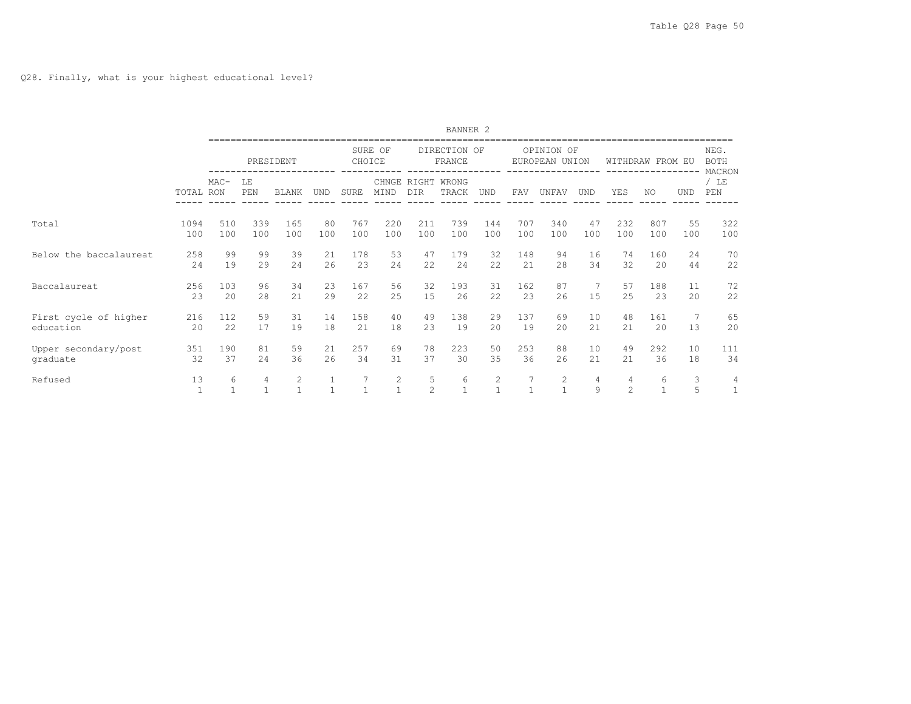Q28. Finally, what is your highest educational level?

BANNER 2

| | TOTAL | PRESIDENT | | | | SURE OF CHOICE | | DIRECTION OF FRANCE | | | OPINION OF EUROPEAN UNION | | | WITHDRAW FROM EU | | | NEG. BOTH MACRON / LE PEN |
|---|---|---|---|---|---|---|---|---|---|---|---|---|---|---|---|---|---|
| | | MAC-RON | LE PEN | BLANK | UND | SURE | CHNGE MIND | RIGHT DIR | WRONG TRACK | UND | FAV | UNFAV | UND | YES | NO | UND | |
| Total | 1094 | 510 | 339 | 165 | 80 | 767 | 220 | 211 | 739 | 144 | 707 | 340 | 47 | 232 | 807 | 55 | 322 |
| | 100 | 100 | 100 | 100 | 100 | 100 | 100 | 100 | 100 | 100 | 100 | 100 | 100 | 100 | 100 | 100 | 100 |
| Below the baccalaureat | 258 | 99 | 99 | 39 | 21 | 178 | 53 | 47 | 179 | 32 | 148 | 94 | 16 | 74 | 160 | 24 | 70 |
| | 24 | 19 | 29 | 24 | 26 | 23 | 24 | 22 | 24 | 22 | 21 | 28 | 34 | 32 | 20 | 44 | 22 |
| Baccalaureat | 256 | 103 | 96 | 34 | 23 | 167 | 56 | 32 | 193 | 31 | 162 | 87 | 7 | 57 | 188 | 11 | 72 |
| | 23 | 20 | 28 | 21 | 29 | 22 | 25 | 15 | 26 | 22 | 23 | 26 | 15 | 25 | 23 | 20 | 22 |
| First cycle of higher education | 216 | 112 | 59 | 31 | 14 | 158 | 40 | 49 | 138 | 29 | 137 | 69 | 10 | 48 | 161 | 7 | 65 |
| | 20 | 22 | 17 | 19 | 18 | 21 | 18 | 23 | 19 | 20 | 19 | 20 | 21 | 21 | 20 | 13 | 20 |
| Upper secondary/post graduate | 351 | 190 | 81 | 59 | 21 | 257 | 69 | 78 | 223 | 50 | 253 | 88 | 10 | 49 | 292 | 10 | 111 |
| | 32 | 37 | 24 | 36 | 26 | 34 | 31 | 37 | 30 | 35 | 36 | 26 | 21 | 21 | 36 | 18 | 34 |
| Refused | 13 | 6 | 4 | 2 | 1 | 7 | 2 | 5 | 6 | 2 | 7 | 2 | 4 | 4 | 6 | 3 | 4 |
| | 1 | 1 | 1 | 1 | 1 | 1 | 1 | 2 | 1 | 1 | 1 | 1 | 9 | 2 | 1 | 5 | 1 |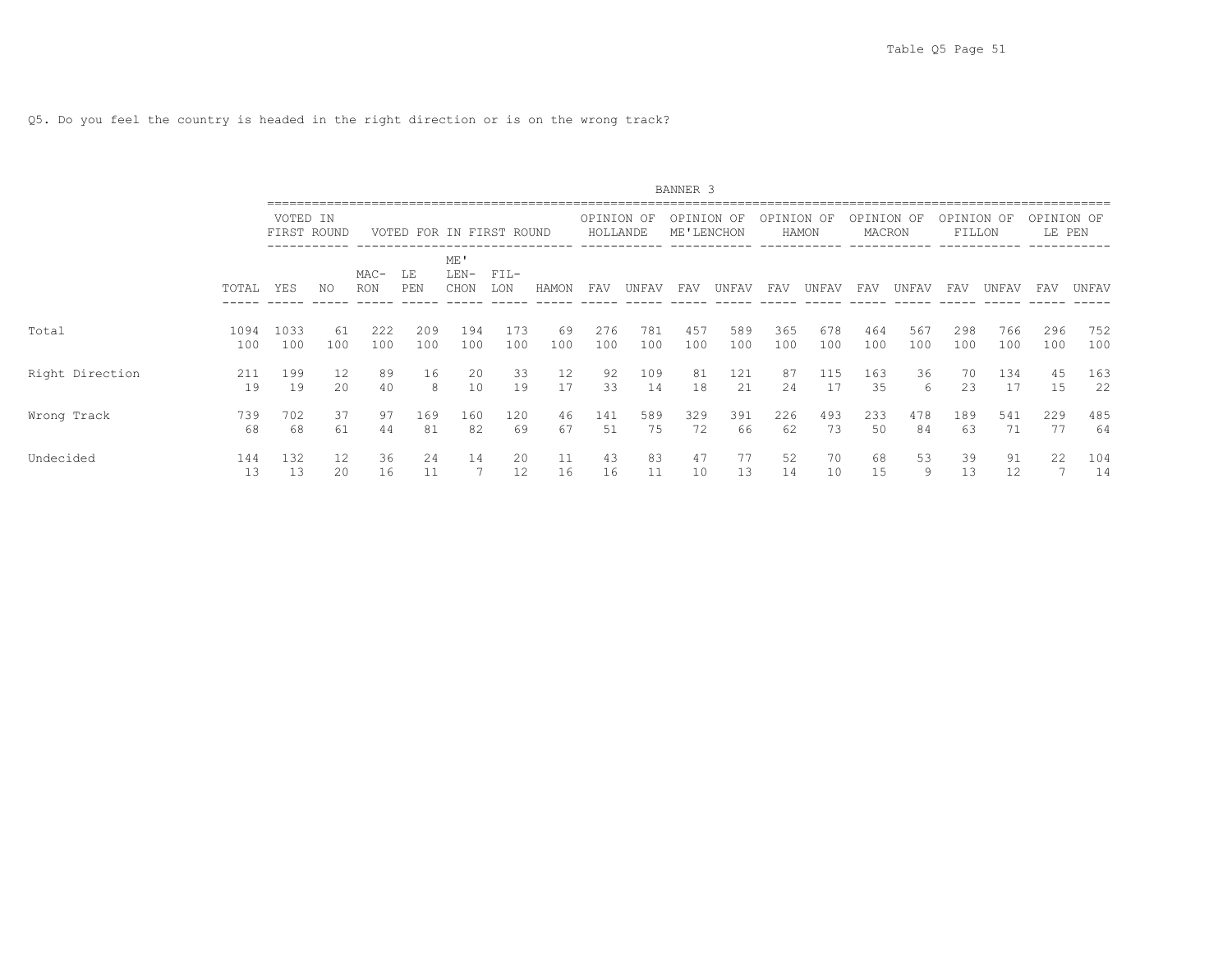Q5. Do you feel the country is headed in the right direction or is on the wrong track?

BANNER 3

| | TOTAL | VOTED IN FIRST ROUND | | VOTED FOR IN FIRST ROUND | | | | | OPINION OF HOLLANDE | | OPINION OF ME'LENCHON | | OPINION OF HAMON | | OPINION OF MACRON | | OPINION OF FILLON | | OPINION OF LE PEN | |
|---|---|---|---|---|---|---|---|---|---|---|---|---|---|---|---|---|---|---|---|---|
| | | YES | NO | MAC-RON | LE PEN | ME'LEN-CHON | FIL-LON | HAMON | FAV | UNFAV | FAV | UNFAV | FAV | UNFAV | FAV | UNFAV | FAV | UNFAV | FAV | UNFAV |
| Total | 1094 | 1033 | 61 | 222 | 209 | 194 | 173 | 69 | 276 | 781 | 457 | 589 | 365 | 678 | 464 | 567 | 298 | 766 | 296 | 752 |
| | 100 | 100 | 100 | 100 | 100 | 100 | 100 | 100 | 100 | 100 | 100 | 100 | 100 | 100 | 100 | 100 | 100 | 100 | 100 | 100 |
| Right Direction | 211 | 199 | 12 | 89 | 16 | 20 | 33 | 12 | 92 | 109 | 81 | 121 | 87 | 115 | 163 | 36 | 70 | 134 | 45 | 163 |
| | 19 | 19 | 20 | 40 | 8 | 10 | 19 | 17 | 33 | 14 | 18 | 21 | 24 | 17 | 35 | 6 | 23 | 17 | 15 | 22 |
| Wrong Track | 739 | 702 | 37 | 97 | 169 | 160 | 120 | 46 | 141 | 589 | 329 | 391 | 226 | 493 | 233 | 478 | 189 | 541 | 229 | 485 |
| | 68 | 68 | 61 | 44 | 81 | 82 | 69 | 67 | 51 | 75 | 72 | 66 | 62 | 73 | 50 | 84 | 63 | 71 | 77 | 64 |
| Undecided | 144 | 132 | 12 | 36 | 24 | 14 | 20 | 11 | 43 | 83 | 47 | 77 | 52 | 70 | 68 | 53 | 39 | 91 | 22 | 104 |
| | 13 | 13 | 20 | 16 | 11 | 7 | 12 | 16 | 16 | 11 | 10 | 13 | 14 | 10 | 15 | 9 | 13 | 12 | 7 | 14 |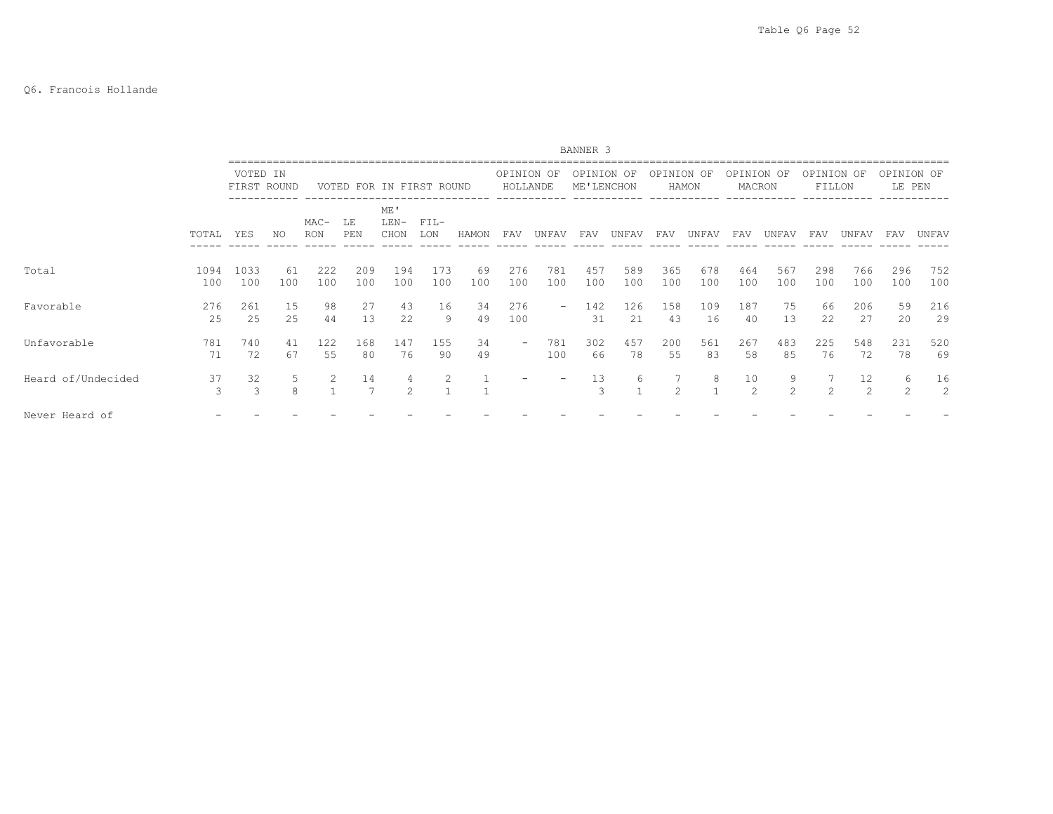Q6. Francois Hollande

BANNER 3

| | TOTAL | VOTED IN FIRST ROUND | | VOTED FOR IN FIRST ROUND | | | | | OPINION OF HOLLANDE | | OPINION OF ME'LENCHON | | OPINION OF HAMON | | OPINION OF MACRON | | OPINION OF FILLON | | OPINION OF LE PEN | |
|---|---|---|---|---|---|---|---|---|---|---|---|---|---|---|---|---|---|---|---|---|
| | | YES | NO | MAC-RON | LE PEN | ME'LEN-CHON | FIL-LON | HAMON | FAV | UNFAV | FAV | UNFAV | FAV | UNFAV | FAV | UNFAV | FAV | UNFAV | FAV | UNFAV |
| Total | 1094 | 1033 | 61 | 222 | 209 | 194 | 173 | 69 | 276 | 781 | 457 | 589 | 365 | 678 | 464 | 567 | 298 | 766 | 296 | 752 |
| | 100 | 100 | 100 | 100 | 100 | 100 | 100 | 100 | 100 | 100 | 100 | 100 | 100 | 100 | 100 | 100 | 100 | 100 | 100 | 100 |
| Favorable | 276 | 261 | 15 | 98 | 27 | 43 | 16 | 34 | 276 | - | 142 | 126 | 158 | 109 | 187 | 75 | 66 | 206 | 59 | 216 |
| | 25 | 25 | 25 | 44 | 13 | 22 | 9 | 49 | 100 | | 31 | 21 | 43 | 16 | 40 | 13 | 22 | 27 | 20 | 29 |
| Unfavorable | 781 | 740 | 41 | 122 | 168 | 147 | 155 | 34 | - | 781 | 302 | 457 | 200 | 561 | 267 | 483 | 225 | 548 | 231 | 520 |
| | 71 | 72 | 67 | 55 | 80 | 76 | 90 | 49 | | 100 | 66 | 78 | 55 | 83 | 58 | 85 | 76 | 72 | 78 | 69 |
| Heard of/Undecided | 37 | 32 | 5 | 2 | 14 | 4 | 2 | 1 | - | - | 13 | 6 | 7 | 8 | 10 | 9 | 7 | 12 | 6 | 16 |
| | 3 | 3 | 8 | 1 | 7 | 2 | 1 | 1 | | | 3 | 1 | 2 | 1 | 2 | 2 | 2 | 2 | 2 | 2 |
| Never Heard of | - | - | - | - | - | - | - | - | - | - | - | - | - | - | - | - | - | - | - | - |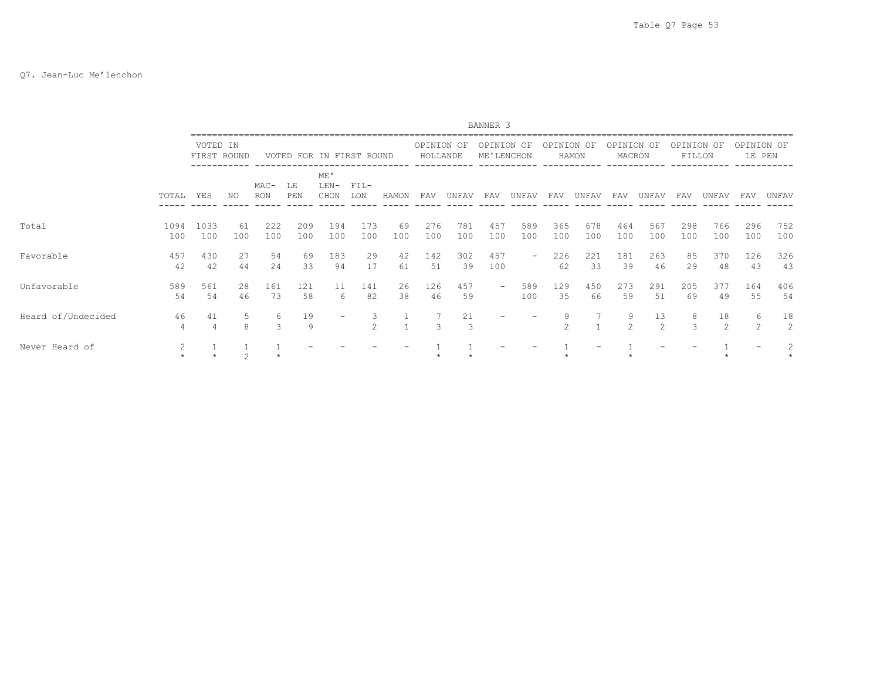Q7. Jean-Luc Me'lenchon

BANNER 3

| | TOTAL | VOTED IN FIRST ROUND | | VOTED FOR IN FIRST ROUND | | | | | OPINION OF HOLLANDE | | OPINION OF ME'LENCHON | | OPINION OF HAMON | | OPINION OF MACRON | | OPINION OF FILLON | | OPINION OF LE PEN | |
|---|---|---|---|---|---|---|---|---|---|---|---|---|---|---|---|---|---|---|---|---|
| | | YES | NO | MAC-RON | LE PEN | ME' LEN-CHON | FIL-LON | HAMON | FAV | UNFAV | FAV | UNFAV | FAV | UNFAV | FAV | UNFAV | FAV | UNFAV | FAV | UNFAV |
| Total | 1094 | 1033 | 61 | 222 | 209 | 194 | 173 | 69 | 276 | 781 | 457 | 589 | 365 | 678 | 464 | 567 | 298 | 766 | 296 | 752 |
| | 100 | 100 | 100 | 100 | 100 | 100 | 100 | 100 | 100 | 100 | 100 | 100 | 100 | 100 | 100 | 100 | 100 | 100 | 100 | 100 |
| Favorable | 457 | 430 | 27 | 54 | 69 | 183 | 29 | 42 | 142 | 302 | 457 | - | 226 | 221 | 181 | 263 | 85 | 370 | 126 | 326 |
| | 42 | 42 | 44 | 24 | 33 | 94 | 17 | 61 | 51 | 39 | 100 | | 62 | 33 | 39 | 46 | 29 | 48 | 43 | 43 |
| Unfavorable | 589 | 561 | 28 | 161 | 121 | 11 | 141 | 26 | 126 | 457 | - | 589 | 129 | 450 | 273 | 291 | 205 | 377 | 164 | 406 |
| | 54 | 54 | 46 | 73 | 58 | 6 | 82 | 38 | 46 | 59 | | 100 | 35 | 66 | 59 | 51 | 69 | 49 | 55 | 54 |
| Heard of/Undecided | 46 | 41 | 5 | 6 | 19 | - | 3 | 1 | 7 | 21 | - | - | 9 | 7 | 9 | 13 | 8 | 18 | 6 | 18 |
| | 4 | 4 | 8 | 3 | 9 | | 2 | 1 | 3 | 3 | | | 2 | 1 | 2 | 2 | 3 | 2 | 2 | 2 |
| Never Heard of | 2 | 1 | 1 | 1 | - | - | - | - | 1 | 1 | - | - | 1 | - | 1 | - | - | 1 | - | 2 |
| | * | * | 2 | * | | | | | * | * | | | * | | * | | | * | | * |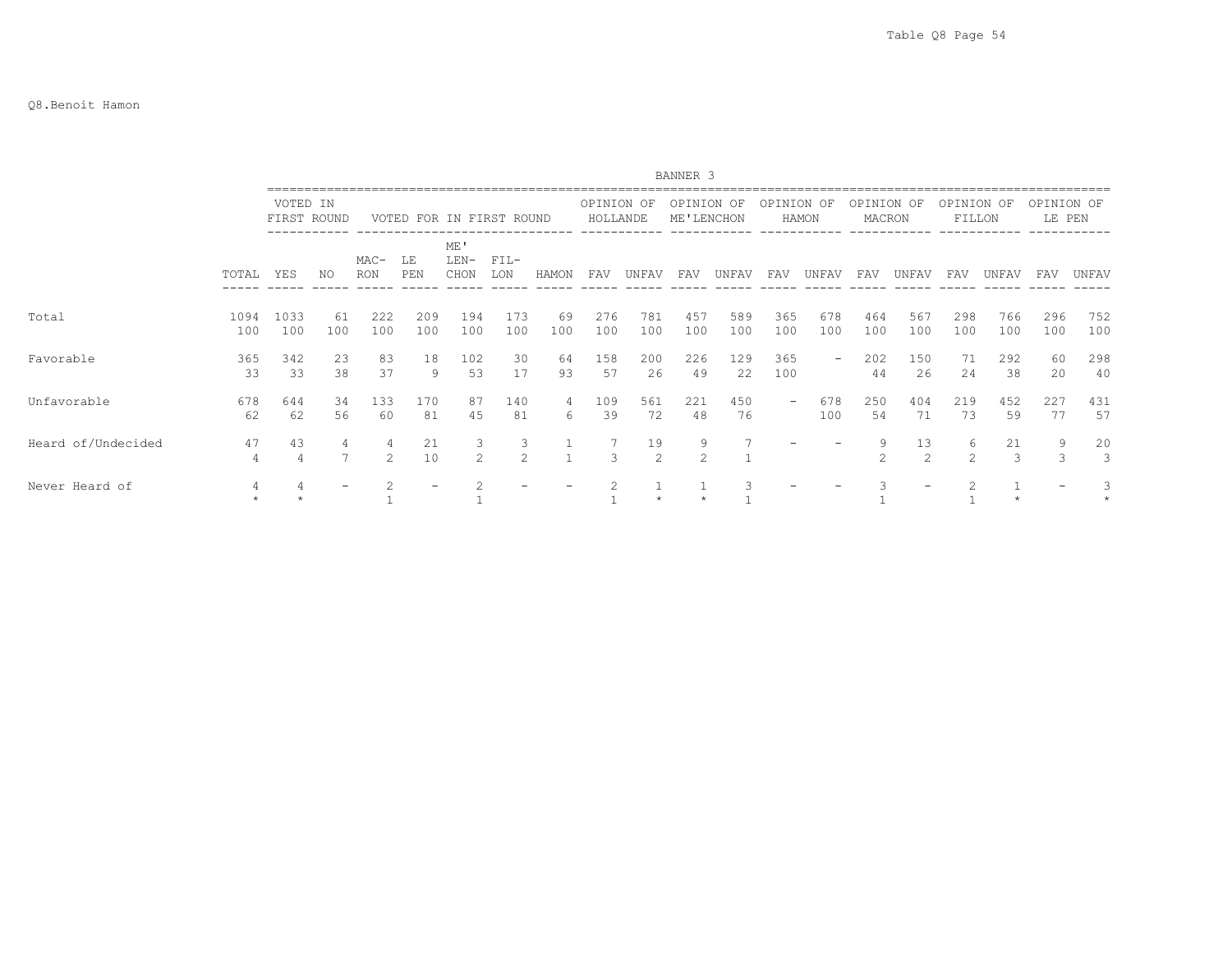Table Q8 Page 54

Q8.Benoit Hamon

BANNER 3

| | | VOTED IN FIRST ROUND | | VOTED FOR IN FIRST ROUND | | | | | OPINION OF HOLLANDE | | OPINION OF ME'LENCHON | | OPINION OF HAMON | | OPINION OF MACRON | | OPINION OF FILLON | | OPINION OF LE PEN | |
|---|---|---|---|---|---|---|---|---|---|---|---|---|---|---|---|---|---|---|---|---|
| | TOTAL | YES | NO | MAC-RON | LE PEN | ME' LEN-CHON | FIL-LON | HAMON | FAV | UNFAV | FAV | UNFAV | FAV | UNFAV | FAV | UNFAV | FAV | UNFAV | FAV | UNFAV |
| Total | 1094 | 1033 | 61 | 222 | 209 | 194 | 173 | 69 | 276 | 781 | 457 | 589 | 365 | 678 | 464 | 567 | 298 | 766 | 296 | 752 |
| | 100 | 100 | 100 | 100 | 100 | 100 | 100 | 100 | 100 | 100 | 100 | 100 | 100 | 100 | 100 | 100 | 100 | 100 | 100 | 100 |
| Favorable | 365 | 342 | 23 | 83 | 18 | 102 | 30 | 64 | 158 | 200 | 226 | 129 | 365 | - | 202 | 150 | 71 | 292 | 60 | 298 |
| | 33 | 33 | 38 | 37 | 9 | 53 | 17 | 93 | 57 | 26 | 49 | 22 | 100 | | 44 | 26 | 24 | 38 | 20 | 40 |
| Unfavorable | 678 | 644 | 34 | 133 | 170 | 87 | 140 | 4 | 109 | 561 | 221 | 450 | - | 678 | 250 | 404 | 219 | 452 | 227 | 431 |
| | 62 | 62 | 56 | 60 | 81 | 45 | 81 | 6 | 39 | 72 | 48 | 76 | | 100 | 54 | 71 | 73 | 59 | 77 | 57 |
| Heard of/Undecided | 47 | 43 | 4 | 4 | 21 | 3 | 3 | 1 | 7 | 19 | 9 | 7 | - | - | 9 | 13 | 6 | 21 | 9 | 20 |
| | 4 | 4 | 7 | 2 | 10 | 2 | 2 | 1 | 3 | 2 | 2 | 1 | | | 2 | 2 | 2 | 3 | 3 | 3 |
| Never Heard of | 4 | 4 | - | 2 | - | 2 | - | - | 2 | 1 | 1 | 3 | - | - | 3 | - | 2 | 1 | - | 3 |
| | * | * | | 1 | | 1 | | | 1 | * | * | 1 | | | 1 | | 1 | * | | * |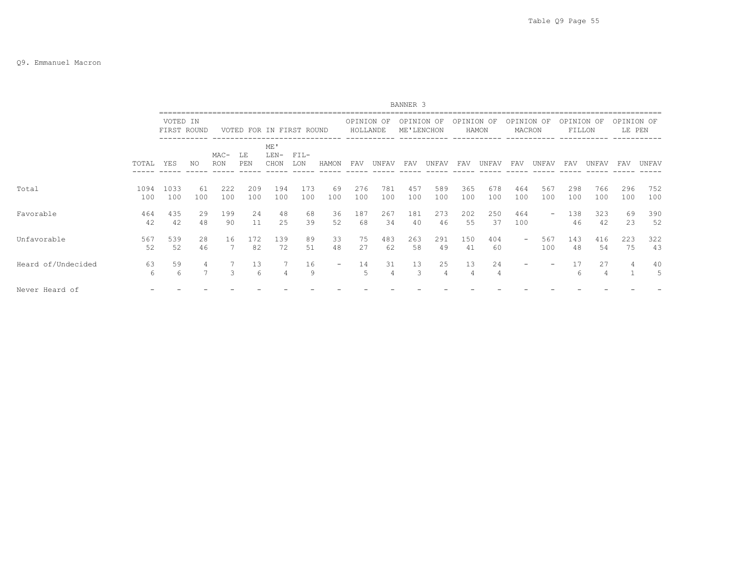Q9. Emmanuel Macron

BANNER 3

| | TOTAL | VOTED IN FIRST ROUND | | VOTED FOR IN FIRST ROUND | | | | | OPINION OF HOLLANDE | | OPINION OF ME'LENCHON | | OPINION OF HAMON | | OPINION OF MACRON | | OPINION OF FILLON | | OPINION OF LE PEN | |
|---|---|---|---|---|---|---|---|---|---|---|---|---|---|---|---|---|---|---|---|---|
| | | YES | NO | MAC-RON | LE PEN | ME' LEN-CHON | FIL-LON | HAMON | FAV | UNFAV | FAV | UNFAV | FAV | UNFAV | FAV | UNFAV | FAV | UNFAV | FAV | UNFAV |
| Total | 1094 | 1033 | 61 | 222 | 209 | 194 | 173 | 69 | 276 | 781 | 457 | 589 | 365 | 678 | 464 | 567 | 298 | 766 | 296 | 752 |
| | 100 | 100 | 100 | 100 | 100 | 100 | 100 | 100 | 100 | 100 | 100 | 100 | 100 | 100 | 100 | 100 | 100 | 100 | 100 | 100 |
| Favorable | 464 | 435 | 29 | 199 | 24 | 48 | 68 | 36 | 187 | 267 | 181 | 273 | 202 | 250 | 464 | - | 138 | 323 | 69 | 390 |
| | 42 | 42 | 48 | 90 | 11 | 25 | 39 | 52 | 68 | 34 | 40 | 46 | 55 | 37 | 100 | | 46 | 42 | 23 | 52 |
| Unfavorable | 567 | 539 | 28 | 16 | 172 | 139 | 89 | 33 | 75 | 483 | 263 | 291 | 150 | 404 | - | 567 | 143 | 416 | 223 | 322 |
| | 52 | 52 | 46 | 7 | 82 | 72 | 51 | 48 | 27 | 62 | 58 | 49 | 41 | 60 | | 100 | 48 | 54 | 75 | 43 |
| Heard of/Undecided | 63 | 59 | 4 | 7 | 13 | 7 | 16 | - | 14 | 31 | 13 | 25 | 13 | 24 | - | - | 17 | 27 | 4 | 40 |
| | 6 | 6 | 7 | 3 | 6 | 4 | 9 | | 5 | 4 | 3 | 4 | 4 | 4 | | | 6 | 4 | 1 | 5 |
| Never Heard of | - | - | - | - | - | - | - | - | - | - | - | - | - | - | - | - | - | - | - | - |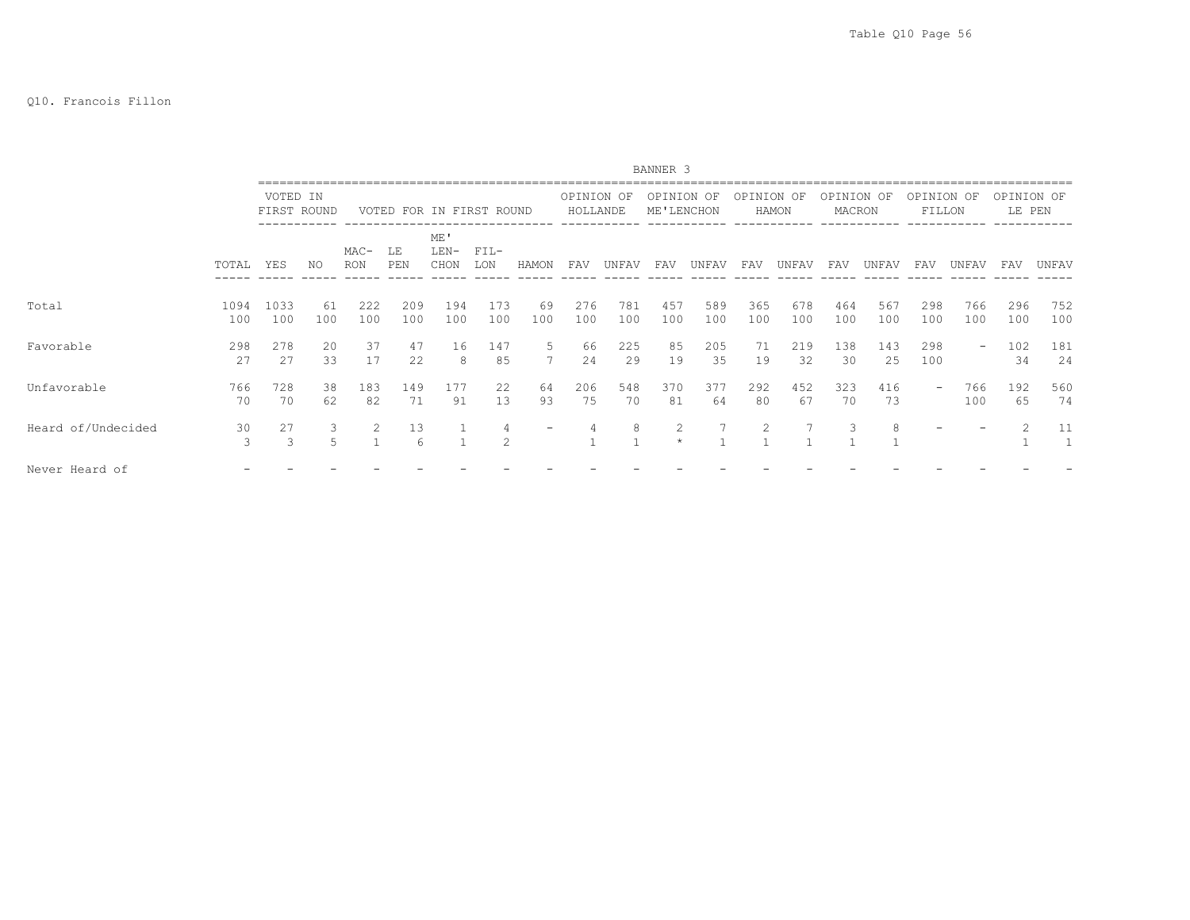Q10. Francois Fillon

BANNER 3

| | | VOTED IN FIRST ROUND | | VOTED FOR IN FIRST ROUND | | | | | OPINION OF HOLLANDE | | OPINION OF ME'LENCHON | | OPINION OF HAMON | | OPINION OF MACRON | | OPINION OF FILLON | | OPINION OF LE PEN | |
|---|---|---|---|---|---|---|---|---|---|---|---|---|---|---|---|---|---|---|---|---|
| | TOTAL | YES | NO | MAC-RON | LE PEN | ME' LEN-CHON | FIL-LON | HAMON | FAV | UNFAV | FAV | UNFAV | FAV | UNFAV | FAV | UNFAV | FAV | UNFAV | FAV | UNFAV |
| Total | 1094 | 1033 | 61 | 222 | 209 | 194 | 173 | 69 | 276 | 781 | 457 | 589 | 365 | 678 | 464 | 567 | 298 | 766 | 296 | 752 |
| | 100 | 100 | 100 | 100 | 100 | 100 | 100 | 100 | 100 | 100 | 100 | 100 | 100 | 100 | 100 | 100 | 100 | 100 | 100 | 100 |
| Favorable | 298 | 278 | 20 | 37 | 47 | 16 | 147 | 5 | 66 | 225 | 85 | 205 | 71 | 219 | 138 | 143 | 298 | - | 102 | 181 |
| | 27 | 27 | 33 | 17 | 22 | 8 | 85 | 7 | 24 | 29 | 19 | 35 | 19 | 32 | 30 | 25 | 100 | | 34 | 24 |
| Unfavorable | 766 | 728 | 38 | 183 | 149 | 177 | 22 | 64 | 206 | 548 | 370 | 377 | 292 | 452 | 323 | 416 | - | 766 | 192 | 560 |
| | 70 | 70 | 62 | 82 | 71 | 91 | 13 | 93 | 75 | 70 | 81 | 64 | 80 | 67 | 70 | 73 | | 100 | 65 | 74 |
| Heard of/Undecided | 30 | 27 | 3 | 2 | 13 | 1 | 4 | - | 4 | 8 | 2 | 7 | 2 | 7 | 3 | 8 | - | - | 2 | 11 |
| | 3 | 3 | 5 | 1 | 6 | 1 | 2 | | 1 | 1 | * | 1 | 1 | 1 | 1 | 1 | | | 1 | 1 |
| Never Heard of | - | - | - | - | - | - | - | - | - | - | - | - | - | - | - | - | - | - | - | - |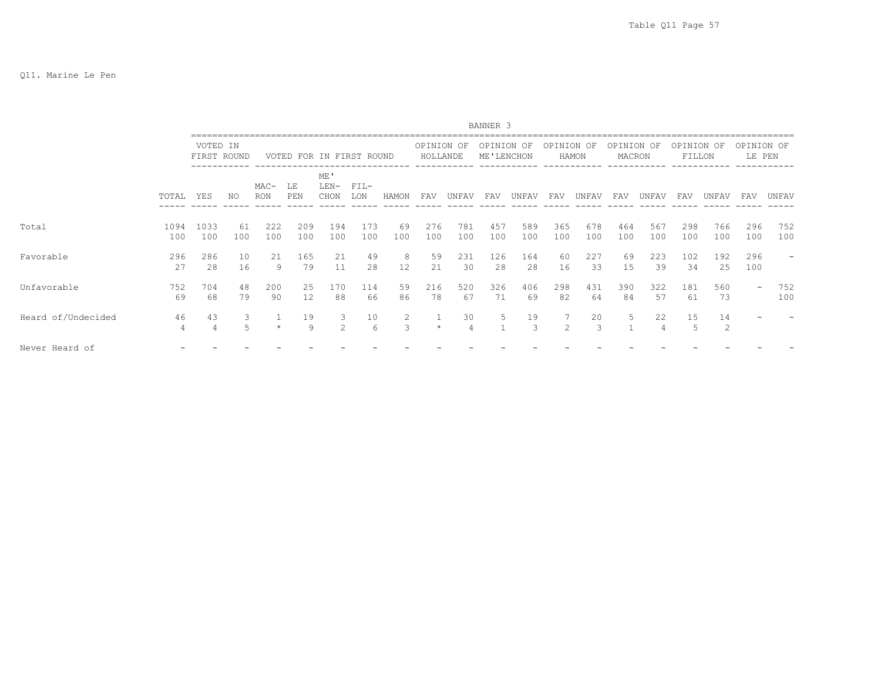Q11. Marine Le Pen

BANNER 3

| | TOTAL | VOTED IN FIRST ROUND | | VOTED FOR IN FIRST ROUND | | | | | OPINION OF HOLLANDE | | OPINION OF ME'LENCHON | | OPINION OF HAMON | | OPINION OF MACRON | | OPINION OF FILLON | | OPINION OF LE PEN | |
|---|---|---|---|---|---|---|---|---|---|---|---|---|---|---|---|---|---|---|---|---|
| | | YES | NO | MAC-RON | LE PEN | ME'LEN-CHON | FIL-LON | HAMON | FAV | UNFAV | FAV | UNFAV | FAV | UNFAV | FAV | UNFAV | FAV | UNFAV | FAV | UNFAV |
| Total | 1094 | 1033 | 61 | 222 | 209 | 194 | 173 | 69 | 276 | 781 | 457 | 589 | 365 | 678 | 464 | 567 | 298 | 766 | 296 | 752 |
| | 100 | 100 | 100 | 100 | 100 | 100 | 100 | 100 | 100 | 100 | 100 | 100 | 100 | 100 | 100 | 100 | 100 | 100 | 100 | 100 |
| Favorable | 296 | 286 | 10 | 21 | 165 | 21 | 49 | 8 | 59 | 231 | 126 | 164 | 60 | 227 | 69 | 223 | 102 | 192 | 296 | - |
| | 27 | 28 | 16 | 9 | 79 | 11 | 28 | 12 | 21 | 30 | 28 | 28 | 16 | 33 | 15 | 39 | 34 | 25 | 100 | |
| Unfavorable | 752 | 704 | 48 | 200 | 25 | 170 | 114 | 59 | 216 | 520 | 326 | 406 | 298 | 431 | 390 | 322 | 181 | 560 | - | 752 |
| | 69 | 68 | 79 | 90 | 12 | 88 | 66 | 86 | 78 | 67 | 71 | 69 | 82 | 64 | 84 | 57 | 61 | 73 | | 100 |
| Heard of/Undecided | 46 | 43 | 3 | 1 | 19 | 3 | 10 | 2 | 1 | 30 | 5 | 19 | 7 | 20 | 5 | 22 | 15 | 14 | - | - |
| | 4 | 4 | 5 | * | 9 | 2 | 6 | 3 | * | 4 | 1 | 3 | 2 | 3 | 1 | 4 | 5 | 2 | | |
| Never Heard of | - | - | - | - | - | - | - | - | - | - | - | - | - | - | - | - | - | - | - | - |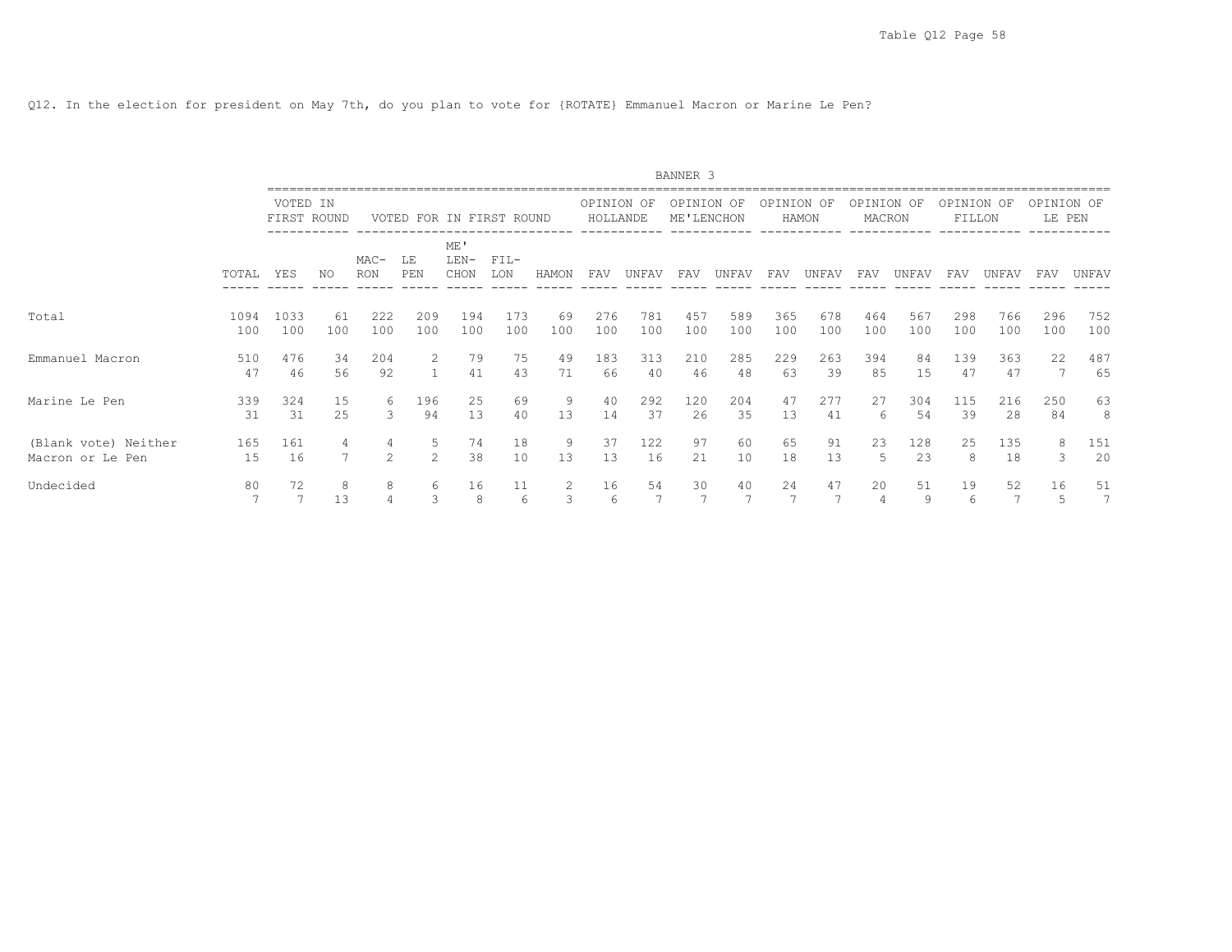Q12. In the election for president on May 7th, do you plan to vote for {ROTATE} Emmanuel Macron or Marine Le Pen?

BANNER 3

| | | VOTED IN FIRST ROUND | | VOTED FOR IN FIRST ROUND | | | | | OPINION OF HOLLANDE | | OPINION OF ME'LENCHON | | OPINION OF HAMON | | OPINION OF MACRON | | OPINION OF FILLON | | OPINION OF LE PEN | |
|---|---|---|---|---|---|---|---|---|---|---|---|---|---|---|---|---|---|---|---|---|
| | TOTAL | YES | NO | MAC- RON | LE PEN | ME' LEN- CHON | FIL- LON | HAMON | FAV | UNFAV | FAV | UNFAV | FAV | UNFAV | FAV | UNFAV | FAV | UNFAV | FAV | UNFAV |
| Total | 1094 | 1033 | 61 | 222 | 209 | 194 | 173 | 69 | 276 | 781 | 457 | 589 | 365 | 678 | 464 | 567 | 298 | 766 | 296 | 752 |
| | 100 | 100 | 100 | 100 | 100 | 100 | 100 | 100 | 100 | 100 | 100 | 100 | 100 | 100 | 100 | 100 | 100 | 100 | 100 | 100 |
| Emmanuel Macron | 510 | 476 | 34 | 204 | 2 | 79 | 75 | 49 | 183 | 313 | 210 | 285 | 229 | 263 | 394 | 84 | 139 | 363 | 22 | 487 |
| | 47 | 46 | 56 | 92 | 1 | 41 | 43 | 71 | 66 | 40 | 46 | 48 | 63 | 39 | 85 | 15 | 47 | 47 | 7 | 65 |
| Marine Le Pen | 339 | 324 | 15 | 6 | 196 | 25 | 69 | 9 | 40 | 292 | 120 | 204 | 47 | 277 | 27 | 304 | 115 | 216 | 250 | 63 |
| | 31 | 31 | 25 | 3 | 94 | 13 | 40 | 13 | 14 | 37 | 26 | 35 | 13 | 41 | 6 | 54 | 39 | 28 | 84 | 8 |
| (Blank vote) Neither Macron or Le Pen | 165 | 161 | 4 | 4 | 5 | 74 | 18 | 9 | 37 | 122 | 97 | 60 | 65 | 91 | 23 | 128 | 25 | 135 | 8 | 151 |
| | 15 | 16 | 7 | 2 | 2 | 38 | 10 | 13 | 13 | 16 | 21 | 10 | 18 | 13 | 5 | 23 | 8 | 18 | 3 | 20 |
| Undecided | 80 | 72 | 8 | 8 | 6 | 16 | 11 | 2 | 16 | 54 | 30 | 40 | 24 | 47 | 20 | 51 | 19 | 52 | 16 | 51 |
| | 7 | 7 | 13 | 4 | 3 | 8 | 6 | 3 | 6 | 7 | 7 | 7 | 7 | 7 | 4 | 9 | 6 | 7 | 5 | 7 |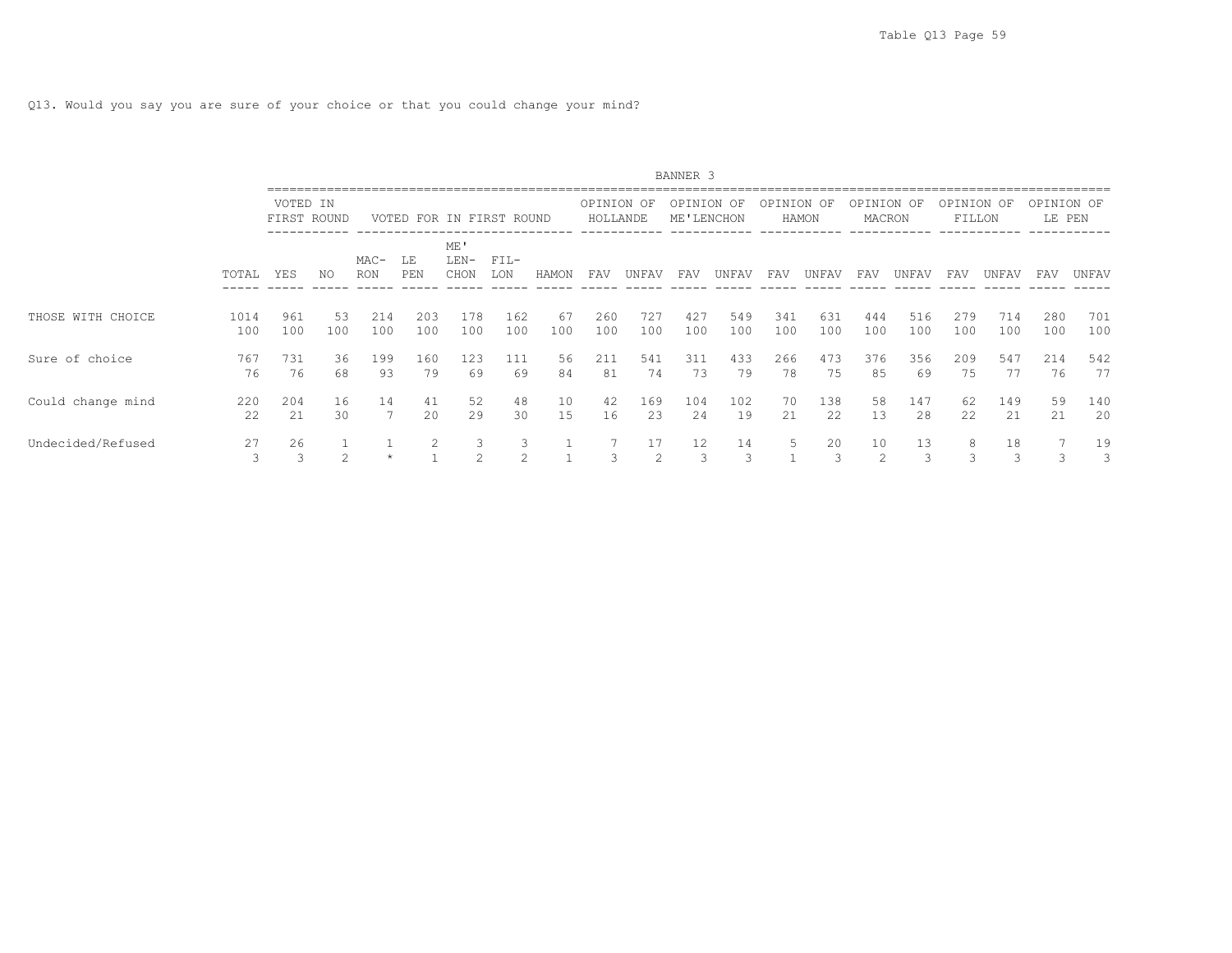Q13. Would you say you are sure of your choice or that you could change your mind?

| | | BANNER 3 | | | | | | | | | | | | | | | | | | | | |
|---|---|---|---|---|---|---|---|---|---|---|---|---|---|---|---|---|---|---|---|---|---|---|
| | | VOTED IN FIRST ROUND | | VOTED FOR IN FIRST ROUND | | | | | OPINION OF HOLLANDE | | OPINION OF ME'LENCHON | | OPINION OF HAMON | | OPINION OF MACRON | | OPINION OF FILLON | | OPINION OF LE PEN | |
| | TOTAL | YES | NO | MAC-RON | LE PEN | ME' LEN-CHON | FIL-LON | HAMON | FAV | UNFAV | FAV | UNFAV | FAV | UNFAV | FAV | UNFAV | FAV | UNFAV | FAV | UNFAV |
| THOSE WITH CHOICE | 1014 | 961 | 53 | 214 | 203 | 178 | 162 | 67 | 260 | 727 | 427 | 549 | 341 | 631 | 444 | 516 | 279 | 714 | 280 | 701 |
| | 100 | 100 | 100 | 100 | 100 | 100 | 100 | 100 | 100 | 100 | 100 | 100 | 100 | 100 | 100 | 100 | 100 | 100 | 100 | 100 |
| Sure of choice | 767 | 731 | 36 | 199 | 160 | 123 | 111 | 56 | 211 | 541 | 311 | 433 | 266 | 473 | 376 | 356 | 209 | 547 | 214 | 542 |
| | 76 | 76 | 68 | 93 | 79 | 69 | 69 | 84 | 81 | 74 | 73 | 79 | 78 | 75 | 85 | 69 | 75 | 77 | 76 | 77 |
| Could change mind | 220 | 204 | 16 | 14 | 41 | 52 | 48 | 10 | 42 | 169 | 104 | 102 | 70 | 138 | 58 | 147 | 62 | 149 | 59 | 140 |
| | 22 | 21 | 30 | 7 | 20 | 29 | 30 | 15 | 16 | 23 | 24 | 19 | 21 | 22 | 13 | 28 | 22 | 21 | 21 | 20 |
| Undecided/Refused | 27 | 26 | 1 | 1 | 2 | 3 | 3 | 1 | 7 | 17 | 12 | 14 | 5 | 20 | 10 | 13 | 8 | 18 | 7 | 19 |
| | 3 | 3 | 2 | * | 1 | 2 | 2 | 1 | 3 | 2 | 3 | 3 | 1 | 3 | 2 | 3 | 3 | 3 | 3 | 3 |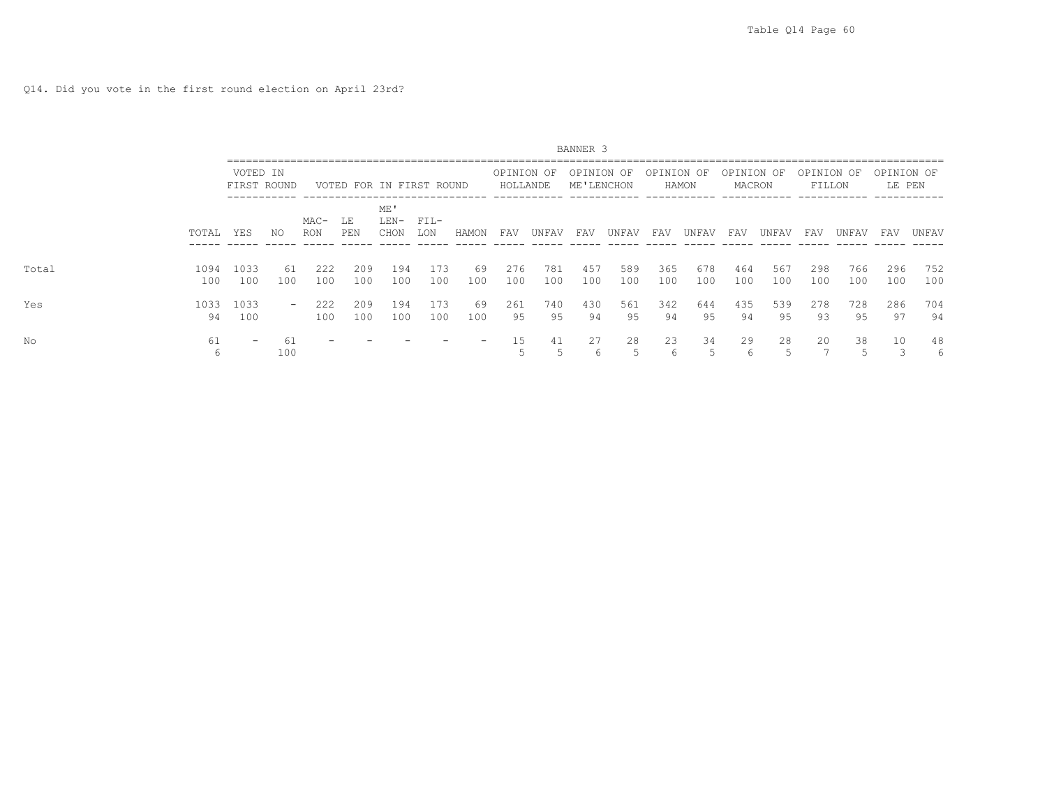Table Q14 Page 60

Q14. Did you vote in the first round election on April 23rd?

BANNER 3

| | TOTAL | VOTED IN FIRST ROUND | | VOTED FOR IN FIRST ROUND | | | | | OPINION OF HOLLANDE | | OPINION OF ME'LENCHON | | OPINION OF HAMON | | OPINION OF MACRON | | OPINION OF FILLON | | OPINION OF LE PEN | |
|---|---|---|---|---|---|---|---|---|---|---|---|---|---|---|---|---|---|---|---|---|
| | | YES | NO | MAC-RON | LE PEN | ME' LEN-CHON | FIL-LON | HAMON | FAV | UNFAV | FAV | UNFAV | FAV | UNFAV | FAV | UNFAV | FAV | UNFAV | FAV | UNFAV |
| Total | 1094 | 1033 | 61 | 222 | 209 | 194 | 173 | 69 | 276 | 781 | 457 | 589 | 365 | 678 | 464 | 567 | 298 | 766 | 296 | 752 |
| | 100 | 100 | 100 | 100 | 100 | 100 | 100 | 100 | 100 | 100 | 100 | 100 | 100 | 100 | 100 | 100 | 100 | 100 | 100 | 100 |
| Yes | 1033 | 1033 | - | 222 | 209 | 194 | 173 | 69 | 261 | 740 | 430 | 561 | 342 | 644 | 435 | 539 | 278 | 728 | 286 | 704 |
| | 94 | 100 | | 100 | 100 | 100 | 100 | 100 | 95 | 95 | 94 | 95 | 94 | 95 | 94 | 95 | 93 | 95 | 97 | 94 |
| No | 61 | - | 61 | - | - | - | - | - | 15 | 41 | 27 | 28 | 23 | 34 | 29 | 28 | 20 | 38 | 10 | 48 |
| | 6 | | 100 | | | | | | 5 | 5 | 6 | 5 | 6 | 5 | 6 | 5 | 7 | 5 | 3 | 6 |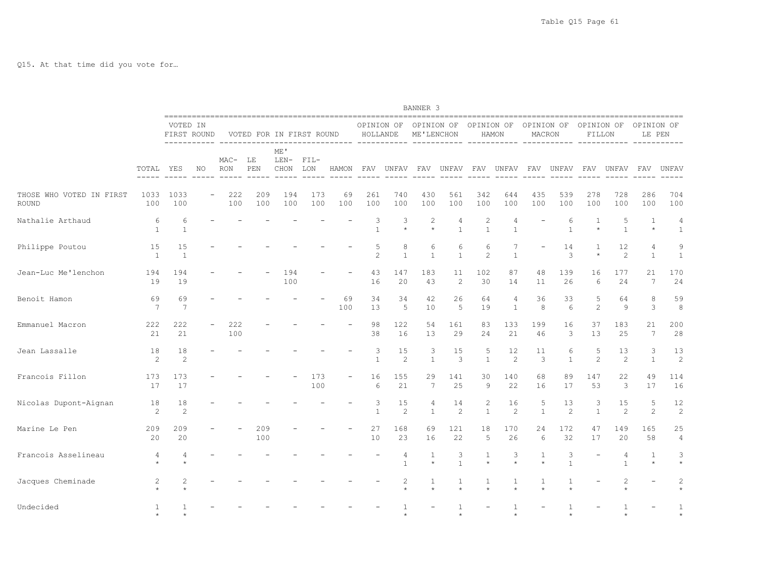Q15. At that time did you vote for…

BANNER 3

| | TOTAL | VOTED IN FIRST ROUND YES | VOTED IN FIRST ROUND NO | VOTED FOR IN FIRST ROUND MAC-RON | LE PEN | ME' LEN-CHON | FIL-LON | HAMON | OPINION OF HOLLANDE FAV | UNFAV | OPINION OF ME'LENCHON FAV | UNFAV | OPINION OF HAMON FAV | UNFAV | OPINION OF MACRON FAV | UNFAV | OPINION OF FILLON FAV | UNFAV | OPINION OF LE PEN FAV | UNFAV |
|---|---|---|---|---|---|---|---|---|---|---|---|---|---|---|---|---|---|---|---|---|
| THOSE WHO VOTED IN FIRST ROUND | 1033 | 1033 | - | 222 | 209 | 194 | 173 | 69 | 261 | 740 | 430 | 561 | 342 | 644 | 435 | 539 | 278 | 728 | 286 | 704 |
| | 100 | 100 | | 100 | 100 | 100 | 100 | 100 | 100 | 100 | 100 | 100 | 100 | 100 | 100 | 100 | 100 | 100 | 100 | 100 |
| Nathalie Arthaud | 6 | 6 | - | - | - | - | - | - | 3 | 3 | 2 | 4 | 2 | 4 | - | 6 | 1 | 5 | 1 | 4 |
| | 1 | 1 | | | | | | | 1 | * | * | 1 | 1 | 1 | | 1 | * | 1 | * | 1 |
| Philippe Poutou | 15 | 15 | - | - | - | - | - | - | 5 | 8 | 6 | 6 | 6 | 7 | - | 14 | 1 | 12 | 4 | 9 |
| | 1 | 1 | | | | | | | 2 | 1 | 1 | 1 | 2 | 1 | | 3 | * | 2 | 1 | 1 |
| Jean-Luc Me'lenchon | 194 | 194 | - | - | - | 194 | - | - | 43 | 147 | 183 | 11 | 102 | 87 | 48 | 139 | 16 | 177 | 21 | 170 |
| | 19 | 19 | | | | 100 | | | 16 | 20 | 43 | 2 | 30 | 14 | 11 | 26 | 6 | 24 | 7 | 24 |
| Benoit Hamon | 69 | 69 | - | - | - | - | - | 69 | 34 | 34 | 42 | 26 | 64 | 4 | 36 | 33 | 5 | 64 | 8 | 59 |
| | 7 | 7 | | | | | | 100 | 13 | 5 | 10 | 5 | 19 | 1 | 8 | 6 | 2 | 9 | 3 | 8 |
| Emmanuel Macron | 222 | 222 | - | 222 | - | - | - | - | 98 | 122 | 54 | 161 | 83 | 133 | 199 | 16 | 37 | 183 | 21 | 200 |
| | 21 | 21 | | 100 | | | | | 38 | 16 | 13 | 29 | 24 | 21 | 46 | 3 | 13 | 25 | 7 | 28 |
| Jean Lassalle | 18 | 18 | - | - | - | - | - | - | 3 | 15 | 3 | 15 | 5 | 12 | 11 | 6 | 5 | 13 | 3 | 13 |
| | 2 | 2 | | | | | | | 1 | 2 | 1 | 3 | 1 | 2 | 3 | 1 | 2 | 2 | 1 | 2 |
| Francois Fillon | 173 | 173 | - | - | - | - | 173 | - | 16 | 155 | 29 | 141 | 30 | 140 | 68 | 89 | 147 | 22 | 49 | 114 |
| | 17 | 17 | | | | | 100 | | 6 | 21 | 7 | 25 | 9 | 22 | 16 | 17 | 53 | 3 | 17 | 16 |
| Nicolas Dupont-Aignan | 18 | 18 | - | - | - | - | - | - | 3 | 15 | 4 | 14 | 2 | 16 | 5 | 13 | 3 | 15 | 5 | 12 |
| | 2 | 2 | | | | | | | 1 | 2 | 1 | 2 | 1 | 2 | 1 | 2 | 1 | 2 | 2 | 2 |
| Marine Le Pen | 209 | 209 | - | - | 209 | - | - | - | 27 | 168 | 69 | 121 | 18 | 170 | 24 | 172 | 47 | 149 | 165 | 25 |
| | 20 | 20 | | | 100 | | | | 10 | 23 | 16 | 22 | 5 | 26 | 6 | 32 | 17 | 20 | 58 | 4 |
| Francois Asselineau | 4 | 4 | - | - | - | - | - | - | - | 4 | 1 | 3 | 1 | 3 | 1 | 3 | - | 4 | 1 | 3 |
| | * | * | | | | | | | | 1 | * | 1 | * | * | * | 1 | | 1 | * | * |
| Jacques Cheminade | 2 | 2 | - | - | - | - | - | - | - | 2 | 1 | 1 | 1 | 1 | 1 | 1 | - | 2 | - | 2 |
| | * | * | | | | | | | | * | * | * | * | * | * | * | | * | | * |
| Undecided | 1 | 1 | - | - | - | - | - | - | - | 1 | - | 1 | - | 1 | - | 1 | - | 1 | - | 1 |
| | * | * | | | | | | | | * | | * | | * | | * | | * | | * |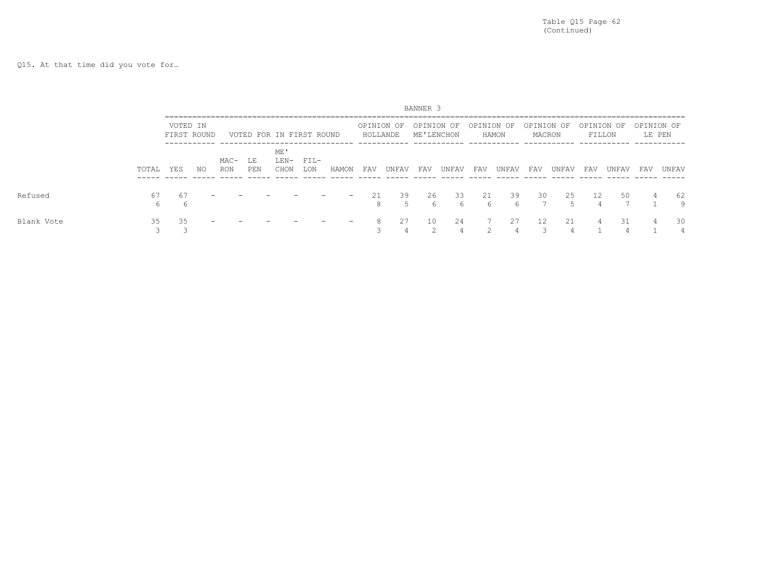(Continued)

Q15. At that time did you vote for…

BANNER 3

| | | VOTED IN FIRST ROUND | | VOTED FOR IN FIRST ROUND | | | | | OPINION OF HOLLANDE | | OPINION OF ME'LENCHON | | OPINION OF HAMON | | OPINION OF MACRON | | OPINION OF FILLON | | OPINION OF LE PEN | |
|---|---|---|---|---|---|---|---|---|---|---|---|---|---|---|---|---|---|---|---|---|
| | TOTAL | YES | NO | MAC-RON | LE PEN | ME'LEN-CHON | FIL-LON | HAMON | FAV | UNFAV | FAV | UNFAV | FAV | UNFAV | FAV | UNFAV | FAV | UNFAV | FAV | UNFAV |
| Refused | 67 | 67 | - | - | - | - | - | - | 21 | 39 | 26 | 33 | 21 | 39 | 30 | 25 | 12 | 50 | 4 | 62 |
| | 6 | 6 | | | | | | | 8 | 5 | 6 | 6 | 6 | 6 | 7 | 5 | 4 | 7 | 1 | 9 |
| Blank Vote | 35 | 35 | - | - | - | - | - | - | 8 | 27 | 10 | 24 | 7 | 27 | 12 | 21 | 4 | 31 | 4 | 30 |
| | 3 | 3 | | | | | | | 3 | 4 | 2 | 4 | 2 | 4 | 3 | 4 | 1 | 4 | 1 | 4 |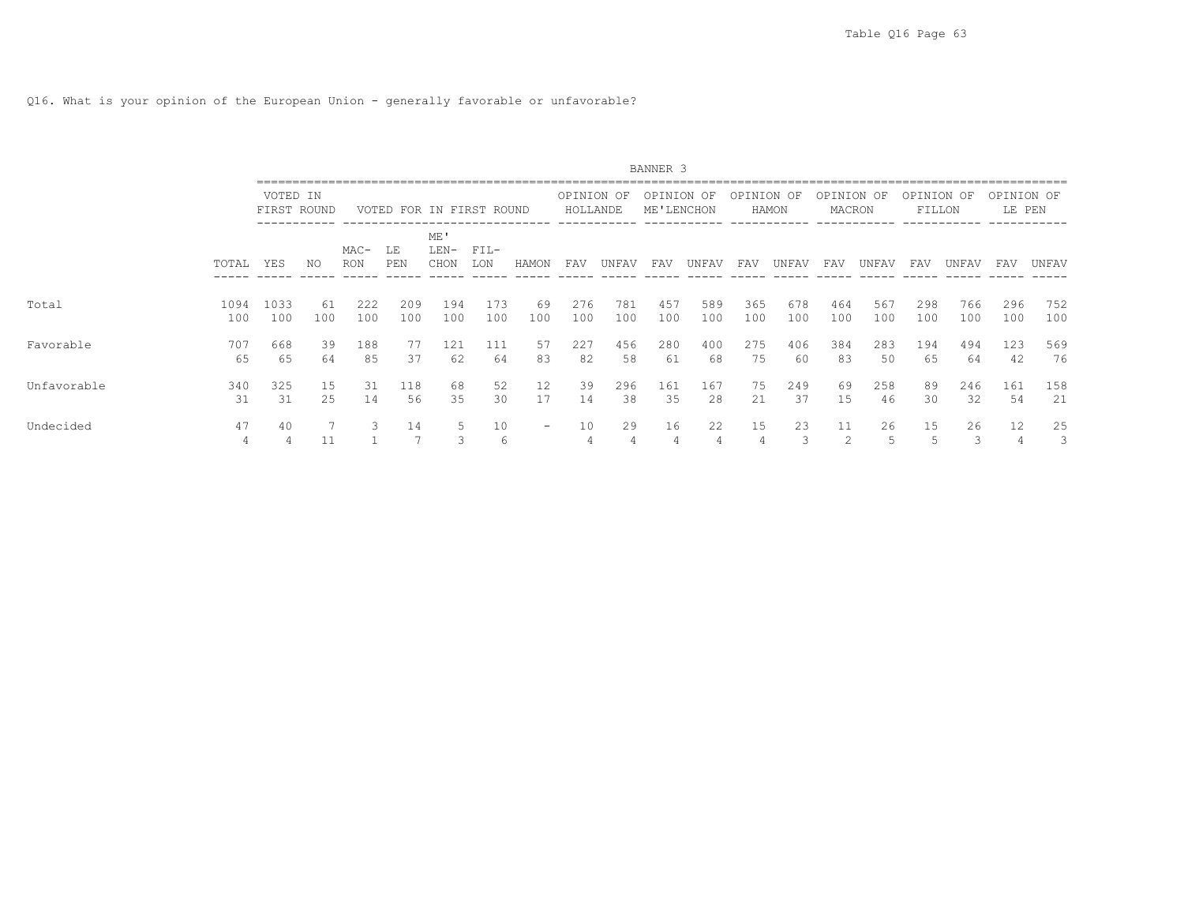Q16. What is your opinion of the European Union - generally favorable or unfavorable?

BANNER 3

| | | VOTED IN FIRST ROUND | | VOTED FOR IN FIRST ROUND | | | | | OPINION OF HOLLANDE | | OPINION OF ME'LENCHON | | OPINION OF HAMON | | OPINION OF MACRON | | OPINION OF FILLON | | OPINION OF LE PEN | |
|---|---|---|---|---|---|---|---|---|---|---|---|---|---|---|---|---|---|---|---|---|
| | TOTAL | YES | NO | MAC-RON | LE PEN | ME' LEN-CHON | FIL-LON | HAMON | FAV | UNFAV | FAV | UNFAV | FAV | UNFAV | FAV | UNFAV | FAV | UNFAV | FAV | UNFAV |
| Total | 1094 | 1033 | 61 | 222 | 209 | 194 | 173 | 69 | 276 | 781 | 457 | 589 | 365 | 678 | 464 | 567 | 298 | 766 | 296 | 752 |
| | 100 | 100 | 100 | 100 | 100 | 100 | 100 | 100 | 100 | 100 | 100 | 100 | 100 | 100 | 100 | 100 | 100 | 100 | 100 | 100 |
| Favorable | 707 | 668 | 39 | 188 | 77 | 121 | 111 | 57 | 227 | 456 | 280 | 400 | 275 | 406 | 384 | 283 | 194 | 494 | 123 | 569 |
| | 65 | 65 | 64 | 85 | 37 | 62 | 64 | 83 | 82 | 58 | 61 | 68 | 75 | 60 | 83 | 50 | 65 | 64 | 42 | 76 |
| Unfavorable | 340 | 325 | 15 | 31 | 118 | 68 | 52 | 12 | 39 | 296 | 161 | 167 | 75 | 249 | 69 | 258 | 89 | 246 | 161 | 158 |
| | 31 | 31 | 25 | 14 | 56 | 35 | 30 | 17 | 14 | 38 | 35 | 28 | 21 | 37 | 15 | 46 | 30 | 32 | 54 | 21 |
| Undecided | 47 | 40 | 7 | 3 | 14 | 5 | 10 | - | 10 | 29 | 16 | 22 | 15 | 23 | 11 | 26 | 15 | 26 | 12 | 25 |
| | 4 | 4 | 11 | 1 | 7 | 3 | 6 | | 4 | 4 | 4 | 4 | 4 | 3 | 2 | 5 | 5 | 3 | 4 | 3 |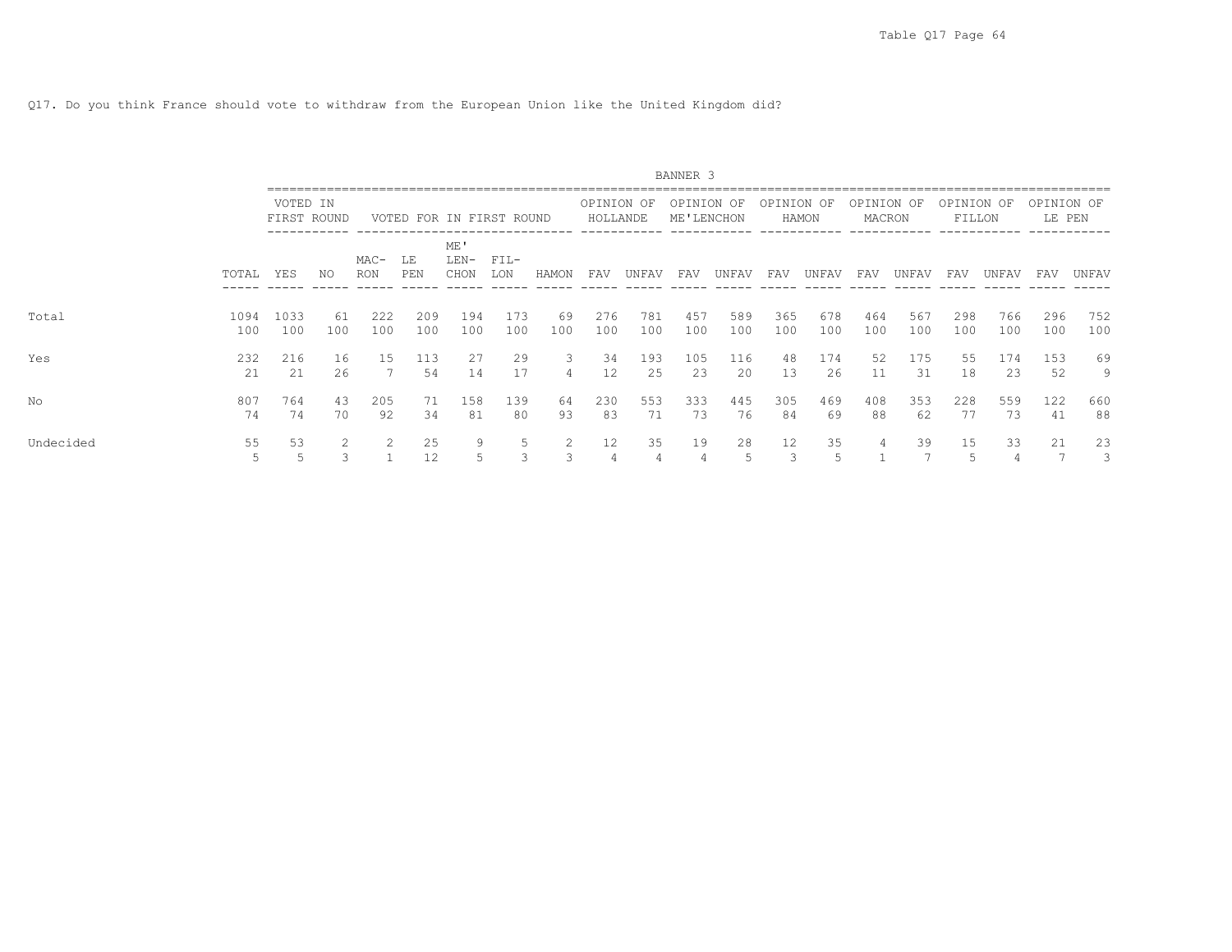Q17. Do you think France should vote to withdraw from the European Union like the United Kingdom did?

BANNER 3

| | | VOTED IN FIRST ROUND | | VOTED FOR IN FIRST ROUND | | | | | OPINION OF HOLLANDE | | OPINION OF ME'LENCHON | | OPINION OF HAMON | | OPINION OF MACRON | | OPINION OF FILLON | | OPINION OF LE PEN | |
|---|---|---|---|---|---|---|---|---|---|---|---|---|---|---|---|---|---|---|---|---|
| | TOTAL | YES | NO | MAC-RON | LE PEN | ME' LEN-CHON | FIL-LON | HAMON | FAV | UNFAV | FAV | UNFAV | FAV | UNFAV | FAV | UNFAV | FAV | UNFAV | FAV | UNFAV |
| Total | 1094 | 1033 | 61 | 222 | 209 | 194 | 173 | 69 | 276 | 781 | 457 | 589 | 365 | 678 | 464 | 567 | 298 | 766 | 296 | 752 |
| | 100 | 100 | 100 | 100 | 100 | 100 | 100 | 100 | 100 | 100 | 100 | 100 | 100 | 100 | 100 | 100 | 100 | 100 | 100 | 100 |
| Yes | 232 | 216 | 16 | 15 | 113 | 27 | 29 | 3 | 34 | 193 | 105 | 116 | 48 | 174 | 52 | 175 | 55 | 174 | 153 | 69 |
| | 21 | 21 | 26 | 7 | 54 | 14 | 17 | 4 | 12 | 25 | 23 | 20 | 13 | 26 | 11 | 31 | 18 | 23 | 52 | 9 |
| No | 807 | 764 | 43 | 205 | 71 | 158 | 139 | 64 | 230 | 553 | 333 | 445 | 305 | 469 | 408 | 353 | 228 | 559 | 122 | 660 |
| | 74 | 74 | 70 | 92 | 34 | 81 | 80 | 93 | 83 | 71 | 73 | 76 | 84 | 69 | 88 | 62 | 77 | 73 | 41 | 88 |
| Undecided | 55 | 53 | 2 | 2 | 25 | 9 | 5 | 2 | 12 | 35 | 19 | 28 | 12 | 35 | 4 | 39 | 15 | 33 | 21 | 23 |
| | 5 | 5 | 3 | 1 | 12 | 5 | 3 | 3 | 4 | 4 | 4 | 5 | 3 | 5 | 1 | 7 | 5 | 4 | 7 | 3 |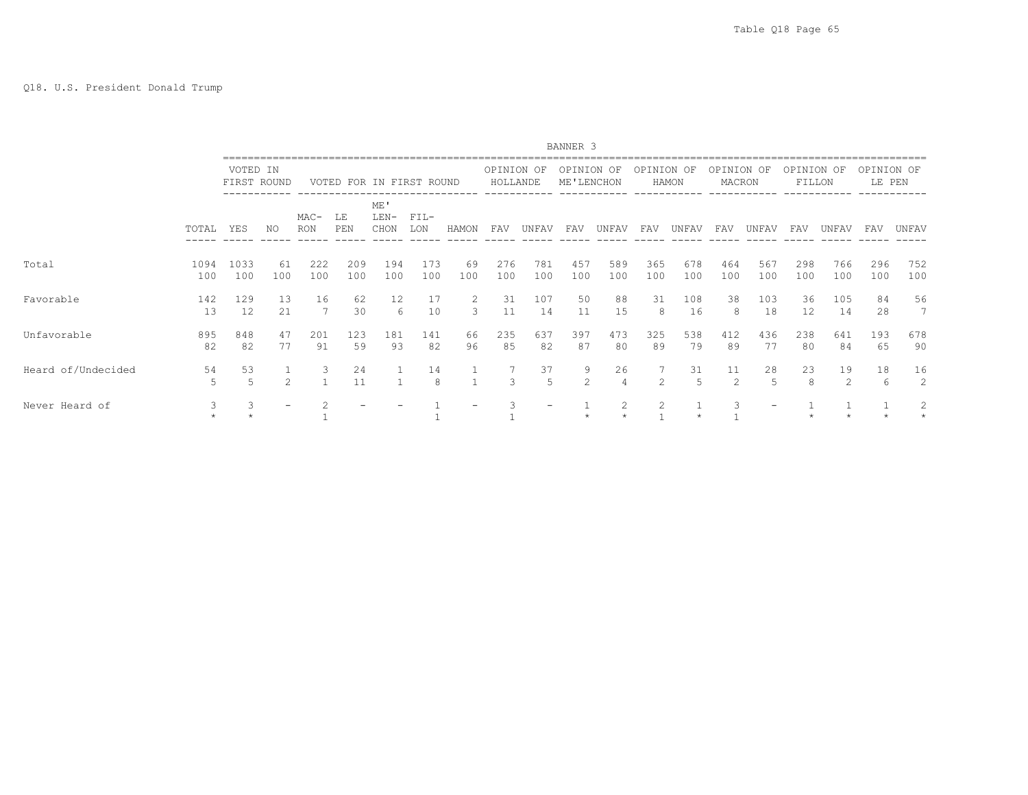Q18. U.S. President Donald Trump

BANNER 3

| | | VOTED IN FIRST ROUND | | VOTED FOR IN FIRST ROUND | | | | | OPINION OF HOLLANDE | | OPINION OF ME'LENCHON | | OPINION OF HAMON | | OPINION OF MACRON | | OPINION OF FILLON | | OPINION OF LE PEN | |
|---|---|---|---|---|---|---|---|---|---|---|---|---|---|---|---|---|---|---|---|---|
| | TOTAL | YES | NO | MAC-RON | LE PEN | ME' LEN-CHON | FIL-LON | HAMON | FAV | UNFAV | FAV | UNFAV | FAV | UNFAV | FAV | UNFAV | FAV | UNFAV | FAV | UNFAV |
| Total | 1094 | 1033 | 61 | 222 | 209 | 194 | 173 | 69 | 276 | 781 | 457 | 589 | 365 | 678 | 464 | 567 | 298 | 766 | 296 | 752 |
| | 100 | 100 | 100 | 100 | 100 | 100 | 100 | 100 | 100 | 100 | 100 | 100 | 100 | 100 | 100 | 100 | 100 | 100 | 100 | 100 |
| Favorable | 142 | 129 | 13 | 16 | 62 | 12 | 17 | 2 | 31 | 107 | 50 | 88 | 31 | 108 | 38 | 103 | 36 | 105 | 84 | 56 |
| | 13 | 12 | 21 | 7 | 30 | 6 | 10 | 3 | 11 | 14 | 11 | 15 | 8 | 16 | 8 | 18 | 12 | 14 | 28 | 7 |
| Unfavorable | 895 | 848 | 47 | 201 | 123 | 181 | 141 | 66 | 235 | 637 | 397 | 473 | 325 | 538 | 412 | 436 | 238 | 641 | 193 | 678 |
| | 82 | 82 | 77 | 91 | 59 | 93 | 82 | 96 | 85 | 82 | 87 | 80 | 89 | 79 | 89 | 77 | 80 | 84 | 65 | 90 |
| Heard of/Undecided | 54 | 53 | 1 | 3 | 24 | 1 | 14 | 1 | 7 | 37 | 9 | 26 | 7 | 31 | 11 | 28 | 23 | 19 | 18 | 16 |
| | 5 | 5 | 2 | 1 | 11 | 1 | 8 | 1 | 3 | 5 | 2 | 4 | 2 | 5 | 2 | 5 | 8 | 2 | 6 | 2 |
| Never Heard of | 3 | 3 | - | 2 | - | - | 1 | - | 3 | - | 1 | 2 | 2 | 1 | 3 | - | 1 | 1 | 1 | 2 |
| | * | * | | 1 | | | 1 | | 1 | | * | * | 1 | * | 1 | | * | * | * | * |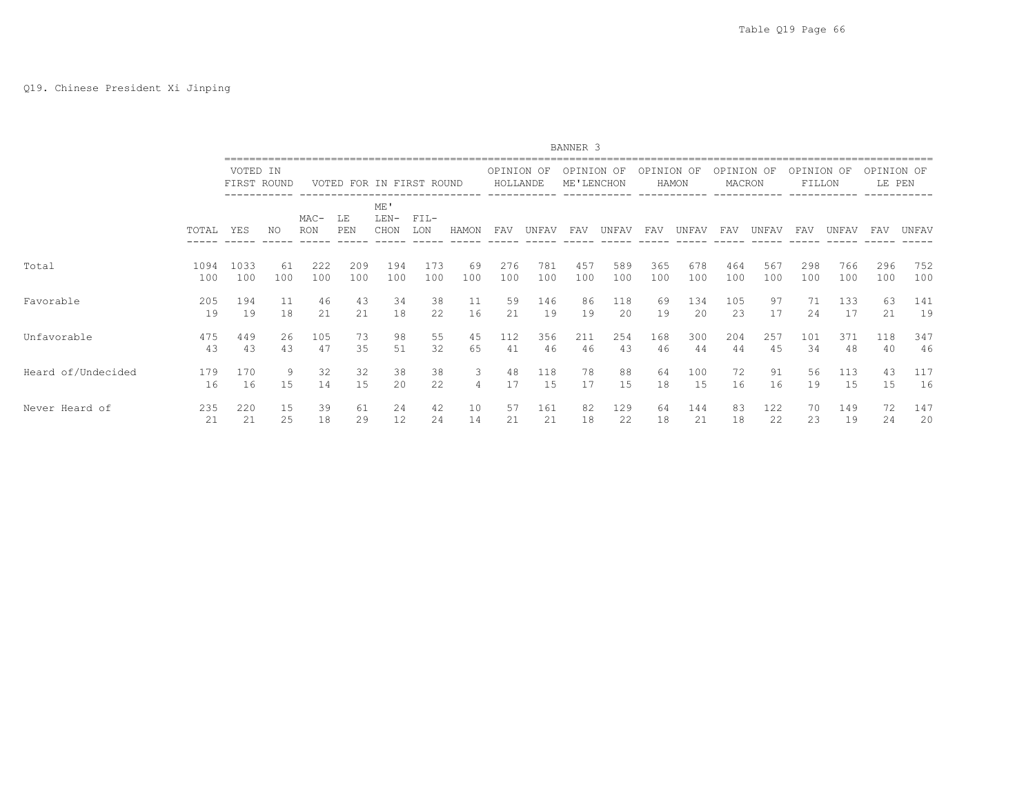Q19. Chinese President Xi Jinping

BANNER 3

| | | VOTED IN FIRST ROUND | | VOTED FOR IN FIRST ROUND | | | | | OPINION OF HOLLANDE | | OPINION OF ME'LENCHON | | OPINION OF HAMON | | OPINION OF MACRON | | OPINION OF FILLON | | OPINION OF LE PEN | |
|---|---|---|---|---|---|---|---|---|---|---|---|---|---|---|---|---|---|---|---|---|
| | TOTAL | YES | NO | MAC-RON | LE PEN | ME' LEN-CHON | FIL-LON | HAMON | FAV | UNFAV | FAV | UNFAV | FAV | UNFAV | FAV | UNFAV | FAV | UNFAV | FAV | UNFAV |
| Total | 1094 | 1033 | 61 | 222 | 209 | 194 | 173 | 69 | 276 | 781 | 457 | 589 | 365 | 678 | 464 | 567 | 298 | 766 | 296 | 752 |
| | 100 | 100 | 100 | 100 | 100 | 100 | 100 | 100 | 100 | 100 | 100 | 100 | 100 | 100 | 100 | 100 | 100 | 100 | 100 | 100 |
| Favorable | 205 | 194 | 11 | 46 | 43 | 34 | 38 | 11 | 59 | 146 | 86 | 118 | 69 | 134 | 105 | 97 | 71 | 133 | 63 | 141 |
| | 19 | 19 | 18 | 21 | 21 | 18 | 22 | 16 | 21 | 19 | 19 | 20 | 19 | 20 | 23 | 17 | 24 | 17 | 21 | 19 |
| Unfavorable | 475 | 449 | 26 | 105 | 73 | 98 | 55 | 45 | 112 | 356 | 211 | 254 | 168 | 300 | 204 | 257 | 101 | 371 | 118 | 347 |
| | 43 | 43 | 43 | 47 | 35 | 51 | 32 | 65 | 41 | 46 | 46 | 43 | 46 | 44 | 44 | 45 | 34 | 48 | 40 | 46 |
| Heard of/Undecided | 179 | 170 | 9 | 32 | 32 | 38 | 38 | 3 | 48 | 118 | 78 | 88 | 64 | 100 | 72 | 91 | 56 | 113 | 43 | 117 |
| | 16 | 16 | 15 | 14 | 15 | 20 | 22 | 4 | 17 | 15 | 17 | 15 | 18 | 15 | 16 | 16 | 19 | 15 | 15 | 16 |
| Never Heard of | 235 | 220 | 15 | 39 | 61 | 24 | 42 | 10 | 57 | 161 | 82 | 129 | 64 | 144 | 83 | 122 | 70 | 149 | 72 | 147 |
| | 21 | 21 | 25 | 18 | 29 | 12 | 24 | 14 | 21 | 21 | 18 | 22 | 18 | 21 | 18 | 22 | 23 | 19 | 24 | 20 |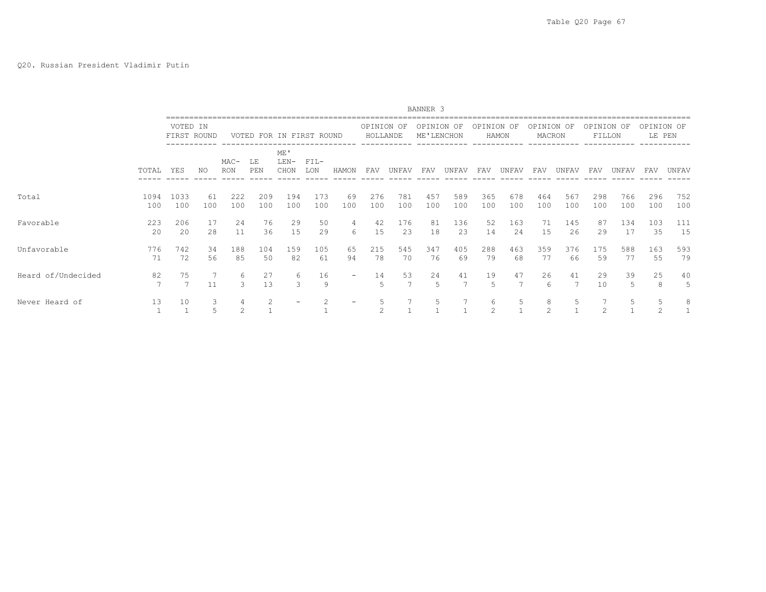Q20. Russian President Vladimir Putin

BANNER 3

| | TOTAL | VOTED IN FIRST ROUND | | VOTED FOR IN FIRST ROUND | | | | | OPINION OF HOLLANDE | | OPINION OF ME'LENCHON | | OPINION OF HAMON | | OPINION OF MACRON | | OPINION OF FILLON | | OPINION OF LE PEN | |
|---|---|---|---|---|---|---|---|---|---|---|---|---|---|---|---|---|---|---|---|---|
| | | YES | NO | MAC-RON | LE PEN | ME' LEN-CHON | FIL-LON | HAMON | FAV | UNFAV | FAV | UNFAV | FAV | UNFAV | FAV | UNFAV | FAV | UNFAV | FAV | UNFAV |
| Total | 1094 | 1033 | 61 | 222 | 209 | 194 | 173 | 69 | 276 | 781 | 457 | 589 | 365 | 678 | 464 | 567 | 298 | 766 | 296 | 752 |
| | 100 | 100 | 100 | 100 | 100 | 100 | 100 | 100 | 100 | 100 | 100 | 100 | 100 | 100 | 100 | 100 | 100 | 100 | 100 | 100 |
| Favorable | 223 | 206 | 17 | 24 | 76 | 29 | 50 | 4 | 42 | 176 | 81 | 136 | 52 | 163 | 71 | 145 | 87 | 134 | 103 | 111 |
| | 20 | 20 | 28 | 11 | 36 | 15 | 29 | 6 | 15 | 23 | 18 | 23 | 14 | 24 | 15 | 26 | 29 | 17 | 35 | 15 |
| Unfavorable | 776 | 742 | 34 | 188 | 104 | 159 | 105 | 65 | 215 | 545 | 347 | 405 | 288 | 463 | 359 | 376 | 175 | 588 | 163 | 593 |
| | 71 | 72 | 56 | 85 | 50 | 82 | 61 | 94 | 78 | 70 | 76 | 69 | 79 | 68 | 77 | 66 | 59 | 77 | 55 | 79 |
| Heard of/Undecided | 82 | 75 | 7 | 6 | 27 | 6 | 16 | - | 14 | 53 | 24 | 41 | 19 | 47 | 26 | 41 | 29 | 39 | 25 | 40 |
| | 7 | 7 | 11 | 3 | 13 | 3 | 9 | | 5 | 7 | 5 | 7 | 5 | 7 | 6 | 7 | 10 | 5 | 8 | 5 |
| Never Heard of | 13 | 10 | 3 | 4 | 2 | - | 2 | - | 5 | 7 | 5 | 7 | 6 | 5 | 8 | 5 | 7 | 5 | 5 | 8 |
| | 1 | 1 | 5 | 2 | 1 | | 1 | | 2 | 1 | 1 | 1 | 2 | 1 | 2 | 1 | 2 | 1 | 2 | 1 |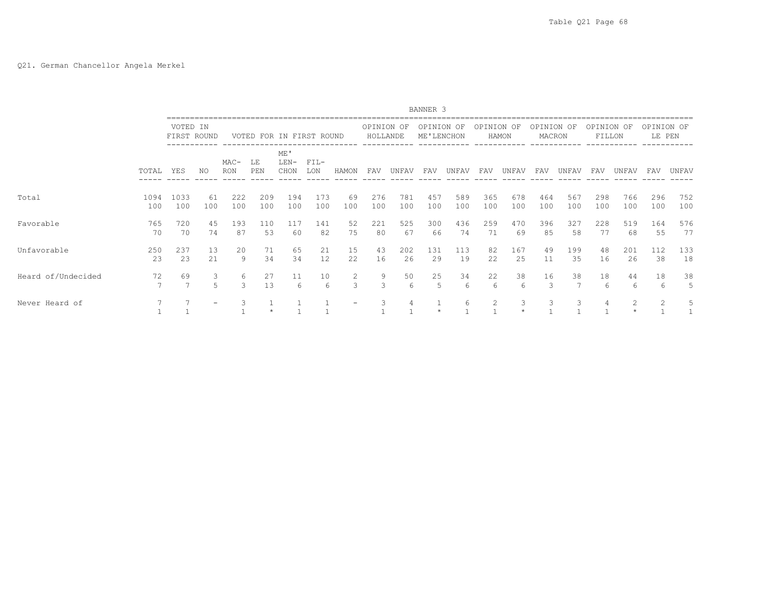Q21. German Chancellor Angela Merkel

BANNER 3

| | | VOTED IN FIRST ROUND | | VOTED FOR IN FIRST ROUND | | | | | OPINION OF HOLLANDE | | OPINION OF ME'LENCHON | | OPINION OF HAMON | | OPINION OF MACRON | | OPINION OF FILLON | | OPINION OF LE PEN | |
|---|---|---|---|---|---|---|---|---|---|---|---|---|---|---|---|---|---|---|---|---|
| | TOTAL | YES | NO | MAC-RON | LE PEN | ME' LEN-CHON | FIL-LON | HAMON | FAV | UNFAV | FAV | UNFAV | FAV | UNFAV | FAV | UNFAV | FAV | UNFAV | FAV | UNFAV |
| Total | 1094 | 1033 | 61 | 222 | 209 | 194 | 173 | 69 | 276 | 781 | 457 | 589 | 365 | 678 | 464 | 567 | 298 | 766 | 296 | 752 |
| | 100 | 100 | 100 | 100 | 100 | 100 | 100 | 100 | 100 | 100 | 100 | 100 | 100 | 100 | 100 | 100 | 100 | 100 | 100 | 100 |
| Favorable | 765 | 720 | 45 | 193 | 110 | 117 | 141 | 52 | 221 | 525 | 300 | 436 | 259 | 470 | 396 | 327 | 228 | 519 | 164 | 576 |
| | 70 | 70 | 74 | 87 | 53 | 60 | 82 | 75 | 80 | 67 | 66 | 74 | 71 | 69 | 85 | 58 | 77 | 68 | 55 | 77 |
| Unfavorable | 250 | 237 | 13 | 20 | 71 | 65 | 21 | 15 | 43 | 202 | 131 | 113 | 82 | 167 | 49 | 199 | 48 | 201 | 112 | 133 |
| | 23 | 23 | 21 | 9 | 34 | 34 | 12 | 22 | 16 | 26 | 29 | 19 | 22 | 25 | 11 | 35 | 16 | 26 | 38 | 18 |
| Heard of/Undecided | 72 | 69 | 3 | 6 | 27 | 11 | 10 | 2 | 9 | 50 | 25 | 34 | 22 | 38 | 16 | 38 | 18 | 44 | 18 | 38 |
| | 7 | 7 | 5 | 3 | 13 | 6 | 6 | 3 | 3 | 6 | 5 | 6 | 6 | 6 | 3 | 7 | 6 | 6 | 6 | 5 |
| Never Heard of | 7 | 7 | - | 3 | 1 | 1 | 1 | - | 3 | 4 | 1 | 6 | 2 | 3 | 3 | 3 | 4 | 2 | 2 | 5 |
| | 1 | 1 | | 1 | * | 1 | 1 | | 1 | 1 | * | 1 | 1 | * | 1 | 1 | 1 | * | 1 | 1 |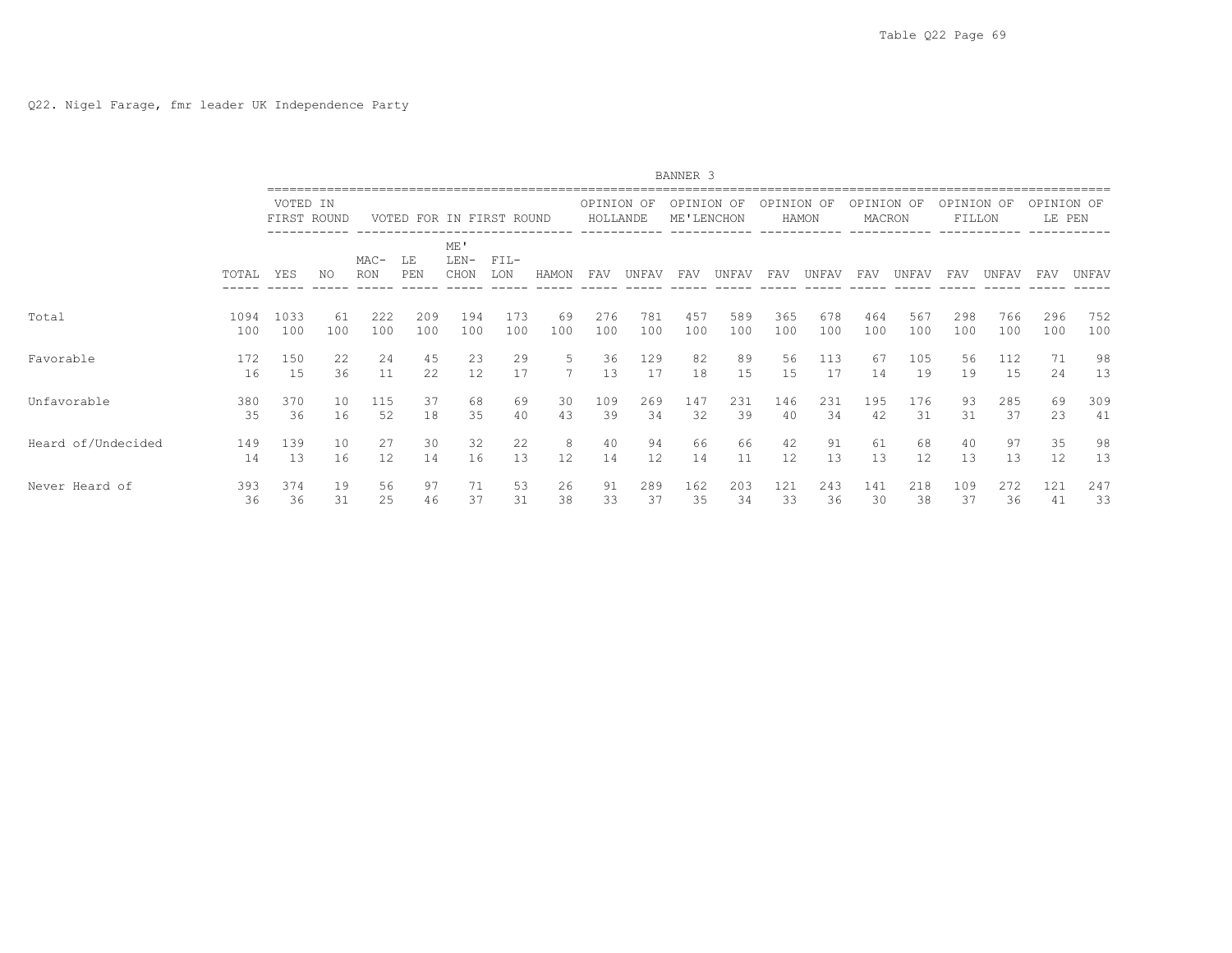Q22. Nigel Farage, fmr leader UK Independence Party

BANNER 3

| | | VOTED IN FIRST ROUND | | VOTED FOR IN FIRST ROUND | | | | | OPINION OF HOLLANDE | | OPINION OF ME'LENCHON | | OPINION OF HAMON | | OPINION OF MACRON | | OPINION OF FILLON | | OPINION OF LE PEN | |
|---|---|---|---|---|---|---|---|---|---|---|---|---|---|---|---|---|---|---|---|---|
| | TOTAL | YES | NO | MAC-RON | LE PEN | ME' LEN-CHON | FIL-LON | HAMON | FAV | UNFAV | FAV | UNFAV | FAV | UNFAV | FAV | UNFAV | FAV | UNFAV | FAV | UNFAV |
| Total | 1094 | 1033 | 61 | 222 | 209 | 194 | 173 | 69 | 276 | 781 | 457 | 589 | 365 | 678 | 464 | 567 | 298 | 766 | 296 | 752 |
| | 100 | 100 | 100 | 100 | 100 | 100 | 100 | 100 | 100 | 100 | 100 | 100 | 100 | 100 | 100 | 100 | 100 | 100 | 100 | 100 |
| Favorable | 172 | 150 | 22 | 24 | 45 | 23 | 29 | 5 | 36 | 129 | 82 | 89 | 56 | 113 | 67 | 105 | 56 | 112 | 71 | 98 |
| | 16 | 15 | 36 | 11 | 22 | 12 | 17 | 7 | 13 | 17 | 18 | 15 | 15 | 17 | 14 | 19 | 19 | 15 | 24 | 13 |
| Unfavorable | 380 | 370 | 10 | 115 | 37 | 68 | 69 | 30 | 109 | 269 | 147 | 231 | 146 | 231 | 195 | 176 | 93 | 285 | 69 | 309 |
| | 35 | 36 | 16 | 52 | 18 | 35 | 40 | 43 | 39 | 34 | 32 | 39 | 40 | 34 | 42 | 31 | 31 | 37 | 23 | 41 |
| Heard of/Undecided | 149 | 139 | 10 | 27 | 30 | 32 | 22 | 8 | 40 | 94 | 66 | 66 | 42 | 91 | 61 | 68 | 40 | 97 | 35 | 98 |
| | 14 | 13 | 16 | 12 | 14 | 16 | 13 | 12 | 14 | 12 | 14 | 11 | 12 | 13 | 13 | 12 | 13 | 13 | 12 | 13 |
| Never Heard of | 393 | 374 | 19 | 56 | 97 | 71 | 53 | 26 | 91 | 289 | 162 | 203 | 121 | 243 | 141 | 218 | 109 | 272 | 121 | 247 |
| | 36 | 36 | 31 | 25 | 46 | 37 | 31 | 38 | 33 | 37 | 35 | 34 | 33 | 36 | 30 | 38 | 37 | 36 | 41 | 33 |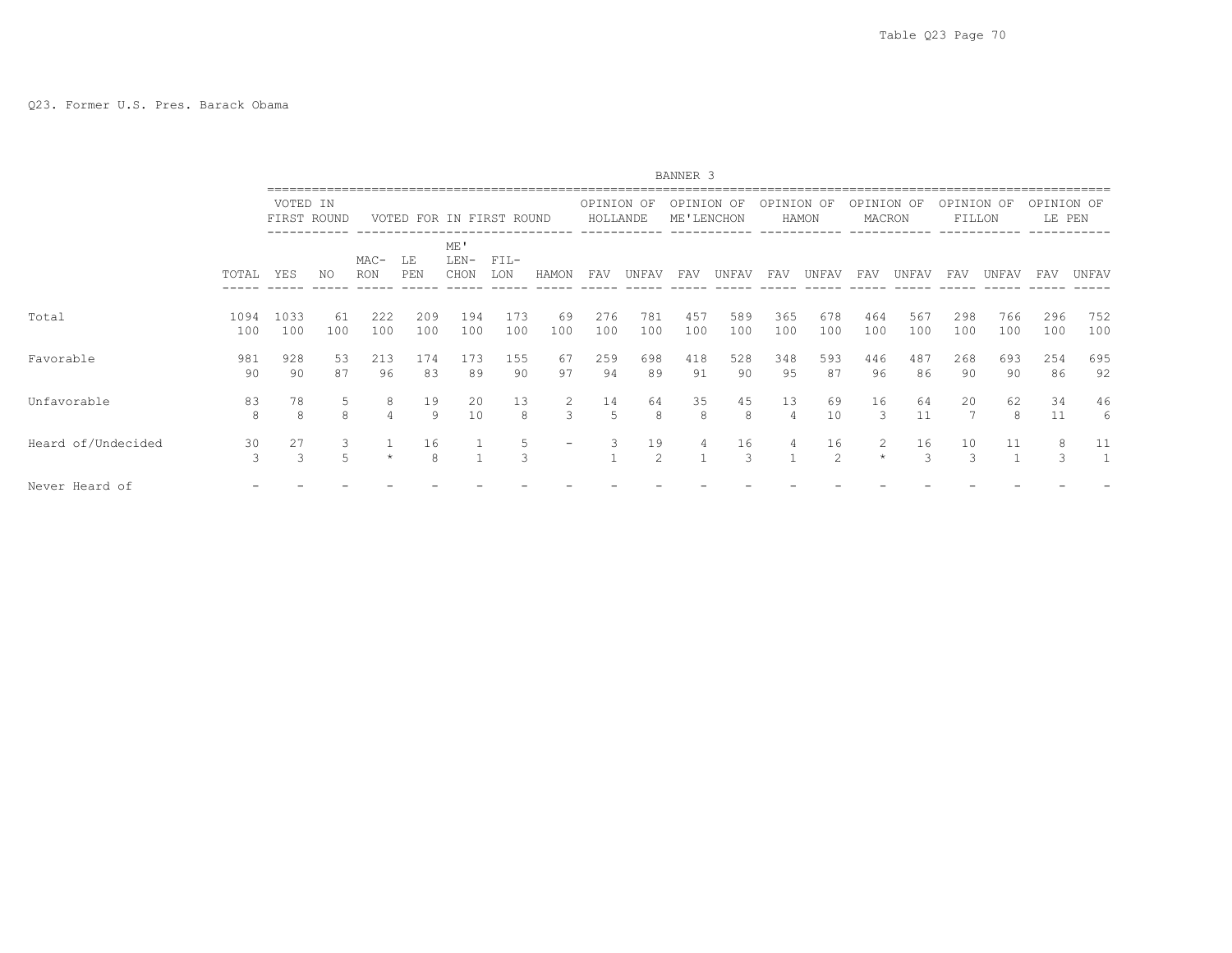Q23. Former U.S. Pres. Barack Obama

BANNER 3

| | | VOTED IN FIRST ROUND | | VOTED FOR IN FIRST ROUND | | | | | OPINION OF HOLLANDE | | OPINION OF ME'LENCHON | | OPINION OF HAMON | | OPINION OF MACRON | | OPINION OF FILLON | | OPINION OF LE PEN | |
|---|---|---|---|---|---|---|---|---|---|---|---|---|---|---|---|---|---|---|---|---|
| | TOTAL | YES | NO | MAC-RON | LE PEN | ME' LEN-CHON | FIL-LON | HAMON | FAV | UNFAV | FAV | UNFAV | FAV | UNFAV | FAV | UNFAV | FAV | UNFAV | FAV | UNFAV |
| Total | 1094 | 1033 | 61 | 222 | 209 | 194 | 173 | 69 | 276 | 781 | 457 | 589 | 365 | 678 | 464 | 567 | 298 | 766 | 296 | 752 |
| | 100 | 100 | 100 | 100 | 100 | 100 | 100 | 100 | 100 | 100 | 100 | 100 | 100 | 100 | 100 | 100 | 100 | 100 | 100 | 100 |
| Favorable | 981 | 928 | 53 | 213 | 174 | 173 | 155 | 67 | 259 | 698 | 418 | 528 | 348 | 593 | 446 | 487 | 268 | 693 | 254 | 695 |
| | 90 | 90 | 87 | 96 | 83 | 89 | 90 | 97 | 94 | 89 | 91 | 90 | 95 | 87 | 96 | 86 | 90 | 90 | 86 | 92 |
| Unfavorable | 83 | 78 | 5 | 8 | 19 | 20 | 13 | 2 | 14 | 64 | 35 | 45 | 13 | 69 | 16 | 64 | 20 | 62 | 34 | 46 |
| | 8 | 8 | 8 | 4 | 9 | 10 | 8 | 3 | 5 | 8 | 8 | 8 | 4 | 10 | 3 | 11 | 7 | 8 | 11 | 6 |
| Heard of/Undecided | 30 | 27 | 3 | 1 | 16 | 1 | 5 | - | 3 | 19 | 4 | 16 | 4 | 16 | 2 | 16 | 10 | 11 | 8 | 11 |
| | 3 | 3 | 5 | * | 8 | 1 | 3 | | 1 | 2 | 1 | 3 | 1 | 2 | * | 3 | 3 | 1 | 3 | 1 |
| Never Heard of | - | - | - | - | - | - | - | - | - | - | - | - | - | - | - | - | - | - | - | - |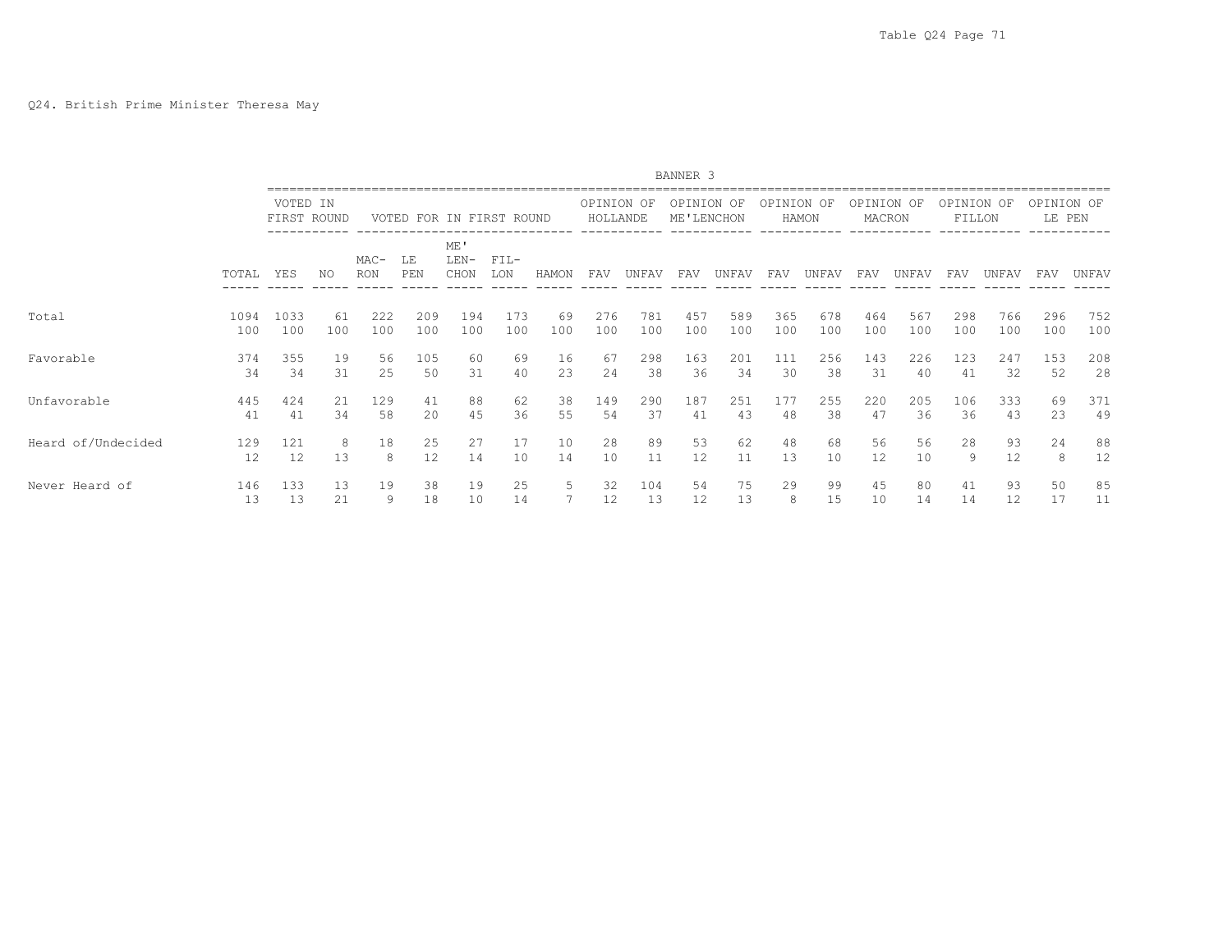Q24. British Prime Minister Theresa May

BANNER 3

| | | VOTED IN FIRST ROUND | | VOTED FOR IN FIRST ROUND | | | | | OPINION OF HOLLANDE | | OPINION OF ME'LENCHON | | OPINION OF HAMON | | OPINION OF MACRON | | OPINION OF FILLON | | OPINION OF LE PEN | |
|---|---|---|---|---|---|---|---|---|---|---|---|---|---|---|---|---|---|---|---|---|
| | TOTAL | YES | NO | MAC-RON | LE PEN | ME' LEN-CHON | FIL-LON | HAMON | FAV | UNFAV | FAV | UNFAV | FAV | UNFAV | FAV | UNFAV | FAV | UNFAV | FAV | UNFAV |
| Total | 1094 | 1033 | 61 | 222 | 209 | 194 | 173 | 69 | 276 | 781 | 457 | 589 | 365 | 678 | 464 | 567 | 298 | 766 | 296 | 752 |
| | 100 | 100 | 100 | 100 | 100 | 100 | 100 | 100 | 100 | 100 | 100 | 100 | 100 | 100 | 100 | 100 | 100 | 100 | 100 | 100 |
| Favorable | 374 | 355 | 19 | 56 | 105 | 60 | 69 | 16 | 67 | 298 | 163 | 201 | 111 | 256 | 143 | 226 | 123 | 247 | 153 | 208 |
| | 34 | 34 | 31 | 25 | 50 | 31 | 40 | 23 | 24 | 38 | 36 | 34 | 30 | 38 | 31 | 40 | 41 | 32 | 52 | 28 |
| Unfavorable | 445 | 424 | 21 | 129 | 41 | 88 | 62 | 38 | 149 | 290 | 187 | 251 | 177 | 255 | 220 | 205 | 106 | 333 | 69 | 371 |
| | 41 | 41 | 34 | 58 | 20 | 45 | 36 | 55 | 54 | 37 | 41 | 43 | 48 | 38 | 47 | 36 | 36 | 43 | 23 | 49 |
| Heard of/Undecided | 129 | 121 | 8 | 18 | 25 | 27 | 17 | 10 | 28 | 89 | 53 | 62 | 48 | 68 | 56 | 56 | 28 | 93 | 24 | 88 |
| | 12 | 12 | 13 | 8 | 12 | 14 | 10 | 14 | 10 | 11 | 12 | 11 | 13 | 10 | 12 | 10 | 9 | 12 | 8 | 12 |
| Never Heard of | 146 | 133 | 13 | 19 | 38 | 19 | 25 | 5 | 32 | 104 | 54 | 75 | 29 | 99 | 45 | 80 | 41 | 93 | 50 | 85 |
| | 13 | 13 | 21 | 9 | 18 | 10 | 14 | 7 | 12 | 13 | 12 | 13 | 8 | 15 | 10 | 14 | 14 | 12 | 17 | 11 |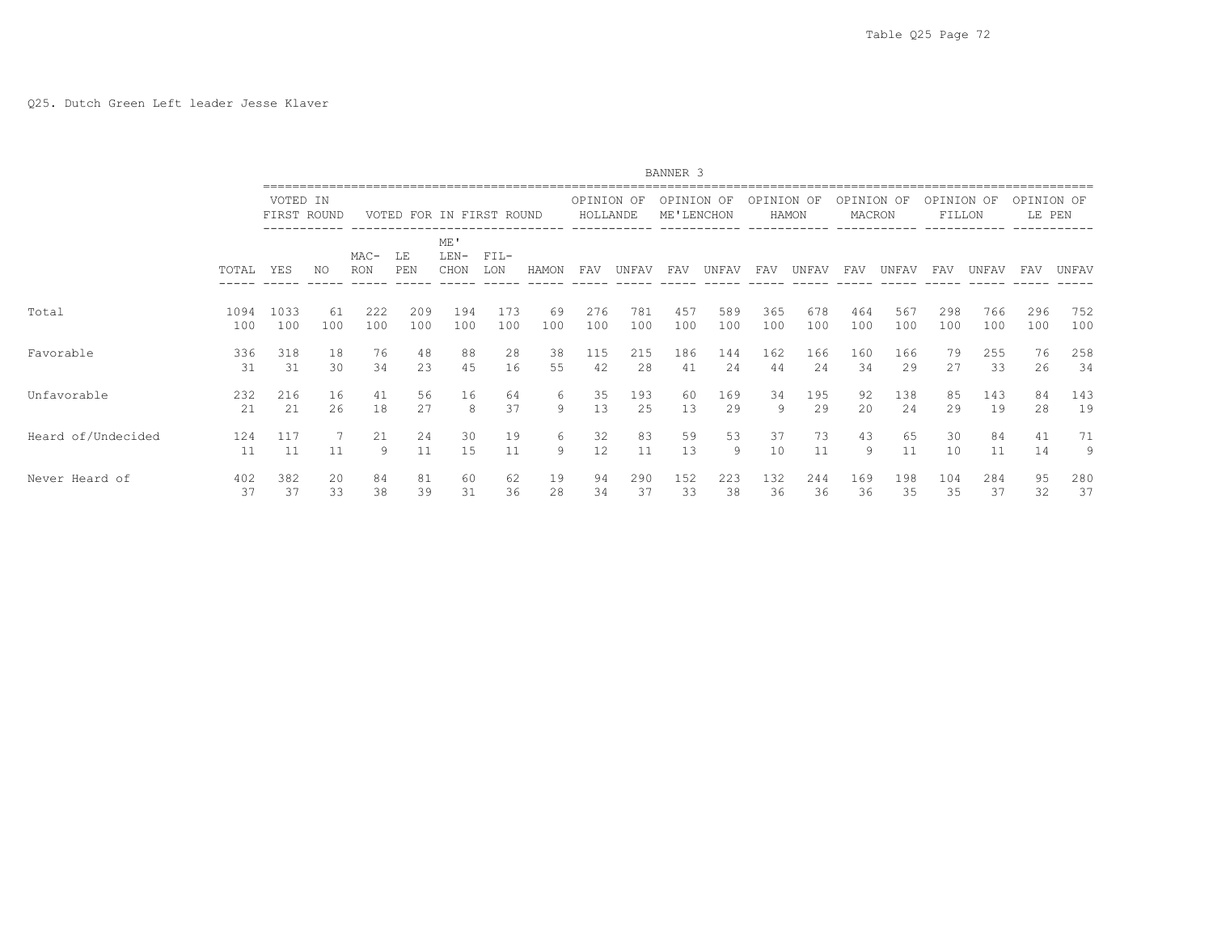Q25. Dutch Green Left leader Jesse Klaver

BANNER 3

| | TOTAL | VOTED IN FIRST ROUND YES | VOTED IN FIRST ROUND NO | VOTED FOR IN FIRST ROUND MAC-RON | LE PEN | ME' LEN-CHON | FIL-LON | HAMON | OPINION OF HOLLANDE FAV | OPINION OF HOLLANDE UNFAV | OPINION OF ME'LENCHON FAV | OPINION OF ME'LENCHON UNFAV | OPINION OF HAMON FAV | OPINION OF HAMON UNFAV | OPINION OF MACRON FAV | OPINION OF MACRON UNFAV | OPINION OF FILLON FAV | OPINION OF FILLON UNFAV | OPINION OF LE PEN FAV | OPINION OF LE PEN UNFAV |
|---|---|---|---|---|---|---|---|---|---|---|---|---|---|---|---|---|---|---|---|---|
| Total | 1094 | 1033 | 61 | 222 | 209 | 194 | 173 | 69 | 276 | 781 | 457 | 589 | 365 | 678 | 464 | 567 | 298 | 766 | 296 | 752 |
| | 100 | 100 | 100 | 100 | 100 | 100 | 100 | 100 | 100 | 100 | 100 | 100 | 100 | 100 | 100 | 100 | 100 | 100 | 100 | 100 |
| Favorable | 336 | 318 | 18 | 76 | 48 | 88 | 28 | 38 | 115 | 215 | 186 | 144 | 162 | 166 | 160 | 166 | 79 | 255 | 76 | 258 |
| | 31 | 31 | 30 | 34 | 23 | 45 | 16 | 55 | 42 | 28 | 41 | 24 | 44 | 24 | 34 | 29 | 27 | 33 | 26 | 34 |
| Unfavorable | 232 | 216 | 16 | 41 | 56 | 16 | 64 | 6 | 35 | 193 | 60 | 169 | 34 | 195 | 92 | 138 | 85 | 143 | 84 | 143 |
| | 21 | 21 | 26 | 18 | 27 | 8 | 37 | 9 | 13 | 25 | 13 | 29 | 9 | 29 | 20 | 24 | 29 | 19 | 28 | 19 |
| Heard of/Undecided | 124 | 117 | 7 | 21 | 24 | 30 | 19 | 6 | 32 | 83 | 59 | 53 | 37 | 73 | 43 | 65 | 30 | 84 | 41 | 71 |
| | 11 | 11 | 11 | 9 | 11 | 15 | 11 | 9 | 12 | 11 | 13 | 9 | 10 | 11 | 9 | 11 | 10 | 11 | 14 | 9 |
| Never Heard of | 402 | 382 | 20 | 84 | 81 | 60 | 62 | 19 | 94 | 290 | 152 | 223 | 132 | 244 | 169 | 198 | 104 | 284 | 95 | 280 |
| | 37 | 37 | 33 | 38 | 39 | 31 | 36 | 28 | 34 | 37 | 33 | 38 | 36 | 36 | 36 | 35 | 35 | 37 | 32 | 37 |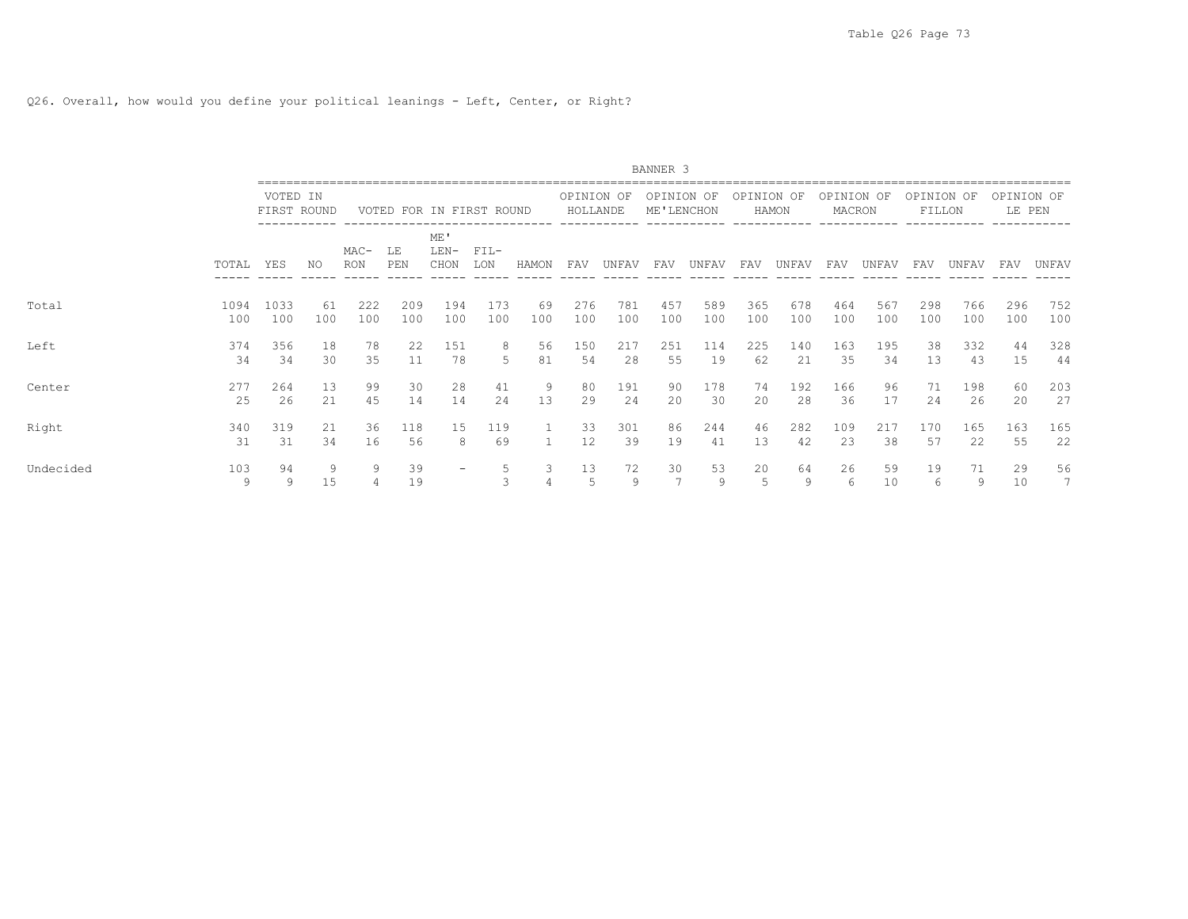Q26. Overall, how would you define your political leanings - Left, Center, or Right?

BANNER 3

| | | VOTED IN FIRST ROUND | | VOTED FOR IN FIRST ROUND | | | | | OPINION OF HOLLANDE | | OPINION OF ME'LENCHON | | OPINION OF HAMON | | OPINION OF MACRON | | OPINION OF FILLON | | OPINION OF LE PEN | |
|---|---|---|---|---|---|---|---|---|---|---|---|---|---|---|---|---|---|---|---|---|
| | TOTAL | YES | NO | MAC-RON | LE PEN | ME' LEN-CHON | FIL-LON | HAMON | FAV | UNFAV | FAV | UNFAV | FAV | UNFAV | FAV | UNFAV | FAV | UNFAV | FAV | UNFAV |
| Total | 1094 | 1033 | 61 | 222 | 209 | 194 | 173 | 69 | 276 | 781 | 457 | 589 | 365 | 678 | 464 | 567 | 298 | 766 | 296 | 752 |
| | 100 | 100 | 100 | 100 | 100 | 100 | 100 | 100 | 100 | 100 | 100 | 100 | 100 | 100 | 100 | 100 | 100 | 100 | 100 | 100 |
| Left | 374 | 356 | 18 | 78 | 22 | 151 | 8 | 56 | 150 | 217 | 251 | 114 | 225 | 140 | 163 | 195 | 38 | 332 | 44 | 328 |
| | 34 | 34 | 30 | 35 | 11 | 78 | 5 | 81 | 54 | 28 | 55 | 19 | 62 | 21 | 35 | 34 | 13 | 43 | 15 | 44 |
| Center | 277 | 264 | 13 | 99 | 30 | 28 | 41 | 9 | 80 | 191 | 90 | 178 | 74 | 192 | 166 | 96 | 71 | 198 | 60 | 203 |
| | 25 | 26 | 21 | 45 | 14 | 14 | 24 | 13 | 29 | 24 | 20 | 30 | 20 | 28 | 36 | 17 | 24 | 26 | 20 | 27 |
| Right | 340 | 319 | 21 | 36 | 118 | 15 | 119 | 1 | 33 | 301 | 86 | 244 | 46 | 282 | 109 | 217 | 170 | 165 | 163 | 165 |
| | 31 | 31 | 34 | 16 | 56 | 8 | 69 | 1 | 12 | 39 | 19 | 41 | 13 | 42 | 23 | 38 | 57 | 22 | 55 | 22 |
| Undecided | 103 | 94 | 9 | 9 | 39 | - | 5 | 3 | 13 | 72 | 30 | 53 | 20 | 64 | 26 | 59 | 19 | 71 | 29 | 56 |
| | 9 | 9 | 15 | 4 | 19 | | 3 | 4 | 5 | 9 | 7 | 9 | 5 | 9 | 6 | 10 | 6 | 9 | 10 | 7 |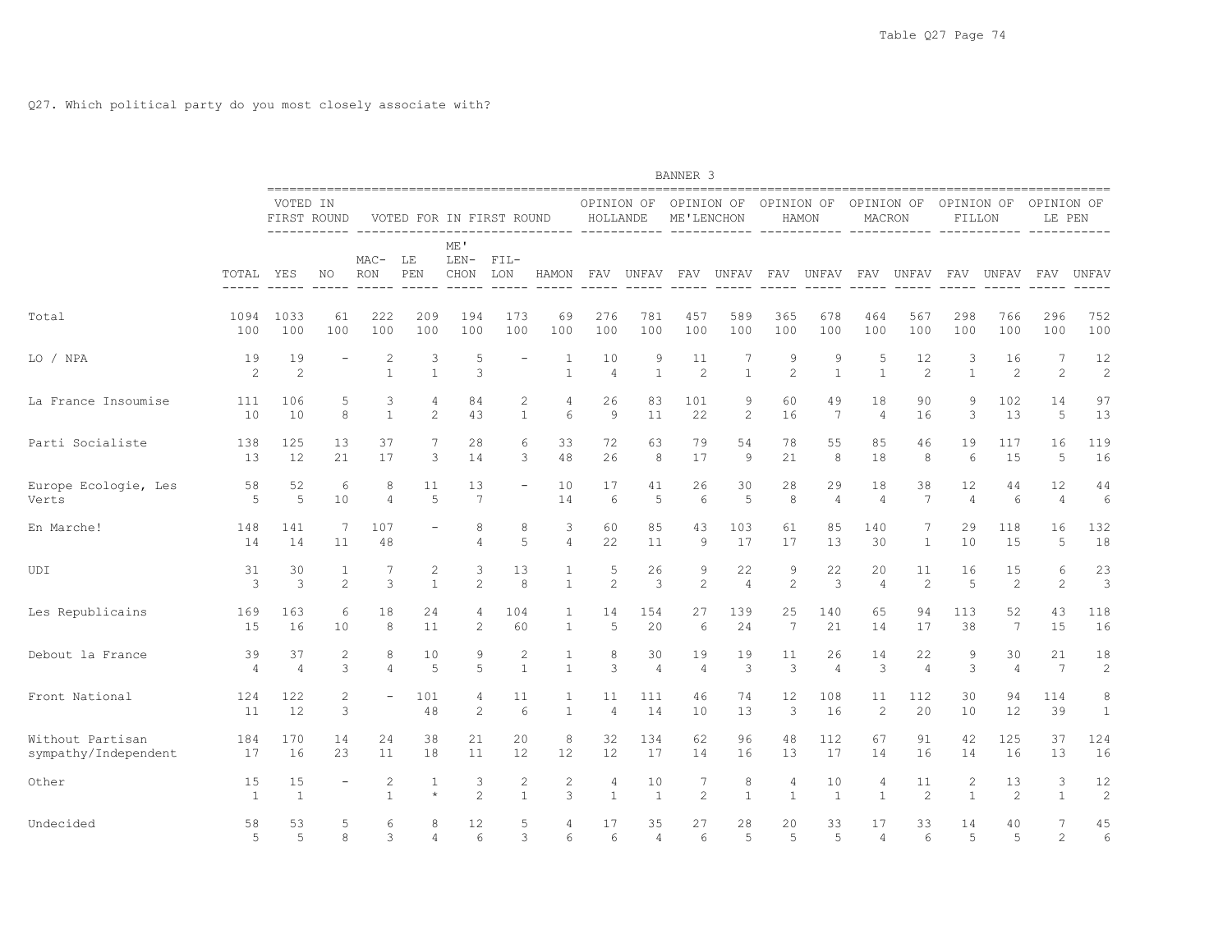Q27. Which political party do you most closely associate with?

BANNER 3

| | | VOTED IN FIRST ROUND | | VOTED FOR IN FIRST ROUND | | | | | OPINION OF HOLLANDE | | OPINION OF ME'LENCHON | | OPINION OF HAMON | | OPINION OF MACRON | | OPINION OF FILLON | | OPINION OF LE PEN | |
|---|---|---|---|---|---|---|---|---|---|---|---|---|---|---|---|---|---|---|---|---|
| | TOTAL | YES | NO | MAC-RON | LE PEN | ME' LEN-CHON | FIL-LON | HAMON | FAV | UNFAV | FAV | UNFAV | FAV | UNFAV | FAV | UNFAV | FAV | UNFAV | FAV | UNFAV |
| Total | 1094 | 1033 | 61 | 222 | 209 | 194 | 173 | 69 | 276 | 781 | 457 | 589 | 365 | 678 | 464 | 567 | 298 | 766 | 296 | 752 |
| | 100 | 100 | 100 | 100 | 100 | 100 | 100 | 100 | 100 | 100 | 100 | 100 | 100 | 100 | 100 | 100 | 100 | 100 | 100 | 100 |
| LO / NPA | 19 | 19 | - | 2 | 3 | 5 | - | 1 | 10 | 9 | 11 | 7 | 9 | 9 | 5 | 12 | 3 | 16 | 7 | 12 |
| | 2 | 2 | | 1 | 1 | 3 | | 1 | 4 | 1 | 2 | 1 | 2 | 1 | 1 | 2 | 1 | 2 | 2 | 2 |
| La France Insoumise | 111 | 106 | 5 | 3 | 4 | 84 | 2 | 4 | 26 | 83 | 101 | 9 | 60 | 49 | 18 | 90 | 9 | 102 | 14 | 97 |
| | 10 | 10 | 8 | 1 | 2 | 43 | 1 | 6 | 9 | 11 | 22 | 2 | 16 | 7 | 4 | 16 | 3 | 13 | 5 | 13 |
| Parti Socialiste | 138 | 125 | 13 | 37 | 7 | 28 | 6 | 33 | 72 | 63 | 79 | 54 | 78 | 55 | 85 | 46 | 19 | 117 | 16 | 119 |
| | 13 | 12 | 21 | 17 | 3 | 14 | 3 | 48 | 26 | 8 | 17 | 9 | 21 | 8 | 18 | 8 | 6 | 15 | 5 | 16 |
| Europe Ecologie, Les Verts | 58 | 52 | 6 | 8 | 11 | 13 | - | 10 | 17 | 41 | 26 | 30 | 28 | 29 | 18 | 38 | 12 | 44 | 12 | 44 |
| | 5 | 5 | 10 | 4 | 5 | 7 | | 14 | 6 | 5 | 6 | 5 | 8 | 4 | 4 | 7 | 4 | 6 | 4 | 6 |
| En Marche! | 148 | 141 | 7 | 107 | - | 8 | 8 | 3 | 60 | 85 | 43 | 103 | 61 | 85 | 140 | 7 | 29 | 118 | 16 | 132 |
| | 14 | 14 | 11 | 48 | | 4 | 5 | 4 | 22 | 11 | 9 | 17 | 17 | 13 | 30 | 1 | 10 | 15 | 5 | 18 |
| UDI | 31 | 30 | 1 | 7 | 2 | 3 | 13 | 1 | 5 | 26 | 9 | 22 | 9 | 22 | 20 | 11 | 16 | 15 | 6 | 23 |
| | 3 | 3 | 2 | 3 | 1 | 2 | 8 | 1 | 2 | 3 | 2 | 4 | 2 | 3 | 4 | 2 | 5 | 2 | 2 | 3 |
| Les Republicains | 169 | 163 | 6 | 18 | 24 | 4 | 104 | 1 | 14 | 154 | 27 | 139 | 25 | 140 | 65 | 94 | 113 | 52 | 43 | 118 |
| | 15 | 16 | 10 | 8 | 11 | 2 | 60 | 1 | 5 | 20 | 6 | 24 | 7 | 21 | 14 | 17 | 38 | 7 | 15 | 16 |
| Debout la France | 39 | 37 | 2 | 8 | 10 | 9 | 2 | 1 | 8 | 30 | 19 | 19 | 11 | 26 | 14 | 22 | 9 | 30 | 21 | 18 |
| | 4 | 4 | 3 | 4 | 5 | 5 | 1 | 1 | 3 | 4 | 4 | 3 | 3 | 4 | 3 | 4 | 3 | 4 | 7 | 2 |
| Front National | 124 | 122 | 2 | - | 101 | 4 | 11 | 1 | 11 | 111 | 46 | 74 | 12 | 108 | 11 | 112 | 30 | 94 | 114 | 8 |
| | 11 | 12 | 3 | | 48 | 2 | 6 | 1 | 4 | 14 | 10 | 13 | 3 | 16 | 2 | 20 | 10 | 12 | 39 | 1 |
| Without Partisan sympathy/Independent | 184 | 170 | 14 | 24 | 38 | 21 | 20 | 8 | 32 | 134 | 62 | 96 | 48 | 112 | 67 | 91 | 42 | 125 | 37 | 124 |
| | 17 | 16 | 23 | 11 | 18 | 11 | 12 | 12 | 12 | 17 | 14 | 16 | 13 | 17 | 14 | 16 | 14 | 16 | 13 | 16 |
| Other | 15 | 15 | - | 2 | 1 | 3 | 2 | 2 | 4 | 10 | 7 | 8 | 4 | 10 | 4 | 11 | 2 | 13 | 3 | 12 |
| | 1 | 1 | | 1 | * | 2 | 1 | 3 | 1 | 1 | 2 | 1 | 1 | 1 | 1 | 2 | 1 | 2 | 1 | 2 |
| Undecided | 58 | 53 | 5 | 6 | 8 | 12 | 5 | 4 | 17 | 35 | 27 | 28 | 20 | 33 | 17 | 33 | 14 | 40 | 7 | 45 |
| | 5 | 5 | 8 | 3 | 4 | 6 | 3 | 6 | 6 | 4 | 6 | 5 | 5 | 5 | 4 | 6 | 5 | 5 | 2 | 6 |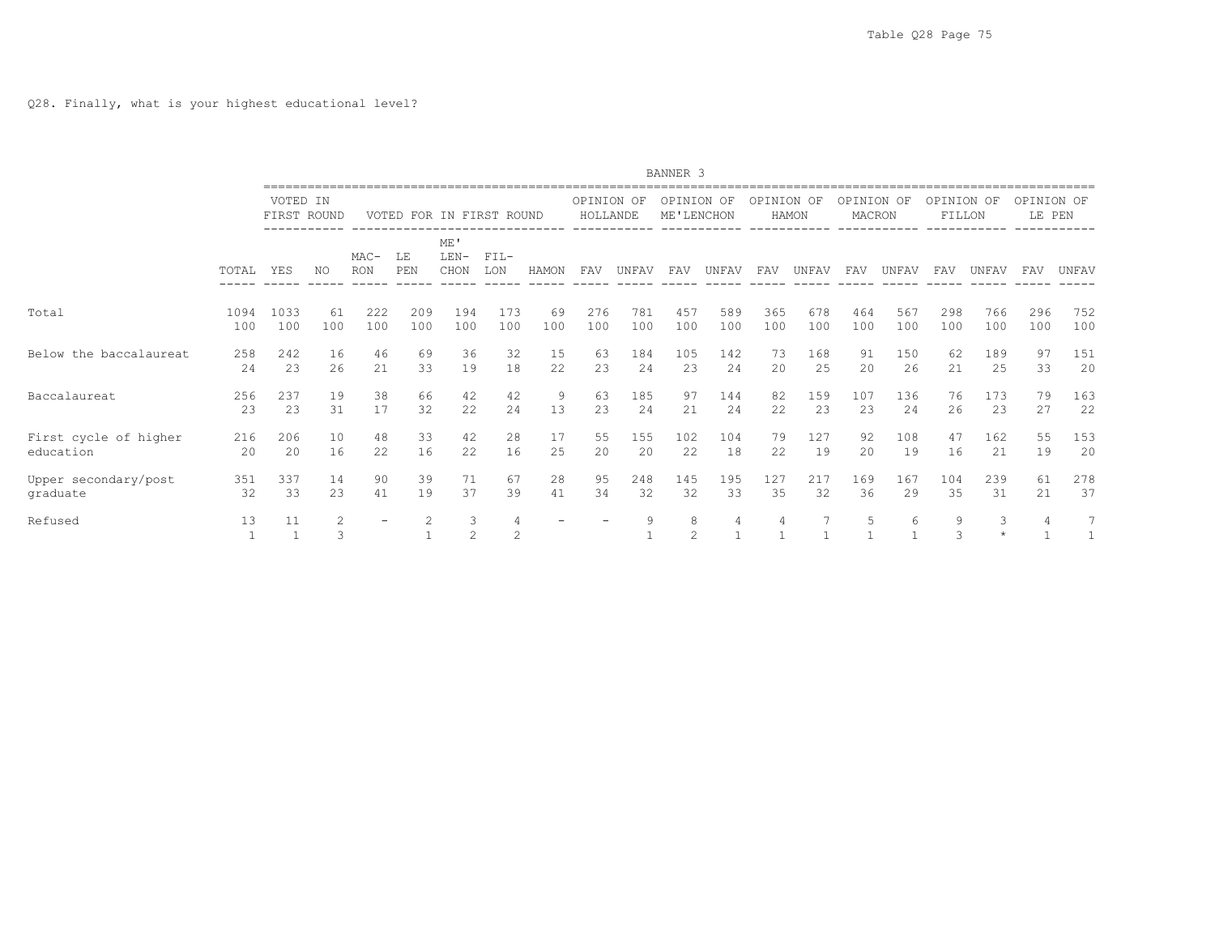Q28. Finally, what is your highest educational level?

BANNER 3

| | TOTAL | VOTED IN FIRST ROUND | | VOTED FOR IN FIRST ROUND | | | | | OPINION OF HOLLANDE | | OPINION OF ME'LENCHON | | OPINION OF HAMON | | OPINION OF MACRON | | OPINION OF FILLON | | OPINION OF LE PEN | |
|---|---|---|---|---|---|---|---|---|---|---|---|---|---|---|---|---|---|---|---|---|
| | | YES | NO | MAC-RON | LE PEN | ME' LEN-CHON | FIL-LON | HAMON | FAV | UNFAV | FAV | UNFAV | FAV | UNFAV | FAV | UNFAV | FAV | UNFAV | FAV | UNFAV |
| Total | 1094 | 1033 | 61 | 222 | 209 | 194 | 173 | 69 | 276 | 781 | 457 | 589 | 365 | 678 | 464 | 567 | 298 | 766 | 296 | 752 |
| | 100 | 100 | 100 | 100 | 100 | 100 | 100 | 100 | 100 | 100 | 100 | 100 | 100 | 100 | 100 | 100 | 100 | 100 | 100 | 100 |
| Below the baccalaureat | 258 | 242 | 16 | 46 | 69 | 36 | 32 | 15 | 63 | 184 | 105 | 142 | 73 | 168 | 91 | 150 | 62 | 189 | 97 | 151 |
| | 24 | 23 | 26 | 21 | 33 | 19 | 18 | 22 | 23 | 24 | 23 | 24 | 20 | 25 | 20 | 26 | 21 | 25 | 33 | 20 |
| Baccalaureat | 256 | 237 | 19 | 38 | 66 | 42 | 42 | 9 | 63 | 185 | 97 | 144 | 82 | 159 | 107 | 136 | 76 | 173 | 79 | 163 |
| | 23 | 23 | 31 | 17 | 32 | 22 | 24 | 13 | 23 | 24 | 21 | 24 | 22 | 23 | 23 | 24 | 26 | 23 | 27 | 22 |
| First cycle of higher education | 216 | 206 | 10 | 48 | 33 | 42 | 28 | 17 | 55 | 155 | 102 | 104 | 79 | 127 | 92 | 108 | 47 | 162 | 55 | 153 |
| | 20 | 20 | 16 | 22 | 16 | 22 | 16 | 25 | 20 | 20 | 22 | 18 | 22 | 19 | 20 | 19 | 16 | 21 | 19 | 20 |
| Upper secondary/post graduate | 351 | 337 | 14 | 90 | 39 | 71 | 67 | 28 | 95 | 248 | 145 | 195 | 127 | 217 | 169 | 167 | 104 | 239 | 61 | 278 |
| | 32 | 33 | 23 | 41 | 19 | 37 | 39 | 41 | 34 | 32 | 32 | 33 | 35 | 32 | 36 | 29 | 35 | 31 | 21 | 37 |
| Refused | 13 | 11 | 2 | - | 2 | 3 | 4 | - | - | 9 | 8 | 4 | 4 | 7 | 5 | 6 | 9 | 3 | 4 | 7 |
| | 1 | 1 | 3 | | 1 | 2 | 2 | | | 1 | 2 | 1 | 1 | 1 | 1 | 1 | 3 | * | 1 | 1 |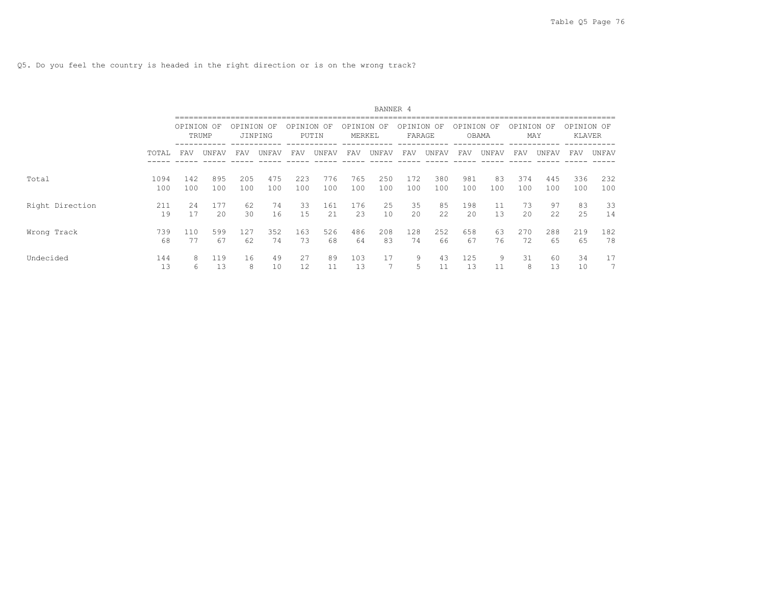Q5. Do you feel the country is headed in the right direction or is on the wrong track?

| | | BANNER 4 | | | | | | | | | | | | | | | |
|---|---|---|---|---|---|---|---|---|---|---|---|---|---|---|---|---|---|
| | | OPINION OF TRUMP | | OPINION OF JINPING | | OPINION OF PUTIN | | OPINION OF MERKEL | | OPINION OF FARAGE | | OPINION OF OBAMA | | OPINION OF MAY | | OPINION OF KLAVER | |
| | TOTAL | FAV | UNFAV | FAV | UNFAV | FAV | UNFAV | FAV | UNFAV | FAV | UNFAV | FAV | UNFAV | FAV | UNFAV | FAV | UNFAV |
| Total | 1094 | 142 | 895 | 205 | 475 | 223 | 776 | 765 | 250 | 172 | 380 | 981 | 83 | 374 | 445 | 336 | 232 |
| | 100 | 100 | 100 | 100 | 100 | 100 | 100 | 100 | 100 | 100 | 100 | 100 | 100 | 100 | 100 | 100 | 100 |
| Right Direction | 211 | 24 | 177 | 62 | 74 | 33 | 161 | 176 | 25 | 35 | 85 | 198 | 11 | 73 | 97 | 83 | 33 |
| | 19 | 17 | 20 | 30 | 16 | 15 | 21 | 23 | 10 | 20 | 22 | 20 | 13 | 20 | 22 | 25 | 14 |
| Wrong Track | 739 | 110 | 599 | 127 | 352 | 163 | 526 | 486 | 208 | 128 | 252 | 658 | 63 | 270 | 288 | 219 | 182 |
| | 68 | 77 | 67 | 62 | 74 | 73 | 68 | 64 | 83 | 74 | 66 | 67 | 76 | 72 | 65 | 65 | 78 |
| Undecided | 144 | 8 | 119 | 16 | 49 | 27 | 89 | 103 | 17 | 9 | 43 | 125 | 9 | 31 | 60 | 34 | 17 |
| | 13 | 6 | 13 | 8 | 10 | 12 | 11 | 13 | 7 | 5 | 11 | 13 | 11 | 8 | 13 | 10 | 7 |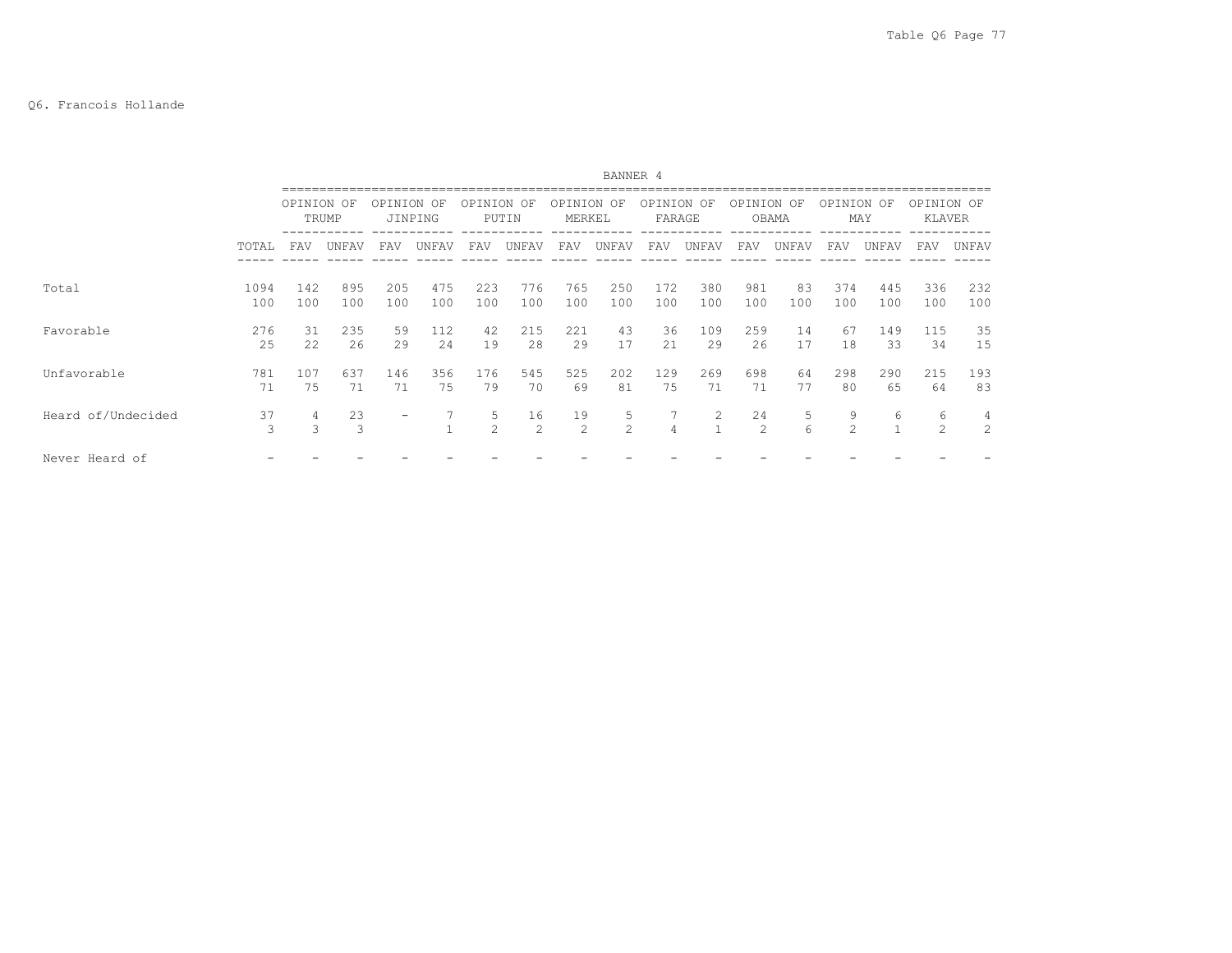Q6. Francois Hollande

| | | BANNER 4 | | | | | | | | | | | | | | | |
|---|---|---|---|---|---|---|---|---|---|---|---|---|---|---|---|---|---|
| | | OPINION OF TRUMP | | OPINION OF JINPING | | OPINION OF PUTIN | | OPINION OF MERKEL | | OPINION OF FARAGE | | OPINION OF OBAMA | | OPINION OF MAY | | OPINION OF KLAVER | |
| | TOTAL | FAV | UNFAV | FAV | UNFAV | FAV | UNFAV | FAV | UNFAV | FAV | UNFAV | FAV | UNFAV | FAV | UNFAV | FAV | UNFAV |
| Total | 1094 | 142 | 895 | 205 | 475 | 223 | 776 | 765 | 250 | 172 | 380 | 981 | 83 | 374 | 445 | 336 | 232 |
| | 100 | 100 | 100 | 100 | 100 | 100 | 100 | 100 | 100 | 100 | 100 | 100 | 100 | 100 | 100 | 100 | 100 |
| Favorable | 276 | 31 | 235 | 59 | 112 | 42 | 215 | 221 | 43 | 36 | 109 | 259 | 14 | 67 | 149 | 115 | 35 |
| | 25 | 22 | 26 | 29 | 24 | 19 | 28 | 29 | 17 | 21 | 29 | 26 | 17 | 18 | 33 | 34 | 15 |
| Unfavorable | 781 | 107 | 637 | 146 | 356 | 176 | 545 | 525 | 202 | 129 | 269 | 698 | 64 | 298 | 290 | 215 | 193 |
| | 71 | 75 | 71 | 71 | 75 | 79 | 70 | 69 | 81 | 75 | 71 | 71 | 77 | 80 | 65 | 64 | 83 |
| Heard of/Undecided | 37 | 4 | 23 | - | 7 | 5 | 16 | 19 | 5 | 7 | 2 | 24 | 5 | 9 | 6 | 6 | 4 |
| | 3 | 3 | 3 | | 1 | 2 | 2 | 2 | 2 | 4 | 1 | 2 | 6 | 2 | 1 | 2 | 2 |
| Never Heard of | - | - | - | - | - | - | - | - | - | - | - | - | - | - | - | - | - |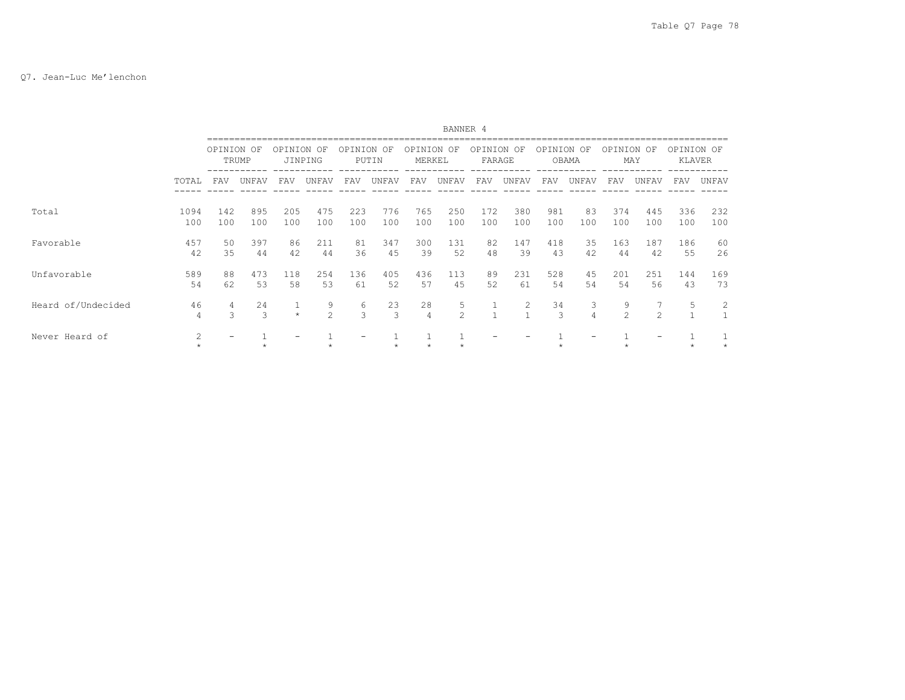Q7. Jean-Luc Me'lenchon

| | | BANNER 4 | | | | | | | | | | | | | | | |
|---|---|---|---|---|---|---|---|---|---|---|---|---|---|---|---|---|---|
| | | OPINION OF TRUMP | | OPINION OF JINPING | | OPINION OF PUTIN | | OPINION OF MERKEL | | OPINION OF FARAGE | | OPINION OF OBAMA | | OPINION OF MAY | | OPINION OF KLAVER | |
| | TOTAL | FAV | UNFAV | FAV | UNFAV | FAV | UNFAV | FAV | UNFAV | FAV | UNFAV | FAV | UNFAV | FAV | UNFAV | FAV | UNFAV |
| Total | 1094 | 142 | 895 | 205 | 475 | 223 | 776 | 765 | 250 | 172 | 380 | 981 | 83 | 374 | 445 | 336 | 232 |
| | 100 | 100 | 100 | 100 | 100 | 100 | 100 | 100 | 100 | 100 | 100 | 100 | 100 | 100 | 100 | 100 | 100 |
| Favorable | 457 | 50 | 397 | 86 | 211 | 81 | 347 | 300 | 131 | 82 | 147 | 418 | 35 | 163 | 187 | 186 | 60 |
| | 42 | 35 | 44 | 42 | 44 | 36 | 45 | 39 | 52 | 48 | 39 | 43 | 42 | 44 | 42 | 55 | 26 |
| Unfavorable | 589 | 88 | 473 | 118 | 254 | 136 | 405 | 436 | 113 | 89 | 231 | 528 | 45 | 201 | 251 | 144 | 169 |
| | 54 | 62 | 53 | 58 | 53 | 61 | 52 | 57 | 45 | 52 | 61 | 54 | 54 | 54 | 56 | 43 | 73 |
| Heard of/Undecided | 46 | 4 | 24 | 1 | 9 | 6 | 23 | 28 | 5 | 1 | 2 | 34 | 3 | 9 | 7 | 5 | 2 |
| | 4 | 3 | 3 | * | 2 | 3 | 3 | 4 | 2 | 1 | 1 | 3 | 4 | 2 | 2 | 1 | 1 |
| Never Heard of | 2 | - | 1 | - | 1 | - | 1 | 1 | 1 | - | - | 1 | - | 1 | - | 1 | 1 |
| | * | | * | | * | | * | * | * | | | * | | * | | * | * |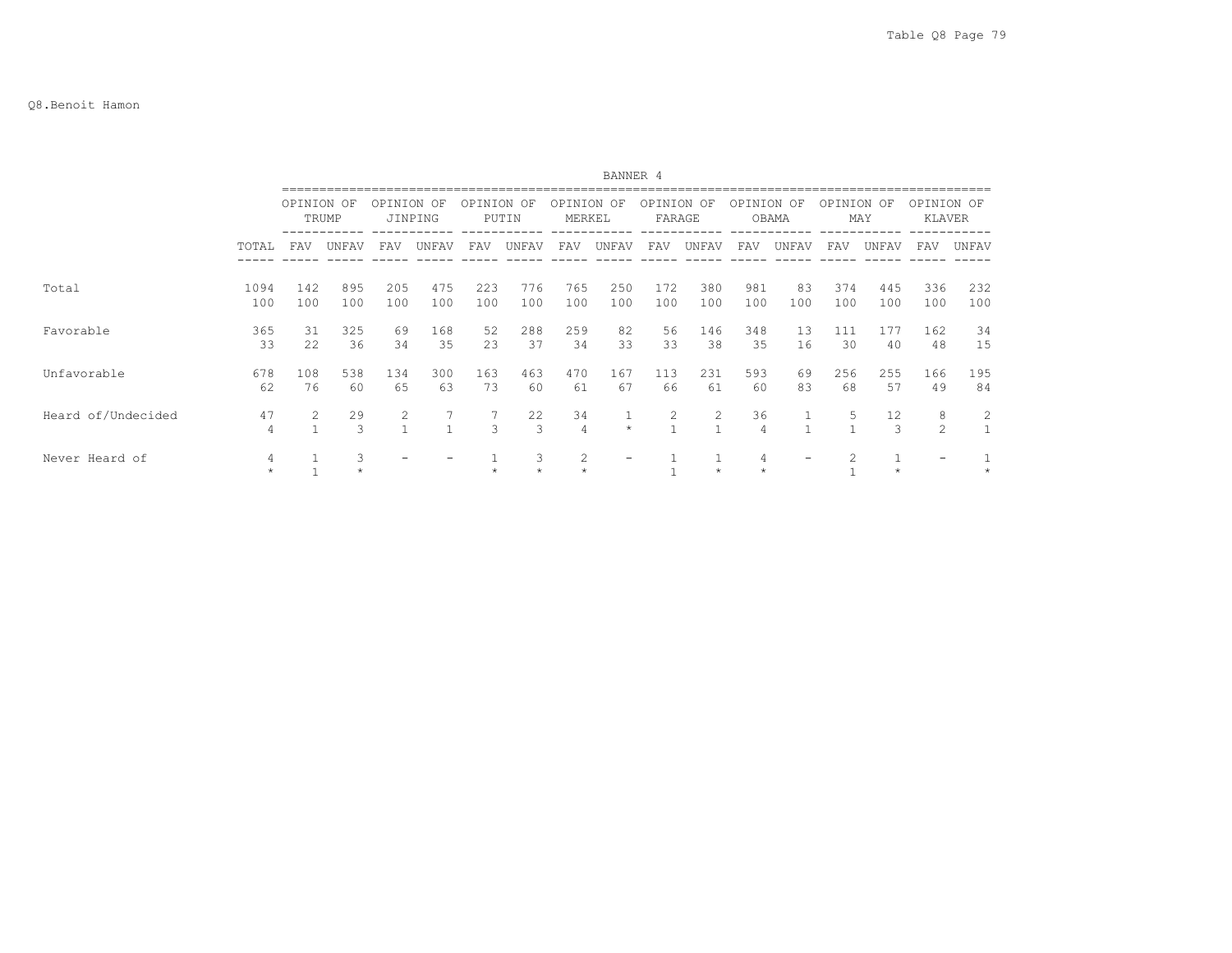Q8.Benoit Hamon

| | | BANNER 4 | | | | | | | | | | | | | | | |
|---|---|---|---|---|---|---|---|---|---|---|---|---|---|---|---|---|---|
| | | OPINION OF TRUMP | | OPINION OF JINPING | | OPINION OF PUTIN | | OPINION OF MERKEL | | OPINION OF FARAGE | | OPINION OF OBAMA | | OPINION OF MAY | | OPINION OF KLAVER | |
| | TOTAL | FAV | UNFAV | FAV | UNFAV | FAV | UNFAV | FAV | UNFAV | FAV | UNFAV | FAV | UNFAV | FAV | UNFAV | FAV | UNFAV |
| Total | 1094 | 142 | 895 | 205 | 475 | 223 | 776 | 765 | 250 | 172 | 380 | 981 | 83 | 374 | 445 | 336 | 232 |
| | 100 | 100 | 100 | 100 | 100 | 100 | 100 | 100 | 100 | 100 | 100 | 100 | 100 | 100 | 100 | 100 | 100 |
| Favorable | 365 | 31 | 325 | 69 | 168 | 52 | 288 | 259 | 82 | 56 | 146 | 348 | 13 | 111 | 177 | 162 | 34 |
| | 33 | 22 | 36 | 34 | 35 | 23 | 37 | 34 | 33 | 33 | 38 | 35 | 16 | 30 | 40 | 48 | 15 |
| Unfavorable | 678 | 108 | 538 | 134 | 300 | 163 | 463 | 470 | 167 | 113 | 231 | 593 | 69 | 256 | 255 | 166 | 195 |
| | 62 | 76 | 60 | 65 | 63 | 73 | 60 | 61 | 67 | 66 | 61 | 60 | 83 | 68 | 57 | 49 | 84 |
| Heard of/Undecided | 47 | 2 | 29 | 2 | 7 | 7 | 22 | 34 | 1 | 2 | 2 | 36 | 1 | 5 | 12 | 8 | 2 |
| | 4 | 1 | 3 | 1 | 1 | 3 | 3 | 4 | * | 1 | 1 | 4 | 1 | 1 | 3 | 2 | 1 |
| Never Heard of | 4 | 1 | 3 | - | - | 1 | 3 | 2 | - | 1 | 1 | 4 | - | 2 | 1 | - | 1 |
| | * | 1 | * | | | * | * | * | | 1 | * | * | | 1 | * | | * |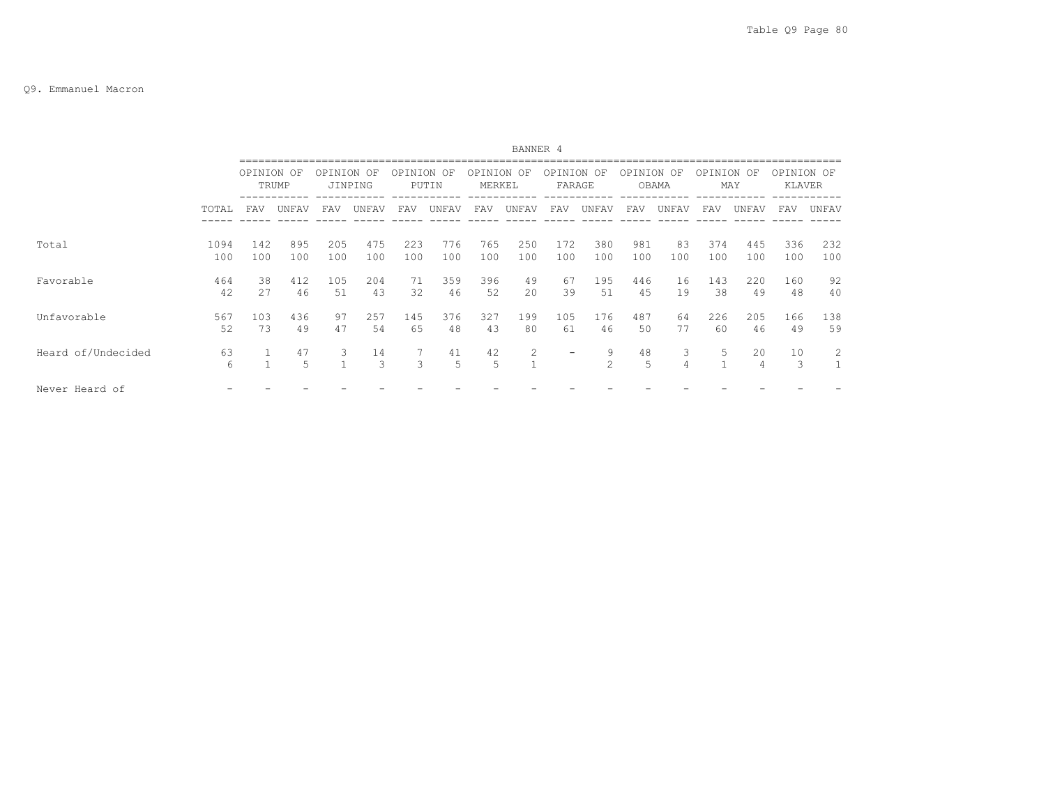Q9. Emmanuel Macron

BANNER 4

| | TOTAL | OPINION OF TRUMP | | OPINION OF JINPING | | OPINION OF PUTIN | | OPINION OF MERKEL | | OPINION OF FARAGE | | OPINION OF OBAMA | | OPINION OF MAY | | OPINION OF KLAVER | |
|---|---|---|---|---|---|---|---|---|---|---|---|---|---|---|---|---|---|
| | | FAV | UNFAV | FAV | UNFAV | FAV | UNFAV | FAV | UNFAV | FAV | UNFAV | FAV | UNFAV | FAV | UNFAV | FAV | UNFAV |
| Total | 1094 | 142 | 895 | 205 | 475 | 223 | 776 | 765 | 250 | 172 | 380 | 981 | 83 | 374 | 445 | 336 | 232 |
| | 100 | 100 | 100 | 100 | 100 | 100 | 100 | 100 | 100 | 100 | 100 | 100 | 100 | 100 | 100 | 100 | 100 |
| Favorable | 464 | 38 | 412 | 105 | 204 | 71 | 359 | 396 | 49 | 67 | 195 | 446 | 16 | 143 | 220 | 160 | 92 |
| | 42 | 27 | 46 | 51 | 43 | 32 | 46 | 52 | 20 | 39 | 51 | 45 | 19 | 38 | 49 | 48 | 40 |
| Unfavorable | 567 | 103 | 436 | 97 | 257 | 145 | 376 | 327 | 199 | 105 | 176 | 487 | 64 | 226 | 205 | 166 | 138 |
| | 52 | 73 | 49 | 47 | 54 | 65 | 48 | 43 | 80 | 61 | 46 | 50 | 77 | 60 | 46 | 49 | 59 |
| Heard of/Undecided | 63 | 1 | 47 | 3 | 14 | 7 | 41 | 42 | 2 | - | 9 | 48 | 3 | 5 | 20 | 10 | 2 |
| | 6 | 1 | 5 | 1 | 3 | 3 | 5 | 5 | 1 | | 2 | 5 | 4 | 1 | 4 | 3 | 1 |
| Never Heard of | - | - | - | - | - | - | - | - | - | - | - | - | - | - | - | - | - |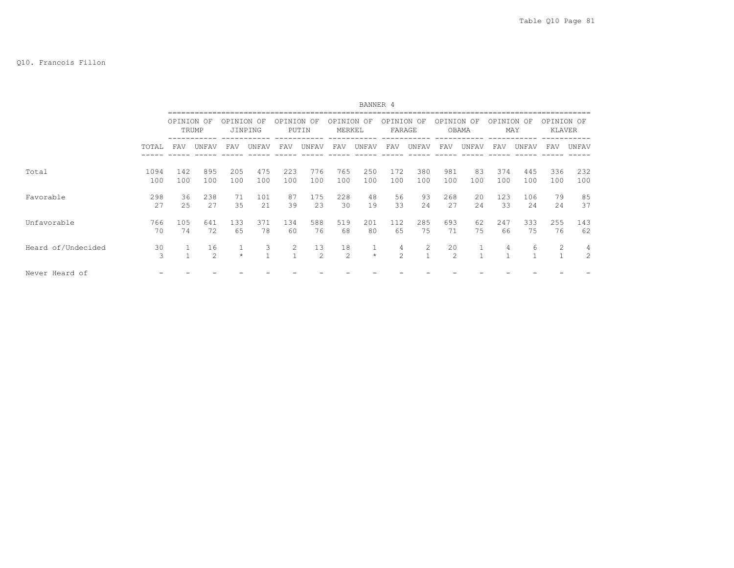Q10. Francois Fillon

BANNER 4

| | TOTAL | OPINION OF TRUMP | | OPINION OF JINPING | | OPINION OF PUTIN | | OPINION OF MERKEL | | OPINION OF FARAGE | | OPINION OF OBAMA | | OPINION OF MAY | | OPINION OF KLAVER | |
|---|---|---|---|---|---|---|---|---|---|---|---|---|---|---|---|---|---|
| | | FAV | UNFAV | FAV | UNFAV | FAV | UNFAV | FAV | UNFAV | FAV | UNFAV | FAV | UNFAV | FAV | UNFAV | FAV | UNFAV |
| Total | 1094 | 142 | 895 | 205 | 475 | 223 | 776 | 765 | 250 | 172 | 380 | 981 | 83 | 374 | 445 | 336 | 232 |
| | 100 | 100 | 100 | 100 | 100 | 100 | 100 | 100 | 100 | 100 | 100 | 100 | 100 | 100 | 100 | 100 | 100 |
| Favorable | 298 | 36 | 238 | 71 | 101 | 87 | 175 | 228 | 48 | 56 | 93 | 268 | 20 | 123 | 106 | 79 | 85 |
| | 27 | 25 | 27 | 35 | 21 | 39 | 23 | 30 | 19 | 33 | 24 | 27 | 24 | 33 | 24 | 24 | 37 |
| Unfavorable | 766 | 105 | 641 | 133 | 371 | 134 | 588 | 519 | 201 | 112 | 285 | 693 | 62 | 247 | 333 | 255 | 143 |
| | 70 | 74 | 72 | 65 | 78 | 60 | 76 | 68 | 80 | 65 | 75 | 71 | 75 | 66 | 75 | 76 | 62 |
| Heard of/Undecided | 30 | 1 | 16 | 1 | 3 | 2 | 13 | 18 | 1 | 4 | 2 | 20 | 1 | 4 | 6 | 2 | 4 |
| | 3 | 1 | 2 | * | 1 | 1 | 2 | 2 | * | 2 | 1 | 2 | 1 | 1 | 1 | 1 | 2 |
| Never Heard of | - | - | - | - | - | - | - | - | - | - | - | - | - | - | - | - | - |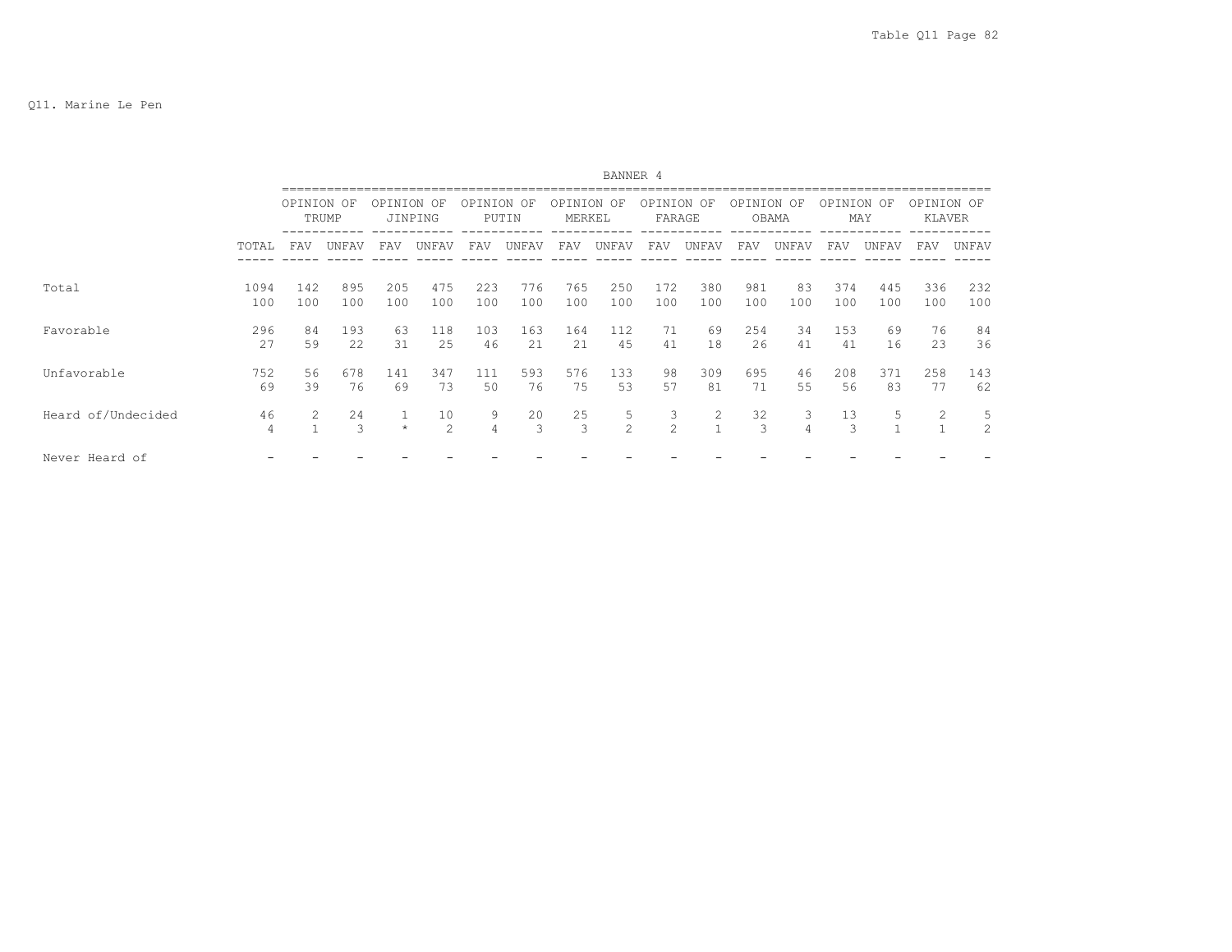Q11. Marine Le Pen

| | | BANNER 4 | | | | | | | | | | | | | | | |
|---|---|---|---|---|---|---|---|---|---|---|---|---|---|---|---|---|---|
| | | OPINION OF TRUMP | | OPINION OF JINPING | | OPINION OF PUTIN | | OPINION OF MERKEL | | OPINION OF FARAGE | | OPINION OF OBAMA | | OPINION OF MAY | | OPINION OF KLAVER | |
| | TOTAL | FAV | UNFAV | FAV | UNFAV | FAV | UNFAV | FAV | UNFAV | FAV | UNFAV | FAV | UNFAV | FAV | UNFAV | FAV | UNFAV |
| Total | 1094 | 142 | 895 | 205 | 475 | 223 | 776 | 765 | 250 | 172 | 380 | 981 | 83 | 374 | 445 | 336 | 232 |
| | 100 | 100 | 100 | 100 | 100 | 100 | 100 | 100 | 100 | 100 | 100 | 100 | 100 | 100 | 100 | 100 | 100 |
| Favorable | 296 | 84 | 193 | 63 | 118 | 103 | 163 | 164 | 112 | 71 | 69 | 254 | 34 | 153 | 69 | 76 | 84 |
| | 27 | 59 | 22 | 31 | 25 | 46 | 21 | 21 | 45 | 41 | 18 | 26 | 41 | 41 | 16 | 23 | 36 |
| Unfavorable | 752 | 56 | 678 | 141 | 347 | 111 | 593 | 576 | 133 | 98 | 309 | 695 | 46 | 208 | 371 | 258 | 143 |
| | 69 | 39 | 76 | 69 | 73 | 50 | 76 | 75 | 53 | 57 | 81 | 71 | 55 | 56 | 83 | 77 | 62 |
| Heard of/Undecided | 46 | 2 | 24 | 1 | 10 | 9 | 20 | 25 | 5 | 3 | 2 | 32 | 3 | 13 | 5 | 2 | 5 |
| | 4 | 1 | 3 | * | 2 | 4 | 3 | 3 | 2 | 2 | 1 | 3 | 4 | 3 | 1 | 1 | 2 |
| Never Heard of | - | - | - | - | - | - | - | - | - | - | - | - | - | - | - | - | - |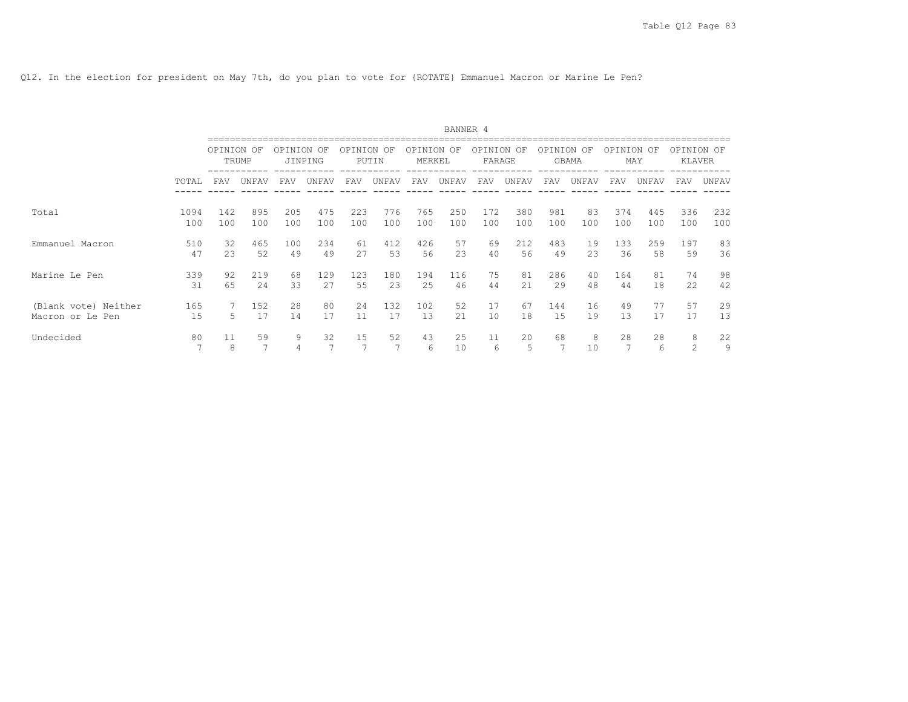Q12. In the election for president on May 7th, do you plan to vote for {ROTATE} Emmanuel Macron or Marine Le Pen?

BANNER 4

| | | OPINION OF TRUMP | | OPINION OF JINPING | | OPINION OF PUTIN | | OPINION OF MERKEL | | OPINION OF FARAGE | | OPINION OF OBAMA | | OPINION OF MAY | | OPINION OF KLAVER | |
|---|---|---|---|---|---|---|---|---|---|---|---|---|---|---|---|---|---|
| | TOTAL | FAV | UNFAV | FAV | UNFAV | FAV | UNFAV | FAV | UNFAV | FAV | UNFAV | FAV | UNFAV | FAV | UNFAV | FAV | UNFAV |
| Total | 1094 | 142 | 895 | 205 | 475 | 223 | 776 | 765 | 250 | 172 | 380 | 981 | 83 | 374 | 445 | 336 | 232 |
| | 100 | 100 | 100 | 100 | 100 | 100 | 100 | 100 | 100 | 100 | 100 | 100 | 100 | 100 | 100 | 100 | 100 |
| Emmanuel Macron | 510 | 32 | 465 | 100 | 234 | 61 | 412 | 426 | 57 | 69 | 212 | 483 | 19 | 133 | 259 | 197 | 83 |
| | 47 | 23 | 52 | 49 | 49 | 27 | 53 | 56 | 23 | 40 | 56 | 49 | 23 | 36 | 58 | 59 | 36 |
| Marine Le Pen | 339 | 92 | 219 | 68 | 129 | 123 | 180 | 194 | 116 | 75 | 81 | 286 | 40 | 164 | 81 | 74 | 98 |
| | 31 | 65 | 24 | 33 | 27 | 55 | 23 | 25 | 46 | 44 | 21 | 29 | 48 | 44 | 18 | 22 | 42 |
| (Blank vote) Neither Macron or Le Pen | 165 | 7 | 152 | 28 | 80 | 24 | 132 | 102 | 52 | 17 | 67 | 144 | 16 | 49 | 77 | 57 | 29 |
| | 15 | 5 | 17 | 14 | 17 | 11 | 17 | 13 | 21 | 10 | 18 | 15 | 19 | 13 | 17 | 17 | 13 |
| Undecided | 80 | 11 | 59 | 9 | 32 | 15 | 52 | 43 | 25 | 11 | 20 | 68 | 8 | 28 | 28 | 8 | 22 |
| | 7 | 8 | 7 | 4 | 7 | 7 | 7 | 6 | 10 | 6 | 5 | 7 | 10 | 7 | 6 | 2 | 9 |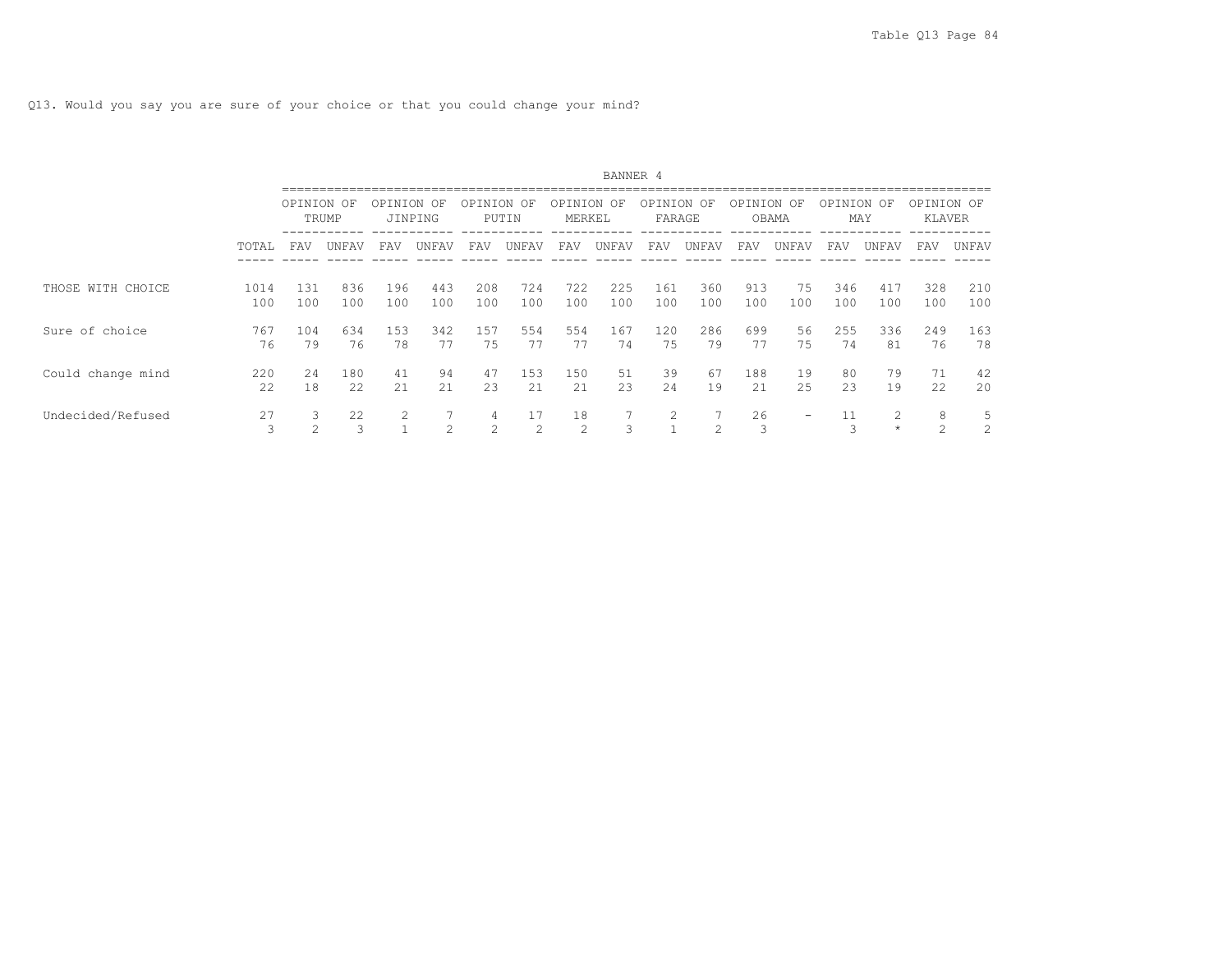Q13. Would you say you are sure of your choice or that you could change your mind?

| | | BANNER 4 | | | | | | | | | | | | | | | |
|---|---|---|---|---|---|---|---|---|---|---|---|---|---|---|---|---|---|
| | | OPINION OF TRUMP | | OPINION OF JINPING | | OPINION OF PUTIN | | OPINION OF MERKEL | | OPINION OF FARAGE | | OPINION OF OBAMA | | OPINION OF MAY | | OPINION OF KLAVER | |
| | TOTAL | FAV | UNFAV | FAV | UNFAV | FAV | UNFAV | FAV | UNFAV | FAV | UNFAV | FAV | UNFAV | FAV | UNFAV | FAV | UNFAV |
| THOSE WITH CHOICE | 1014 | 131 | 836 | 196 | 443 | 208 | 724 | 722 | 225 | 161 | 360 | 913 | 75 | 346 | 417 | 328 | 210 |
| | 100 | 100 | 100 | 100 | 100 | 100 | 100 | 100 | 100 | 100 | 100 | 100 | 100 | 100 | 100 | 100 | 100 |
| Sure of choice | 767 | 104 | 634 | 153 | 342 | 157 | 554 | 554 | 167 | 120 | 286 | 699 | 56 | 255 | 336 | 249 | 163 |
| | 76 | 79 | 76 | 78 | 77 | 75 | 77 | 77 | 74 | 75 | 79 | 77 | 75 | 74 | 81 | 76 | 78 |
| Could change mind | 220 | 24 | 180 | 41 | 94 | 47 | 153 | 150 | 51 | 39 | 67 | 188 | 19 | 80 | 79 | 71 | 42 |
| | 22 | 18 | 22 | 21 | 21 | 23 | 21 | 21 | 23 | 24 | 19 | 21 | 25 | 23 | 19 | 22 | 20 |
| Undecided/Refused | 27 | 3 | 22 | 2 | 7 | 4 | 17 | 18 | 7 | 2 | 7 | 26 | - | 11 | 2 | 8 | 5 |
| | 3 | 2 | 3 | 1 | 2 | 2 | 2 | 2 | 3 | 1 | 2 | 3 | | 3 | * | 2 | 2 |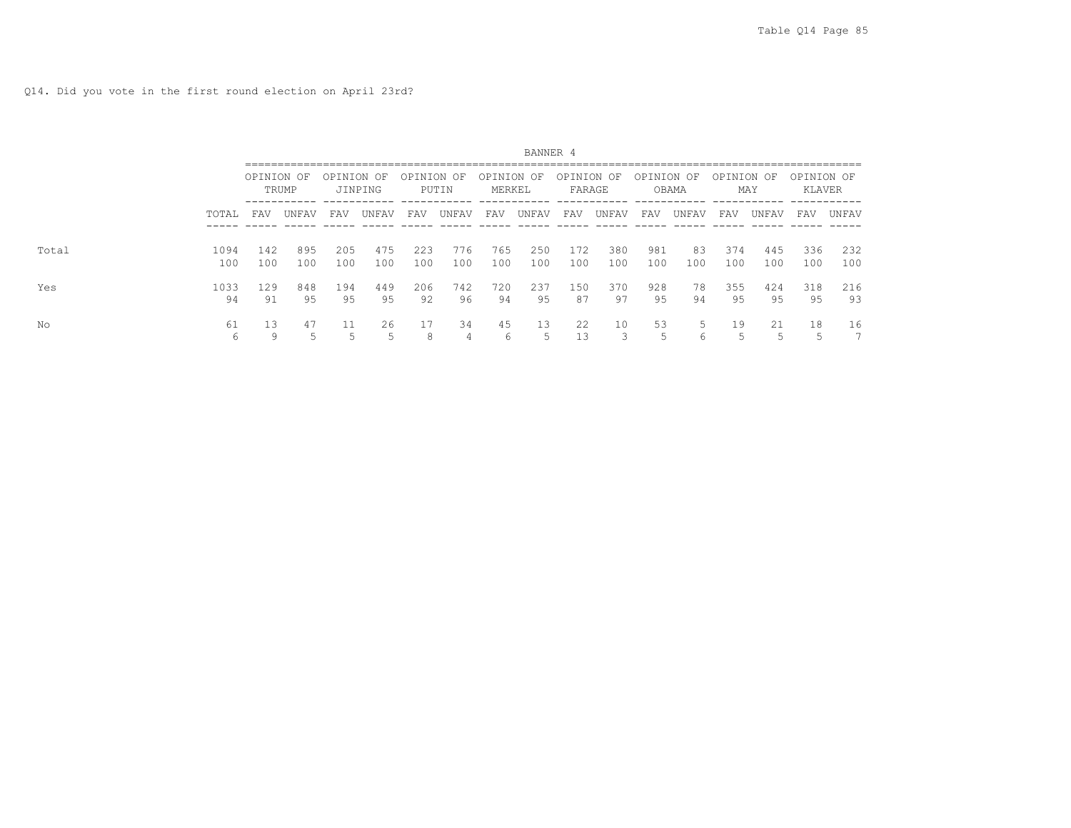Q14. Did you vote in the first round election on April 23rd?

| | | BANNER 4 | | | | | | | | | | | | | | | |
|---|---|---|---|---|---|---|---|---|---|---|---|---|---|---|---|---|---|
| | | OPINION OF TRUMP | | OPINION OF JINPING | | OPINION OF PUTIN | | OPINION OF MERKEL | | OPINION OF FARAGE | | OPINION OF OBAMA | | OPINION OF MAY | | OPINION OF KLAVER | |
| | TOTAL | FAV | UNFAV | FAV | UNFAV | FAV | UNFAV | FAV | UNFAV | FAV | UNFAV | FAV | UNFAV | FAV | UNFAV | FAV | UNFAV |
| Total | 1094 | 142 | 895 | 205 | 475 | 223 | 776 | 765 | 250 | 172 | 380 | 981 | 83 | 374 | 445 | 336 | 232 |
| | 100 | 100 | 100 | 100 | 100 | 100 | 100 | 100 | 100 | 100 | 100 | 100 | 100 | 100 | 100 | 100 | 100 |
| Yes | 1033 | 129 | 848 | 194 | 449 | 206 | 742 | 720 | 237 | 150 | 370 | 928 | 78 | 355 | 424 | 318 | 216 |
| | 94 | 91 | 95 | 95 | 95 | 92 | 96 | 94 | 95 | 87 | 97 | 95 | 94 | 95 | 95 | 95 | 93 |
| No | 61 | 13 | 47 | 11 | 26 | 17 | 34 | 45 | 13 | 22 | 10 | 53 | 5 | 19 | 21 | 18 | 16 |
| | 6 | 9 | 5 | 5 | 5 | 8 | 4 | 6 | 5 | 13 | 3 | 5 | 6 | 5 | 5 | 5 | 7 |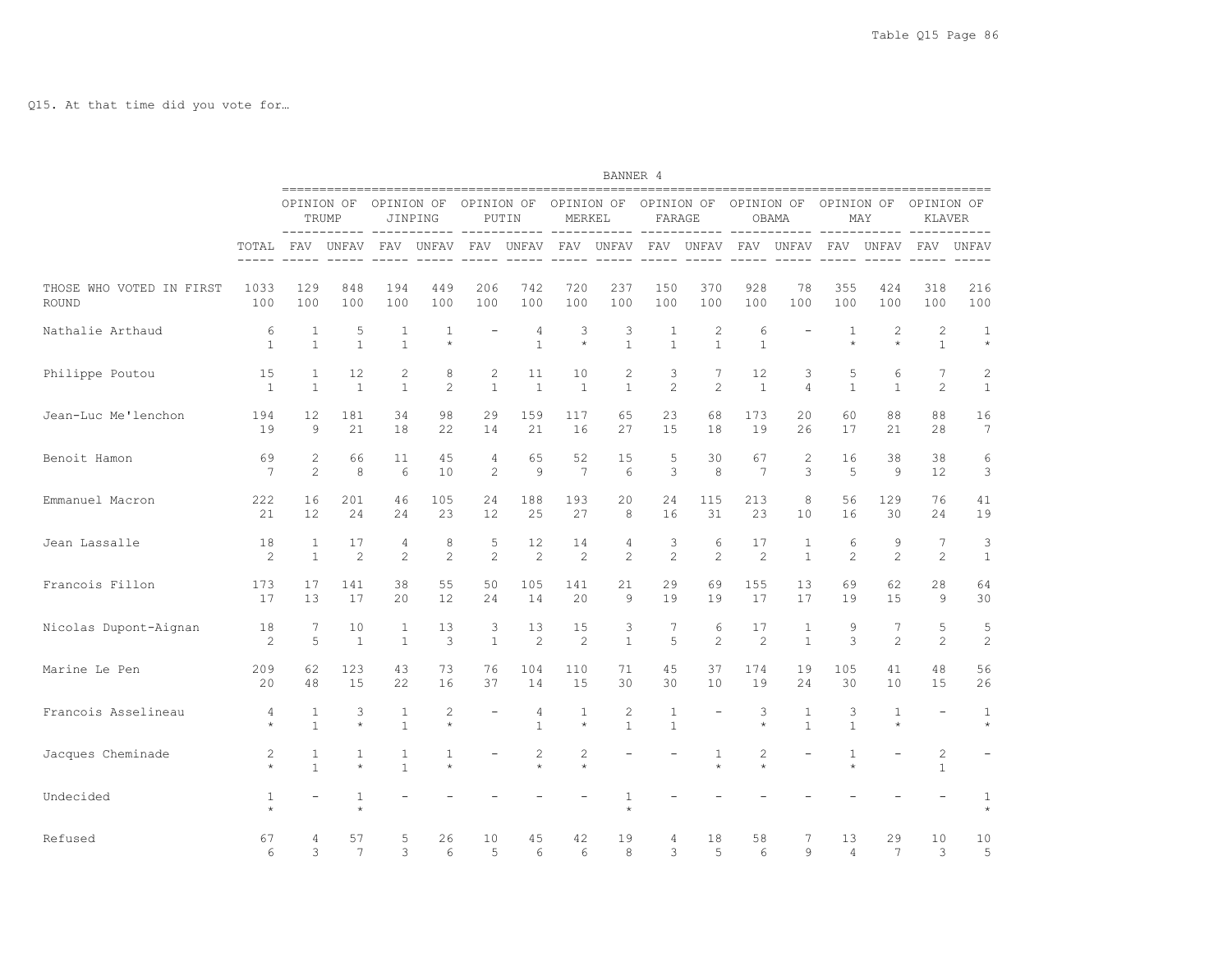Q15. At that time did you vote for…

BANNER 4

| | TOTAL | OPINION OF TRUMP FAV | OPINION OF TRUMP UNFAV | OPINION OF JINPING FAV | OPINION OF JINPING UNFAV | OPINION OF PUTIN FAV | OPINION OF PUTIN UNFAV | OPINION OF MERKEL FAV | OPINION OF MERKEL UNFAV | OPINION OF FARAGE FAV | OPINION OF FARAGE UNFAV | OPINION OF OBAMA FAV | OPINION OF OBAMA UNFAV | OPINION OF MAY FAV | OPINION OF MAY UNFAV | OPINION OF KLAVER FAV | OPINION OF KLAVER UNFAV |
|---|---|---|---|---|---|---|---|---|---|---|---|---|---|---|---|---|---|
| THOSE WHO VOTED IN FIRST ROUND | 1033 | 129 | 848 | 194 | 449 | 206 | 742 | 720 | 237 | 150 | 370 | 928 | 78 | 355 | 424 | 318 | 216 |
| | 100 | 100 | 100 | 100 | 100 | 100 | 100 | 100 | 100 | 100 | 100 | 100 | 100 | 100 | 100 | 100 | 100 |
| Nathalie Arthaud | 6 | 1 | 5 | 1 | 1 | - | 4 | 3 | 3 | 1 | 2 | 6 | - | 1 | 2 | 2 | 1 |
| | 1 | 1 | 1 | 1 | * | | 1 | * | 1 | 1 | 1 | 1 | | * | * | 1 | * |
| Philippe Poutou | 15 | 1 | 12 | 2 | 8 | 2 | 11 | 10 | 2 | 3 | 7 | 12 | 3 | 5 | 6 | 7 | 2 |
| | 1 | 1 | 1 | 1 | 2 | 1 | 1 | 1 | 1 | 2 | 2 | 1 | 4 | 1 | 1 | 2 | 1 |
| Jean-Luc Me'lenchon | 194 | 12 | 181 | 34 | 98 | 29 | 159 | 117 | 65 | 23 | 68 | 173 | 20 | 60 | 88 | 88 | 16 |
| | 19 | 9 | 21 | 18 | 22 | 14 | 21 | 16 | 27 | 15 | 18 | 19 | 26 | 17 | 21 | 28 | 7 |
| Benoit Hamon | 69 | 2 | 66 | 11 | 45 | 4 | 65 | 52 | 15 | 5 | 30 | 67 | 2 | 16 | 38 | 38 | 6 |
| | 7 | 2 | 8 | 6 | 10 | 2 | 9 | 7 | 6 | 3 | 8 | 7 | 3 | 5 | 9 | 12 | 3 |
| Emmanuel Macron | 222 | 16 | 201 | 46 | 105 | 24 | 188 | 193 | 20 | 24 | 115 | 213 | 8 | 56 | 129 | 76 | 41 |
| | 21 | 12 | 24 | 24 | 23 | 12 | 25 | 27 | 8 | 16 | 31 | 23 | 10 | 16 | 30 | 24 | 19 |
| Jean Lassalle | 18 | 1 | 17 | 4 | 8 | 5 | 12 | 14 | 4 | 3 | 6 | 17 | 1 | 6 | 9 | 7 | 3 |
| | 2 | 1 | 2 | 2 | 2 | 2 | 2 | 2 | 2 | 2 | 2 | 2 | 1 | 2 | 2 | 2 | 1 |
| Francois Fillon | 173 | 17 | 141 | 38 | 55 | 50 | 105 | 141 | 21 | 29 | 69 | 155 | 13 | 69 | 62 | 28 | 64 |
| | 17 | 13 | 17 | 20 | 12 | 24 | 14 | 20 | 9 | 19 | 19 | 17 | 17 | 19 | 15 | 9 | 30 |
| Nicolas Dupont-Aignan | 18 | 7 | 10 | 1 | 13 | 3 | 13 | 15 | 3 | 7 | 6 | 17 | 1 | 9 | 7 | 5 | 5 |
| | 2 | 5 | 1 | 1 | 3 | 1 | 2 | 2 | 1 | 5 | 2 | 2 | 1 | 3 | 2 | 2 | 2 |
| Marine Le Pen | 209 | 62 | 123 | 43 | 73 | 76 | 104 | 110 | 71 | 45 | 37 | 174 | 19 | 105 | 41 | 48 | 56 |
| | 20 | 48 | 15 | 22 | 16 | 37 | 14 | 15 | 30 | 30 | 10 | 19 | 24 | 30 | 10 | 15 | 26 |
| Francois Asselineau | 4 | 1 | 3 | 1 | 2 | - | 4 | 1 | 2 | 1 | - | 3 | 1 | 3 | 1 | - | 1 |
| | * | 1 | * | 1 | * | | 1 | * | 1 | 1 | | * | 1 | 1 | * | | * |
| Jacques Cheminade | 2 | 1 | 1 | 1 | 1 | - | 2 | 2 | - | - | 1 | 2 | - | 1 | - | 2 | - |
| | * | 1 | * | 1 | * | | * | * | | | * | * | | * | | 1 | |
| Undecided | 1 | - | 1 | - | - | - | - | - | 1 | - | - | - | - | - | - | - | 1 |
| | * | | * | | | | | | * | | | | | | | | * |
| Refused | 67 | 4 | 57 | 5 | 26 | 10 | 45 | 42 | 19 | 4 | 18 | 58 | 7 | 13 | 29 | 10 | 10 |
| | 6 | 3 | 7 | 3 | 6 | 5 | 6 | 6 | 8 | 3 | 5 | 6 | 9 | 4 | 7 | 3 | 5 |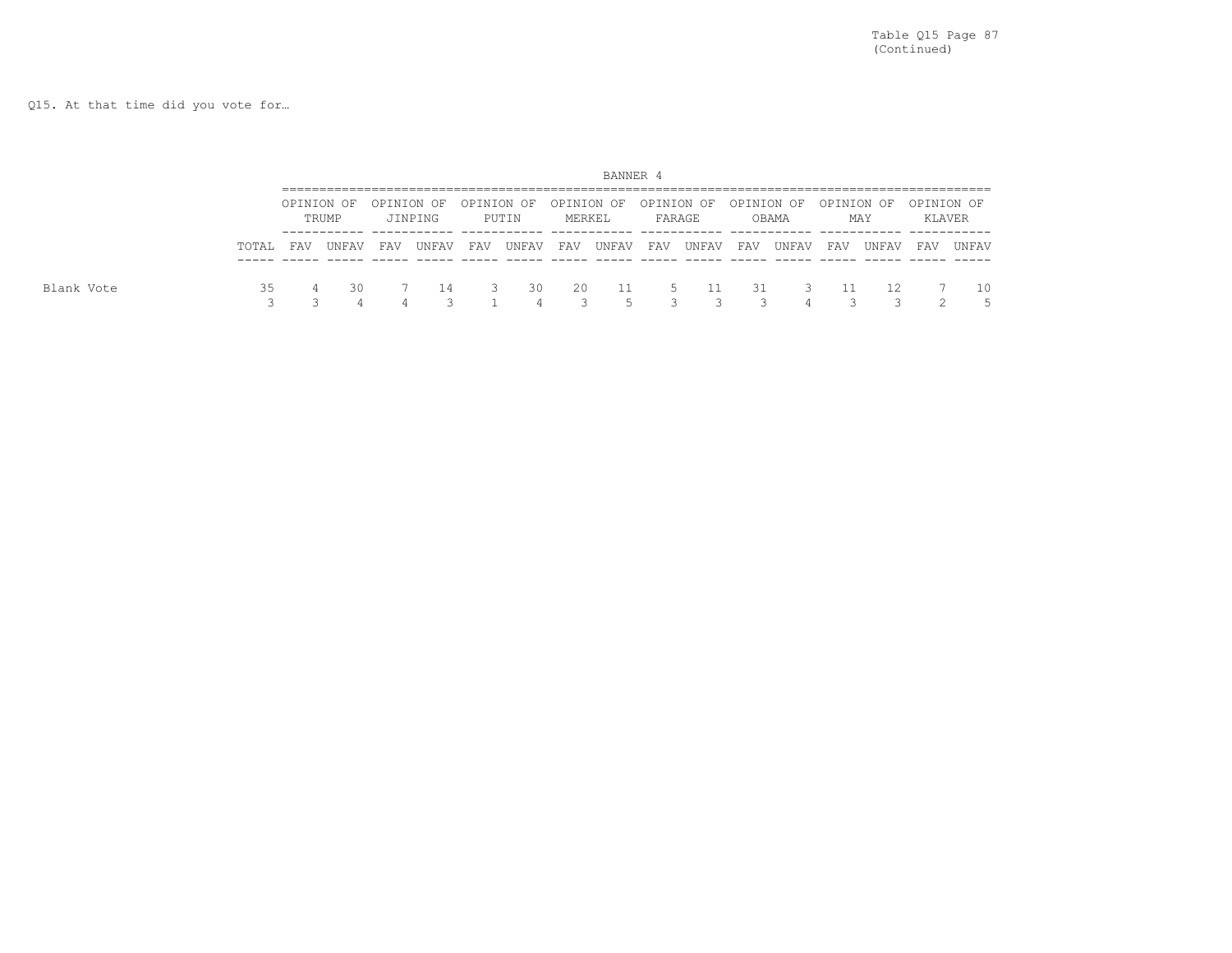Table Q15 Page 87 (Continued)

Q15. At that time did you vote for…

| | | BANNER 4 | | | | | | | | | | | | | | | |
|---|---|---|---|---|---|---|---|---|---|---|---|---|---|---|---|---|---|
| | | OPINION OF TRUMP | | OPINION OF JINPING | | OPINION OF PUTIN | | OPINION OF MERKEL | | OPINION OF FARAGE | | OPINION OF OBAMA | | OPINION OF MAY | | OPINION OF KLAVER | |
| | TOTAL | FAV | UNFAV | FAV | UNFAV | FAV | UNFAV | FAV | UNFAV | FAV | UNFAV | FAV | UNFAV | FAV | UNFAV | FAV | UNFAV |
| Blank Vote | 35 | 4 | 30 | 7 | 14 | 3 | 30 | 20 | 11 | 5 | 11 | 31 | 3 | 11 | 12 | 7 | 10 |
| | 3 | 3 | 4 | 4 | 3 | 1 | 4 | 3 | 5 | 3 | 3 | 3 | 4 | 3 | 3 | 2 | 5 |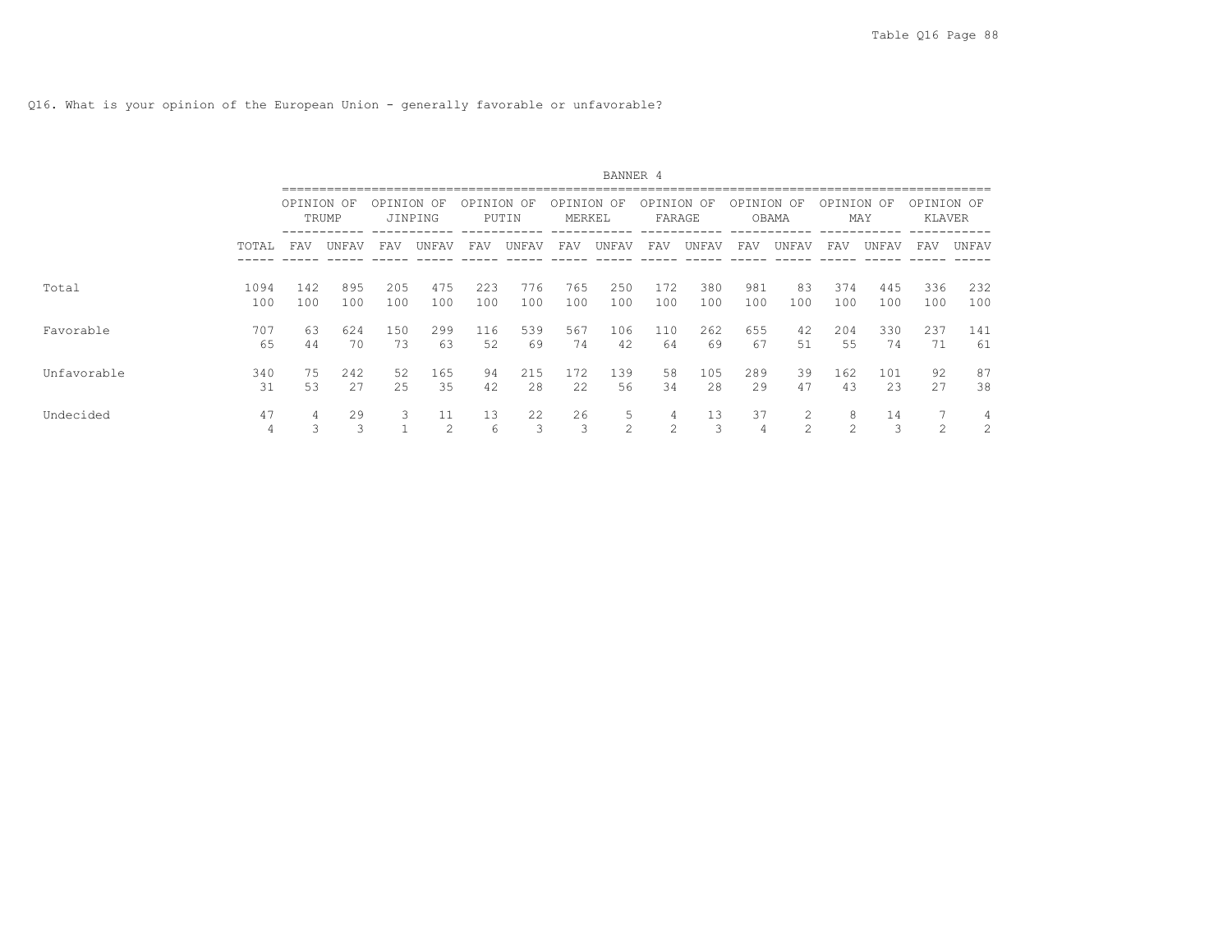Q16. What is your opinion of the European Union - generally favorable or unfavorable?

BANNER 4

| | TOTAL | OPINION OF TRUMP | | OPINION OF JINPING | | OPINION OF PUTIN | | OPINION OF MERKEL | | OPINION OF FARAGE | | OPINION OF OBAMA | | OPINION OF MAY | | OPINION OF KLAVER | |
|---|---|---|---|---|---|---|---|---|---|---|---|---|---|---|---|---|---|
| | | FAV | UNFAV | FAV | UNFAV | FAV | UNFAV | FAV | UNFAV | FAV | UNFAV | FAV | UNFAV | FAV | UNFAV | FAV | UNFAV |
| Total | 1094 | 142 | 895 | 205 | 475 | 223 | 776 | 765 | 250 | 172 | 380 | 981 | 83 | 374 | 445 | 336 | 232 |
| | 100 | 100 | 100 | 100 | 100 | 100 | 100 | 100 | 100 | 100 | 100 | 100 | 100 | 100 | 100 | 100 | 100 |
| Favorable | 707 | 63 | 624 | 150 | 299 | 116 | 539 | 567 | 106 | 110 | 262 | 655 | 42 | 204 | 330 | 237 | 141 |
| | 65 | 44 | 70 | 73 | 63 | 52 | 69 | 74 | 42 | 64 | 69 | 67 | 51 | 55 | 74 | 71 | 61 |
| Unfavorable | 340 | 75 | 242 | 52 | 165 | 94 | 215 | 172 | 139 | 58 | 105 | 289 | 39 | 162 | 101 | 92 | 87 |
| | 31 | 53 | 27 | 25 | 35 | 42 | 28 | 22 | 56 | 34 | 28 | 29 | 47 | 43 | 23 | 27 | 38 |
| Undecided | 47 | 4 | 29 | 3 | 11 | 13 | 22 | 26 | 5 | 4 | 13 | 37 | 2 | 8 | 14 | 7 | 4 |
| | 4 | 3 | 3 | 1 | 2 | 6 | 3 | 3 | 2 | 2 | 3 | 4 | 2 | 2 | 3 | 2 | 2 |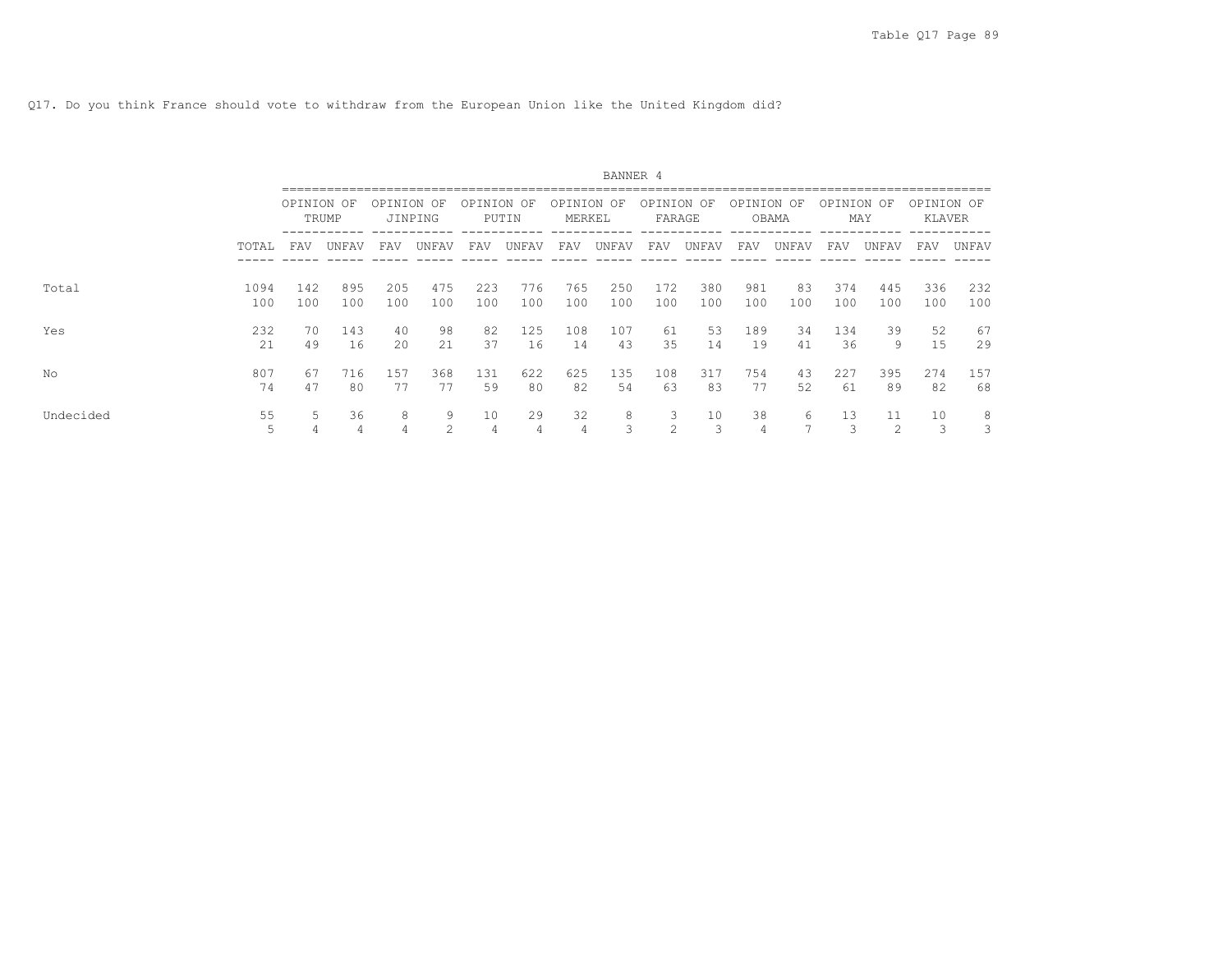Q17. Do you think France should vote to withdraw from the European Union like the United Kingdom did?

| | | BANNER 4 | | | | | | | | | | | | | | | |
|---|---|---|---|---|---|---|---|---|---|---|---|---|---|---|---|---|---|
| | | OPINION OF TRUMP | | OPINION OF JINPING | | OPINION OF PUTIN | | OPINION OF MERKEL | | OPINION OF FARAGE | | OPINION OF OBAMA | | OPINION OF MAY | | OPINION OF KLAVER | |
| | TOTAL | FAV | UNFAV | FAV | UNFAV | FAV | UNFAV | FAV | UNFAV | FAV | UNFAV | FAV | UNFAV | FAV | UNFAV | FAV | UNFAV |
| Total | 1094 | 142 | 895 | 205 | 475 | 223 | 776 | 765 | 250 | 172 | 380 | 981 | 83 | 374 | 445 | 336 | 232 |
| | 100 | 100 | 100 | 100 | 100 | 100 | 100 | 100 | 100 | 100 | 100 | 100 | 100 | 100 | 100 | 100 | 100 |
| Yes | 232 | 70 | 143 | 40 | 98 | 82 | 125 | 108 | 107 | 61 | 53 | 189 | 34 | 134 | 39 | 52 | 67 |
| | 21 | 49 | 16 | 20 | 21 | 37 | 16 | 14 | 43 | 35 | 14 | 19 | 41 | 36 | 9 | 15 | 29 |
| No | 807 | 67 | 716 | 157 | 368 | 131 | 622 | 625 | 135 | 108 | 317 | 754 | 43 | 227 | 395 | 274 | 157 |
| | 74 | 47 | 80 | 77 | 77 | 59 | 80 | 82 | 54 | 63 | 83 | 77 | 52 | 61 | 89 | 82 | 68 |
| Undecided | 55 | 5 | 36 | 8 | 9 | 10 | 29 | 32 | 8 | 3 | 10 | 38 | 6 | 13 | 11 | 10 | 8 |
| | 5 | 4 | 4 | 4 | 2 | 4 | 4 | 4 | 3 | 2 | 3 | 4 | 7 | 3 | 2 | 3 | 3 |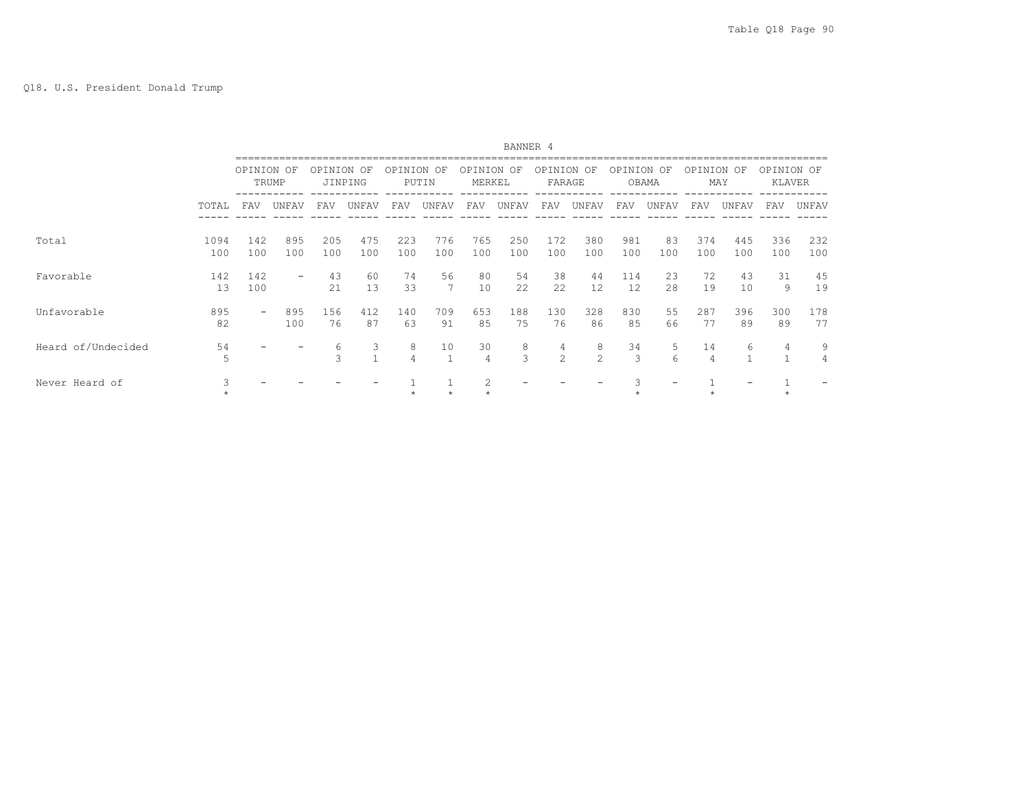Q18. U.S. President Donald Trump

BANNER 4

| | TOTAL | OPINION OF TRUMP FAV | OPINION OF TRUMP UNFAV | OPINION OF JINPING FAV | OPINION OF JINPING UNFAV | OPINION OF PUTIN FAV | OPINION OF PUTIN UNFAV | OPINION OF MERKEL FAV | OPINION OF MERKEL UNFAV | OPINION OF FARAGE FAV | OPINION OF FARAGE UNFAV | OPINION OF OBAMA FAV | OPINION OF OBAMA UNFAV | OPINION OF MAY FAV | OPINION OF MAY UNFAV | OPINION OF KLAVER FAV | OPINION OF KLAVER UNFAV |
|---|---|---|---|---|---|---|---|---|---|---|---|---|---|---|---|---|---|
| Total | 1094 | 142 | 895 | 205 | 475 | 223 | 776 | 765 | 250 | 172 | 380 | 981 | 83 | 374 | 445 | 336 | 232 |
| | 100 | 100 | 100 | 100 | 100 | 100 | 100 | 100 | 100 | 100 | 100 | 100 | 100 | 100 | 100 | 100 | 100 |
| Favorable | 142 | 142 | - | 43 | 60 | 74 | 56 | 80 | 54 | 38 | 44 | 114 | 23 | 72 | 43 | 31 | 45 |
| | 13 | 100 | | 21 | 13 | 33 | 7 | 10 | 22 | 22 | 12 | 12 | 28 | 19 | 10 | 9 | 19 |
| Unfavorable | 895 | - | 895 | 156 | 412 | 140 | 709 | 653 | 188 | 130 | 328 | 830 | 55 | 287 | 396 | 300 | 178 |
| | 82 | | 100 | 76 | 87 | 63 | 91 | 85 | 75 | 76 | 86 | 85 | 66 | 77 | 89 | 89 | 77 |
| Heard of/Undecided | 54 | - | - | 6 | 3 | 8 | 10 | 30 | 8 | 4 | 8 | 34 | 5 | 14 | 6 | 4 | 9 |
| | 5 | | | 3 | 1 | 4 | 1 | 4 | 3 | 2 | 2 | 3 | 6 | 4 | 1 | 1 | 4 |
| Never Heard of | 3 | - | - | - | - | 1 | 1 | 2 | - | - | - | 3 | - | 1 | - | 1 | - |
| | * | | | | | * | * | * | | | | * | | * | | * | |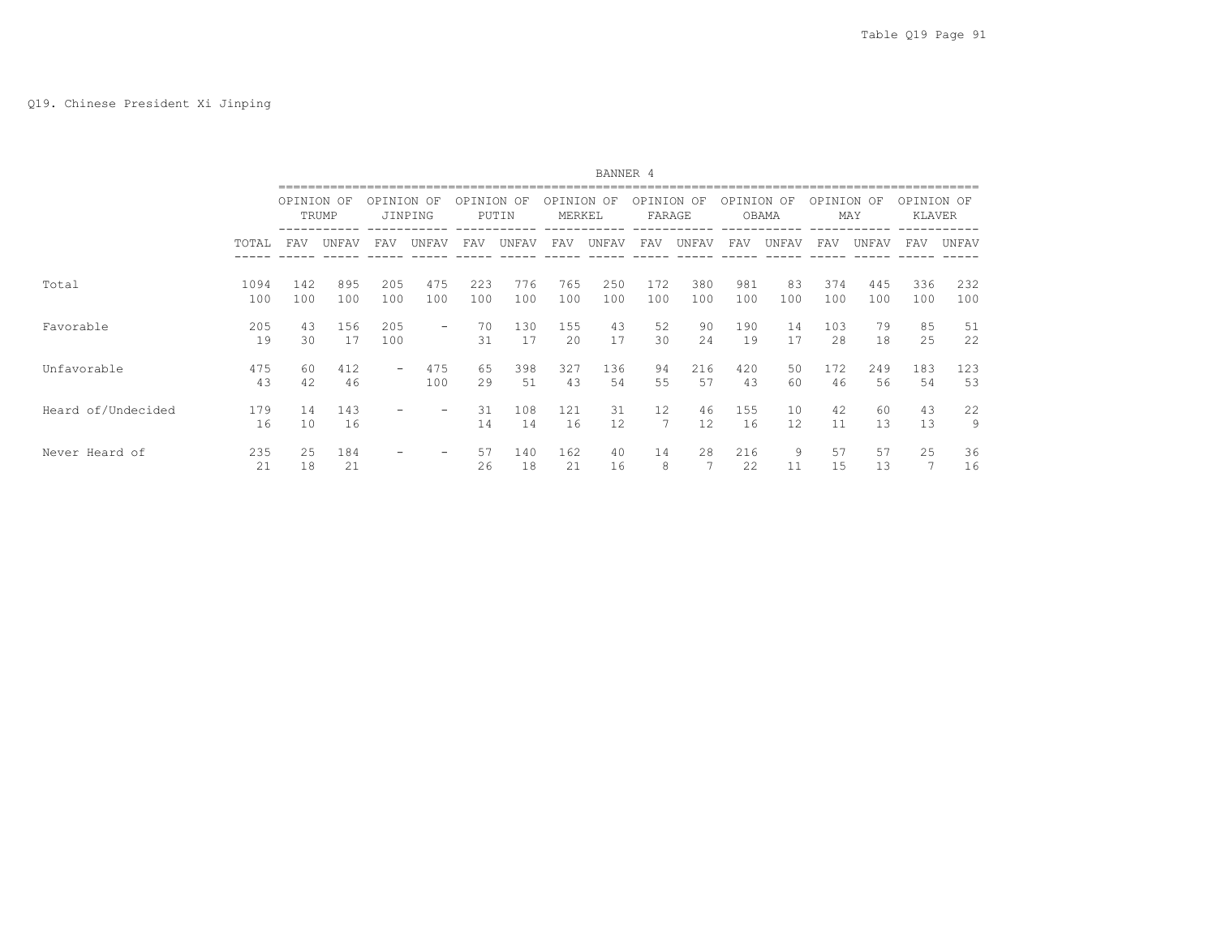Q19. Chinese President Xi Jinping

BANNER 4

| | TOTAL | OPINION OF TRUMP | | OPINION OF JINPING | | OPINION OF PUTIN | | OPINION OF MERKEL | | OPINION OF FARAGE | | OPINION OF OBAMA | | OPINION OF MAY | | OPINION OF KLAVER | |
|---|---|---|---|---|---|---|---|---|---|---|---|---|---|---|---|---|---|
| | | FAV | UNFAV | FAV | UNFAV | FAV | UNFAV | FAV | UNFAV | FAV | UNFAV | FAV | UNFAV | FAV | UNFAV | FAV | UNFAV |
| Total | 1094 | 142 | 895 | 205 | 475 | 223 | 776 | 765 | 250 | 172 | 380 | 981 | 83 | 374 | 445 | 336 | 232 |
| | 100 | 100 | 100 | 100 | 100 | 100 | 100 | 100 | 100 | 100 | 100 | 100 | 100 | 100 | 100 | 100 | 100 |
| Favorable | 205 | 43 | 156 | 205 | - | 70 | 130 | 155 | 43 | 52 | 90 | 190 | 14 | 103 | 79 | 85 | 51 |
| | 19 | 30 | 17 | 100 | | 31 | 17 | 20 | 17 | 30 | 24 | 19 | 17 | 28 | 18 | 25 | 22 |
| Unfavorable | 475 | 60 | 412 | - | 475 | 65 | 398 | 327 | 136 | 94 | 216 | 420 | 50 | 172 | 249 | 183 | 123 |
| | 43 | 42 | 46 | | 100 | 29 | 51 | 43 | 54 | 55 | 57 | 43 | 60 | 46 | 56 | 54 | 53 |
| Heard of/Undecided | 179 | 14 | 143 | - | - | 31 | 108 | 121 | 31 | 12 | 46 | 155 | 10 | 42 | 60 | 43 | 22 |
| | 16 | 10 | 16 | | | 14 | 14 | 16 | 12 | 7 | 12 | 16 | 12 | 11 | 13 | 13 | 9 |
| Never Heard of | 235 | 25 | 184 | - | - | 57 | 140 | 162 | 40 | 14 | 28 | 216 | 9 | 57 | 57 | 25 | 36 |
| | 21 | 18 | 21 | | | 26 | 18 | 21 | 16 | 8 | 7 | 22 | 11 | 15 | 13 | 7 | 16 |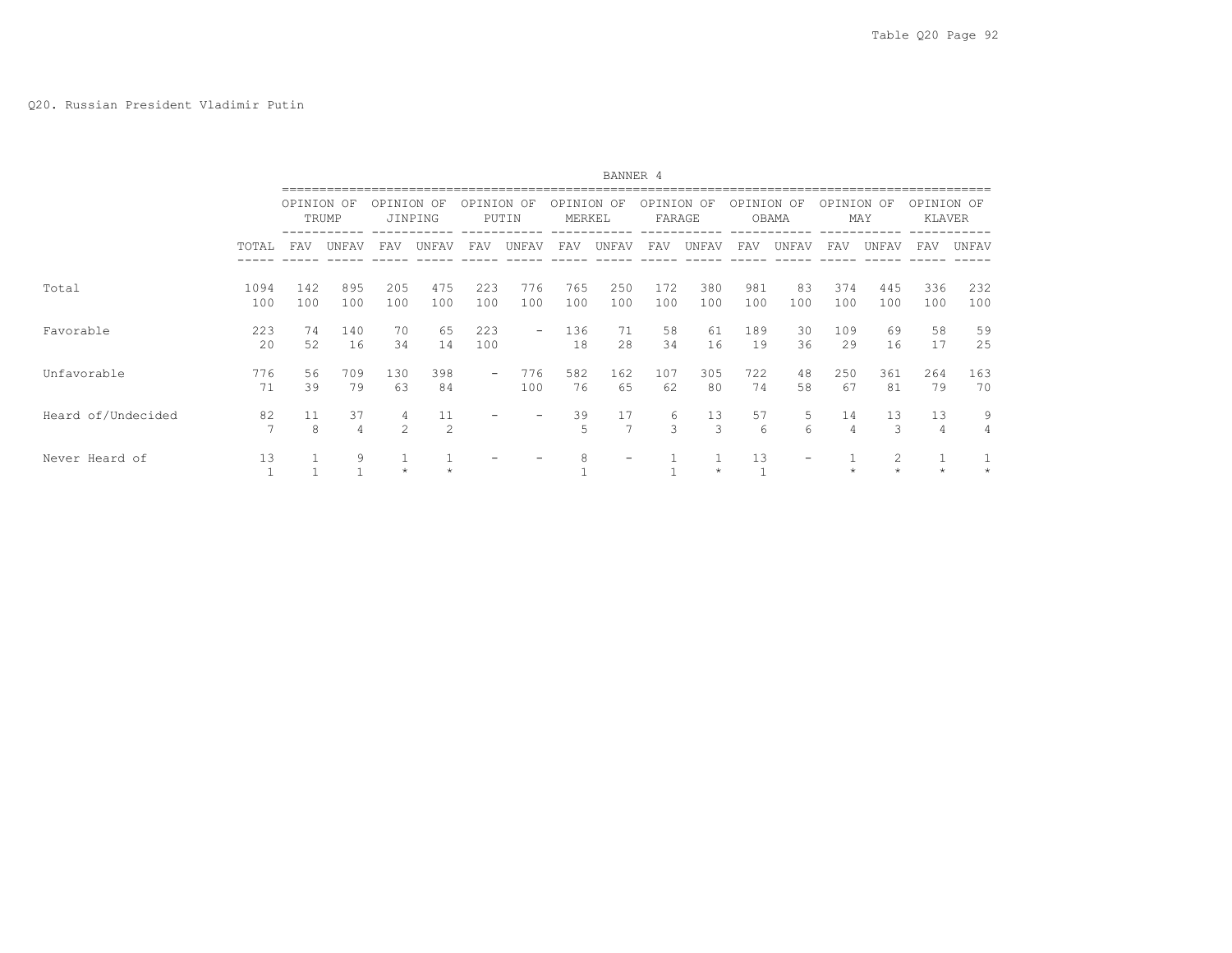Q20. Russian President Vladimir Putin

BANNER 4

| | TOTAL | OPINION OF TRUMP | | OPINION OF JINPING | | OPINION OF PUTIN | | OPINION OF MERKEL | | OPINION OF FARAGE | | OPINION OF OBAMA | | OPINION OF MAY | | OPINION OF KLAVER | |
|---|---|---|---|---|---|---|---|---|---|---|---|---|---|---|---|---|---|
| | | FAV | UNFAV | FAV | UNFAV | FAV | UNFAV | FAV | UNFAV | FAV | UNFAV | FAV | UNFAV | FAV | UNFAV | FAV | UNFAV |
| Total | 1094 | 142 | 895 | 205 | 475 | 223 | 776 | 765 | 250 | 172 | 380 | 981 | 83 | 374 | 445 | 336 | 232 |
| | 100 | 100 | 100 | 100 | 100 | 100 | 100 | 100 | 100 | 100 | 100 | 100 | 100 | 100 | 100 | 100 | 100 |
| Favorable | 223 | 74 | 140 | 70 | 65 | 223 | - | 136 | 71 | 58 | 61 | 189 | 30 | 109 | 69 | 58 | 59 |
| | 20 | 52 | 16 | 34 | 14 | 100 | | 18 | 28 | 34 | 16 | 19 | 36 | 29 | 16 | 17 | 25 |
| Unfavorable | 776 | 56 | 709 | 130 | 398 | - | 776 | 582 | 162 | 107 | 305 | 722 | 48 | 250 | 361 | 264 | 163 |
| | 71 | 39 | 79 | 63 | 84 | | 100 | 76 | 65 | 62 | 80 | 74 | 58 | 67 | 81 | 79 | 70 |
| Heard of/Undecided | 82 | 11 | 37 | 4 | 11 | - | - | 39 | 17 | 6 | 13 | 57 | 5 | 14 | 13 | 13 | 9 |
| | 7 | 8 | 4 | 2 | 2 | | | 5 | 7 | 3 | 3 | 6 | 6 | 4 | 3 | 4 | 4 |
| Never Heard of | 13 | 1 | 9 | 1 | 1 | - | - | 8 | - | 1 | 1 | 13 | - | 1 | 2 | 1 | 1 |
| | 1 | 1 | 1 | * | * | | | 1 | | 1 | * | 1 | | * | * | * | * |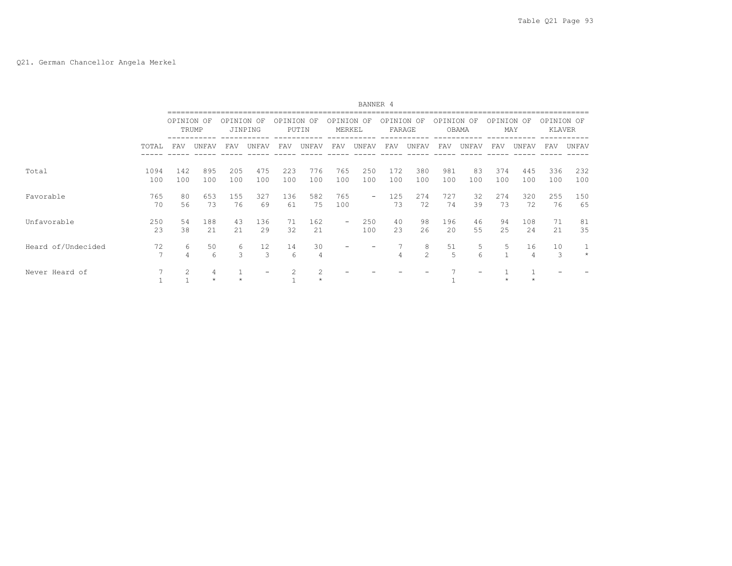Q21. German Chancellor Angela Merkel

| | | BANNER 4 | | | | | | | | | | | | | | | |
|---|---|---|---|---|---|---|---|---|---|---|---|---|---|---|---|---|---|
| | | OPINION OF TRUMP | | OPINION OF JINPING | | OPINION OF PUTIN | | OPINION OF MERKEL | | OPINION OF FARAGE | | OPINION OF OBAMA | | OPINION OF MAY | | OPINION OF KLAVER | |
| | TOTAL | FAV | UNFAV | FAV | UNFAV | FAV | UNFAV | FAV | UNFAV | FAV | UNFAV | FAV | UNFAV | FAV | UNFAV | FAV | UNFAV |
| Total | 1094 | 142 | 895 | 205 | 475 | 223 | 776 | 765 | 250 | 172 | 380 | 981 | 83 | 374 | 445 | 336 | 232 |
| | 100 | 100 | 100 | 100 | 100 | 100 | 100 | 100 | 100 | 100 | 100 | 100 | 100 | 100 | 100 | 100 | 100 |
| Favorable | 765 | 80 | 653 | 155 | 327 | 136 | 582 | 765 | - | 125 | 274 | 727 | 32 | 274 | 320 | 255 | 150 |
| | 70 | 56 | 73 | 76 | 69 | 61 | 75 | 100 | | 73 | 72 | 74 | 39 | 73 | 72 | 76 | 65 |
| Unfavorable | 250 | 54 | 188 | 43 | 136 | 71 | 162 | - | 250 | 40 | 98 | 196 | 46 | 94 | 108 | 71 | 81 |
| | 23 | 38 | 21 | 21 | 29 | 32 | 21 | | 100 | 23 | 26 | 20 | 55 | 25 | 24 | 21 | 35 |
| Heard of/Undecided | 72 | 6 | 50 | 6 | 12 | 14 | 30 | - | - | 7 | 8 | 51 | 5 | 5 | 16 | 10 | 1 |
| | 7 | 4 | 6 | 3 | 3 | 6 | 4 | | | 4 | 2 | 5 | 6 | 1 | 4 | 3 | * |
| Never Heard of | 7 | 2 | 4 | 1 | - | 2 | 2 | - | - | - | - | 7 | - | 1 | 1 | - | - |
| | 1 | 1 | * | * | | 1 | * | | | | | 1 | | * | * | | |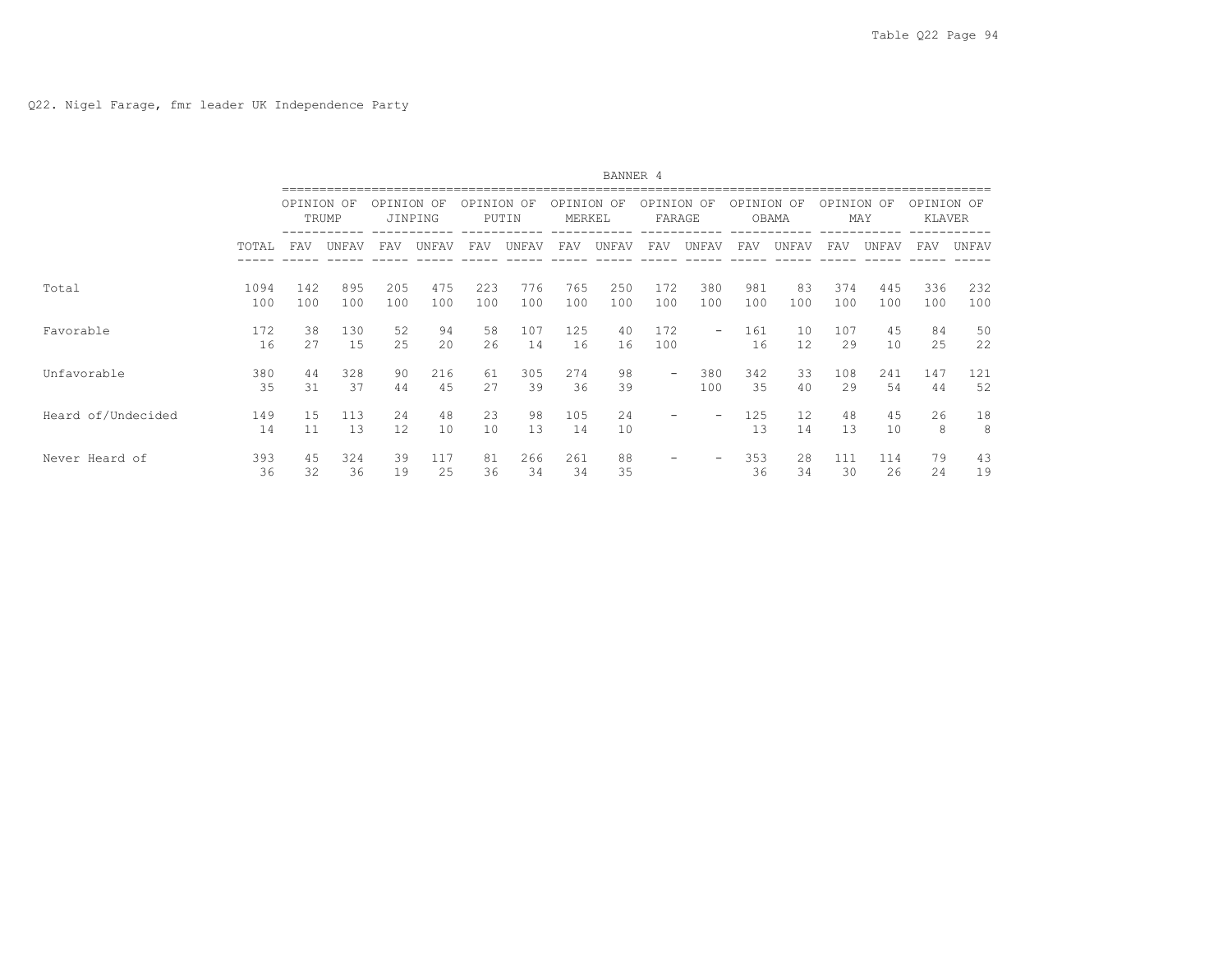Q22. Nigel Farage, fmr leader UK Independence Party

BANNER 4

| | TOTAL | OPINION OF TRUMP | | OPINION OF JINPING | | OPINION OF PUTIN | | OPINION OF MERKEL | | OPINION OF FARAGE | | OPINION OF OBAMA | | OPINION OF MAY | | OPINION OF KLAVER | |
|---|---|---|---|---|---|---|---|---|---|---|---|---|---|---|---|---|---|
| | | FAV | UNFAV | FAV | UNFAV | FAV | UNFAV | FAV | UNFAV | FAV | UNFAV | FAV | UNFAV | FAV | UNFAV | FAV | UNFAV |
| Total | 1094 | 142 | 895 | 205 | 475 | 223 | 776 | 765 | 250 | 172 | 380 | 981 | 83 | 374 | 445 | 336 | 232 |
| | 100 | 100 | 100 | 100 | 100 | 100 | 100 | 100 | 100 | 100 | 100 | 100 | 100 | 100 | 100 | 100 | 100 |
| Favorable | 172 | 38 | 130 | 52 | 94 | 58 | 107 | 125 | 40 | 172 | - | 161 | 10 | 107 | 45 | 84 | 50 |
| | 16 | 27 | 15 | 25 | 20 | 26 | 14 | 16 | 16 | 100 | | 16 | 12 | 29 | 10 | 25 | 22 |
| Unfavorable | 380 | 44 | 328 | 90 | 216 | 61 | 305 | 274 | 98 | - | 380 | 342 | 33 | 108 | 241 | 147 | 121 |
| | 35 | 31 | 37 | 44 | 45 | 27 | 39 | 36 | 39 | | 100 | 35 | 40 | 29 | 54 | 44 | 52 |
| Heard of/Undecided | 149 | 15 | 113 | 24 | 48 | 23 | 98 | 105 | 24 | - | - | 125 | 12 | 48 | 45 | 26 | 18 |
| | 14 | 11 | 13 | 12 | 10 | 10 | 13 | 14 | 10 | | | 13 | 14 | 13 | 10 | 8 | 8 |
| Never Heard of | 393 | 45 | 324 | 39 | 117 | 81 | 266 | 261 | 88 | - | - | 353 | 28 | 111 | 114 | 79 | 43 |
| | 36 | 32 | 36 | 19 | 25 | 36 | 34 | 34 | 35 | | | 36 | 34 | 30 | 26 | 24 | 19 |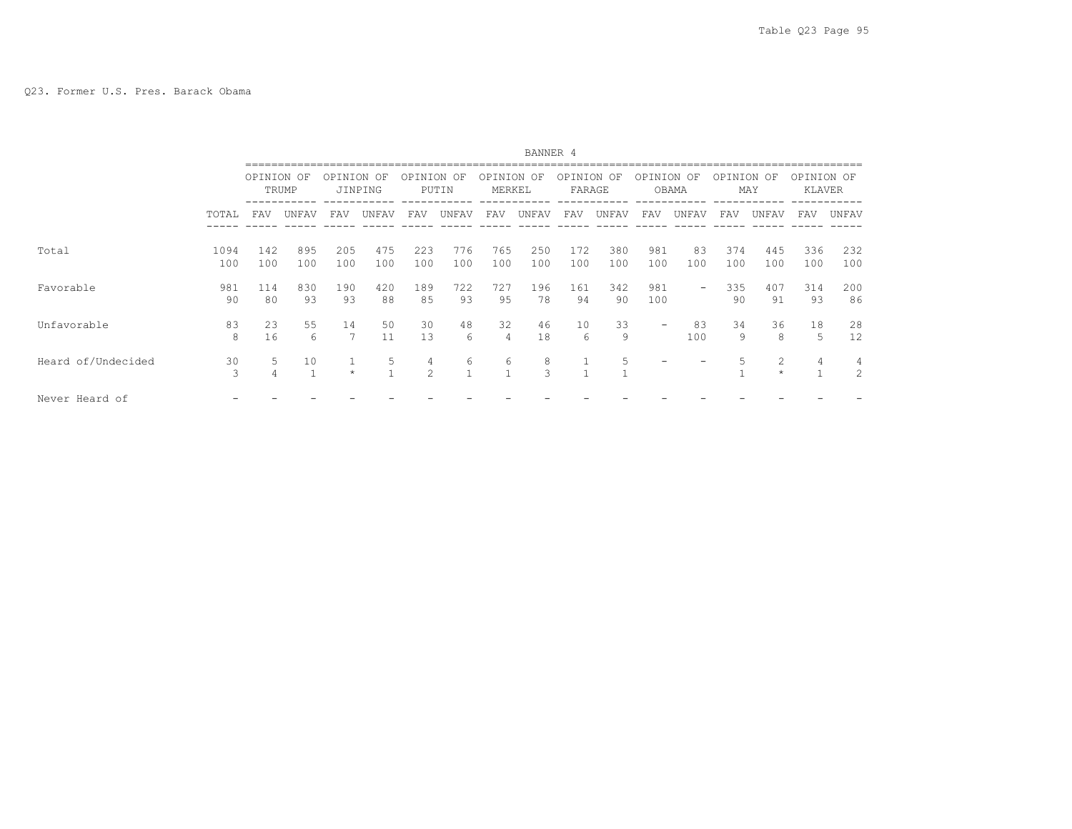Q23. Former U.S. Pres. Barack Obama

| | | BANNER 4 | | | | | | | | | | | | | | | |
|---|---|---|---|---|---|---|---|---|---|---|---|---|---|---|---|---|---|
| | | OPINION OF TRUMP | | OPINION OF JINPING | | OPINION OF PUTIN | | OPINION OF MERKEL | | OPINION OF FARAGE | | OPINION OF OBAMA | | OPINION OF MAY | | OPINION OF KLAVER | |
| | TOTAL | FAV | UNFAV | FAV | UNFAV | FAV | UNFAV | FAV | UNFAV | FAV | UNFAV | FAV | UNFAV | FAV | UNFAV | FAV | UNFAV |
| Total | 1094 | 142 | 895 | 205 | 475 | 223 | 776 | 765 | 250 | 172 | 380 | 981 | 83 | 374 | 445 | 336 | 232 |
| | 100 | 100 | 100 | 100 | 100 | 100 | 100 | 100 | 100 | 100 | 100 | 100 | 100 | 100 | 100 | 100 | 100 |
| Favorable | 981 | 114 | 830 | 190 | 420 | 189 | 722 | 727 | 196 | 161 | 342 | 981 | - | 335 | 407 | 314 | 200 |
| | 90 | 80 | 93 | 93 | 88 | 85 | 93 | 95 | 78 | 94 | 90 | 100 | | 90 | 91 | 93 | 86 |
| Unfavorable | 83 | 23 | 55 | 14 | 50 | 30 | 48 | 32 | 46 | 10 | 33 | - | 83 | 34 | 36 | 18 | 28 |
| | 8 | 16 | 6 | 7 | 11 | 13 | 6 | 4 | 18 | 6 | 9 | | 100 | 9 | 8 | 5 | 12 |
| Heard of/Undecided | 30 | 5 | 10 | 1 | 5 | 4 | 6 | 6 | 8 | 1 | 5 | - | - | 5 | 2 | 4 | 4 |
| | 3 | 4 | 1 | * | 1 | 2 | 1 | 1 | 3 | 1 | 1 | | | 1 | * | 1 | 2 |
| Never Heard of | - | - | - | - | - | - | - | - | - | - | - | - | - | - | - | - | - |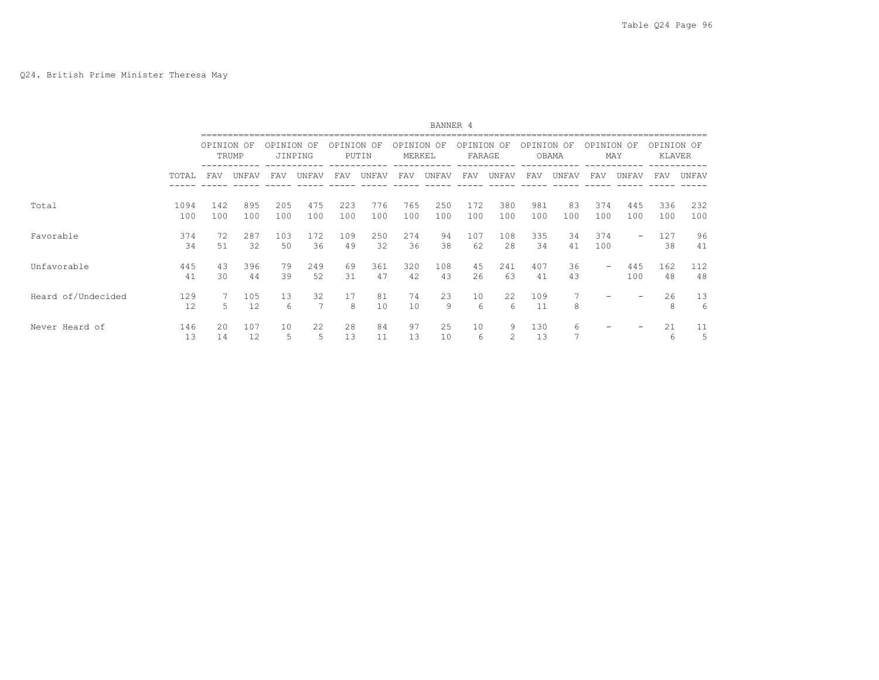Q24. British Prime Minister Theresa May

| | | BANNER 4 | | | | | | | | | | | | | | | |
|---|---|---|---|---|---|---|---|---|---|---|---|---|---|---|---|---|---|
| | | OPINION OF TRUMP | | OPINION OF JINPING | | OPINION OF PUTIN | | OPINION OF MERKEL | | OPINION OF FARAGE | | OPINION OF OBAMA | | OPINION OF MAY | | OPINION OF KLAVER | |
| | TOTAL | FAV | UNFAV | FAV | UNFAV | FAV | UNFAV | FAV | UNFAV | FAV | UNFAV | FAV | UNFAV | FAV | UNFAV | FAV | UNFAV |
| Total | 1094 | 142 | 895 | 205 | 475 | 223 | 776 | 765 | 250 | 172 | 380 | 981 | 83 | 374 | 445 | 336 | 232 |
| | 100 | 100 | 100 | 100 | 100 | 100 | 100 | 100 | 100 | 100 | 100 | 100 | 100 | 100 | 100 | 100 | 100 |
| Favorable | 374 | 72 | 287 | 103 | 172 | 109 | 250 | 274 | 94 | 107 | 108 | 335 | 34 | 374 | - | 127 | 96 |
| | 34 | 51 | 32 | 50 | 36 | 49 | 32 | 36 | 38 | 62 | 28 | 34 | 41 | 100 | | 38 | 41 |
| Unfavorable | 445 | 43 | 396 | 79 | 249 | 69 | 361 | 320 | 108 | 45 | 241 | 407 | 36 | - | 445 | 162 | 112 |
| | 41 | 30 | 44 | 39 | 52 | 31 | 47 | 42 | 43 | 26 | 63 | 41 | 43 | | 100 | 48 | 48 |
| Heard of/Undecided | 129 | 7 | 105 | 13 | 32 | 17 | 81 | 74 | 23 | 10 | 22 | 109 | 7 | - | - | 26 | 13 |
| | 12 | 5 | 12 | 6 | 7 | 8 | 10 | 10 | 9 | 6 | 6 | 11 | 8 | | | 8 | 6 |
| Never Heard of | 146 | 20 | 107 | 10 | 22 | 28 | 84 | 97 | 25 | 10 | 9 | 130 | 6 | - | - | 21 | 11 |
| | 13 | 14 | 12 | 5 | 5 | 13 | 11 | 13 | 10 | 6 | 2 | 13 | 7 | | | 6 | 5 |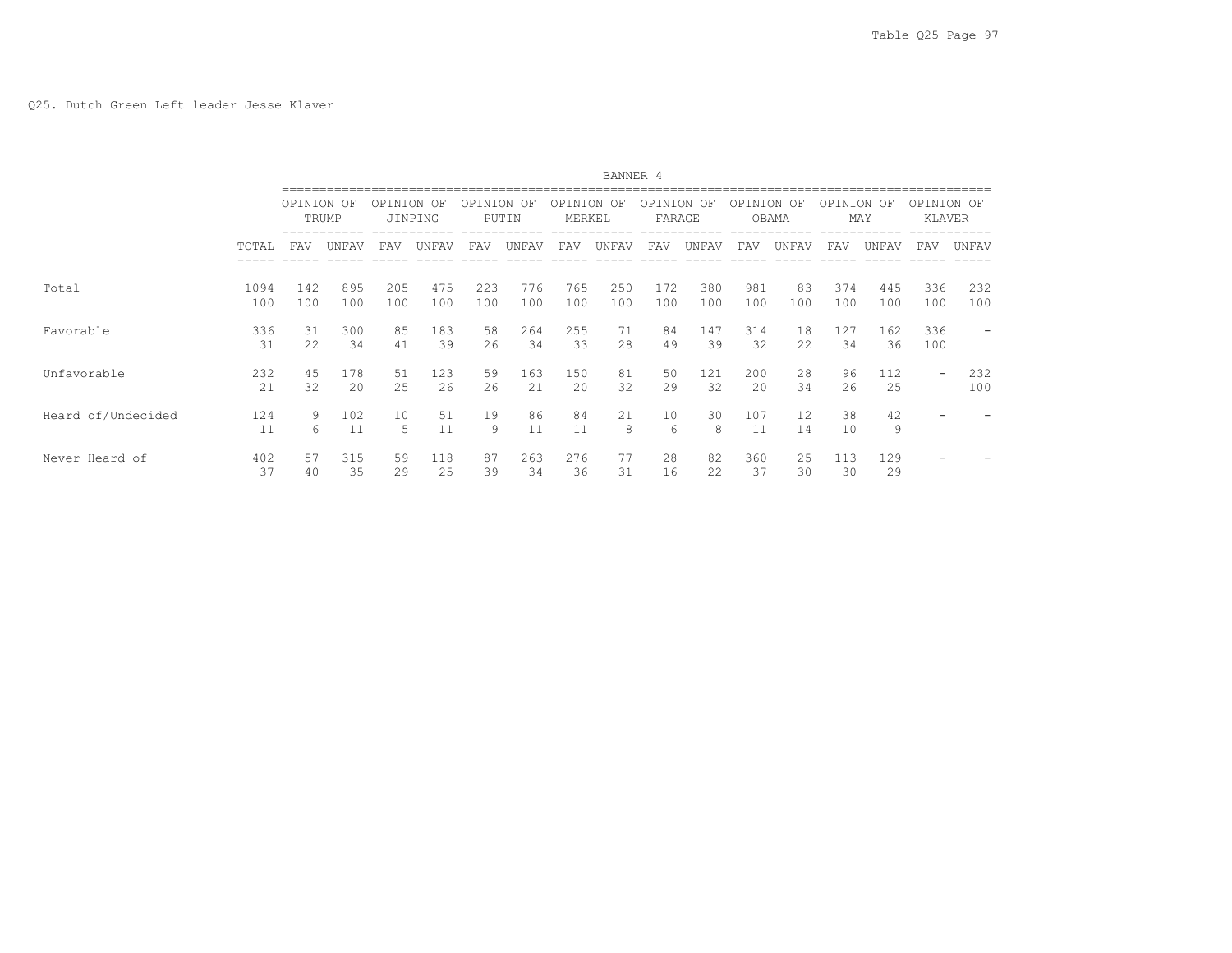Q25. Dutch Green Left leader Jesse Klaver

| | | BANNER 4 | | | | | | | | | | | | | | | |
|---|---|---|---|---|---|---|---|---|---|---|---|---|---|---|---|---|---|
| | | OPINION OF TRUMP | | OPINION OF JINPING | | OPINION OF PUTIN | | OPINION OF MERKEL | | OPINION OF FARAGE | | OPINION OF OBAMA | | OPINION OF MAY | | OPINION OF KLAVER | |
| | TOTAL | FAV | UNFAV | FAV | UNFAV | FAV | UNFAV | FAV | UNFAV | FAV | UNFAV | FAV | UNFAV | FAV | UNFAV | FAV | UNFAV |
| Total | 1094 | 142 | 895 | 205 | 475 | 223 | 776 | 765 | 250 | 172 | 380 | 981 | 83 | 374 | 445 | 336 | 232 |
| | 100 | 100 | 100 | 100 | 100 | 100 | 100 | 100 | 100 | 100 | 100 | 100 | 100 | 100 | 100 | 100 | 100 |
| Favorable | 336 | 31 | 300 | 85 | 183 | 58 | 264 | 255 | 71 | 84 | 147 | 314 | 18 | 127 | 162 | 336 | - |
| | 31 | 22 | 34 | 41 | 39 | 26 | 34 | 33 | 28 | 49 | 39 | 32 | 22 | 34 | 36 | 100 | |
| Unfavorable | 232 | 45 | 178 | 51 | 123 | 59 | 163 | 150 | 81 | 50 | 121 | 200 | 28 | 96 | 112 | - | 232 |
| | 21 | 32 | 20 | 25 | 26 | 26 | 21 | 20 | 32 | 29 | 32 | 20 | 34 | 26 | 25 | | 100 |
| Heard of/Undecided | 124 | 9 | 102 | 10 | 51 | 19 | 86 | 84 | 21 | 10 | 30 | 107 | 12 | 38 | 42 | - | - |
| | 11 | 6 | 11 | 5 | 11 | 9 | 11 | 11 | 8 | 6 | 8 | 11 | 14 | 10 | 9 | | |
| Never Heard of | 402 | 57 | 315 | 59 | 118 | 87 | 263 | 276 | 77 | 28 | 82 | 360 | 25 | 113 | 129 | - | - |
| | 37 | 40 | 35 | 29 | 25 | 39 | 34 | 36 | 31 | 16 | 22 | 37 | 30 | 30 | 29 | | |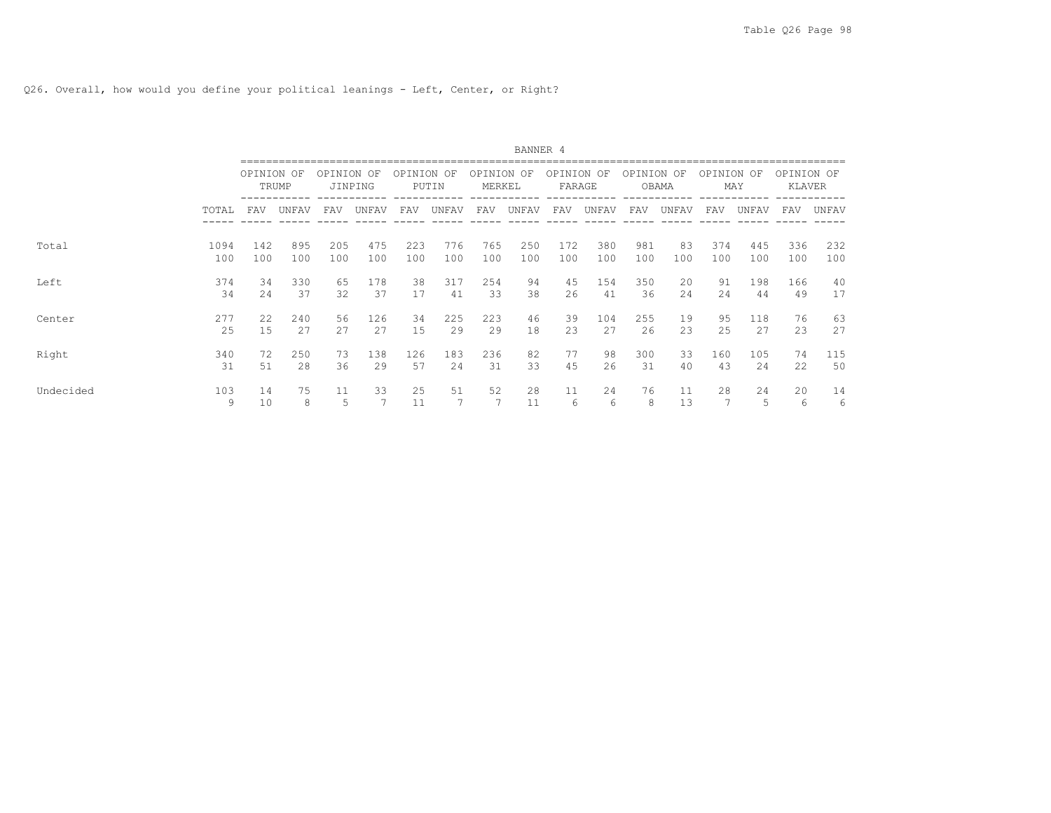Q26. Overall, how would you define your political leanings - Left, Center, or Right?

| | | BANNER 4 | | | | | | | | | | | | | | | |
|---|---|---|---|---|---|---|---|---|---|---|---|---|---|---|---|---|---|
| | | OPINION OF TRUMP | | OPINION OF JINPING | | OPINION OF PUTIN | | OPINION OF MERKEL | | OPINION OF FARAGE | | OPINION OF OBAMA | | OPINION OF MAY | | OPINION OF KLAVER | |
| | TOTAL | FAV | UNFAV | FAV | UNFAV | FAV | UNFAV | FAV | UNFAV | FAV | UNFAV | FAV | UNFAV | FAV | UNFAV | FAV | UNFAV |
| Total | 1094 | 142 | 895 | 205 | 475 | 223 | 776 | 765 | 250 | 172 | 380 | 981 | 83 | 374 | 445 | 336 | 232 |
| | 100 | 100 | 100 | 100 | 100 | 100 | 100 | 100 | 100 | 100 | 100 | 100 | 100 | 100 | 100 | 100 | 100 |
| Left | 374 | 34 | 330 | 65 | 178 | 38 | 317 | 254 | 94 | 45 | 154 | 350 | 20 | 91 | 198 | 166 | 40 |
| | 34 | 24 | 37 | 32 | 37 | 17 | 41 | 33 | 38 | 26 | 41 | 36 | 24 | 24 | 44 | 49 | 17 |
| Center | 277 | 22 | 240 | 56 | 126 | 34 | 225 | 223 | 46 | 39 | 104 | 255 | 19 | 95 | 118 | 76 | 63 |
| | 25 | 15 | 27 | 27 | 27 | 15 | 29 | 29 | 18 | 23 | 27 | 26 | 23 | 25 | 27 | 23 | 27 |
| Right | 340 | 72 | 250 | 73 | 138 | 126 | 183 | 236 | 82 | 77 | 98 | 300 | 33 | 160 | 105 | 74 | 115 |
| | 31 | 51 | 28 | 36 | 29 | 57 | 24 | 31 | 33 | 45 | 26 | 31 | 40 | 43 | 24 | 22 | 50 |
| Undecided | 103 | 14 | 75 | 11 | 33 | 25 | 51 | 52 | 28 | 11 | 24 | 76 | 11 | 28 | 24 | 20 | 14 |
| | 9 | 10 | 8 | 5 | 7 | 11 | 7 | 7 | 11 | 6 | 6 | 8 | 13 | 7 | 5 | 6 | 6 |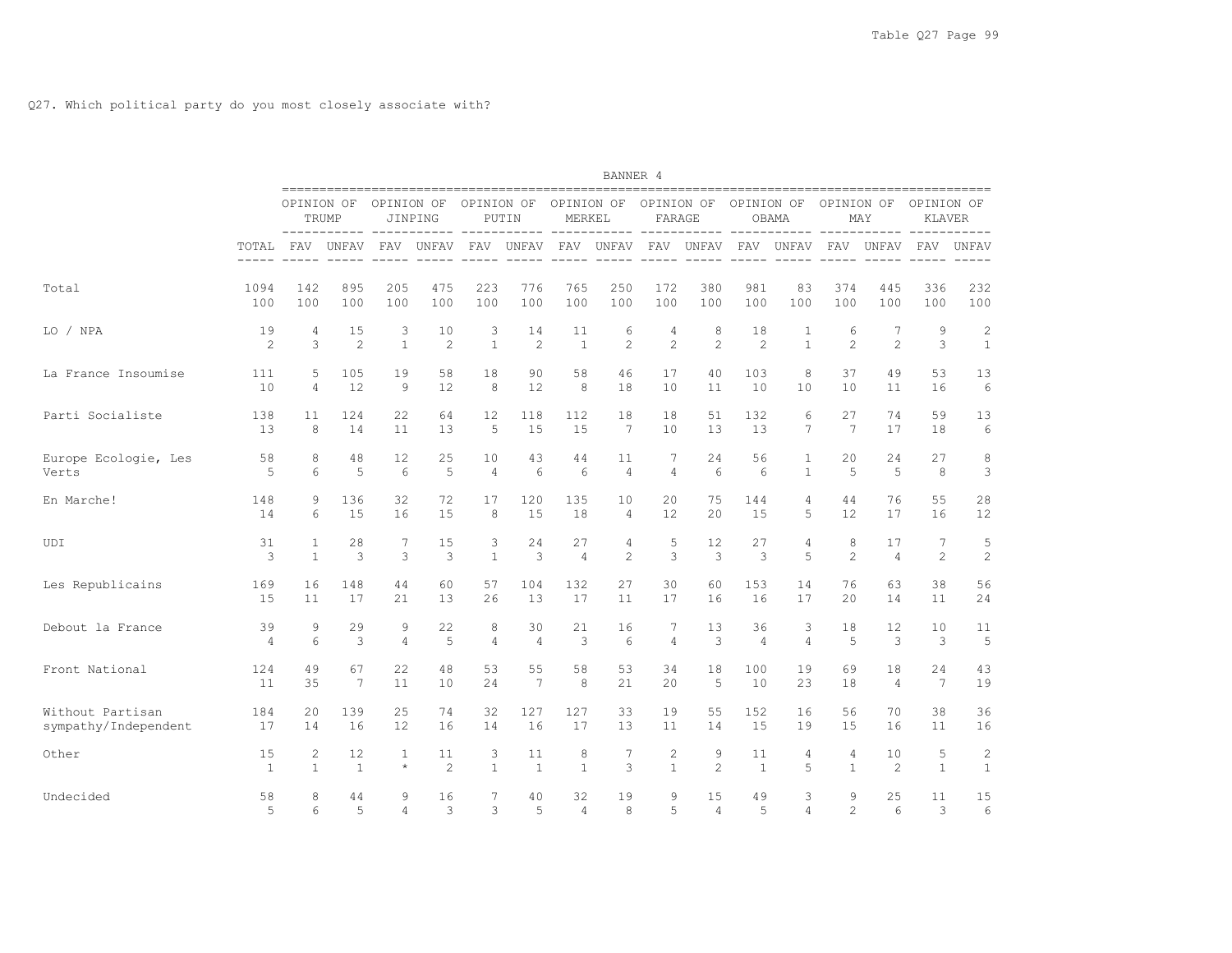Q27. Which political party do you most closely associate with?

| | | BANNER 4 | | | | | | | | | | | | | | | |
|---|---|---|---|---|---|---|---|---|---|---|---|---|---|---|---|---|---|
| | | OPINION OF TRUMP | | OPINION OF JINPING | | OPINION OF PUTIN | | OPINION OF MERKEL | | OPINION OF FARAGE | | OPINION OF OBAMA | | OPINION OF MAY | | OPINION OF KLAVER | |
| | TOTAL | FAV | UNFAV | FAV | UNFAV | FAV | UNFAV | FAV | UNFAV | FAV | UNFAV | FAV | UNFAV | FAV | UNFAV | FAV | UNFAV |
| Total | 1094 | 142 | 895 | 205 | 475 | 223 | 776 | 765 | 250 | 172 | 380 | 981 | 83 | 374 | 445 | 336 | 232 |
| | 100 | 100 | 100 | 100 | 100 | 100 | 100 | 100 | 100 | 100 | 100 | 100 | 100 | 100 | 100 | 100 | 100 |
| LO / NPA | 19 | 4 | 15 | 3 | 10 | 3 | 14 | 11 | 6 | 4 | 8 | 18 | 1 | 6 | 7 | 9 | 2 |
| | 2 | 3 | 2 | 1 | 2 | 1 | 2 | 1 | 2 | 2 | 2 | 2 | 1 | 2 | 2 | 3 | 1 |
| La France Insoumise | 111 | 5 | 105 | 19 | 58 | 18 | 90 | 58 | 46 | 17 | 40 | 103 | 8 | 37 | 49 | 53 | 13 |
| | 10 | 4 | 12 | 9 | 12 | 8 | 12 | 8 | 18 | 10 | 11 | 10 | 10 | 10 | 11 | 16 | 6 |
| Parti Socialiste | 138 | 11 | 124 | 22 | 64 | 12 | 118 | 112 | 18 | 18 | 51 | 132 | 6 | 27 | 74 | 59 | 13 |
| | 13 | 8 | 14 | 11 | 13 | 5 | 15 | 15 | 7 | 10 | 13 | 13 | 7 | 7 | 17 | 18 | 6 |
| Europe Ecologie, Les Verts | 58 | 8 | 48 | 12 | 25 | 10 | 43 | 44 | 11 | 7 | 24 | 56 | 1 | 20 | 24 | 27 | 8 |
| | 5 | 6 | 5 | 6 | 5 | 4 | 6 | 6 | 4 | 4 | 6 | 6 | 1 | 5 | 5 | 8 | 3 |
| En Marche! | 148 | 9 | 136 | 32 | 72 | 17 | 120 | 135 | 10 | 20 | 75 | 144 | 4 | 44 | 76 | 55 | 28 |
| | 14 | 6 | 15 | 16 | 15 | 8 | 15 | 18 | 4 | 12 | 20 | 15 | 5 | 12 | 17 | 16 | 12 |
| UDI | 31 | 1 | 28 | 7 | 15 | 3 | 24 | 27 | 4 | 5 | 12 | 27 | 4 | 8 | 17 | 7 | 5 |
| | 3 | 1 | 3 | 3 | 3 | 1 | 3 | 4 | 2 | 3 | 3 | 3 | 5 | 2 | 4 | 2 | 2 |
| Les Republicains | 169 | 16 | 148 | 44 | 60 | 57 | 104 | 132 | 27 | 30 | 60 | 153 | 14 | 76 | 63 | 38 | 56 |
| | 15 | 11 | 17 | 21 | 13 | 26 | 13 | 17 | 11 | 17 | 16 | 16 | 17 | 20 | 14 | 11 | 24 |
| Debout la France | 39 | 9 | 29 | 9 | 22 | 8 | 30 | 21 | 16 | 7 | 13 | 36 | 3 | 18 | 12 | 10 | 11 |
| | 4 | 6 | 3 | 4 | 5 | 4 | 4 | 3 | 6 | 4 | 3 | 4 | 4 | 5 | 3 | 3 | 5 |
| Front National | 124 | 49 | 67 | 22 | 48 | 53 | 55 | 58 | 53 | 34 | 18 | 100 | 19 | 69 | 18 | 24 | 43 |
| | 11 | 35 | 7 | 11 | 10 | 24 | 7 | 8 | 21 | 20 | 5 | 10 | 23 | 18 | 4 | 7 | 19 |
| Without Partisan sympathy/Independent | 184 | 20 | 139 | 25 | 74 | 32 | 127 | 127 | 33 | 19 | 55 | 152 | 16 | 56 | 70 | 38 | 36 |
| | 17 | 14 | 16 | 12 | 16 | 14 | 16 | 17 | 13 | 11 | 14 | 15 | 19 | 15 | 16 | 11 | 16 |
| Other | 15 | 2 | 12 | 1 | 11 | 3 | 11 | 8 | 7 | 2 | 9 | 11 | 4 | 4 | 10 | 5 | 2 |
| | 1 | 1 | 1 | * | 2 | 1 | 1 | 1 | 3 | 1 | 2 | 1 | 5 | 1 | 2 | 1 | 1 |
| Undecided | 58 | 8 | 44 | 9 | 16 | 7 | 40 | 32 | 19 | 9 | 15 | 49 | 3 | 9 | 25 | 11 | 15 |
| | 5 | 6 | 5 | 4 | 3 | 3 | 5 | 4 | 8 | 5 | 4 | 5 | 4 | 2 | 6 | 3 | 6 |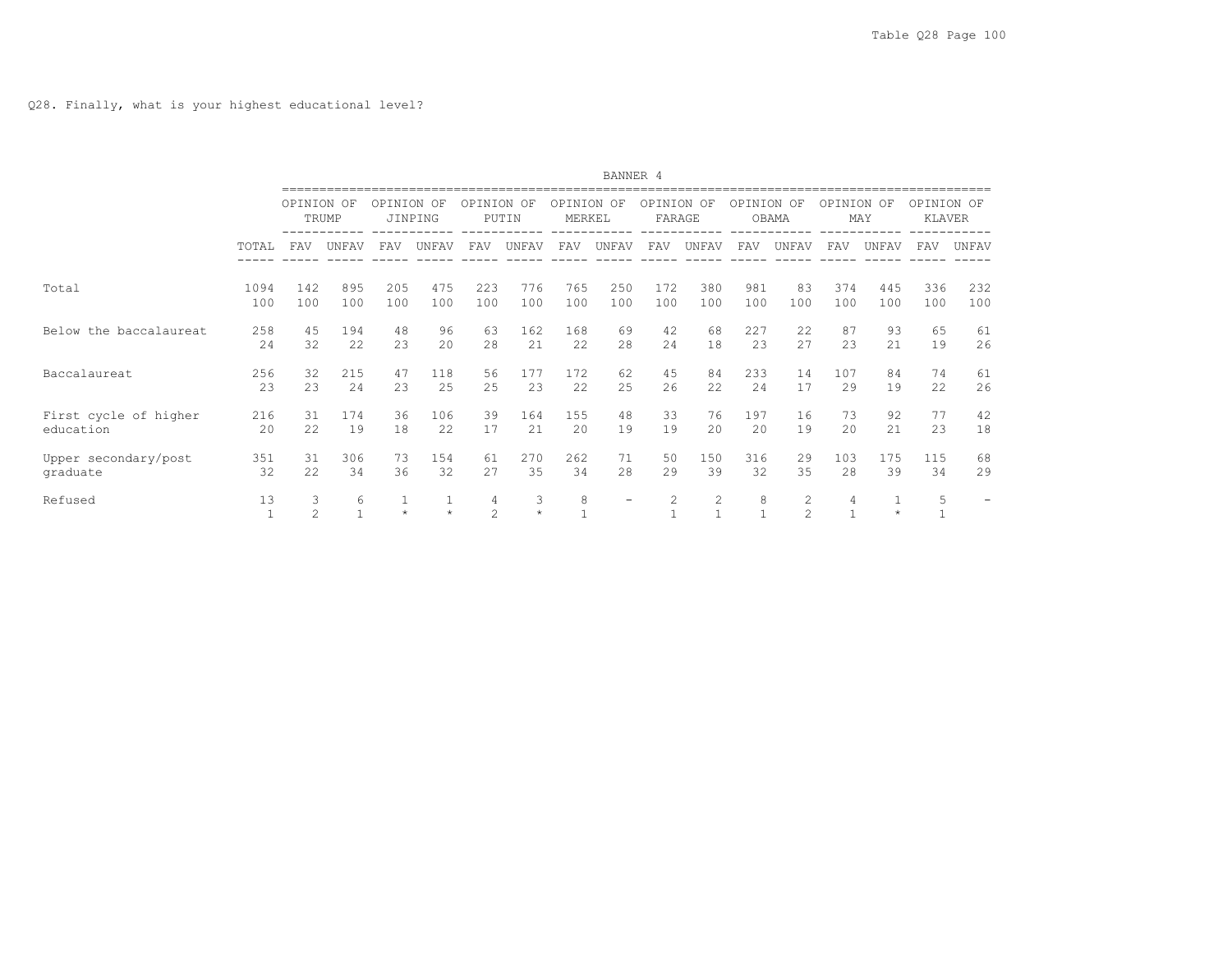Q28. Finally, what is your highest educational level?

| | | BANNER 4 | | | | | | | | | | | | | | | |
|---|---|---|---|---|---|---|---|---|---|---|---|---|---|---|---|---|---|
| | | OPINION OF TRUMP | | OPINION OF JINPING | | OPINION OF PUTIN | | OPINION OF MERKEL | | OPINION OF FARAGE | | OPINION OF OBAMA | | OPINION OF MAY | | OPINION OF KLAVER | |
| | TOTAL | FAV | UNFAV | FAV | UNFAV | FAV | UNFAV | FAV | UNFAV | FAV | UNFAV | FAV | UNFAV | FAV | UNFAV | FAV | UNFAV |
| Total | 1094 | 142 | 895 | 205 | 475 | 223 | 776 | 765 | 250 | 172 | 380 | 981 | 83 | 374 | 445 | 336 | 232 |
| | 100 | 100 | 100 | 100 | 100 | 100 | 100 | 100 | 100 | 100 | 100 | 100 | 100 | 100 | 100 | 100 | 100 |
| Below the baccalaureat | 258 | 45 | 194 | 48 | 96 | 63 | 162 | 168 | 69 | 42 | 68 | 227 | 22 | 87 | 93 | 65 | 61 |
| | 24 | 32 | 22 | 23 | 20 | 28 | 21 | 22 | 28 | 24 | 18 | 23 | 27 | 23 | 21 | 19 | 26 |
| Baccalaureat | 256 | 32 | 215 | 47 | 118 | 56 | 177 | 172 | 62 | 45 | 84 | 233 | 14 | 107 | 84 | 74 | 61 |
| | 23 | 23 | 24 | 23 | 25 | 25 | 23 | 22 | 25 | 26 | 22 | 24 | 17 | 29 | 19 | 22 | 26 |
| First cycle of higher education | 216 | 31 | 174 | 36 | 106 | 39 | 164 | 155 | 48 | 33 | 76 | 197 | 16 | 73 | 92 | 77 | 42 |
| | 20 | 22 | 19 | 18 | 22 | 17 | 21 | 20 | 19 | 19 | 20 | 20 | 19 | 20 | 21 | 23 | 18 |
| Upper secondary/post graduate | 351 | 31 | 306 | 73 | 154 | 61 | 270 | 262 | 71 | 50 | 150 | 316 | 29 | 103 | 175 | 115 | 68 |
| | 32 | 22 | 34 | 36 | 32 | 27 | 35 | 34 | 28 | 29 | 39 | 32 | 35 | 28 | 39 | 34 | 29 |
| Refused | 13 | 3 | 6 | 1 | 1 | 4 | 3 | 8 | - | 2 | 2 | 8 | 2 | 4 | 1 | 5 | - |
| | 1 | 2 | 1 | * | * | 2 | * | 1 | | 1 | 1 | 1 | 2 | 1 | * | 1 | |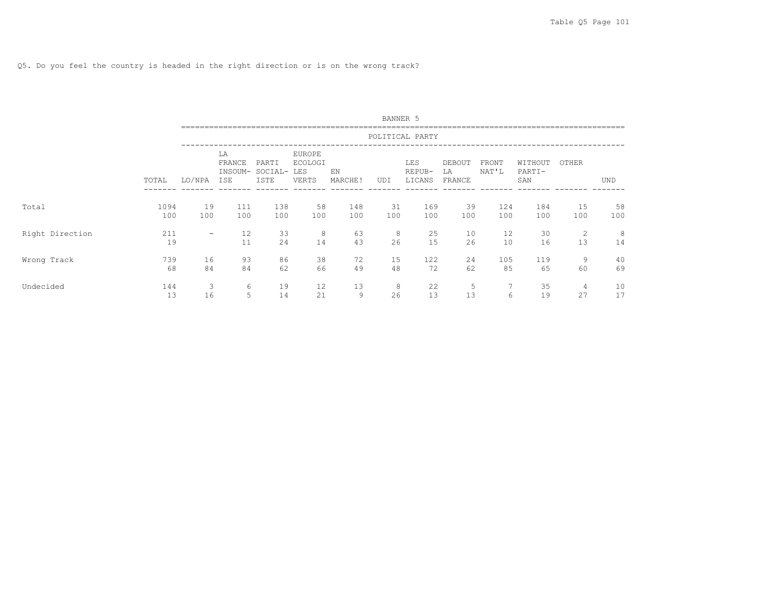Q5. Do you feel the country is headed in the right direction or is on the wrong track?

| | BANNER 5 | | | | | | | | | | | | |
|---|---|---|---|---|---|---|---|---|---|---|---|---|---|
| | POLITICAL PARTY | | | | | | | | | | | | |
| | TOTAL | LO/NPA | LA FRANCE INSOUM-ISE | PARTI SOCIAL-ISTE | EUROPE ECOLOGI LES VERTS | EN MARCHE! | UDI | LES REPUB-LICANS | DEBOUT LA FRANCE | FRONT NAT'L | WITHOUT PARTI-SAN | OTHER | UND |
| Total | 1094 | 19 | 111 | 138 | 58 | 148 | 31 | 169 | 39 | 124 | 184 | 15 | 58 |
| | 100 | 100 | 100 | 100 | 100 | 100 | 100 | 100 | 100 | 100 | 100 | 100 | 100 |
| Right Direction | 211 | - | 12 | 33 | 8 | 63 | 8 | 25 | 10 | 12 | 30 | 2 | 8 |
| | 19 | | 11 | 24 | 14 | 43 | 26 | 15 | 26 | 10 | 16 | 13 | 14 |
| Wrong Track | 739 | 16 | 93 | 86 | 38 | 72 | 15 | 122 | 24 | 105 | 119 | 9 | 40 |
| | 68 | 84 | 84 | 62 | 66 | 49 | 48 | 72 | 62 | 85 | 65 | 60 | 69 |
| Undecided | 144 | 3 | 6 | 19 | 12 | 13 | 8 | 22 | 5 | 7 | 35 | 4 | 10 |
| | 13 | 16 | 5 | 14 | 21 | 9 | 26 | 13 | 13 | 6 | 19 | 27 | 17 |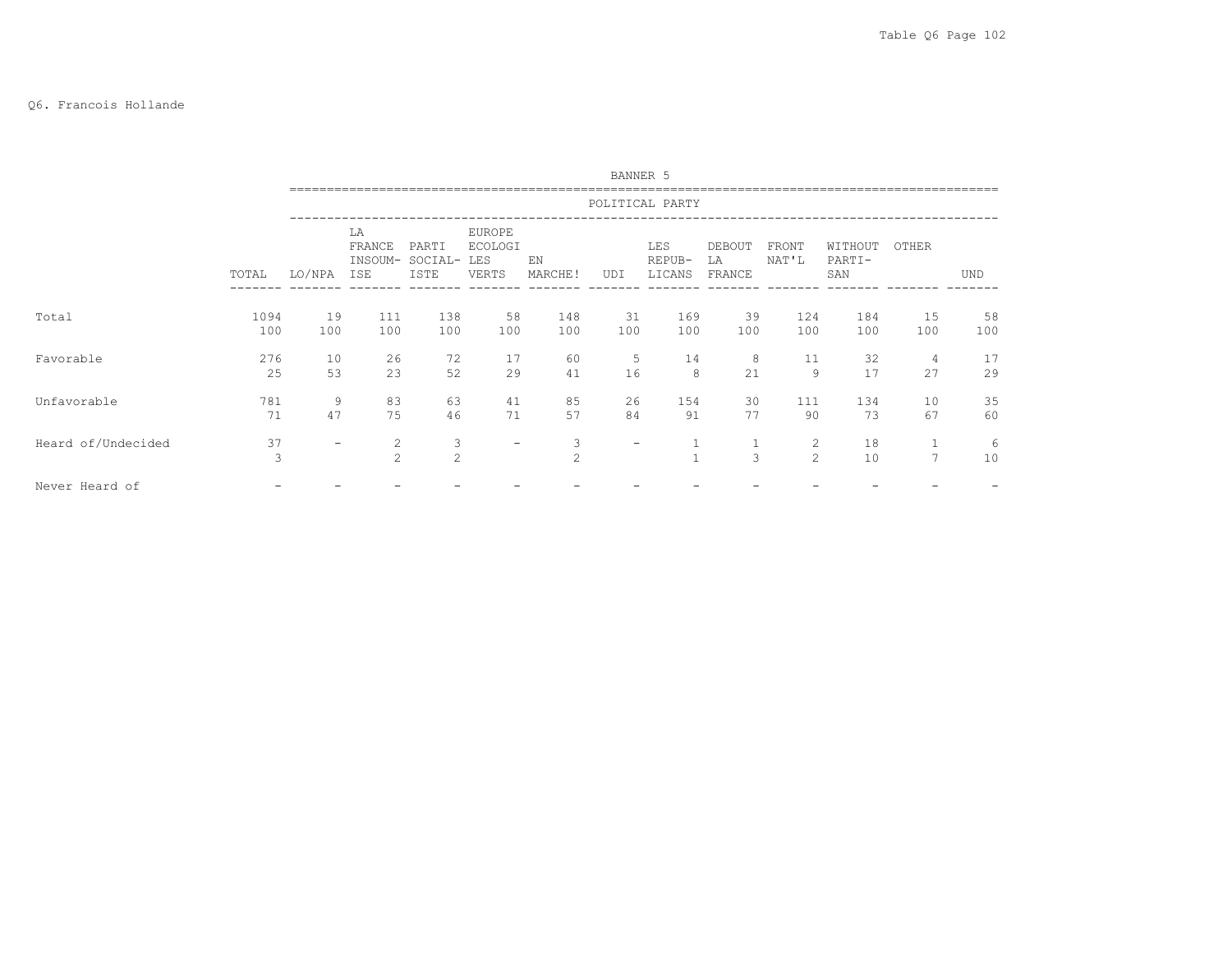Q6. Francois Hollande

| | TOTAL | LO/NPA | LA FRANCE INSOUM-ISE | PARTI SOCIAL-ISTE | EUROPE ECOLOGI LES VERTS | EN MARCHE! | UDI | LES REPUB-LICANS | DEBOUT LA FRANCE | FRONT NAT'L | WITHOUT PARTI-SAN | OTHER | UND |
|---|---|---|---|---|---|---|---|---|---|---|---|---|---|
| | | BANNER 5 | | | | | | | | | | | |
| | | POLITICAL PARTY | | | | | | | | | | | |
| Total | 1094 | 19 | 111 | 138 | 58 | 148 | 31 | 169 | 39 | 124 | 184 | 15 | 58 |
| | 100 | 100 | 100 | 100 | 100 | 100 | 100 | 100 | 100 | 100 | 100 | 100 | 100 |
| Favorable | 276 | 10 | 26 | 72 | 17 | 60 | 5 | 14 | 8 | 11 | 32 | 4 | 17 |
| | 25 | 53 | 23 | 52 | 29 | 41 | 16 | 8 | 21 | 9 | 17 | 27 | 29 |
| Unfavorable | 781 | 9 | 83 | 63 | 41 | 85 | 26 | 154 | 30 | 111 | 134 | 10 | 35 |
| | 71 | 47 | 75 | 46 | 71 | 57 | 84 | 91 | 77 | 90 | 73 | 67 | 60 |
| Heard of/Undecided | 37 | - | 2 | 3 | - | 3 | - | 1 | 1 | 2 | 18 | 1 | 6 |
| | 3 | | 2 | 2 | | 2 | | 1 | 3 | 2 | 10 | 7 | 10 |
| Never Heard of | - | - | - | - | - | - | - | - | - | - | - | - | - |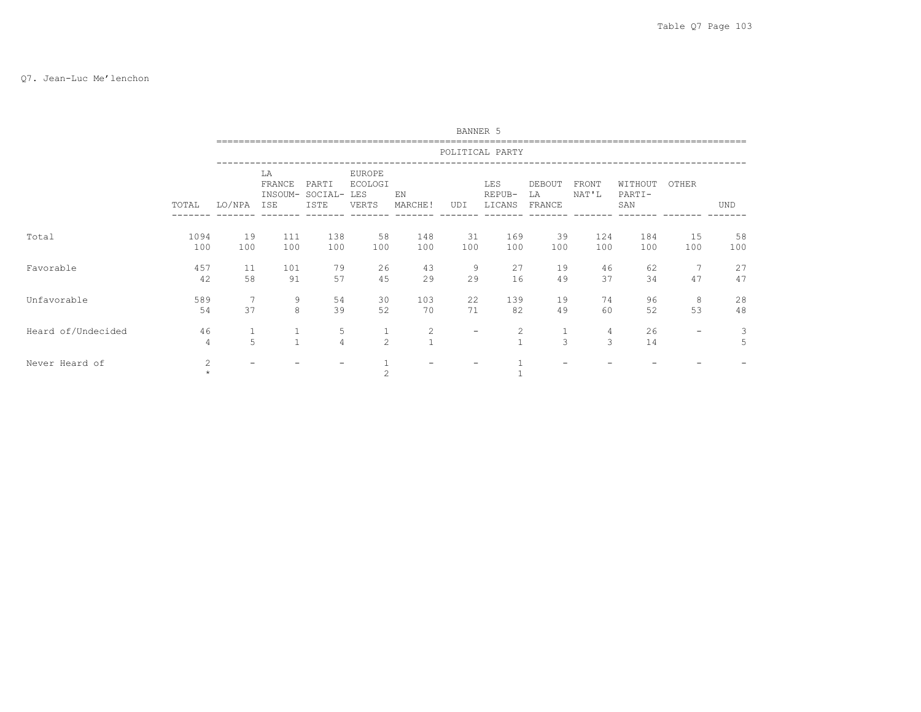Q7. Jean-Luc Me'lenchon

| | BANNER 5 | | | | | | | | | | | | |
|---|---|---|---|---|---|---|---|---|---|---|---|---|---|
| | POLITICAL PARTY | | | | | | | | | | | | |
| | TOTAL | LO/NPA | LA FRANCE INSOUM-ISE | PARTI SOCIAL-ISTE | EUROPE ECOLOGI LES VERTS | EN MARCHE! | UDI | LES REPUB-LICANS | DEBOUT LA FRANCE | FRONT NAT'L | WITHOUT PARTI-SAN | OTHER | UND |
| Total | 1094 | 19 | 111 | 138 | 58 | 148 | 31 | 169 | 39 | 124 | 184 | 15 | 58 |
| | 100 | 100 | 100 | 100 | 100 | 100 | 100 | 100 | 100 | 100 | 100 | 100 | 100 |
| Favorable | 457 | 11 | 101 | 79 | 26 | 43 | 9 | 27 | 19 | 46 | 62 | 7 | 27 |
| | 42 | 58 | 91 | 57 | 45 | 29 | 29 | 16 | 49 | 37 | 34 | 47 | 47 |
| Unfavorable | 589 | 7 | 9 | 54 | 30 | 103 | 22 | 139 | 19 | 74 | 96 | 8 | 28 |
| | 54 | 37 | 8 | 39 | 52 | 70 | 71 | 82 | 49 | 60 | 52 | 53 | 48 |
| Heard of/Undecided | 46 | 1 | 1 | 5 | 1 | 2 | - | 2 | 1 | 4 | 26 | - | 3 |
| | 4 | 5 | 1 | 4 | 2 | 1 | | 1 | 3 | 3 | 14 | | 5 |
| Never Heard of | 2 | - | - | - | 1 | - | - | 1 | - | - | - | - | - |
| | * | | | | 2 | | | 1 | | | | | |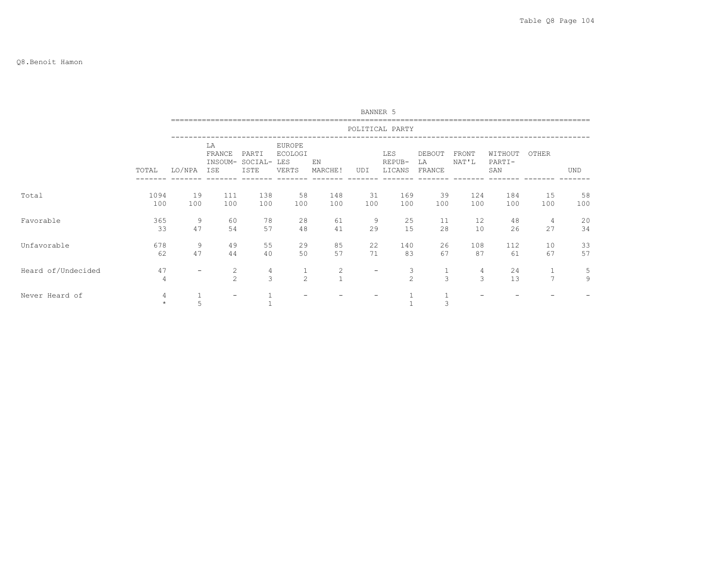Table Q8 Page 104

Q8.Benoit Hamon

| | | BANNER 5 | | | | | | | | | | | |
|---|---|---|---|---|---|---|---|---|---|---|---|---|---|
| | | POLITICAL PARTY | | | | | | | | | | | |
| | TOTAL | LO/NPA | LA FRANCE INSOUM-ISE | PARTI SOCIAL-ISTE | EUROPE ECOLOGI LES VERTS | EN MARCHE! | UDI | LES REPUB-LICANS | DEBOUT LA FRANCE | FRONT NAT'L | WITHOUT PARTI-SAN | OTHER | UND |
| Total | 1094 | 19 | 111 | 138 | 58 | 148 | 31 | 169 | 39 | 124 | 184 | 15 | 58 |
| | 100 | 100 | 100 | 100 | 100 | 100 | 100 | 100 | 100 | 100 | 100 | 100 | 100 |
| Favorable | 365 | 9 | 60 | 78 | 28 | 61 | 9 | 25 | 11 | 12 | 48 | 4 | 20 |
| | 33 | 47 | 54 | 57 | 48 | 41 | 29 | 15 | 28 | 10 | 26 | 27 | 34 |
| Unfavorable | 678 | 9 | 49 | 55 | 29 | 85 | 22 | 140 | 26 | 108 | 112 | 10 | 33 |
| | 62 | 47 | 44 | 40 | 50 | 57 | 71 | 83 | 67 | 87 | 61 | 67 | 57 |
| Heard of/Undecided | 47 | - | 2 | 4 | 1 | 2 | - | 3 | 1 | 4 | 24 | 1 | 5 |
| | 4 | | 2 | 3 | 2 | 1 | | 2 | 3 | 3 | 13 | 7 | 9 |
| Never Heard of | 4 | 1 | - | 1 | - | - | - | 1 | 1 | - | - | - | - |
| | * | 5 | | 1 | | | | 1 | 3 | | | | |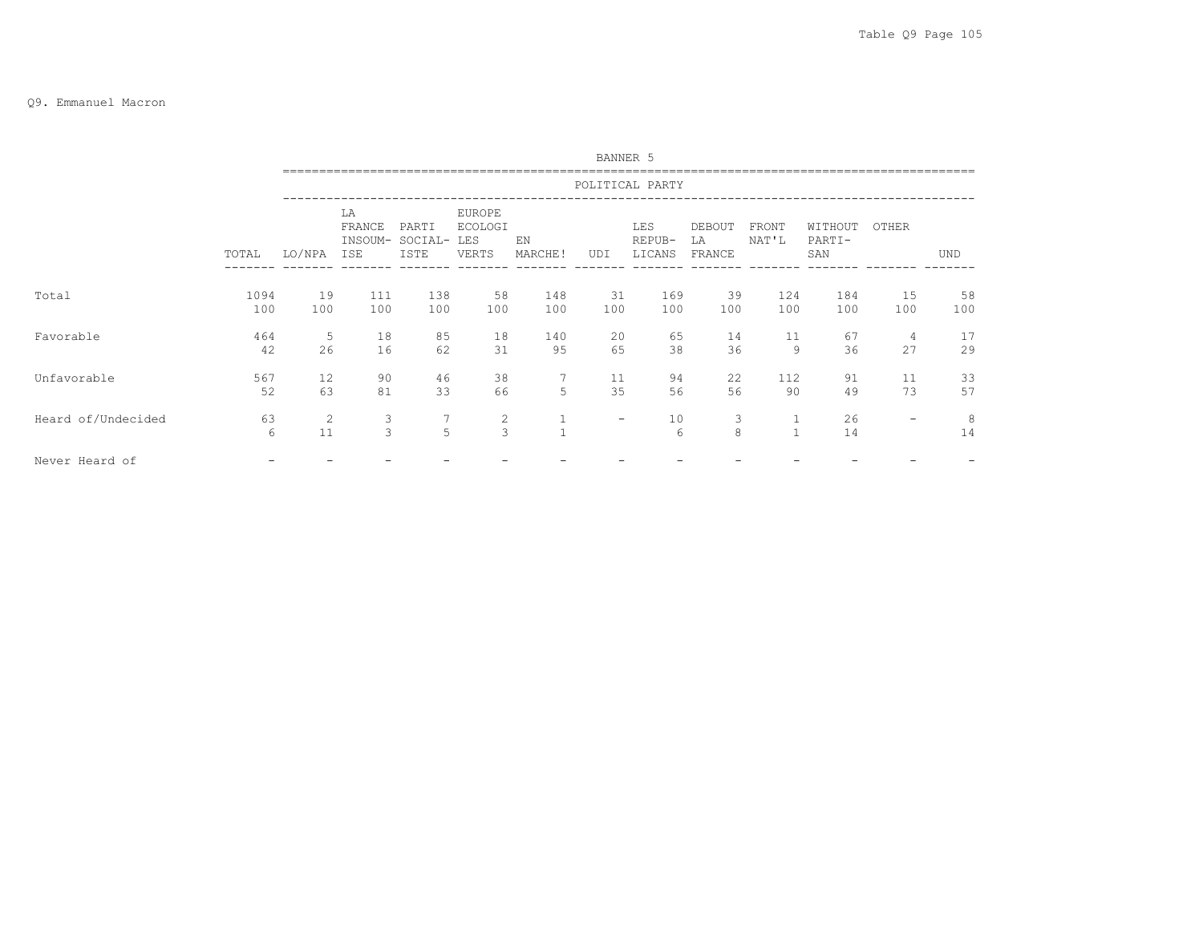Q9. Emmanuel Macron

BANNER 5

| | TOTAL | LO/NPA | LA FRANCE INSOUM-ISE | PARTI SOCIAL-ISTE | EUROPE ECOLOGI LES VERTS | EN MARCHE! | UDI | LES REPUB-LICANS | DEBOUT LA FRANCE | FRONT NAT'L | WITHOUT PARTI-SAN | OTHER | UND |
|---|---|---|---|---|---|---|---|---|---|---|---|---|---|
| | | POLITICAL PARTY | | | | | | | | | | | |
| Total | 1094 | 19 | 111 | 138 | 58 | 148 | 31 | 169 | 39 | 124 | 184 | 15 | 58 |
| | 100 | 100 | 100 | 100 | 100 | 100 | 100 | 100 | 100 | 100 | 100 | 100 | 100 |
| Favorable | 464 | 5 | 18 | 85 | 18 | 140 | 20 | 65 | 14 | 11 | 67 | 4 | 17 |
| | 42 | 26 | 16 | 62 | 31 | 95 | 65 | 38 | 36 | 9 | 36 | 27 | 29 |
| Unfavorable | 567 | 12 | 90 | 46 | 38 | 7 | 11 | 94 | 22 | 112 | 91 | 11 | 33 |
| | 52 | 63 | 81 | 33 | 66 | 5 | 35 | 56 | 56 | 90 | 49 | 73 | 57 |
| Heard of/Undecided | 63 | 2 | 3 | 7 | 2 | 1 | - | 10 | 3 | 1 | 26 | - | 8 |
| | 6 | 11 | 3 | 5 | 3 | 1 | | 6 | 8 | 1 | 14 | | 14 |
| Never Heard of | - | - | - | - | - | - | - | - | - | - | - | - | - |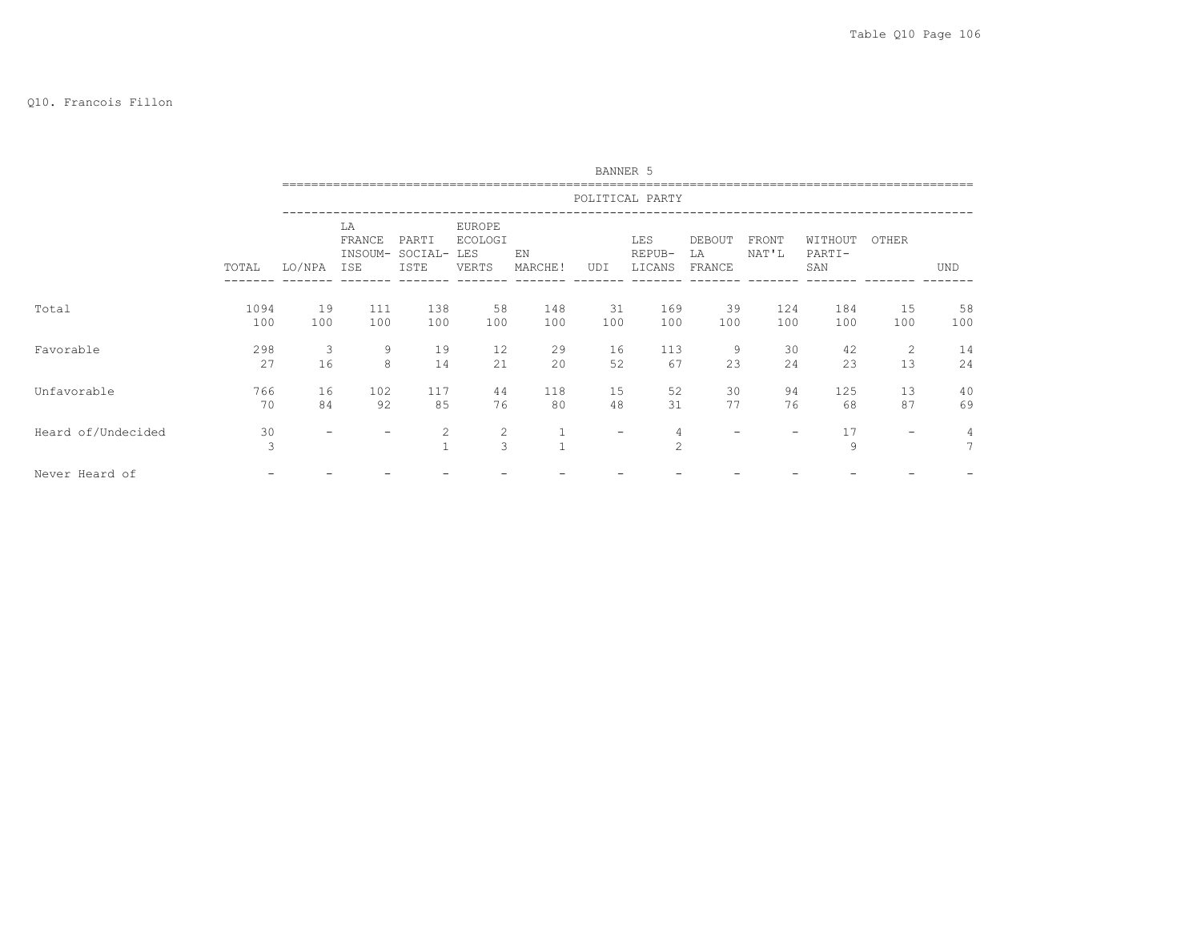Q10. Francois Fillon

| | | BANNER 5 | | | | | | | | | | | |
|---|---|---|---|---|---|---|---|---|---|---|---|---|---|
| | | POLITICAL PARTY | | | | | | | | | | | |
| | TOTAL | LO/NPA | LA FRANCE INSOUM-ISE | PARTI SOCIAL-ISTE | EUROPE ECOLOGI LES VERTS | EN MARCHE! | UDI | LES REPUB-LICANS | DEBOUT LA FRANCE | FRONT NAT'L | WITHOUT PARTI-SAN | OTHER | UND |
| Total | 1094 | 19 | 111 | 138 | 58 | 148 | 31 | 169 | 39 | 124 | 184 | 15 | 58 |
| | 100 | 100 | 100 | 100 | 100 | 100 | 100 | 100 | 100 | 100 | 100 | 100 | 100 |
| Favorable | 298 | 3 | 9 | 19 | 12 | 29 | 16 | 113 | 9 | 30 | 42 | 2 | 14 |
| | 27 | 16 | 8 | 14 | 21 | 20 | 52 | 67 | 23 | 24 | 23 | 13 | 24 |
| Unfavorable | 766 | 16 | 102 | 117 | 44 | 118 | 15 | 52 | 30 | 94 | 125 | 13 | 40 |
| | 70 | 84 | 92 | 85 | 76 | 80 | 48 | 31 | 77 | 76 | 68 | 87 | 69 |
| Heard of/Undecided | 30 | - | - | 2 | 2 | 1 | - | 4 | - | - | 17 | - | 4 |
| | 3 | | | 1 | 3 | 1 | | 2 | | | 9 | | 7 |
| Never Heard of | - | - | - | - | - | - | - | - | - | - | - | - | - |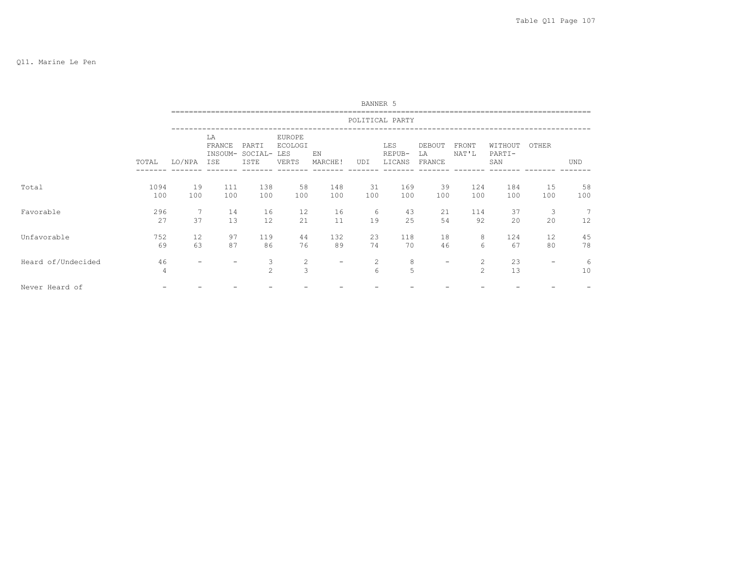Q11. Marine Le Pen

| | TOTAL | LO/NPA | LA FRANCE INSOUM-ISE | PARTI SOCIAL-ISTE | EUROPE ECOLOGI LES VERTS | EN MARCHE! | UDI | LES REPUB-LICANS | DEBOUT LA FRANCE | FRONT NAT'L | WITHOUT PARTI-SAN | OTHER | UND |
|---|---|---|---|---|---|---|---|---|---|---|---|---|---|
| | | BANNER 5 | | | | | | | | | | | |
| | | POLITICAL PARTY | | | | | | | | | | | |
| Total | 1094 | 19 | 111 | 138 | 58 | 148 | 31 | 169 | 39 | 124 | 184 | 15 | 58 |
| | 100 | 100 | 100 | 100 | 100 | 100 | 100 | 100 | 100 | 100 | 100 | 100 | 100 |
| Favorable | 296 | 7 | 14 | 16 | 12 | 16 | 6 | 43 | 21 | 114 | 37 | 3 | 7 |
| | 27 | 37 | 13 | 12 | 21 | 11 | 19 | 25 | 54 | 92 | 20 | 20 | 12 |
| Unfavorable | 752 | 12 | 97 | 119 | 44 | 132 | 23 | 118 | 18 | 8 | 124 | 12 | 45 |
| | 69 | 63 | 87 | 86 | 76 | 89 | 74 | 70 | 46 | 6 | 67 | 80 | 78 |
| Heard of/Undecided | 46 | - | - | 3 | 2 | - | 2 | 8 | - | 2 | 23 | - | 6 |
| | 4 | | | 2 | 3 | | 6 | 5 | | 2 | 13 | | 10 |
| Never Heard of | - | - | - | - | - | - | - | - | - | - | - | - | - |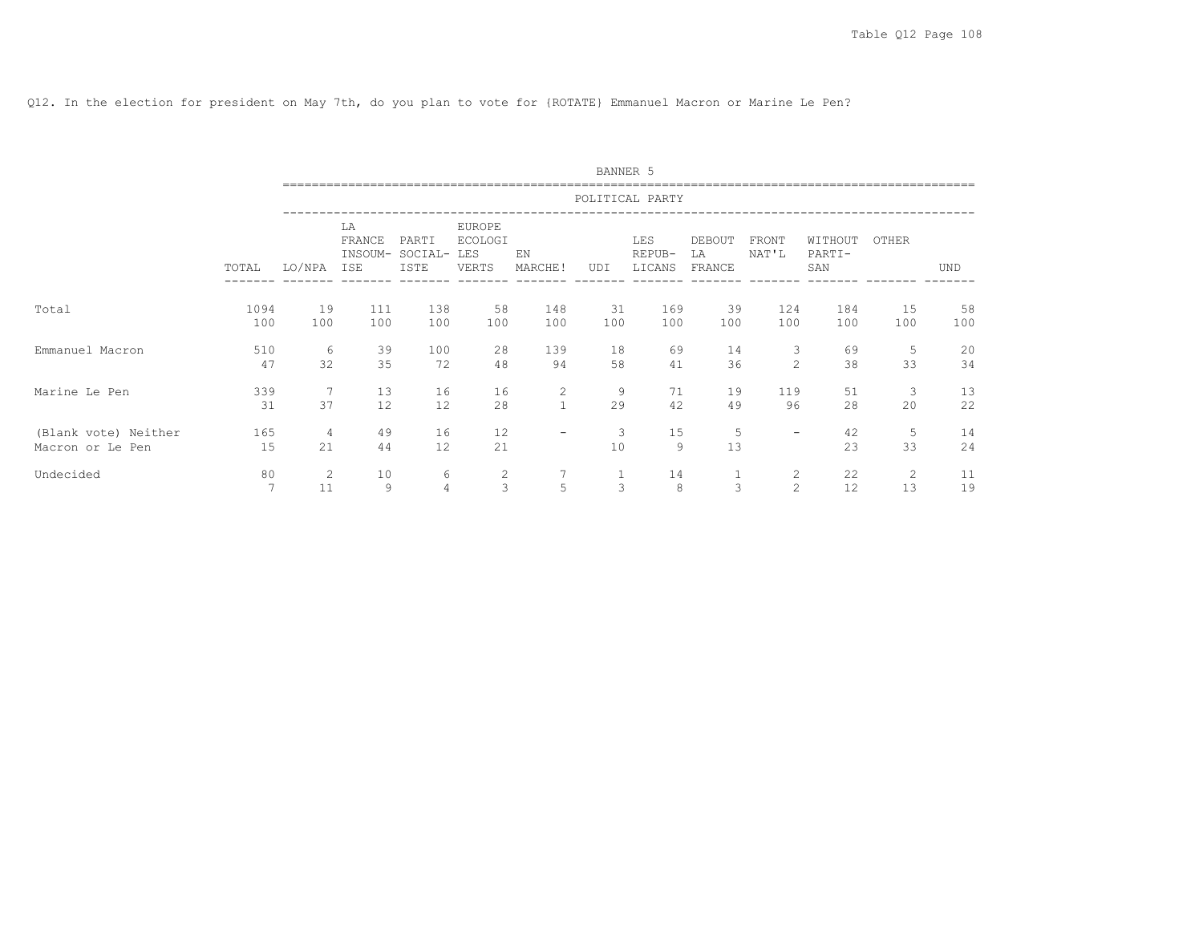Q12. In the election for president on May 7th, do you plan to vote for {ROTATE} Emmanuel Macron or Marine Le Pen?

BANNER 5

| | TOTAL | POLITICAL PARTY | | | | | | | | | | | |
|---|---|---|---|---|---|---|---|---|---|---|---|---|---|
| | | LO/NPA | LA FRANCE INSOUM-ISE | PARTI SOCIAL-ISTE | EUROPE ECOLOGI LES VERTS | EN MARCHE! | UDI | LES REPUB-LICANS | DEBOUT LA FRANCE | FRONT NAT'L | WITHOUT PARTI-SAN | OTHER | UND |
| Total | 1094 | 19 | 111 | 138 | 58 | 148 | 31 | 169 | 39 | 124 | 184 | 15 | 58 |
| | 100 | 100 | 100 | 100 | 100 | 100 | 100 | 100 | 100 | 100 | 100 | 100 | 100 |
| Emmanuel Macron | 510 | 6 | 39 | 100 | 28 | 139 | 18 | 69 | 14 | 3 | 69 | 5 | 20 |
| | 47 | 32 | 35 | 72 | 48 | 94 | 58 | 41 | 36 | 2 | 38 | 33 | 34 |
| Marine Le Pen | 339 | 7 | 13 | 16 | 16 | 2 | 9 | 71 | 19 | 119 | 51 | 3 | 13 |
| | 31 | 37 | 12 | 12 | 28 | 1 | 29 | 42 | 49 | 96 | 28 | 20 | 22 |
| (Blank vote) Neither Macron or Le Pen | 165 | 4 | 49 | 16 | 12 | - | 3 | 15 | 5 | - | 42 | 5 | 14 |
| | 15 | 21 | 44 | 12 | 21 | | 10 | 9 | 13 | | 23 | 33 | 24 |
| Undecided | 80 | 2 | 10 | 6 | 2 | 7 | 1 | 14 | 1 | 2 | 22 | 2 | 11 |
| | 7 | 11 | 9 | 4 | 3 | 5 | 3 | 8 | 3 | 2 | 12 | 13 | 19 |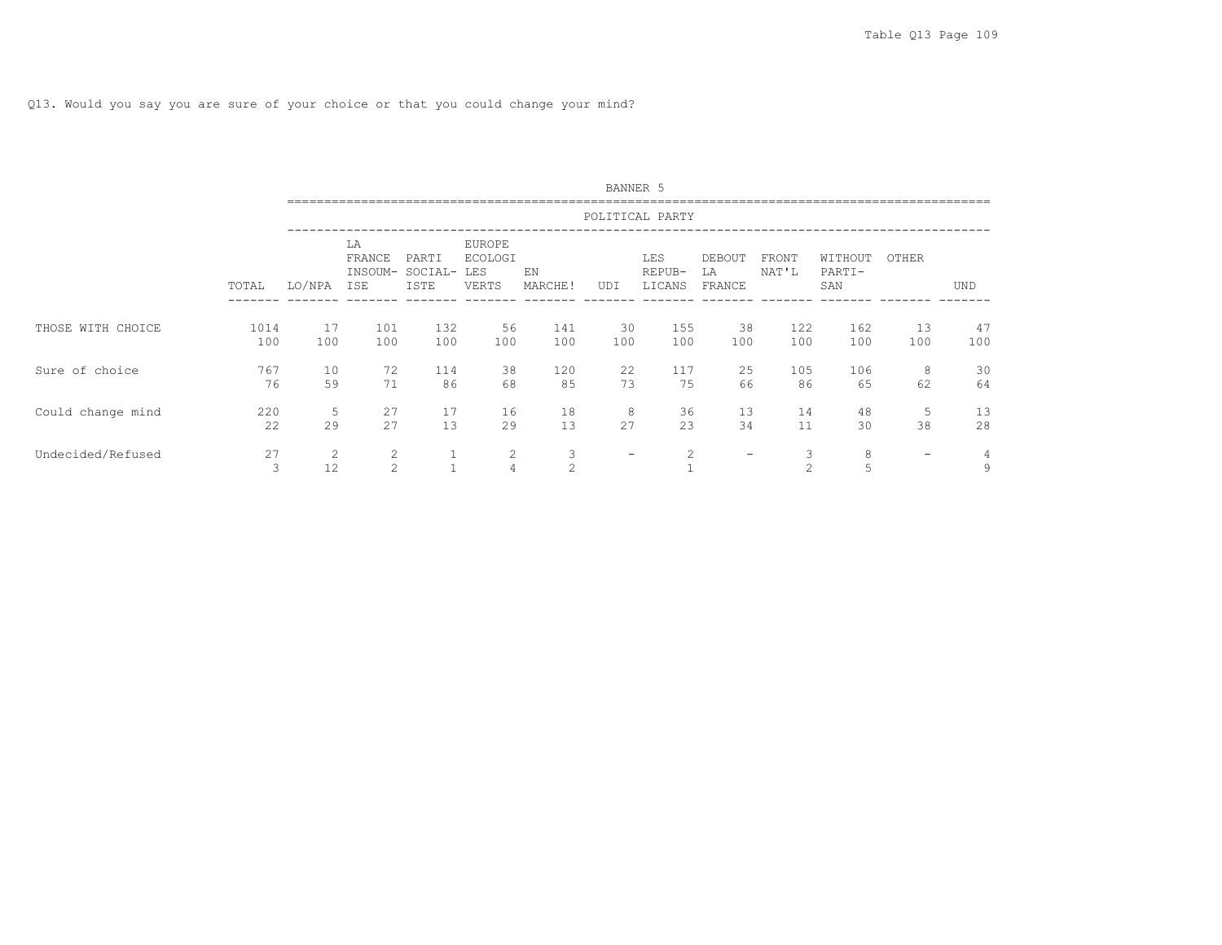Q13. Would you say you are sure of your choice or that you could change your mind?

| | | BANNER 5 | | | | | | | | | | | |
|---|---|---|---|---|---|---|---|---|---|---|---|---|---|
| | | POLITICAL PARTY | | | | | | | | | | | |
| | TOTAL | LO/NPA | LA FRANCE INSOUM-ISE | PARTI SOCIAL-ISTE | EUROPE ECOLOGI LES VERTS | EN MARCHE! | UDI | LES REPUB-LICANS | DEBOUT LA FRANCE | FRONT NAT'L | WITHOUT PARTI-SAN | OTHER | UND |
| THOSE WITH CHOICE | 1014 | 17 | 101 | 132 | 56 | 141 | 30 | 155 | 38 | 122 | 162 | 13 | 47 |
| | 100 | 100 | 100 | 100 | 100 | 100 | 100 | 100 | 100 | 100 | 100 | 100 | 100 |
| Sure of choice | 767 | 10 | 72 | 114 | 38 | 120 | 22 | 117 | 25 | 105 | 106 | 8 | 30 |
| | 76 | 59 | 71 | 86 | 68 | 85 | 73 | 75 | 66 | 86 | 65 | 62 | 64 |
| Could change mind | 220 | 5 | 27 | 17 | 16 | 18 | 8 | 36 | 13 | 14 | 48 | 5 | 13 |
| | 22 | 29 | 27 | 13 | 29 | 13 | 27 | 23 | 34 | 11 | 30 | 38 | 28 |
| Undecided/Refused | 27 | 2 | 2 | 1 | 2 | 3 | - | 2 | - | 3 | 8 | - | 4 |
| | 3 | 12 | 2 | 1 | 4 | 2 | | 1 | | 2 | 5 | | 9 |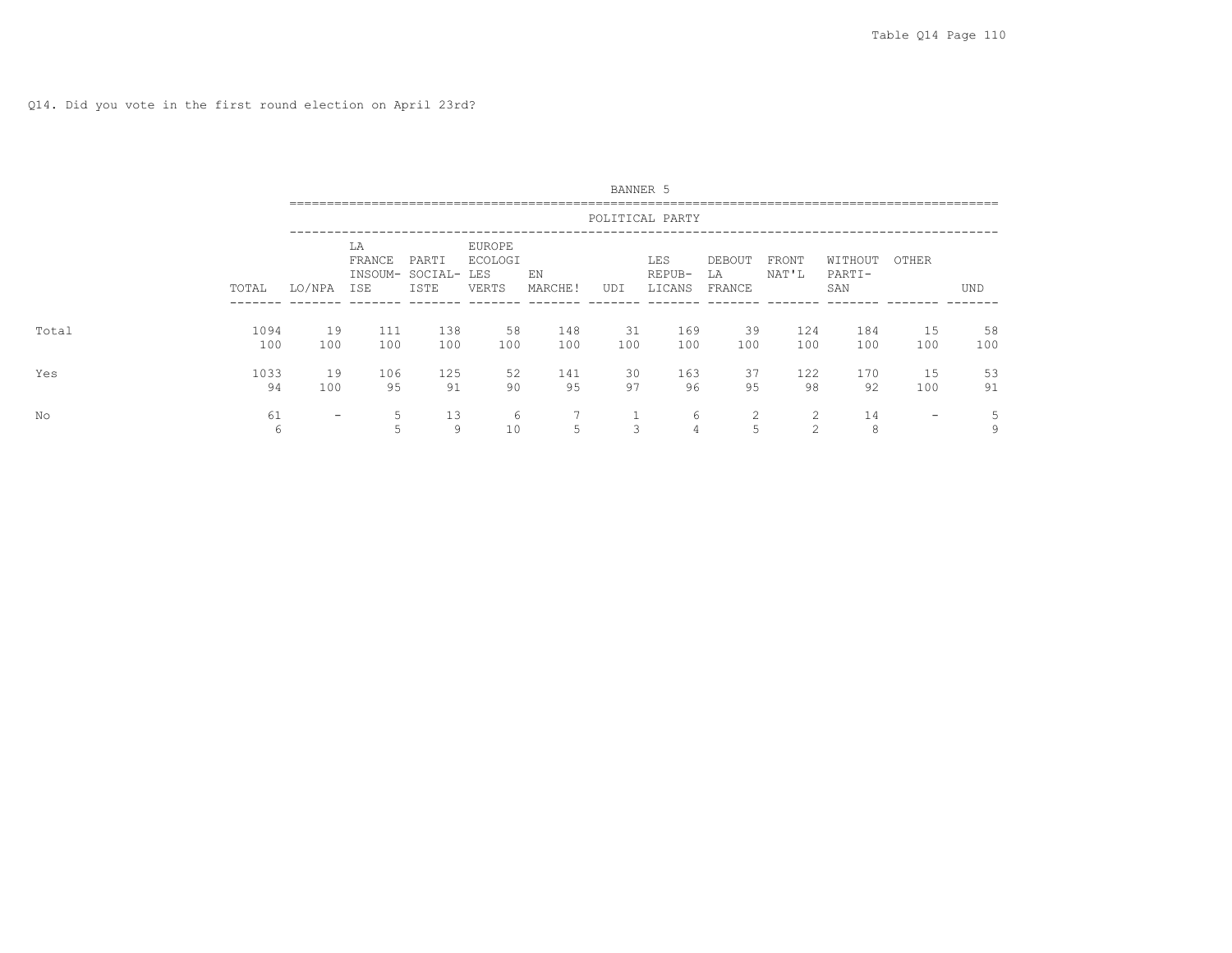Q14. Did you vote in the first round election on April 23rd?

| | BANNER 5 | | | | | | | | | | | | |
|---|---|---|---|---|---|---|---|---|---|---|---|---|---|
| | | POLITICAL PARTY | | | | | | | | | | | |
| | TOTAL | LO/NPA | LA FRANCE INSOUM-ISE | PARTI SOCIAL-ISTE | EUROPE ECOLOGI LES VERTS | EN MARCHE! | UDI | LES REPUB-LICANS | DEBOUT LA FRANCE | FRONT NAT'L | WITHOUT PARTI-SAN | OTHER | UND |
| Total | 1094 | 19 | 111 | 138 | 58 | 148 | 31 | 169 | 39 | 124 | 184 | 15 | 58 |
| | 100 | 100 | 100 | 100 | 100 | 100 | 100 | 100 | 100 | 100 | 100 | 100 | 100 |
| Yes | 1033 | 19 | 106 | 125 | 52 | 141 | 30 | 163 | 37 | 122 | 170 | 15 | 53 |
| | 94 | 100 | 95 | 91 | 90 | 95 | 97 | 96 | 95 | 98 | 92 | 100 | 91 |
| No | 61 | - | 5 | 13 | 6 | 7 | 1 | 6 | 2 | 2 | 14 | - | 5 |
| | 6 | | 5 | 9 | 10 | 5 | 3 | 4 | 5 | 2 | 8 | | 9 |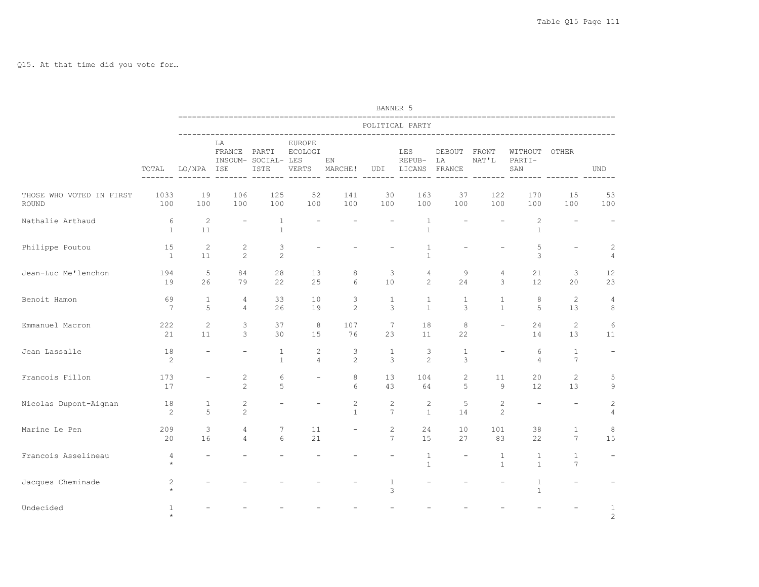Q15. At that time did you vote for…

| | TOTAL | LO/NPA | LA FRANCE INSOUMISE | PARTI SOCIALISTE | EUROPE ECOLOGIE LES VERTS | EN MARCHE! | UDI | LES REPUBLICANS | DEBOUT LA FRANCE | FRONT NAT'L | WITHOUT PARTISAN | OTHER | UND |
|---|---|---|---|---|---|---|---|---|---|---|---|---|---|
| | **BANNER 5** | | | | | | | | | | | | |
| | | **POLITICAL PARTY** | | | | | | | | | | | |
| THOSE WHO VOTED IN FIRST ROUND | 1033 | 19 | 106 | 125 | 52 | 141 | 30 | 163 | 37 | 122 | 170 | 15 | 53 |
| | 100 | 100 | 100 | 100 | 100 | 100 | 100 | 100 | 100 | 100 | 100 | 100 | 100 |
| Nathalie Arthaud | 6 | 2 | - | 1 | - | - | - | 1 | - | - | 2 | - | - |
| | 1 | 11 | | 1 | | | | 1 | | | 1 | | |
| Philippe Poutou | 15 | 2 | 2 | 3 | - | - | - | 1 | - | - | 5 | - | 2 |
| | 1 | 11 | 2 | 2 | | | | 1 | | | 3 | | 4 |
| Jean-Luc Me'lenchon | 194 | 5 | 84 | 28 | 13 | 8 | 3 | 4 | 9 | 4 | 21 | 3 | 12 |
| | 19 | 26 | 79 | 22 | 25 | 6 | 10 | 2 | 24 | 3 | 12 | 20 | 23 |
| Benoit Hamon | 69 | 1 | 4 | 33 | 10 | 3 | 1 | 1 | 1 | 1 | 8 | 2 | 4 |
| | 7 | 5 | 4 | 26 | 19 | 2 | 3 | 1 | 3 | 1 | 5 | 13 | 8 |
| Emmanuel Macron | 222 | 2 | 3 | 37 | 8 | 107 | 7 | 18 | 8 | - | 24 | 2 | 6 |
| | 21 | 11 | 3 | 30 | 15 | 76 | 23 | 11 | 22 | | 14 | 13 | 11 |
| Jean Lassalle | 18 | - | - | 1 | 2 | 3 | 1 | 3 | 1 | - | 6 | 1 | - |
| | 2 | | | 1 | 4 | 2 | 3 | 2 | 3 | | 4 | 7 | |
| Francois Fillon | 173 | - | 2 | 6 | - | 8 | 13 | 104 | 2 | 11 | 20 | 2 | 5 |
| | 17 | | 2 | 5 | | 6 | 43 | 64 | 5 | 9 | 12 | 13 | 9 |
| Nicolas Dupont-Aignan | 18 | 1 | 2 | - | - | 2 | 2 | 2 | 5 | 2 | - | - | 2 |
| | 2 | 5 | 2 | | | 1 | 7 | 1 | 14 | 2 | | | 4 |
| Marine Le Pen | 209 | 3 | 4 | 7 | 11 | - | 2 | 24 | 10 | 101 | 38 | 1 | 8 |
| | 20 | 16 | 4 | 6 | 21 | | 7 | 15 | 27 | 83 | 22 | 7 | 15 |
| Francois Asselineau | 4 | - | - | - | - | - | - | 1 | - | 1 | 1 | 1 | - |
| | * | | | | | | | 1 | | 1 | 1 | 7 | |
| Jacques Cheminade | 2 | - | - | - | - | - | 1 | - | - | - | 1 | - | - |
| | * | | | | | | 3 | | | | 1 | | |
| Undecided | 1 | - | - | - | - | - | - | - | - | - | - | - | 1 |
| | * | | | | | | | | | | | | 2 |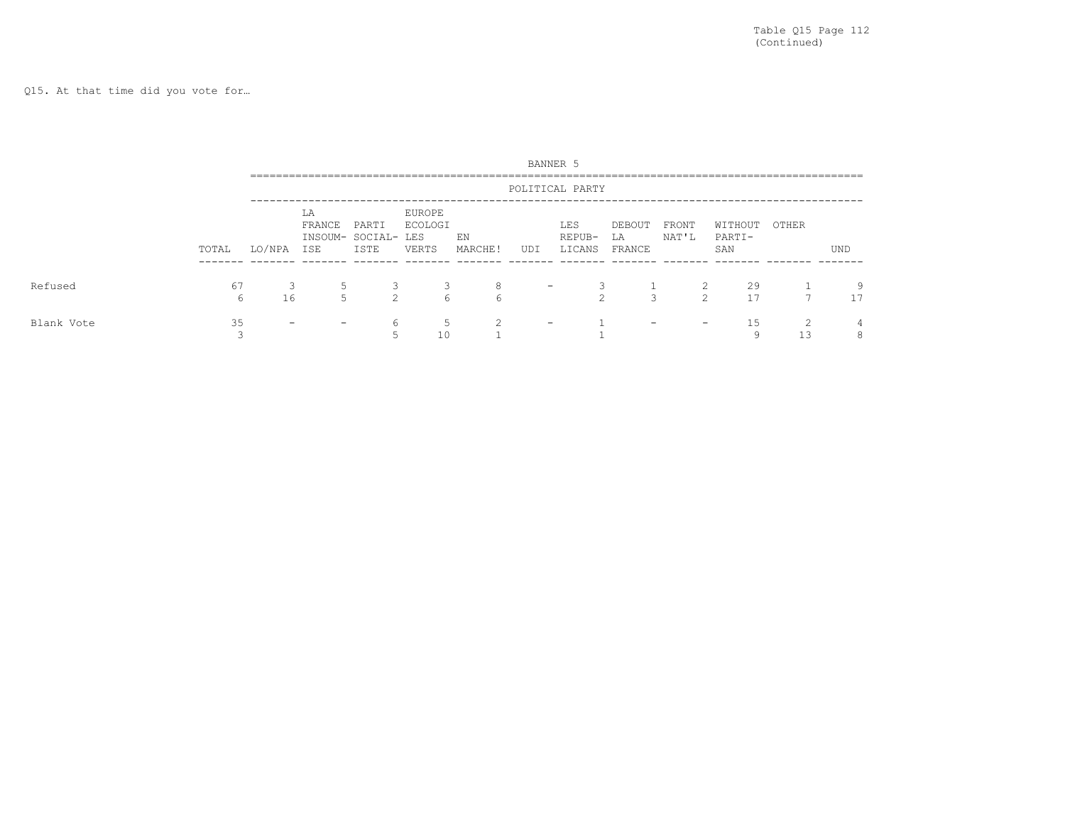Table Q15 Page 112
(Continued)

Q15. At that time did you vote for…

| | | BANNER 5 | | | | | | | | | | | |
|---|---|---|---|---|---|---|---|---|---|---|---|---|---|
| | | POLITICAL PARTY | | | | | | | | | | | |
| | TOTAL | LO/NPA | LA FRANCE INSOUM-ISE | PARTI SOCIAL-ISTE | EUROPE ECOLOGI LES VERTS | EN MARCHE! | UDI | LES REPUB-LICANS | DEBOUT LA FRANCE | FRONT NAT'L | WITHOUT PARTI-SAN | OTHER | UND |
| Refused | 67 | 3 | 5 | 3 | 3 | 8 | - | 3 | 1 | 2 | 29 | 1 | 9 |
| | 6 | 16 | 5 | 2 | 6 | 6 | | 2 | 3 | 2 | 17 | 7 | 17 |
| Blank Vote | 35 | - | - | 6 | 5 | 2 | - | 1 | - | - | 15 | 2 | 4 |
| | 3 | | | 5 | 10 | 1 | | 1 | | | 9 | 13 | 8 |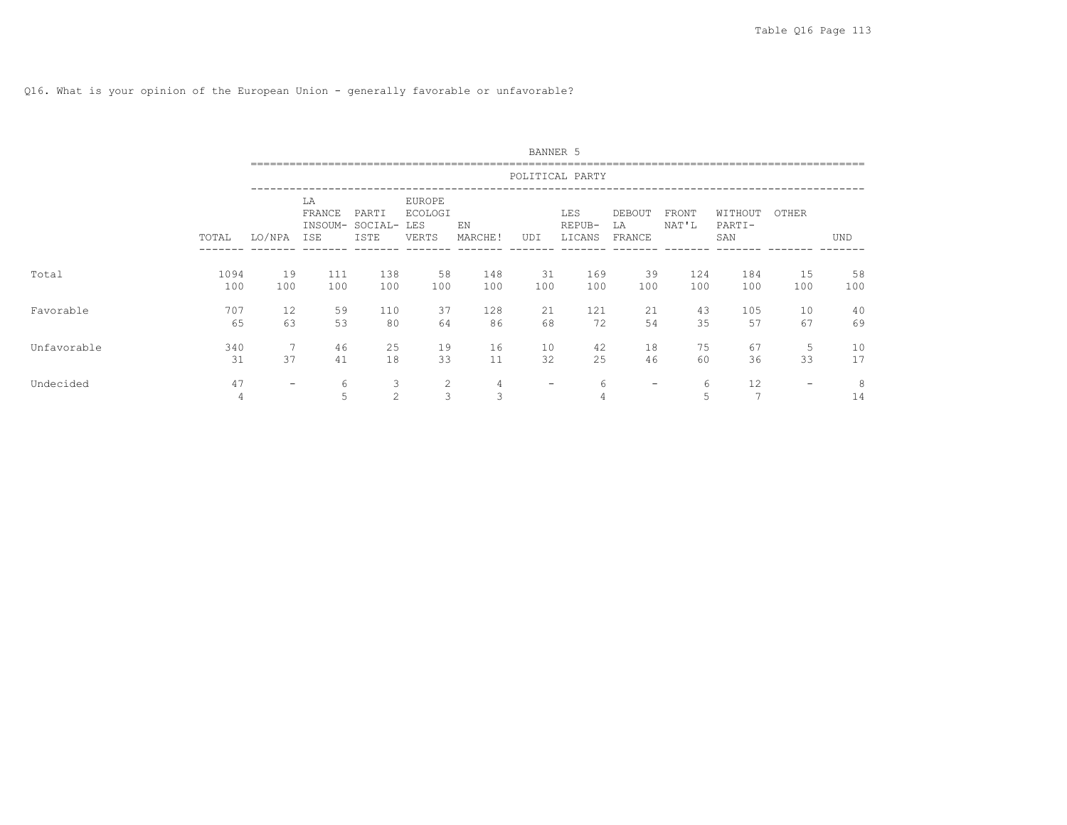Q16. What is your opinion of the European Union - generally favorable or unfavorable?

| | | BANNER 5 | | | | | | | | | | | |
|---|---|---|---|---|---|---|---|---|---|---|---|---|---|
| | | POLITICAL PARTY | | | | | | | | | | | |
| | TOTAL | LO/NPA | LA FRANCE INSOUM-ISE | PARTI SOCIAL-ISTE | EUROPE ECOLOGI LES VERTS | EN MARCHE! | UDI | LES REPUB-LICANS | DEBOUT LA FRANCE | FRONT NAT'L | WITHOUT PARTI-SAN | OTHER | UND |
| Total | 1094 | 19 | 111 | 138 | 58 | 148 | 31 | 169 | 39 | 124 | 184 | 15 | 58 |
| | 100 | 100 | 100 | 100 | 100 | 100 | 100 | 100 | 100 | 100 | 100 | 100 | 100 |
| Favorable | 707 | 12 | 59 | 110 | 37 | 128 | 21 | 121 | 21 | 43 | 105 | 10 | 40 |
| | 65 | 63 | 53 | 80 | 64 | 86 | 68 | 72 | 54 | 35 | 57 | 67 | 69 |
| Unfavorable | 340 | 7 | 46 | 25 | 19 | 16 | 10 | 42 | 18 | 75 | 67 | 5 | 10 |
| | 31 | 37 | 41 | 18 | 33 | 11 | 32 | 25 | 46 | 60 | 36 | 33 | 17 |
| Undecided | 47 | - | 6 | 3 | 2 | 4 | - | 6 | - | 6 | 12 | - | 8 |
| | 4 | | 5 | 2 | 3 | 3 | | 4 | | 5 | 7 | | 14 |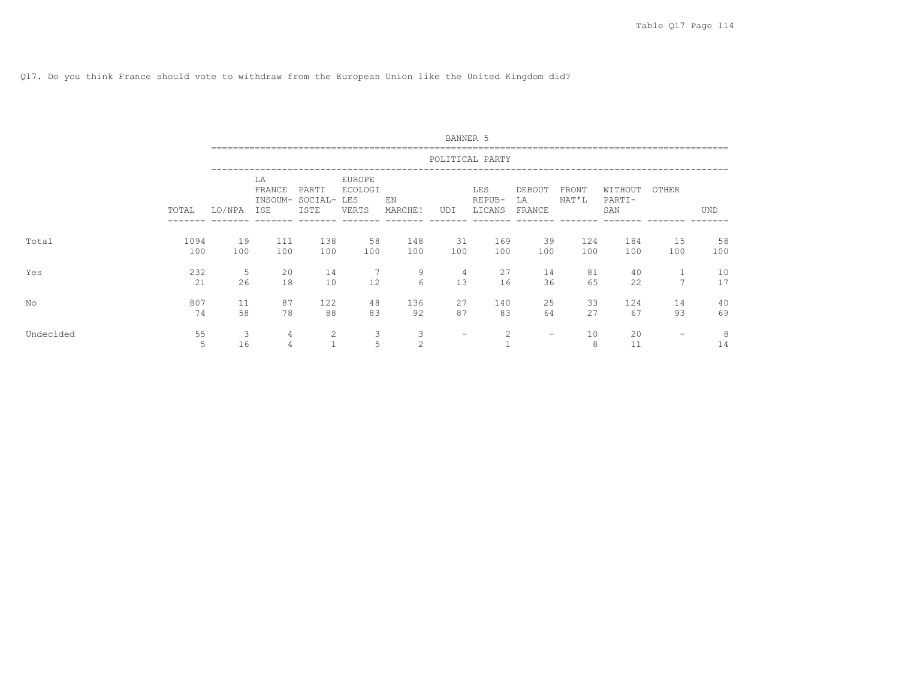Q17. Do you think France should vote to withdraw from the European Union like the United Kingdom did?

| | BANNER 5 | | | | | | | | | | | | | |
|---|---|---|---|---|---|---|---|---|---|---|---|---|---|---|
| | | POLITICAL PARTY | | | | | | | | | | | | |
| | TOTAL | LO/NPA | LA FRANCE INSOUM-ISE | PARTI SOCIAL-ISTE | EUROPE ECOLOGI LES VERTS | EN MARCHE! | UDI | LES REPUB-LICANS | DEBOUT LA FRANCE | FRONT NAT'L | WITHOUT PARTI-SAN | OTHER | UND |
| Total | 1094 | 19 | 111 | 138 | 58 | 148 | 31 | 169 | 39 | 124 | 184 | 15 | 58 |
| | 100 | 100 | 100 | 100 | 100 | 100 | 100 | 100 | 100 | 100 | 100 | 100 | 100 |
| Yes | 232 | 5 | 20 | 14 | 7 | 9 | 4 | 27 | 14 | 81 | 40 | 1 | 10 |
| | 21 | 26 | 18 | 10 | 12 | 6 | 13 | 16 | 36 | 65 | 22 | 7 | 17 |
| No | 807 | 11 | 87 | 122 | 48 | 136 | 27 | 140 | 25 | 33 | 124 | 14 | 40 |
| | 74 | 58 | 78 | 88 | 83 | 92 | 87 | 83 | 64 | 27 | 67 | 93 | 69 |
| Undecided | 55 | 3 | 4 | 2 | 3 | 3 | - | 2 | - | 10 | 20 | - | 8 |
| | 5 | 16 | 4 | 1 | 5 | 2 | | 1 | | 8 | 11 | | 14 |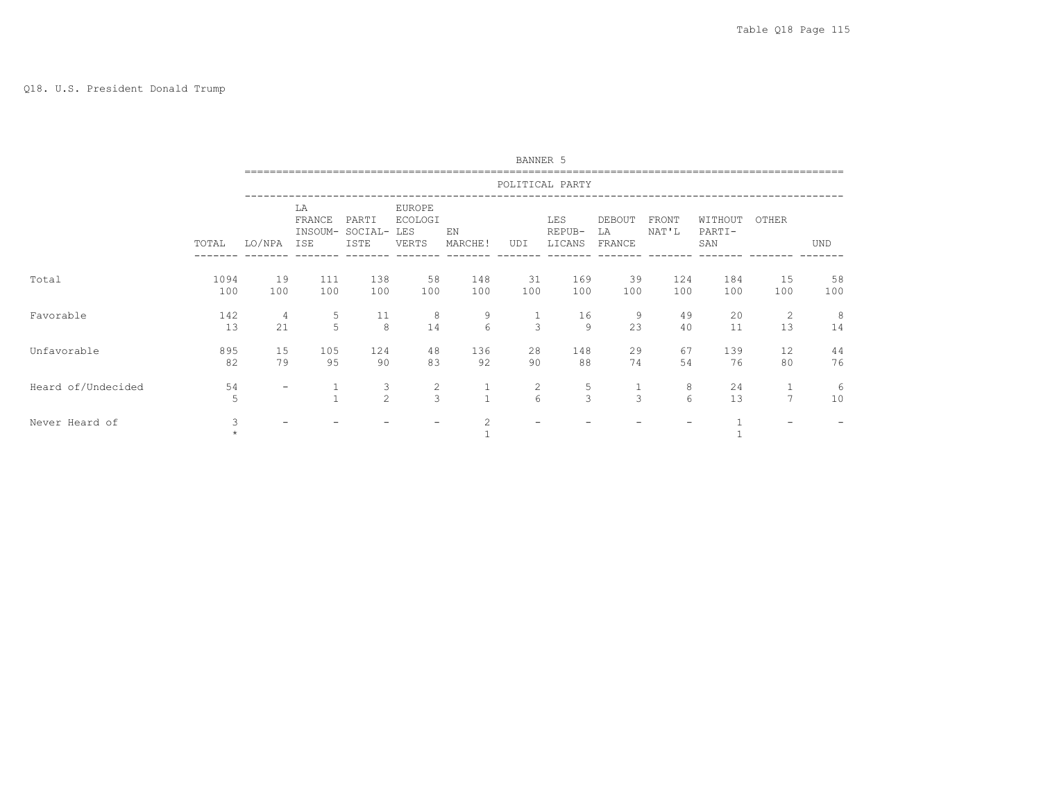Table Q18 Page 115

Q18. U.S. President Donald Trump

| | | BANNER 5 | | | | | | | | | | | |
|---|---|---|---|---|---|---|---|---|---|---|---|---|---|
| | | POLITICAL PARTY | | | | | | | | | | | |
| | TOTAL | LO/NPA | LA FRANCE INSOUM-ISE | PARTI SOCIAL-ISTE | EUROPE ECOLOGI LES VERTS | EN MARCHE! | UDI | LES REPUB-LICANS | DEBOUT LA FRANCE | FRONT NAT'L | WITHOUT PARTI-SAN | OTHER | UND |
| Total | 1094 | 19 | 111 | 138 | 58 | 148 | 31 | 169 | 39 | 124 | 184 | 15 | 58 |
| | 100 | 100 | 100 | 100 | 100 | 100 | 100 | 100 | 100 | 100 | 100 | 100 | 100 |
| Favorable | 142 | 4 | 5 | 11 | 8 | 9 | 1 | 16 | 9 | 49 | 20 | 2 | 8 |
| | 13 | 21 | 5 | 8 | 14 | 6 | 3 | 9 | 23 | 40 | 11 | 13 | 14 |
| Unfavorable | 895 | 15 | 105 | 124 | 48 | 136 | 28 | 148 | 29 | 67 | 139 | 12 | 44 |
| | 82 | 79 | 95 | 90 | 83 | 92 | 90 | 88 | 74 | 54 | 76 | 80 | 76 |
| Heard of/Undecided | 54 | - | 1 | 3 | 2 | 1 | 2 | 5 | 1 | 8 | 24 | 1 | 6 |
| | 5 | | 1 | 2 | 3 | 1 | 6 | 3 | 3 | 6 | 13 | 7 | 10 |
| Never Heard of | 3 | - | - | - | - | 2 | - | - | - | - | 1 | - | - |
| | * | | | | | 1 | | | | | 1 | | |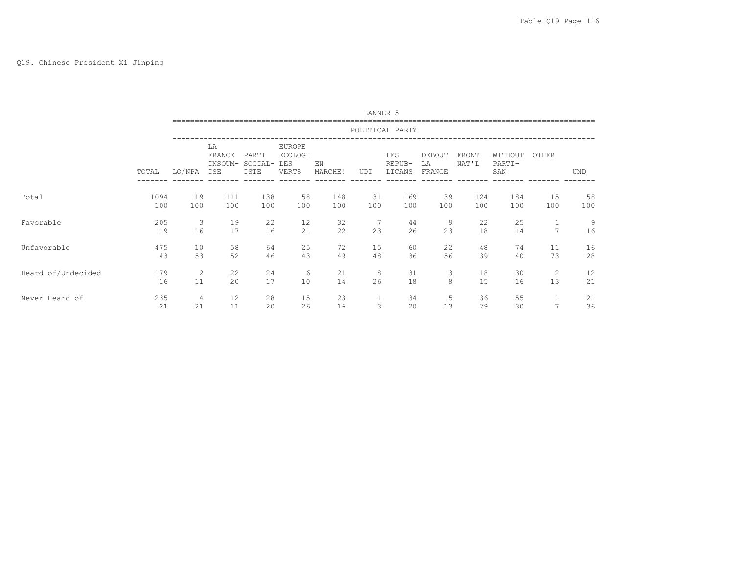Q19. Chinese President Xi Jinping

| | | BANNER 5 | | | | | | | | | | | |
|---|---|---|---|---|---|---|---|---|---|---|---|---|---|
| | | POLITICAL PARTY | | | | | | | | | | | |
| | TOTAL | LO/NPA | LA FRANCE INSOUM-ISE | PARTI SOCIAL-ISTE | EUROPE ECOLOGI LES VERTS | EN MARCHE! | UDI | LES REPUB-LICANS | DEBOUT LA FRANCE | FRONT NAT'L | WITHOUT PARTI-SAN | OTHER | UND |
| Total | 1094 | 19 | 111 | 138 | 58 | 148 | 31 | 169 | 39 | 124 | 184 | 15 | 58 |
| | 100 | 100 | 100 | 100 | 100 | 100 | 100 | 100 | 100 | 100 | 100 | 100 | 100 |
| Favorable | 205 | 3 | 19 | 22 | 12 | 32 | 7 | 44 | 9 | 22 | 25 | 1 | 9 |
| | 19 | 16 | 17 | 16 | 21 | 22 | 23 | 26 | 23 | 18 | 14 | 7 | 16 |
| Unfavorable | 475 | 10 | 58 | 64 | 25 | 72 | 15 | 60 | 22 | 48 | 74 | 11 | 16 |
| | 43 | 53 | 52 | 46 | 43 | 49 | 48 | 36 | 56 | 39 | 40 | 73 | 28 |
| Heard of/Undecided | 179 | 2 | 22 | 24 | 6 | 21 | 8 | 31 | 3 | 18 | 30 | 2 | 12 |
| | 16 | 11 | 20 | 17 | 10 | 14 | 26 | 18 | 8 | 15 | 16 | 13 | 21 |
| Never Heard of | 235 | 4 | 12 | 28 | 15 | 23 | 1 | 34 | 5 | 36 | 55 | 1 | 21 |
| | 21 | 21 | 11 | 20 | 26 | 16 | 3 | 20 | 13 | 29 | 30 | 7 | 36 |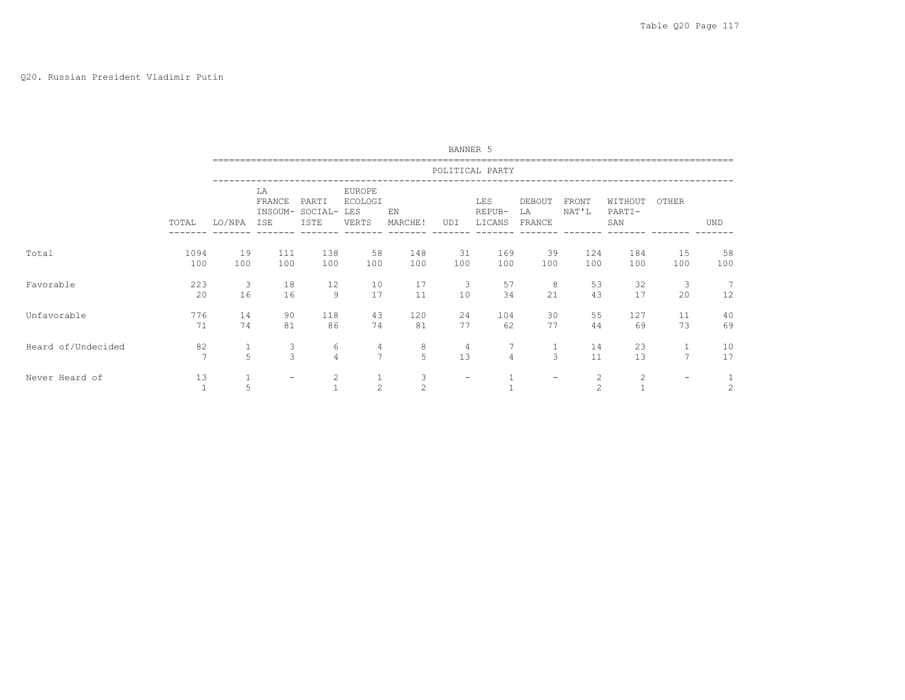Q20. Russian President Vladimir Putin

BANNER 5

| | TOTAL | POLITICAL PARTY | | | | | | | | | | | |
|---|---|---|---|---|---|---|---|---|---|---|---|---|---|
| | | LO/NPA | LA FRANCE INSOUM-ISE | PARTI SOCIAL-ISTE | EUROPE ECOLOGI LES VERTS | EN MARCHE! | UDI | LES REPUB-LICANS | DEBOUT LA FRANCE | FRONT NAT'L | WITHOUT PARTI-SAN | OTHER | UND |
| Total | 1094 | 19 | 111 | 138 | 58 | 148 | 31 | 169 | 39 | 124 | 184 | 15 | 58 |
| | 100 | 100 | 100 | 100 | 100 | 100 | 100 | 100 | 100 | 100 | 100 | 100 | 100 |
| Favorable | 223 | 3 | 18 | 12 | 10 | 17 | 3 | 57 | 8 | 53 | 32 | 3 | 7 |
| | 20 | 16 | 16 | 9 | 17 | 11 | 10 | 34 | 21 | 43 | 17 | 20 | 12 |
| Unfavorable | 776 | 14 | 90 | 118 | 43 | 120 | 24 | 104 | 30 | 55 | 127 | 11 | 40 |
| | 71 | 74 | 81 | 86 | 74 | 81 | 77 | 62 | 77 | 44 | 69 | 73 | 69 |
| Heard of/Undecided | 82 | 1 | 3 | 6 | 4 | 8 | 4 | 7 | 1 | 14 | 23 | 1 | 10 |
| | 7 | 5 | 3 | 4 | 7 | 5 | 13 | 4 | 3 | 11 | 13 | 7 | 17 |
| Never Heard of | 13 | 1 | - | 2 | 1 | 3 | - | 1 | - | 2 | 2 | - | 1 |
| | 1 | 5 | | 1 | 2 | 2 | | 1 | | 2 | 1 | | 2 |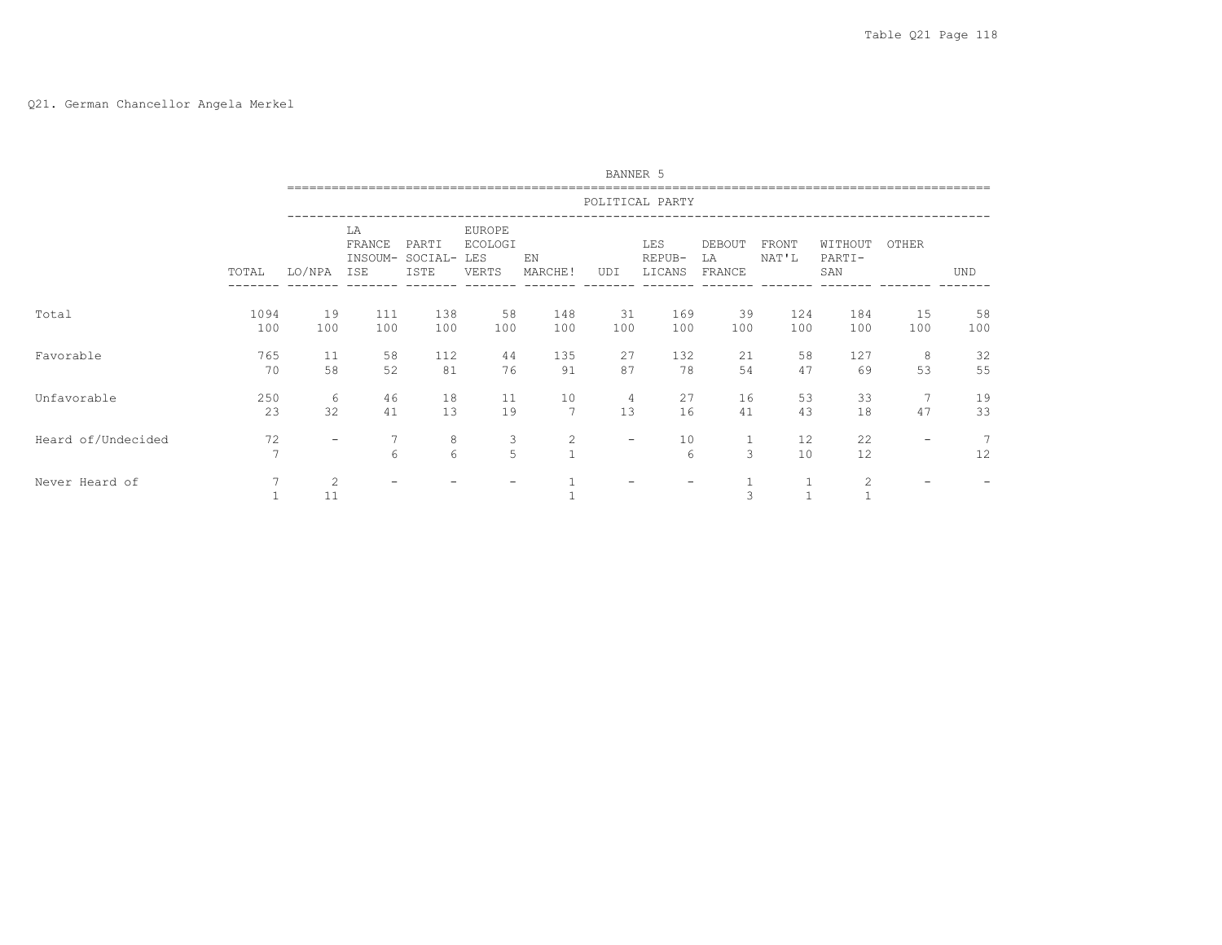Q21. German Chancellor Angela Merkel

| | BANNER 5 | | | | | | | | | | | | |
|---|---|---|---|---|---|---|---|---|---|---|---|---|---|
| | POLITICAL PARTY | | | | | | | | | | | | |
| | TOTAL | LO/NPA | LA FRANCE INSOUM-ISE | PARTI SOCIAL-ISTE | EUROPE ECOLOGI LES VERTS | EN MARCHE! | UDI | LES REPUB-LICANS | DEBOUT LA FRANCE | FRONT NAT'L | WITHOUT PARTI-SAN | OTHER | UND |
| Total | 1094 | 19 | 111 | 138 | 58 | 148 | 31 | 169 | 39 | 124 | 184 | 15 | 58 |
| | 100 | 100 | 100 | 100 | 100 | 100 | 100 | 100 | 100 | 100 | 100 | 100 | 100 |
| Favorable | 765 | 11 | 58 | 112 | 44 | 135 | 27 | 132 | 21 | 58 | 127 | 8 | 32 |
| | 70 | 58 | 52 | 81 | 76 | 91 | 87 | 78 | 54 | 47 | 69 | 53 | 55 |
| Unfavorable | 250 | 6 | 46 | 18 | 11 | 10 | 4 | 27 | 16 | 53 | 33 | 7 | 19 |
| | 23 | 32 | 41 | 13 | 19 | 7 | 13 | 16 | 41 | 43 | 18 | 47 | 33 |
| Heard of/Undecided | 72 | - | 7 | 8 | 3 | 2 | - | 10 | 1 | 12 | 22 | - | 7 |
| | 7 | | 6 | 6 | 5 | 1 | | 6 | 3 | 10 | 12 | | 12 |
| Never Heard of | 7 | 2 | - | - | - | 1 | - | - | 1 | 1 | 2 | - | - |
| | 1 | 11 | | | | 1 | | | 3 | 1 | 1 | | |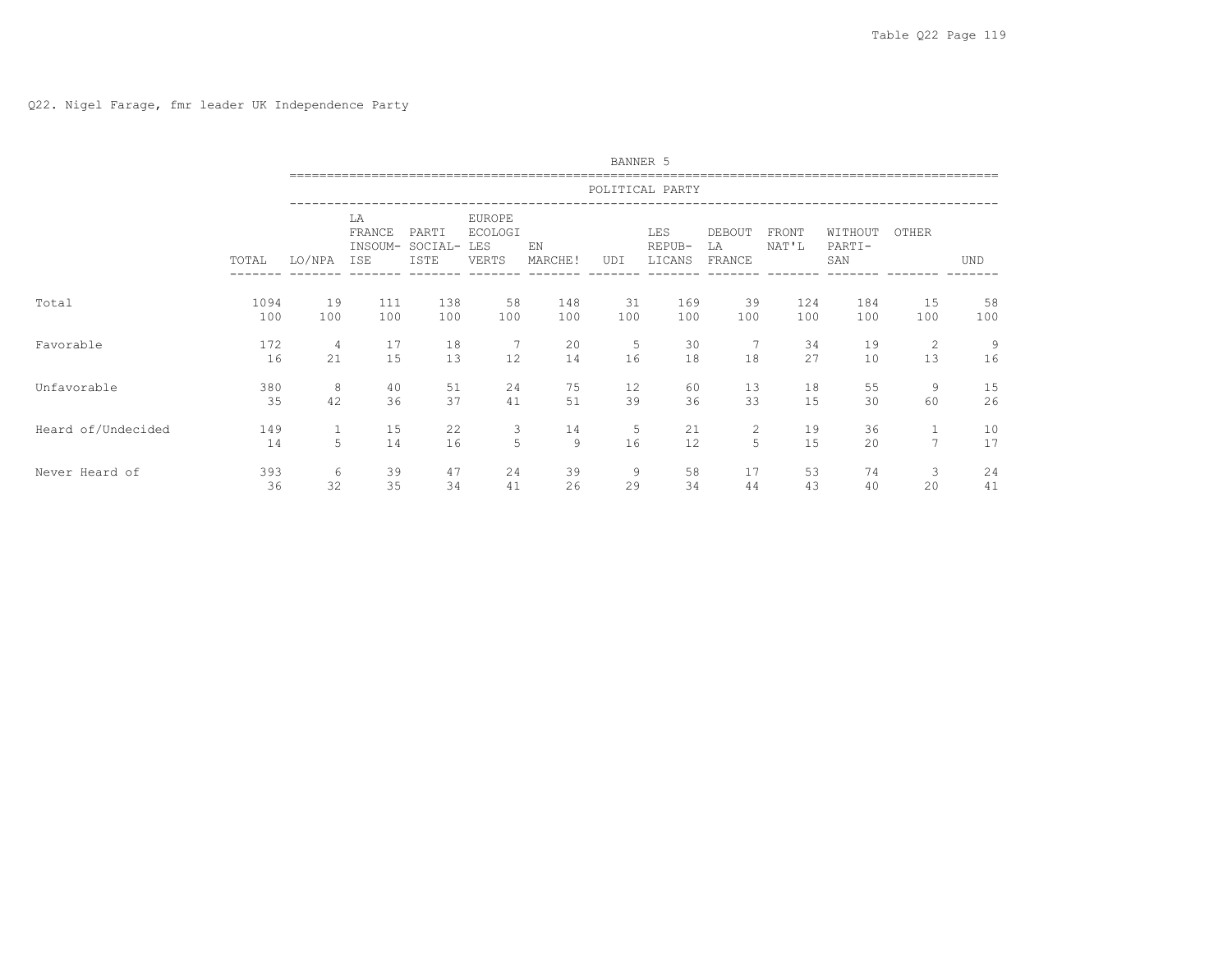Q22. Nigel Farage, fmr leader UK Independence Party

BANNER 5

| | TOTAL | POLITICAL PARTY | | | | | | | | | | | |
|---|---|---|---|---|---|---|---|---|---|---|---|---|---|
| | | LO/NPA | LA FRANCE INSOUM-ISE | PARTI SOCIAL-ISTE | EUROPE ECOLOGI LES VERTS | EN MARCHE! | UDI | LES REPUB-LICANS | DEBOUT LA FRANCE | FRONT NAT'L | WITHOUT PARTI-SAN | OTHER | UND |
| Total | 1094 | 19 | 111 | 138 | 58 | 148 | 31 | 169 | 39 | 124 | 184 | 15 | 58 |
| | 100 | 100 | 100 | 100 | 100 | 100 | 100 | 100 | 100 | 100 | 100 | 100 | 100 |
| Favorable | 172 | 4 | 17 | 18 | 7 | 20 | 5 | 30 | 7 | 34 | 19 | 2 | 9 |
| | 16 | 21 | 15 | 13 | 12 | 14 | 16 | 18 | 18 | 27 | 10 | 13 | 16 |
| Unfavorable | 380 | 8 | 40 | 51 | 24 | 75 | 12 | 60 | 13 | 18 | 55 | 9 | 15 |
| | 35 | 42 | 36 | 37 | 41 | 51 | 39 | 36 | 33 | 15 | 30 | 60 | 26 |
| Heard of/Undecided | 149 | 1 | 15 | 22 | 3 | 14 | 5 | 21 | 2 | 19 | 36 | 1 | 10 |
| | 14 | 5 | 14 | 16 | 5 | 9 | 16 | 12 | 5 | 15 | 20 | 7 | 17 |
| Never Heard of | 393 | 6 | 39 | 47 | 24 | 39 | 9 | 58 | 17 | 53 | 74 | 3 | 24 |
| | 36 | 32 | 35 | 34 | 41 | 26 | 29 | 34 | 44 | 43 | 40 | 20 | 41 |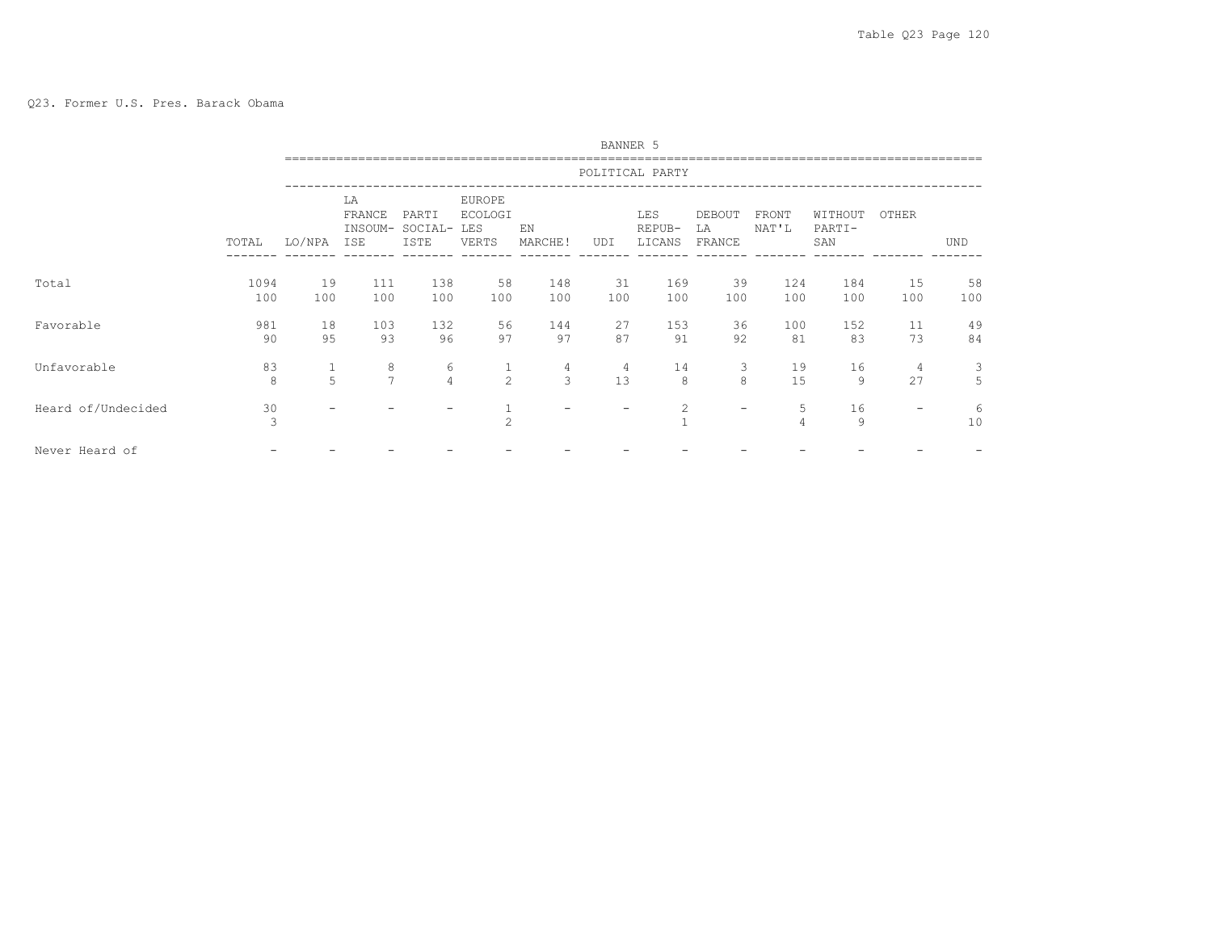Q23. Former U.S. Pres. Barack Obama

BANNER 5

| | | POLITICAL PARTY | | | | | | | | | | | |
|---|---|---|---|---|---|---|---|---|---|---|---|---|---|
| | TOTAL | LO/NPA | LA FRANCE INSOUM-ISE | PARTI SOCIAL-ISTE | EUROPE ECOLOGI LES VERTS | EN MARCHE! | UDI | LES REPUB-LICANS | DEBOUT LA FRANCE | FRONT NAT'L | WITHOUT PARTI-SAN | OTHER | UND |
| Total | 1094 | 19 | 111 | 138 | 58 | 148 | 31 | 169 | 39 | 124 | 184 | 15 | 58 |
| | 100 | 100 | 100 | 100 | 100 | 100 | 100 | 100 | 100 | 100 | 100 | 100 | 100 |
| Favorable | 981 | 18 | 103 | 132 | 56 | 144 | 27 | 153 | 36 | 100 | 152 | 11 | 49 |
| | 90 | 95 | 93 | 96 | 97 | 97 | 87 | 91 | 92 | 81 | 83 | 73 | 84 |
| Unfavorable | 83 | 1 | 8 | 6 | 1 | 4 | 4 | 14 | 3 | 19 | 16 | 4 | 3 |
| | 8 | 5 | 7 | 4 | 2 | 3 | 13 | 8 | 8 | 15 | 9 | 27 | 5 |
| Heard of/Undecided | 30 | - | - | - | 1 | - | - | 2 | - | 5 | 16 | - | 6 |
| | 3 | | | | 2 | | | 1 | | 4 | 9 | | 10 |
| Never Heard of | - | - | - | - | - | - | - | - | - | - | - | - | - |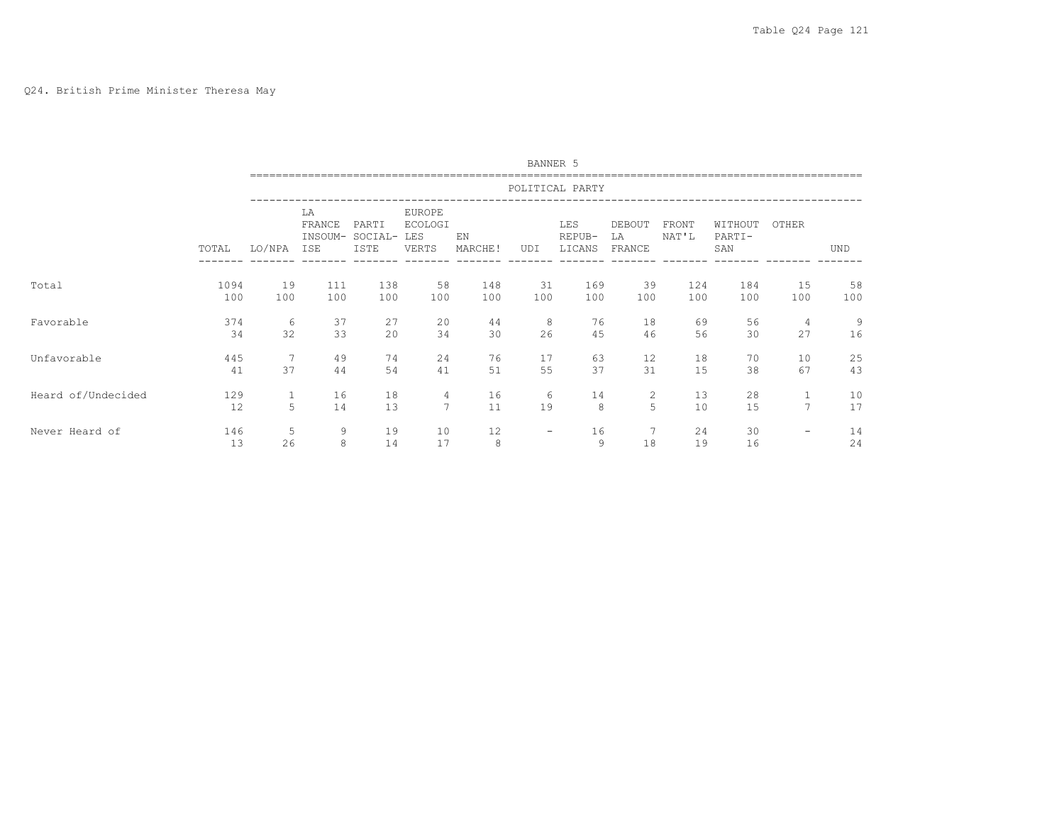Q24. British Prime Minister Theresa May

| | BANNER 5 | | | | | | | | | | | | |
|---|---|---|---|---|---|---|---|---|---|---|---|---|---|
| | POLITICAL PARTY | | | | | | | | | | | | |
| | TOTAL | LO/NPA | LA FRANCE INSOUM-ISE | PARTI SOCIAL-ISTE | EUROPE ECOLOGI LES VERTS | EN MARCHE! | UDI | LES REPUB-LICANS | DEBOUT LA FRANCE | FRONT NAT'L | WITHOUT PARTI-SAN | OTHER | UND |
| Total | 1094 | 19 | 111 | 138 | 58 | 148 | 31 | 169 | 39 | 124 | 184 | 15 | 58 |
| | 100 | 100 | 100 | 100 | 100 | 100 | 100 | 100 | 100 | 100 | 100 | 100 | 100 |
| Favorable | 374 | 6 | 37 | 27 | 20 | 44 | 8 | 76 | 18 | 69 | 56 | 4 | 9 |
| | 34 | 32 | 33 | 20 | 34 | 30 | 26 | 45 | 46 | 56 | 30 | 27 | 16 |
| Unfavorable | 445 | 7 | 49 | 74 | 24 | 76 | 17 | 63 | 12 | 18 | 70 | 10 | 25 |
| | 41 | 37 | 44 | 54 | 41 | 51 | 55 | 37 | 31 | 15 | 38 | 67 | 43 |
| Heard of/Undecided | 129 | 1 | 16 | 18 | 4 | 16 | 6 | 14 | 2 | 13 | 28 | 1 | 10 |
| | 12 | 5 | 14 | 13 | 7 | 11 | 19 | 8 | 5 | 10 | 15 | 7 | 17 |
| Never Heard of | 146 | 5 | 9 | 19 | 10 | 12 | - | 16 | 7 | 24 | 30 | - | 14 |
| | 13 | 26 | 8 | 14 | 17 | 8 | | 9 | 18 | 19 | 16 | | 24 |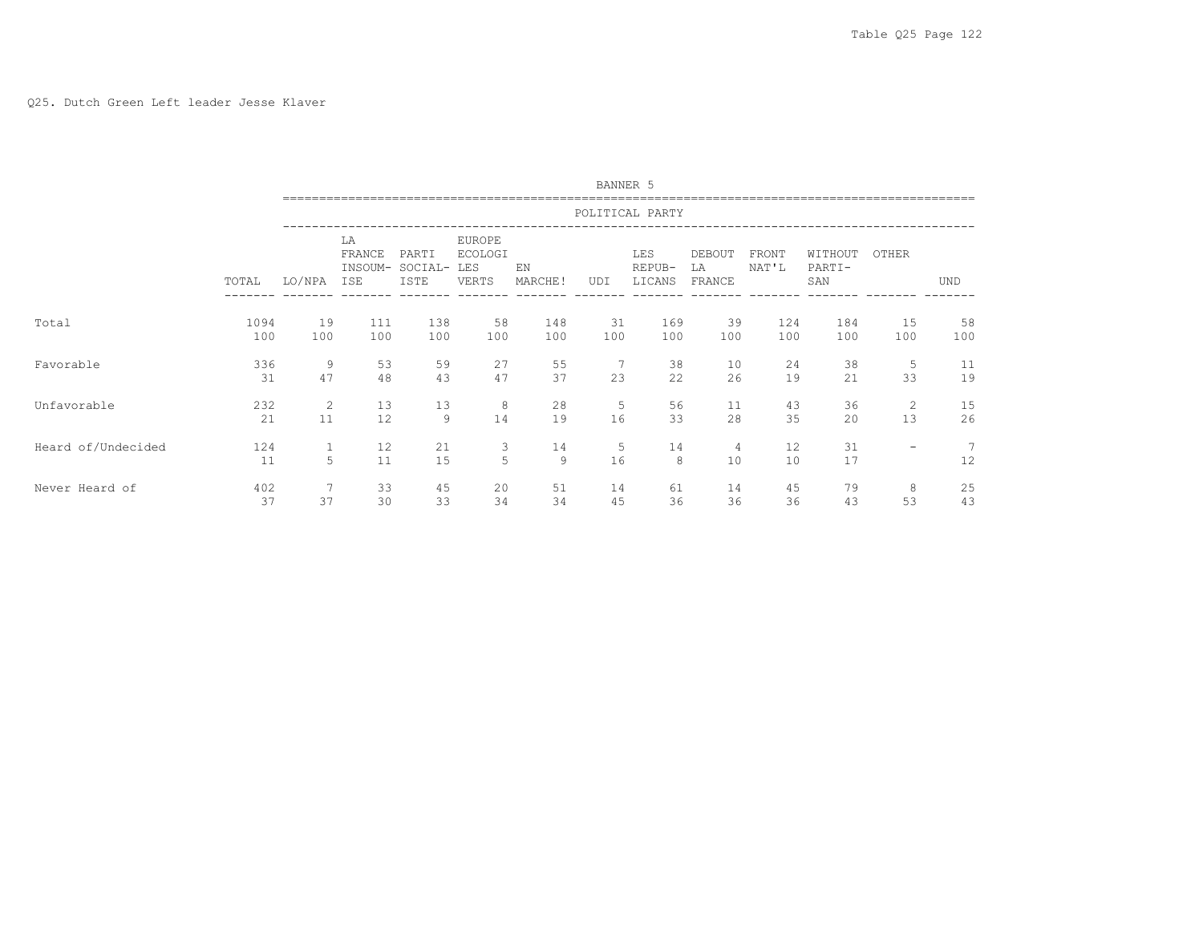Q25. Dutch Green Left leader Jesse Klaver

| | | BANNER 5 | | | | | | | | | | | |
|---|---|---|---|---|---|---|---|---|---|---|---|---|---|
| | | POLITICAL PARTY | | | | | | | | | | | |
| | TOTAL | LO/NPA | LA FRANCE INSOUM-ISE | PARTI SOCIAL-ISTE | EUROPE ECOLOGI LES VERTS | EN MARCHE! | UDI | LES REPUB-LICANS | DEBOUT LA FRANCE | FRONT NAT'L | WITHOUT PARTI-SAN | OTHER | UND |
| Total | 1094 | 19 | 111 | 138 | 58 | 148 | 31 | 169 | 39 | 124 | 184 | 15 | 58 |
| | 100 | 100 | 100 | 100 | 100 | 100 | 100 | 100 | 100 | 100 | 100 | 100 | 100 |
| Favorable | 336 | 9 | 53 | 59 | 27 | 55 | 7 | 38 | 10 | 24 | 38 | 5 | 11 |
| | 31 | 47 | 48 | 43 | 47 | 37 | 23 | 22 | 26 | 19 | 21 | 33 | 19 |
| Unfavorable | 232 | 2 | 13 | 13 | 8 | 28 | 5 | 56 | 11 | 43 | 36 | 2 | 15 |
| | 21 | 11 | 12 | 9 | 14 | 19 | 16 | 33 | 28 | 35 | 20 | 13 | 26 |
| Heard of/Undecided | 124 | 1 | 12 | 21 | 3 | 14 | 5 | 14 | 4 | 12 | 31 | - | 7 |
| | 11 | 5 | 11 | 15 | 5 | 9 | 16 | 8 | 10 | 10 | 17 | | 12 |
| Never Heard of | 402 | 7 | 33 | 45 | 20 | 51 | 14 | 61 | 14 | 45 | 79 | 8 | 25 |
| | 37 | 37 | 30 | 33 | 34 | 34 | 45 | 36 | 36 | 36 | 43 | 53 | 43 |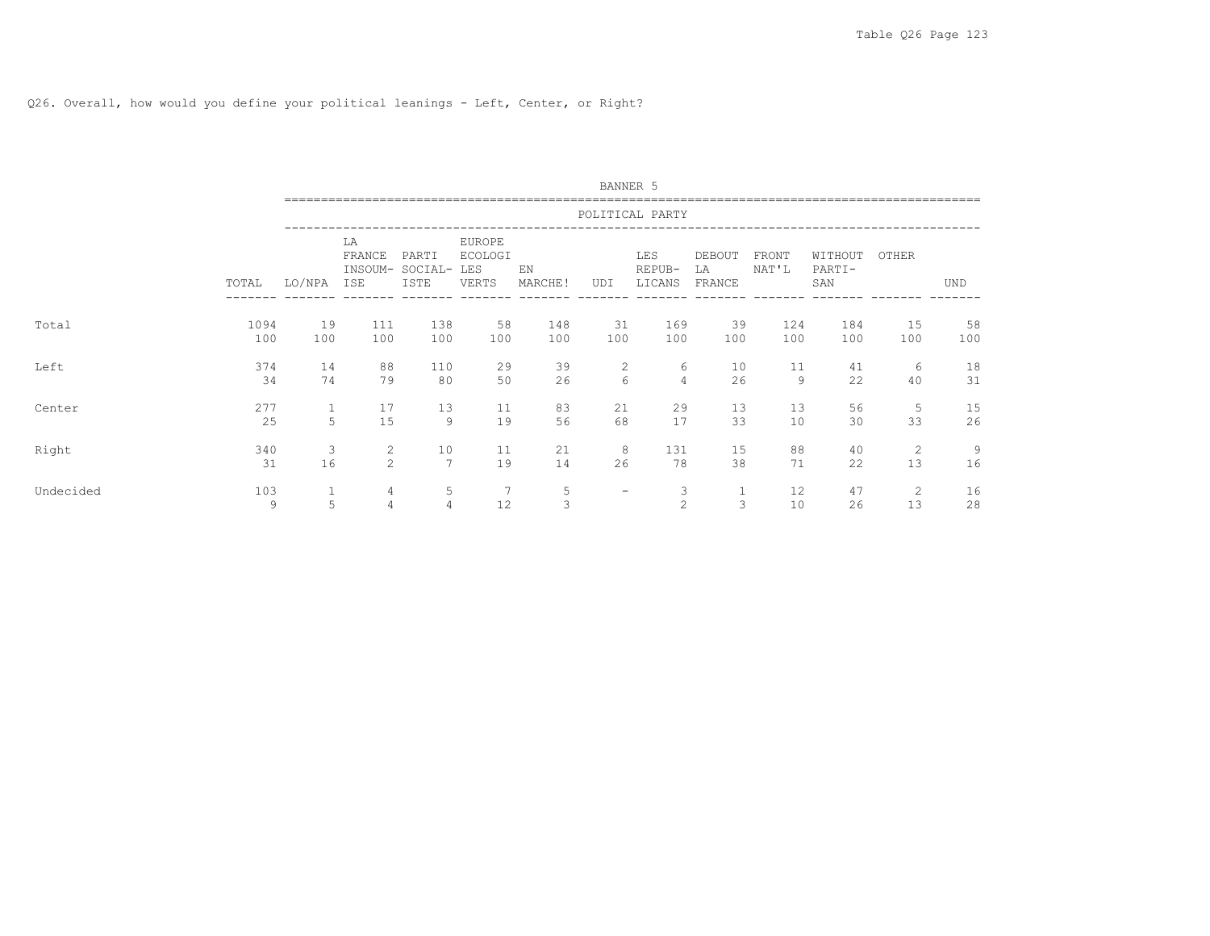Q26. Overall, how would you define your political leanings - Left, Center, or Right?

BANNER 5

| | TOTAL | LO/NPA | LA FRANCE INSOUM-ISE | PARTI SOCIAL-ISTE | EUROPE ECOLOGI LES VERTS | EN MARCHE! | UDI | LES REPUB-LICANS | DEBOUT LA FRANCE | FRONT NAT'L | WITHOUT PARTI-SAN | OTHER | UND |
|---|---|---|---|---|---|---|---|---|---|---|---|---|---|
| | | POLITICAL PARTY | | | | | | | | | | | |
| Total | 1094 | 19 | 111 | 138 | 58 | 148 | 31 | 169 | 39 | 124 | 184 | 15 | 58 |
| | 100 | 100 | 100 | 100 | 100 | 100 | 100 | 100 | 100 | 100 | 100 | 100 | 100 |
| Left | 374 | 14 | 88 | 110 | 29 | 39 | 2 | 6 | 10 | 11 | 41 | 6 | 18 |
| | 34 | 74 | 79 | 80 | 50 | 26 | 6 | 4 | 26 | 9 | 22 | 40 | 31 |
| Center | 277 | 1 | 17 | 13 | 11 | 83 | 21 | 29 | 13 | 13 | 56 | 5 | 15 |
| | 25 | 5 | 15 | 9 | 19 | 56 | 68 | 17 | 33 | 10 | 30 | 33 | 26 |
| Right | 340 | 3 | 2 | 10 | 11 | 21 | 8 | 131 | 15 | 88 | 40 | 2 | 9 |
| | 31 | 16 | 2 | 7 | 19 | 14 | 26 | 78 | 38 | 71 | 22 | 13 | 16 |
| Undecided | 103 | 1 | 4 | 5 | 7 | 5 | - | 3 | 1 | 12 | 47 | 2 | 16 |
| | 9 | 5 | 4 | 4 | 12 | 3 | | 2 | 3 | 10 | 26 | 13 | 28 |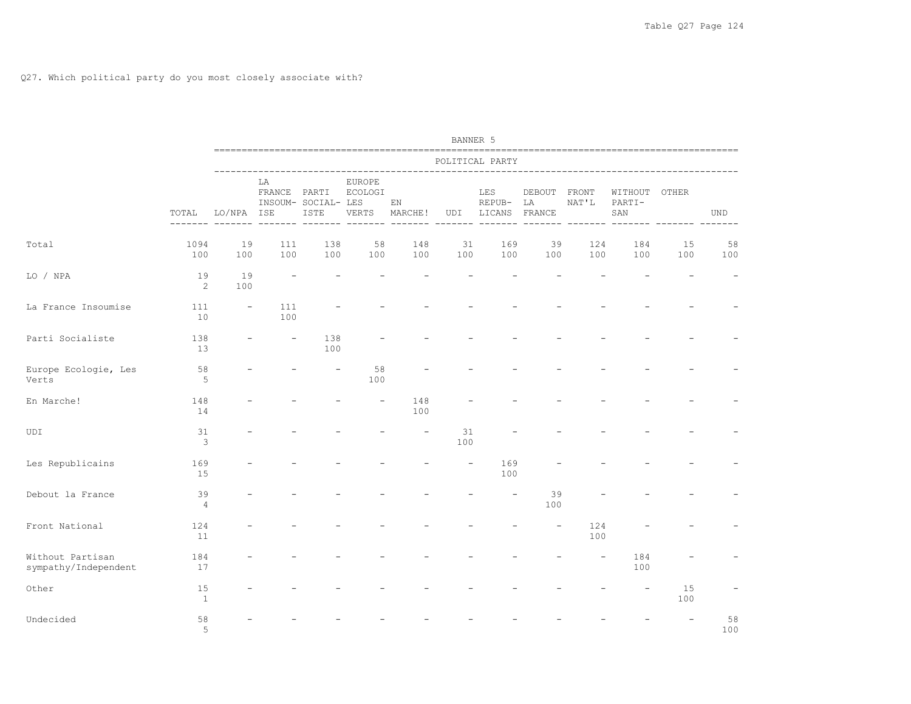Q27. Which political party do you most closely associate with?

| | BANNER 5 | | | | | | | | | | | | |
|---|---|---|---|---|---|---|---|---|---|---|---|---|---|
| | | POLITICAL PARTY | | | | | | | | | | | |
| | TOTAL | LO/NPA | LA FRANCE INSOUM-ISE | PARTI SOCIAL-ISTE | EUROPE ECOLOGI LES VERTS | EN MARCHE! | UDI | LES REPUB-LICANS | DEBOUT LA FRANCE | FRONT NAT'L | WITHOUT PARTI-SAN | OTHER | UND |
| Total | 1094 | 19 | 111 | 138 | 58 | 148 | 31 | 169 | 39 | 124 | 184 | 15 | 58 |
| | 100 | 100 | 100 | 100 | 100 | 100 | 100 | 100 | 100 | 100 | 100 | 100 | 100 |
| LO / NPA | 19 | 19 | - | - | - | - | - | - | - | - | - | - | - |
| | 2 | 100 | | | | | | | | | | | |
| La France Insoumise | 111 | - | 111 | - | - | - | - | - | - | - | - | - | - |
| | 10 | | 100 | | | | | | | | | | |
| Parti Socialiste | 138 | - | - | 138 | - | - | - | - | - | - | - | - | - |
| | 13 | | | 100 | | | | | | | | | |
| Europe Ecologie, Les Verts | 58 | - | - | - | 58 | - | - | - | - | - | - | - | - |
| | 5 | | | | 100 | | | | | | | | |
| En Marche! | 148 | - | - | - | - | 148 | - | - | - | - | - | - | - |
| | 14 | | | | | 100 | | | | | | | |
| UDI | 31 | - | - | - | - | - | 31 | - | - | - | - | - | - |
| | 3 | | | | | | 100 | | | | | | |
| Les Republicains | 169 | - | - | - | - | - | - | 169 | - | - | - | - | - |
| | 15 | | | | | | | 100 | | | | | |
| Debout la France | 39 | - | - | - | - | - | - | - | 39 | - | - | - | - |
| | 4 | | | | | | | | 100 | | | | |
| Front National | 124 | - | - | - | - | - | - | - | - | 124 | - | - | - |
| | 11 | | | | | | | | | 100 | | | |
| Without Partisan sympathy/Independent | 184 | - | - | - | - | - | - | - | - | - | 184 | - | - |
| | 17 | | | | | | | | | | 100 | | |
| Other | 15 | - | - | - | - | - | - | - | - | - | - | 15 | - |
| | 1 | | | | | | | | | | | 100 | |
| Undecided | 58 | - | - | - | - | - | - | - | - | - | - | - | 58 |
| | 5 | | | | | | | | | | | | 100 |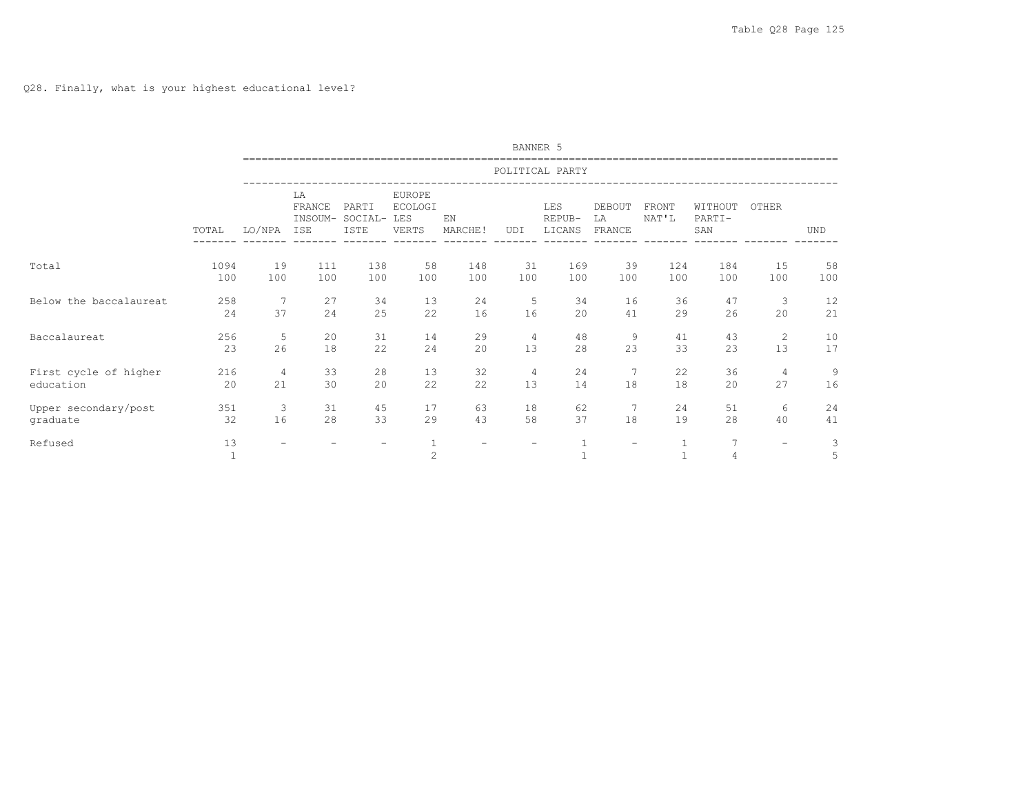Q28. Finally, what is your highest educational level?

| | | BANNER 5 | | | | | | | | | | | |
|---|---|---|---|---|---|---|---|---|---|---|---|---|---|
| | | POLITICAL PARTY | | | | | | | | | | | |
| | TOTAL | LO/NPA | LA FRANCE INSOUM-ISE | PARTI SOCIAL-ISTE | EUROPE ECOLOGI LES VERTS | EN MARCHE! | UDI | LES REPUB-LICANS | DEBOUT LA FRANCE | FRONT NAT'L | WITHOUT PARTI-SAN | OTHER | UND |
| Total | 1094 | 19 | 111 | 138 | 58 | 148 | 31 | 169 | 39 | 124 | 184 | 15 | 58 |
| | 100 | 100 | 100 | 100 | 100 | 100 | 100 | 100 | 100 | 100 | 100 | 100 | 100 |
| Below the baccalaureat | 258 | 7 | 27 | 34 | 13 | 24 | 5 | 34 | 16 | 36 | 47 | 3 | 12 |
| | 24 | 37 | 24 | 25 | 22 | 16 | 16 | 20 | 41 | 29 | 26 | 20 | 21 |
| Baccalaureat | 256 | 5 | 20 | 31 | 14 | 29 | 4 | 48 | 9 | 41 | 43 | 2 | 10 |
| | 23 | 26 | 18 | 22 | 24 | 20 | 13 | 28 | 23 | 33 | 23 | 13 | 17 |
| First cycle of higher education | 216 | 4 | 33 | 28 | 13 | 32 | 4 | 24 | 7 | 22 | 36 | 4 | 9 |
| | 20 | 21 | 30 | 20 | 22 | 22 | 13 | 14 | 18 | 18 | 20 | 27 | 16 |
| Upper secondary/post graduate | 351 | 3 | 31 | 45 | 17 | 63 | 18 | 62 | 7 | 24 | 51 | 6 | 24 |
| | 32 | 16 | 28 | 33 | 29 | 43 | 58 | 37 | 18 | 19 | 28 | 40 | 41 |
| Refused | 13 | - | - | - | 1 | - | - | 1 | - | 1 | 7 | - | 3 |
| | 1 | | | | 2 | | | 1 | | 1 | 4 | | 5 |